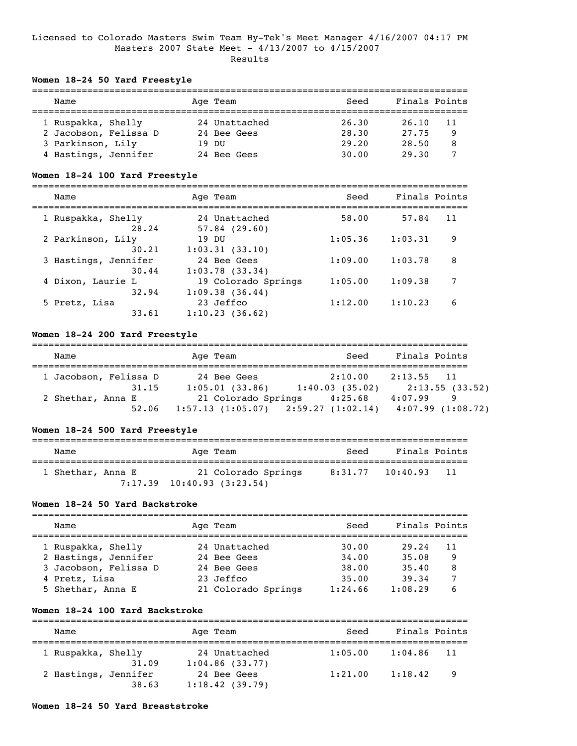Licensed to Colorado Masters Swim Team Hy-Tek's Meet Manager 4/16/2007 04:17 PM
Masters 2007 State Meet - 4/13/2007 to 4/15/2007
Results

**Women 18-24 50 Yard Freestyle**

| | Name | Age | Team | Seed | Finals | Points |
|---|---|---|---|---|---|---|
| 1 | Ruspakka, Shelly | 24 | Unattached | 26.30 | 26.10 | 11 |
| 2 | Jacobson, Felissa D | 24 | Bee Gees | 28.30 | 27.75 | 9 |
| 3 | Parkinson, Lily | 19 | DU | 29.20 | 28.50 | 8 |
| 4 | Hastings, Jennifer | 24 | Bee Gees | 30.00 | 29.30 | 7 |

**Women 18-24 100 Yard Freestyle**

| | Name | Age | Team | Seed | Finals | Points |
|---|---|---|---|---|---|---|
| 1 | Ruspakka, Shelly | 24 | Unattached | 58.00 | 57.84 | 11 |
| | 28.24 | | 57.84 (29.60) | | | |
| 2 | Parkinson, Lily | 19 | DU | 1:05.36 | 1:03.31 | 9 |
| | 30.21 | | 1:03.31 (33.10) | | | |
| 3 | Hastings, Jennifer | 24 | Bee Gees | 1:09.00 | 1:03.78 | 8 |
| | 30.44 | | 1:03.78 (33.34) | | | |
| 4 | Dixon, Laurie L | 19 | Colorado Springs | 1:05.00 | 1:09.38 | 7 |
| | 32.94 | | 1:09.38 (36.44) | | | |
| 5 | Pretz, Lisa | 23 | Jeffco | 1:12.00 | 1:10.23 | 6 |
| | 33.61 | | 1:10.23 (36.62) | | | |

**Women 18-24 200 Yard Freestyle**

| | Name | Age | Team | Seed | Finals | Points |
|---|---|---|---|---|---|---|
| 1 | Jacobson, Felissa D | 24 | Bee Gees | 2:10.00 | 2:13.55 | 11 |
| | 31.15 | | 1:05.01 (33.86) | 1:40.03 (35.02) | 2:13.55 (33.52) | |
| 2 | Shethar, Anna E | 21 | Colorado Springs | 4:25.68 | 4:07.99 | 9 |
| | 52.06 | | 1:57.13 (1:05.07) | 2:59.27 (1:02.14) | 4:07.99 (1:08.72) | |

**Women 18-24 500 Yard Freestyle**

| | Name | Age | Team | Seed | Finals | Points |
|---|---|---|---|---|---|---|
| 1 | Shethar, Anna E | 21 | Colorado Springs | 8:31.77 | 10:40.93 | 11 |
| | 7:17.39 | | 10:40.93 (3:23.54) | | | |

**Women 18-24 50 Yard Backstroke**

| | Name | Age | Team | Seed | Finals | Points |
|---|---|---|---|---|---|---|
| 1 | Ruspakka, Shelly | 24 | Unattached | 30.00 | 29.24 | 11 |
| 2 | Hastings, Jennifer | 24 | Bee Gees | 34.00 | 35.08 | 9 |
| 3 | Jacobson, Felissa D | 24 | Bee Gees | 38.00 | 35.40 | 8 |
| 4 | Pretz, Lisa | 23 | Jeffco | 35.00 | 39.34 | 7 |
| 5 | Shethar, Anna E | 21 | Colorado Springs | 1:24.66 | 1:08.29 | 6 |

**Women 18-24 100 Yard Backstroke**

| | Name | Age | Team | Seed | Finals | Points |
|---|---|---|---|---|---|---|
| 1 | Ruspakka, Shelly | 24 | Unattached | 1:05.00 | 1:04.86 | 11 |
| | 31.09 | | 1:04.86 (33.77) | | | |
| 2 | Hastings, Jennifer | 24 | Bee Gees | 1:21.00 | 1:18.42 | 9 |
| | 38.63 | | 1:18.42 (39.79) | | | |

**Women 18-24 50 Yard Breaststroke**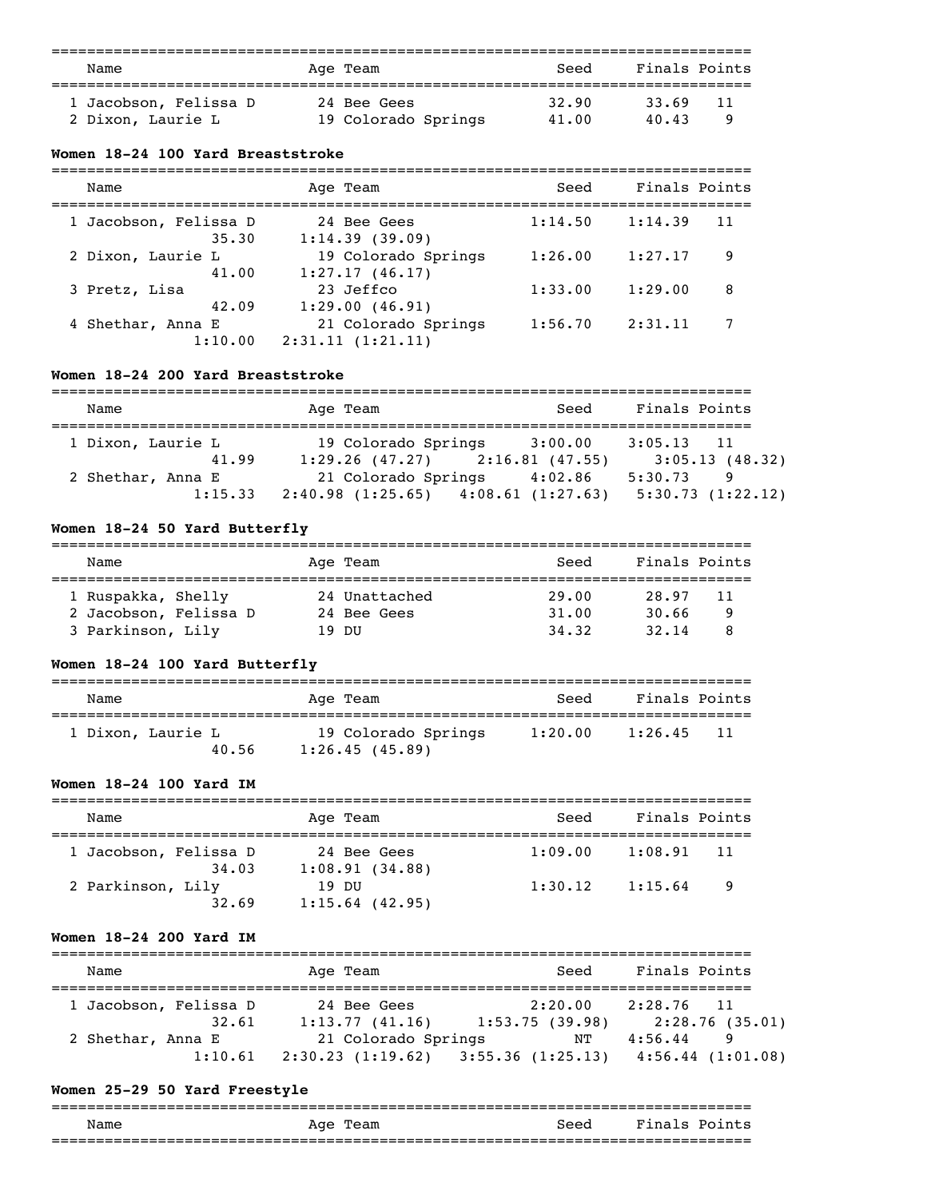| Name | Age | Team | Seed | Finals | Points |
|---|---|---|---|---|---|
| 1 Jacobson, Felissa D | 24 | Bee Gees | 32.90 | 33.69 | 11 |
| 2 Dixon, Laurie L | 19 | Colorado Springs | 41.00 | 40.43 | 9 |

**Women 18-24 100 Yard Breaststroke**

| Name | Age | Team | Seed | Finals | Points |
|---|---|---|---|---|---|
| 1 Jacobson, Felissa D | 24 | Bee Gees | 1:14.50 | 1:14.39 | 11 |
| 35.30 | | 1:14.39 (39.09) | | | |
| 2 Dixon, Laurie L | 19 | Colorado Springs | 1:26.00 | 1:27.17 | 9 |
| 41.00 | | 1:27.17 (46.17) | | | |
| 3 Pretz, Lisa | 23 | Jeffco | 1:33.00 | 1:29.00 | 8 |
| 42.09 | | 1:29.00 (46.91) | | | |
| 4 Shethar, Anna E | 21 | Colorado Springs | 1:56.70 | 2:31.11 | 7 |
| 1:10.00 | | 2:31.11 (1:21.11) | | | |

**Women 18-24 200 Yard Breaststroke**

| Name | Age | Team | Seed | Finals | Points |
|---|---|---|---|---|---|
| 1 Dixon, Laurie L | 19 | Colorado Springs | 3:00.00 | 3:05.13 | 11 |
| 41.99 | | 1:29.26 (47.27) | 2:16.81 (47.55) | 3:05.13 (48.32) | |
| 2 Shethar, Anna E | 21 | Colorado Springs | 4:02.86 | 5:30.73 | 9 |
| 1:15.33 | | 2:40.98 (1:25.65) | 4:08.61 (1:27.63) | 5:30.73 (1:22.12) | |

**Women 18-24 50 Yard Butterfly**

| Name | Age | Team | Seed | Finals | Points |
|---|---|---|---|---|---|
| 1 Ruspakka, Shelly | 24 | Unattached | 29.00 | 28.97 | 11 |
| 2 Jacobson, Felissa D | 24 | Bee Gees | 31.00 | 30.66 | 9 |
| 3 Parkinson, Lily | 19 | DU | 34.32 | 32.14 | 8 |

**Women 18-24 100 Yard Butterfly**

| Name | Age | Team | Seed | Finals | Points |
|---|---|---|---|---|---|
| 1 Dixon, Laurie L | 19 | Colorado Springs | 1:20.00 | 1:26.45 | 11 |
| 40.56 | | 1:26.45 (45.89) | | | |

**Women 18-24 100 Yard IM**

| Name | Age | Team | Seed | Finals | Points |
|---|---|---|---|---|---|
| 1 Jacobson, Felissa D | 24 | Bee Gees | 1:09.00 | 1:08.91 | 11 |
| 34.03 | | 1:08.91 (34.88) | | | |
| 2 Parkinson, Lily | 19 | DU | 1:30.12 | 1:15.64 | 9 |
| 32.69 | | 1:15.64 (42.95) | | | |

**Women 18-24 200 Yard IM**

| Name | Age | Team | Seed | Finals | Points |
|---|---|---|---|---|---|
| 1 Jacobson, Felissa D | 24 | Bee Gees | 2:20.00 | 2:28.76 | 11 |
| 32.61 | | 1:13.77 (41.16) | 1:53.75 (39.98) | 2:28.76 (35.01) | |
| 2 Shethar, Anna E | 21 | Colorado Springs | NT | 4:56.44 | 9 |
| 1:10.61 | | 2:30.23 (1:19.62) | 3:55.36 (1:25.13) | 4:56.44 (1:01.08) | |

**Women 25-29 50 Yard Freestyle**

| Name | Age | Team | Seed | Finals | Points |
|---|---|---|---|---|---|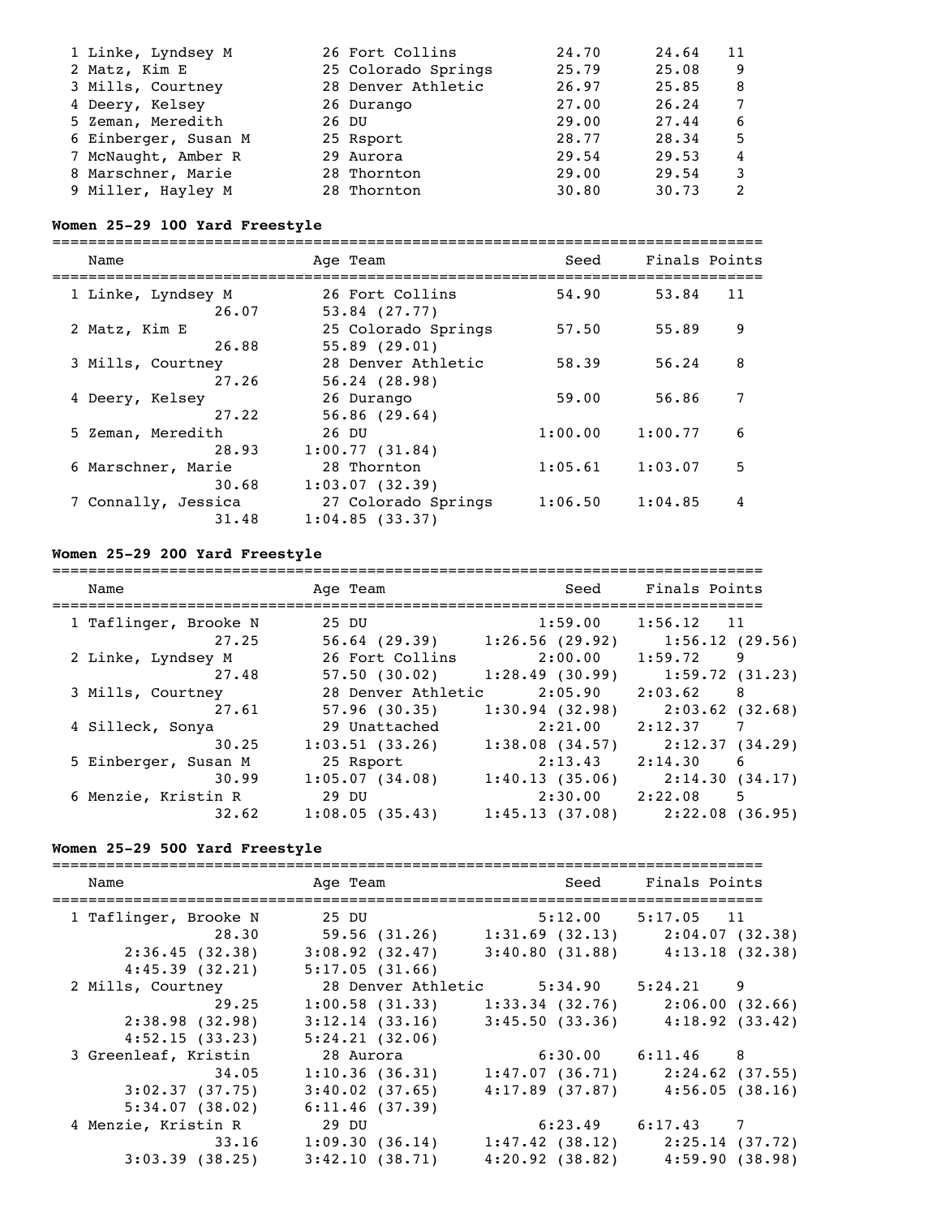| Place | Name | Age | Team | Seed | Finals | Points |
|---|---|---|---|---|---|---|
| 1 | Linke, Lyndsey M | 26 | Fort Collins | 24.70 | 24.64 | 11 |
| 2 | Matz, Kim E | 25 | Colorado Springs | 25.79 | 25.08 | 9 |
| 3 | Mills, Courtney | 28 | Denver Athletic | 26.97 | 25.85 | 8 |
| 4 | Deery, Kelsey | 26 | Durango | 27.00 | 26.24 | 7 |
| 5 | Zeman, Meredith | 26 | DU | 29.00 | 27.44 | 6 |
| 6 | Einberger, Susan M | 25 | Rsport | 28.77 | 28.34 | 5 |
| 7 | McNaught, Amber R | 29 | Aurora | 29.54 | 29.53 | 4 |
| 8 | Marschner, Marie | 28 | Thornton | 29.00 | 29.54 | 3 |
| 9 | Miller, Hayley M | 28 | Thornton | 30.80 | 30.73 | 2 |

### Women 25-29 100 Yard Freestyle

| Place | Name | Age | Team | Seed | Finals | Points | Splits |
|---|---|---|---|---|---|---|---|
| 1 | Linke, Lyndsey M | 26 | Fort Collins | 54.90 | 53.84 | 11 | 26.07, 53.84 (27.77) |
| 2 | Matz, Kim E | 25 | Colorado Springs | 57.50 | 55.89 | 9 | 26.88, 55.89 (29.01) |
| 3 | Mills, Courtney | 28 | Denver Athletic | 58.39 | 56.24 | 8 | 27.26, 56.24 (28.98) |
| 4 | Deery, Kelsey | 26 | Durango | 59.00 | 56.86 | 7 | 27.22, 56.86 (29.64) |
| 5 | Zeman, Meredith | 26 | DU | 1:00.00 | 1:00.77 | 6 | 28.93, 1:00.77 (31.84) |
| 6 | Marschner, Marie | 28 | Thornton | 1:05.61 | 1:03.07 | 5 | 30.68, 1:03.07 (32.39) |
| 7 | Connally, Jessica | 27 | Colorado Springs | 1:06.50 | 1:04.85 | 4 | 31.48, 1:04.85 (33.37) |

### Women 25-29 200 Yard Freestyle

| Place | Name | Age | Team | Seed | Finals | Points | Splits |
|---|---|---|---|---|---|---|---|
| 1 | Taflinger, Brooke N | 25 | DU | 1:59.00 | 1:56.12 | 11 | 27.25, 56.64 (29.39), 1:26.56 (29.92), 1:56.12 (29.56) |
| 2 | Linke, Lyndsey M | 26 | Fort Collins | 2:00.00 | 1:59.72 | 9 | 27.48, 57.50 (30.02), 1:28.49 (30.99), 1:59.72 (31.23) |
| 3 | Mills, Courtney | 28 | Denver Athletic | 2:05.90 | 2:03.62 | 8 | 27.61, 57.96 (30.35), 1:30.94 (32.98), 2:03.62 (32.68) |
| 4 | Silleck, Sonya | 29 | Unattached | 2:21.00 | 2:12.37 | 7 | 30.25, 1:03.51 (33.26), 1:38.08 (34.57), 2:12.37 (34.29) |
| 5 | Einberger, Susan M | 25 | Rsport | 2:13.43 | 2:14.30 | 6 | 30.99, 1:05.07 (34.08), 1:40.13 (35.06), 2:14.30 (34.17) |
| 6 | Menzie, Kristin R | 29 | DU | 2:30.00 | 2:22.08 | 5 | 32.62, 1:08.05 (35.43), 1:45.13 (37.08), 2:22.08 (36.95) |

### Women 25-29 500 Yard Freestyle

| Place | Name | Age | Team | Seed | Finals | Points | Splits |
|---|---|---|---|---|---|---|---|
| 1 | Taflinger, Brooke N | 25 | DU | 5:12.00 | 5:17.05 | 11 | 28.30, 59.56 (31.26), 1:31.69 (32.13), 2:04.07 (32.38), 2:36.45 (32.38), 3:08.92 (32.47), 3:40.80 (31.88), 4:13.18 (32.38), 4:45.39 (32.21), 5:17.05 (31.66) |
| 2 | Mills, Courtney | 28 | Denver Athletic | 5:34.90 | 5:24.21 | 9 | 29.25, 1:00.58 (31.33), 1:33.34 (32.76), 2:06.00 (32.66), 2:38.98 (32.98), 3:12.14 (33.16), 3:45.50 (33.36), 4:18.92 (33.42), 4:52.15 (33.23), 5:24.21 (32.06) |
| 3 | Greenleaf, Kristin | 28 | Aurora | 6:30.00 | 6:11.46 | 8 | 34.05, 1:10.36 (36.31), 1:47.07 (36.71), 2:24.62 (37.55), 3:02.37 (37.75), 3:40.02 (37.65), 4:17.89 (37.87), 4:56.05 (38.16), 5:34.07 (38.02), 6:11.46 (37.39) |
| 4 | Menzie, Kristin R | 29 | DU | 6:23.49 | 6:17.43 | 7 | 33.16, 1:09.30 (36.14), 1:47.42 (38.12), 2:25.14 (37.72), 3:03.39 (38.25), 3:42.10 (38.71), 4:20.92 (38.82), 4:59.90 (38.98) |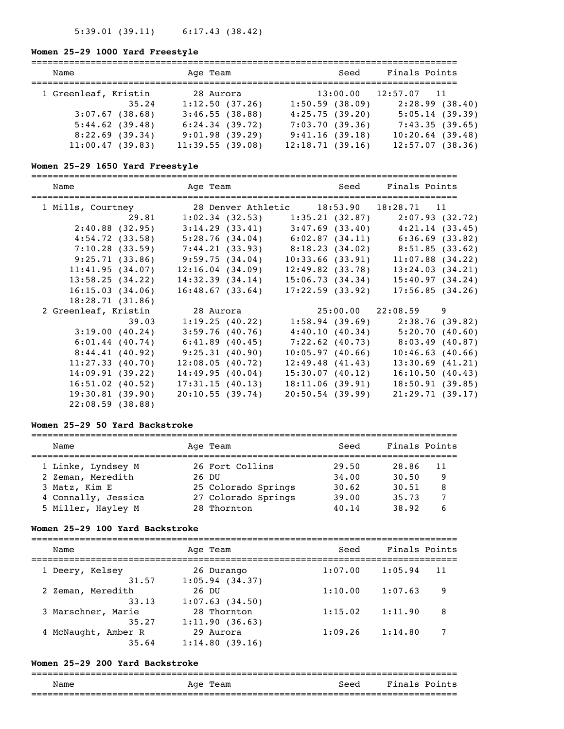5:39.01 (39.11)    6:17.43 (38.42)

### Women 25-29 1000 Yard Freestyle

| Name | Age | Team | Seed | Finals | Points |
|---|---|---|---|---|---|
| 1 Greenleaf, Kristin | 28 | Aurora | 13:00.00 | 12:57.07 | 11 |

35.24    1:12.50 (37.26)    1:50.59 (38.09)    2:28.99 (38.40)
3:07.67 (38.68)    3:46.55 (38.88)    4:25.75 (39.20)    5:05.14 (39.39)
5:44.62 (39.48)    6:24.34 (39.72)    7:03.70 (39.36)    7:43.35 (39.65)
8:22.69 (39.34)    9:01.98 (39.29)    9:41.16 (39.18)    10:20.64 (39.48)
11:00.47 (39.83)    11:39.55 (39.08)    12:18.71 (39.16)    12:57.07 (38.36)

### Women 25-29 1650 Yard Freestyle

| Name | Age | Team | Seed | Finals | Points |
|---|---|---|---|---|---|
| 1 Mills, Courtney | 28 | Denver Athletic | 18:53.90 | 18:28.71 | 11 |

29.81    1:02.34 (32.53)    1:35.21 (32.87)    2:07.93 (32.72)
2:40.88 (32.95)    3:14.29 (33.41)    3:47.69 (33.40)    4:21.14 (33.45)
4:54.72 (33.58)    5:28.76 (34.04)    6:02.87 (34.11)    6:36.69 (33.82)
7:10.28 (33.59)    7:44.21 (33.93)    8:18.23 (34.02)    8:51.85 (33.62)
9:25.71 (33.86)    9:59.75 (34.04)    10:33.66 (33.91)    11:07.88 (34.22)
11:41.95 (34.07)    12:16.04 (34.09)    12:49.82 (33.78)    13:24.03 (34.21)
13:58.25 (34.22)    14:32.39 (34.14)    15:06.73 (34.34)    15:40.97 (34.24)
16:15.03 (34.06)    16:48.67 (33.64)    17:22.59 (33.92)    17:56.85 (34.26)
18:28.71 (31.86)

| Name | Age | Team | Seed | Finals | Points |
|---|---|---|---|---|---|
| 2 Greenleaf, Kristin | 28 | Aurora | 25:00.00 | 22:08.59 | 9 |

39.03    1:19.25 (40.22)    1:58.94 (39.69)    2:38.76 (39.82)
3:19.00 (40.24)    3:59.76 (40.76)    4:40.10 (40.34)    5:20.70 (40.60)
6:01.44 (40.74)    6:41.89 (40.45)    7:22.62 (40.73)    8:03.49 (40.87)
8:44.41 (40.92)    9:25.31 (40.90)    10:05.97 (40.66)    10:46.63 (40.66)
11:27.33 (40.70)    12:08.05 (40.72)    12:49.48 (41.43)    13:30.69 (41.21)
14:09.91 (39.22)    14:49.95 (40.04)    15:30.07 (40.12)    16:10.50 (40.43)
16:51.02 (40.52)    17:31.15 (40.13)    18:11.06 (39.91)    18:50.91 (39.85)
19:30.81 (39.90)    20:10.55 (39.74)    20:50.54 (39.99)    21:29.71 (39.17)
22:08.59 (38.88)

### Women 25-29 50 Yard Backstroke

| Name | Age | Team | Seed | Finals | Points |
|---|---|---|---|---|---|
| 1 Linke, Lyndsey M | 26 | Fort Collins | 29.50 | 28.86 | 11 |
| 2 Zeman, Meredith | 26 | DU | 34.00 | 30.50 | 9 |
| 3 Matz, Kim E | 25 | Colorado Springs | 30.62 | 30.51 | 8 |
| 4 Connally, Jessica | 27 | Colorado Springs | 39.00 | 35.73 | 7 |
| 5 Miller, Hayley M | 28 | Thornton | 40.14 | 38.92 | 6 |

### Women 25-29 100 Yard Backstroke

| Name | Age | Team | Seed | Finals | Points |
|---|---|---|---|---|---|
| 1 Deery, Kelsey | 26 | Durango | 1:07.00 | 1:05.94 | 11 |
| 31.57    1:05.94 (34.37) | | | | | |
| 2 Zeman, Meredith | 26 | DU | 1:10.00 | 1:07.63 | 9 |
| 33.13    1:07.63 (34.50) | | | | | |
| 3 Marschner, Marie | 28 | Thornton | 1:15.02 | 1:11.90 | 8 |
| 35.27    1:11.90 (36.63) | | | | | |
| 4 McNaught, Amber R | 29 | Aurora | 1:09.26 | 1:14.80 | 7 |
| 35.64    1:14.80 (39.16) | | | | | |

### Women 25-29 200 Yard Backstroke

| Name | Age | Team | Seed | Finals | Points |
|---|---|---|---|---|---|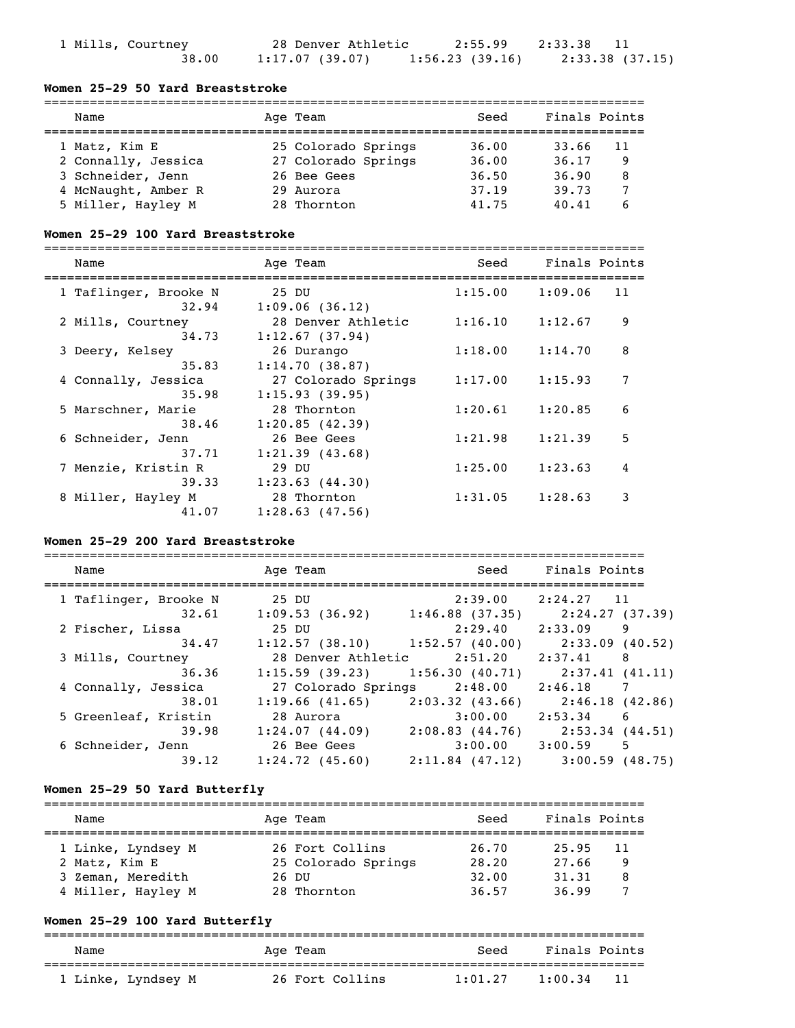| | | | | | |
|---|---|---|---|---|---|
| 1 Mills, Courtney | 28 Denver Athletic | 2:55.99 | 2:33.38 | 11 | |
| 38.00 | 1:17.07 (39.07) | 1:56.23 (39.16) | 2:33.38 (37.15) | | |

**Women 25-29 50 Yard Breaststroke**

| Name | Age Team | Seed | Finals | Points |
|---|---|---|---|---|
| 1 Matz, Kim E | 25 Colorado Springs | 36.00 | 33.66 | 11 |
| 2 Connally, Jessica | 27 Colorado Springs | 36.00 | 36.17 | 9 |
| 3 Schneider, Jenn | 26 Bee Gees | 36.50 | 36.90 | 8 |
| 4 McNaught, Amber R | 29 Aurora | 37.19 | 39.73 | 7 |
| 5 Miller, Hayley M | 28 Thornton | 41.75 | 40.41 | 6 |

**Women 25-29 100 Yard Breaststroke**

| Name | Age Team | Seed | Finals | Points |
|---|---|---|---|---|
| 1 Taflinger, Brooke N | 25 DU | 1:15.00 | 1:09.06 | 11 |
| 32.94 | 1:09.06 (36.12) | | | |
| 2 Mills, Courtney | 28 Denver Athletic | 1:16.10 | 1:12.67 | 9 |
| 34.73 | 1:12.67 (37.94) | | | |
| 3 Deery, Kelsey | 26 Durango | 1:18.00 | 1:14.70 | 8 |
| 35.83 | 1:14.70 (38.87) | | | |
| 4 Connally, Jessica | 27 Colorado Springs | 1:17.00 | 1:15.93 | 7 |
| 35.98 | 1:15.93 (39.95) | | | |
| 5 Marschner, Marie | 28 Thornton | 1:20.61 | 1:20.85 | 6 |
| 38.46 | 1:20.85 (42.39) | | | |
| 6 Schneider, Jenn | 26 Bee Gees | 1:21.98 | 1:21.39 | 5 |
| 37.71 | 1:21.39 (43.68) | | | |
| 7 Menzie, Kristin R | 29 DU | 1:25.00 | 1:23.63 | 4 |
| 39.33 | 1:23.63 (44.30) | | | |
| 8 Miller, Hayley M | 28 Thornton | 1:31.05 | 1:28.63 | 3 |
| 41.07 | 1:28.63 (47.56) | | | |

**Women 25-29 200 Yard Breaststroke**

| Name | Age Team | | Seed | Finals | Points |
|---|---|---|---|---|---|
| 1 Taflinger, Brooke N | 25 DU | | 2:39.00 | 2:24.27 | 11 |
| 32.61 | 1:09.53 (36.92) | 1:46.88 (37.35) | | 2:24.27 (37.39) | |
| 2 Fischer, Lissa | 25 DU | | 2:29.40 | 2:33.09 | 9 |
| 34.47 | 1:12.57 (38.10) | 1:52.57 (40.00) | | 2:33.09 (40.52) | |
| 3 Mills, Courtney | 28 Denver Athletic | | 2:51.20 | 2:37.41 | 8 |
| 36.36 | 1:15.59 (39.23) | 1:56.30 (40.71) | | 2:37.41 (41.11) | |
| 4 Connally, Jessica | 27 Colorado Springs | | 2:48.00 | 2:46.18 | 7 |
| 38.01 | 1:19.66 (41.65) | 2:03.32 (43.66) | | 2:46.18 (42.86) | |
| 5 Greenleaf, Kristin | 28 Aurora | | 3:00.00 | 2:53.34 | 6 |
| 39.98 | 1:24.07 (44.09) | 2:08.83 (44.76) | | 2:53.34 (44.51) | |
| 6 Schneider, Jenn | 26 Bee Gees | | 3:00.00 | 3:00.59 | 5 |
| 39.12 | 1:24.72 (45.60) | 2:11.84 (47.12) | | 3:00.59 (48.75) | |

**Women 25-29 50 Yard Butterfly**

| Name | Age Team | Seed | Finals | Points |
|---|---|---|---|---|
| 1 Linke, Lyndsey M | 26 Fort Collins | 26.70 | 25.95 | 11 |
| 2 Matz, Kim E | 25 Colorado Springs | 28.20 | 27.66 | 9 |
| 3 Zeman, Meredith | 26 DU | 32.00 | 31.31 | 8 |
| 4 Miller, Hayley M | 28 Thornton | 36.57 | 36.99 | 7 |

**Women 25-29 100 Yard Butterfly**

| Name | Age Team | Seed | Finals | Points |
|---|---|---|---|---|
| 1 Linke, Lyndsey M | 26 Fort Collins | 1:01.27 | 1:00.34 | 11 |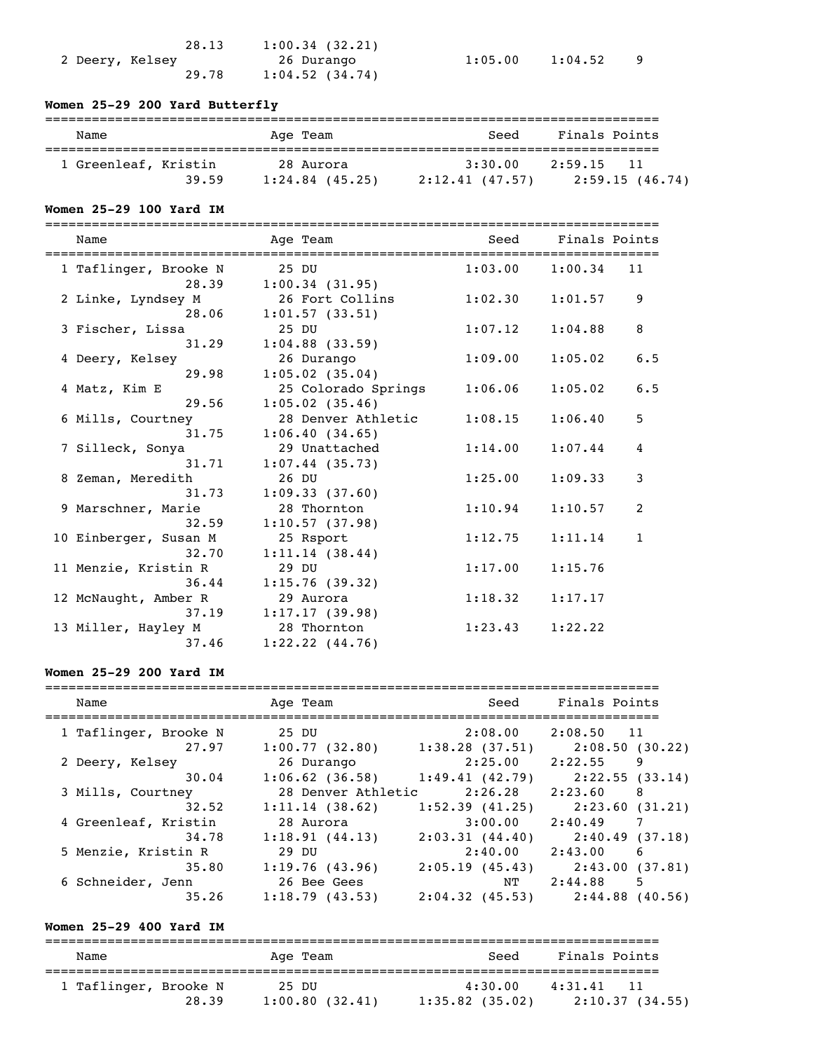| | | | | | |
|---|---|---|---|---|---|
| | 28.13 | 1:00.34 (32.21) | | | |
| 2 Deery, Kelsey | 26 Durango | | 1:05.00 | 1:04.52 | 9 |
| | 29.78 | 1:04.52 (34.74) | | | |

**Women 25-29 200 Yard Butterfly**

| Name | Age Team | | Seed | Finals | Points |
|---|---|---|---|---|---|
| 1 Greenleaf, Kristin | 28 Aurora | | 3:30.00 | 2:59.15 | 11 |
| 39.59 | 1:24.84 (45.25) | 2:12.41 (47.57) | | 2:59.15 (46.74) | |

**Women 25-29 100 Yard IM**

| Name | Age Team | Seed | Finals | Points |
|---|---|---|---|---|
| 1 Taflinger, Brooke N | 25 DU | 1:03.00 | 1:00.34 | 11 |
| 28.39 | 1:00.34 (31.95) | | | |
| 2 Linke, Lyndsey M | 26 Fort Collins | 1:02.30 | 1:01.57 | 9 |
| 28.06 | 1:01.57 (33.51) | | | |
| 3 Fischer, Lissa | 25 DU | 1:07.12 | 1:04.88 | 8 |
| 31.29 | 1:04.88 (33.59) | | | |
| 4 Deery, Kelsey | 26 Durango | 1:09.00 | 1:05.02 | 6.5 |
| 29.98 | 1:05.02 (35.04) | | | |
| 4 Matz, Kim E | 25 Colorado Springs | 1:06.06 | 1:05.02 | 6.5 |
| 29.56 | 1:05.02 (35.46) | | | |
| 6 Mills, Courtney | 28 Denver Athletic | 1:08.15 | 1:06.40 | 5 |
| 31.75 | 1:06.40 (34.65) | | | |
| 7 Silleck, Sonya | 29 Unattached | 1:14.00 | 1:07.44 | 4 |
| 31.71 | 1:07.44 (35.73) | | | |
| 8 Zeman, Meredith | 26 DU | 1:25.00 | 1:09.33 | 3 |
| 31.73 | 1:09.33 (37.60) | | | |
| 9 Marschner, Marie | 28 Thornton | 1:10.94 | 1:10.57 | 2 |
| 32.59 | 1:10.57 (37.98) | | | |
| 10 Einberger, Susan M | 25 Rsport | 1:12.75 | 1:11.14 | 1 |
| 32.70 | 1:11.14 (38.44) | | | |
| 11 Menzie, Kristin R | 29 DU | 1:17.00 | 1:15.76 | |
| 36.44 | 1:15.76 (39.32) | | | |
| 12 McNaught, Amber R | 29 Aurora | 1:18.32 | 1:17.17 | |
| 37.19 | 1:17.17 (39.98) | | | |
| 13 Miller, Hayley M | 28 Thornton | 1:23.43 | 1:22.22 | |
| 37.46 | 1:22.22 (44.76) | | | |

**Women 25-29 200 Yard IM**

| Name | Age Team | | Seed | Finals | Points |
|---|---|---|---|---|---|
| 1 Taflinger, Brooke N | 25 DU | | 2:08.00 | 2:08.50 | 11 |
| 27.97 | 1:00.77 (32.80) | 1:38.28 (37.51) | | 2:08.50 (30.22) | |
| 2 Deery, Kelsey | 26 Durango | | 2:25.00 | 2:22.55 | 9 |
| 30.04 | 1:06.62 (36.58) | 1:49.41 (42.79) | | 2:22.55 (33.14) | |
| 3 Mills, Courtney | 28 Denver Athletic | | 2:26.28 | 2:23.60 | 8 |
| 32.52 | 1:11.14 (38.62) | 1:52.39 (41.25) | | 2:23.60 (31.21) | |
| 4 Greenleaf, Kristin | 28 Aurora | | 3:00.00 | 2:40.49 | 7 |
| 34.78 | 1:18.91 (44.13) | 2:03.31 (44.40) | | 2:40.49 (37.18) | |
| 5 Menzie, Kristin R | 29 DU | | 2:40.00 | 2:43.00 | 6 |
| 35.80 | 1:19.76 (43.96) | 2:05.19 (45.43) | | 2:43.00 (37.81) | |
| 6 Schneider, Jenn | 26 Bee Gees | | NT | 2:44.88 | 5 |
| 35.26 | 1:18.79 (43.53) | 2:04.32 (45.53) | | 2:44.88 (40.56) | |

**Women 25-29 400 Yard IM**

| Name | Age Team | | Seed | Finals | Points |
|---|---|---|---|---|---|
| 1 Taflinger, Brooke N | 25 DU | | 4:30.00 | 4:31.41 | 11 |
| 28.39 | 1:00.80 (32.41) | 1:35.82 (35.02) | | 2:10.37 (34.55) | |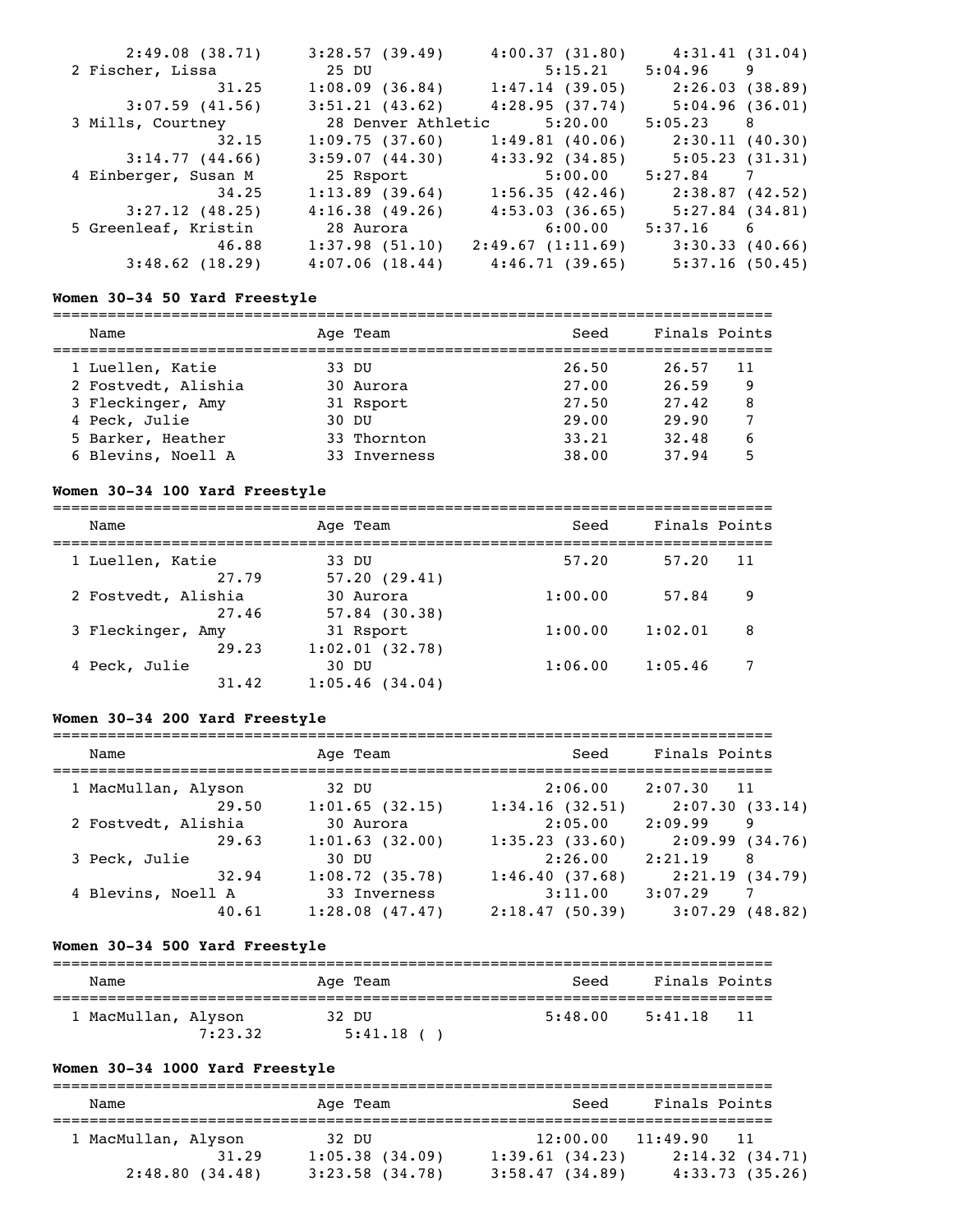| Name | Age | Team | Seed | Finals | Points |
|---|---|---|---|---|---|
| | | | | | |
| 2:49.08 (38.71) | 3:28.57 (39.49) | 4:00.37 (31.80) | 4:31.41 (31.04) | | |
| 2 Fischer, Lissa | 25 | DU | 5:15.21 | 5:04.96 | 9 |
| 31.25 | 1:08.09 (36.84) | 1:47.14 (39.05) | 2:26.03 (38.89) | | |
| 3:07.59 (41.56) | 3:51.21 (43.62) | 4:28.95 (37.74) | 5:04.96 (36.01) | | |
| 3 Mills, Courtney | 28 | Denver Athletic | 5:20.00 | 5:05.23 | 8 |
| 32.15 | 1:09.75 (37.60) | 1:49.81 (40.06) | 2:30.11 (40.30) | | |
| 3:14.77 (44.66) | 3:59.07 (44.30) | 4:33.92 (34.85) | 5:05.23 (31.31) | | |
| 4 Einberger, Susan M | 25 | Rsport | 5:00.00 | 5:27.84 | 7 |
| 34.25 | 1:13.89 (39.64) | 1:56.35 (42.46) | 2:38.87 (42.52) | | |
| 3:27.12 (48.25) | 4:16.38 (49.26) | 4:53.03 (36.65) | 5:27.84 (34.81) | | |
| 5 Greenleaf, Kristin | 28 | Aurora | 6:00.00 | 5:37.16 | 6 |
| 46.88 | 1:37.98 (51.10) | 2:49.67 (1:11.69) | 3:30.33 (40.66) | | |
| 3:48.62 (18.29) | 4:07.06 (18.44) | 4:46.71 (39.65) | 5:37.16 (50.45) | | |

### Women 30-34 50 Yard Freestyle

| Name | Age | Team | Seed | Finals | Points |
|---|---|---|---|---|---|
| 1 Luellen, Katie | 33 | DU | 26.50 | 26.57 | 11 |
| 2 Fostvedt, Alishia | 30 | Aurora | 27.00 | 26.59 | 9 |
| 3 Fleckinger, Amy | 31 | Rsport | 27.50 | 27.42 | 8 |
| 4 Peck, Julie | 30 | DU | 29.00 | 29.90 | 7 |
| 5 Barker, Heather | 33 | Thornton | 33.21 | 32.48 | 6 |
| 6 Blevins, Noell A | 33 | Inverness | 38.00 | 37.94 | 5 |

### Women 30-34 100 Yard Freestyle

| Name | Age | Team | Seed | Finals | Points |
|---|---|---|---|---|---|
| 1 Luellen, Katie | 33 | DU | 57.20 | 57.20 | 11 |
| 27.79 | 57.20 (29.41) | | | | |
| 2 Fostvedt, Alishia | 30 | Aurora | 1:00.00 | 57.84 | 9 |
| 27.46 | 57.84 (30.38) | | | | |
| 3 Fleckinger, Amy | 31 | Rsport | 1:00.00 | 1:02.01 | 8 |
| 29.23 | 1:02.01 (32.78) | | | | |
| 4 Peck, Julie | 30 | DU | 1:06.00 | 1:05.46 | 7 |
| 31.42 | 1:05.46 (34.04) | | | | |

### Women 30-34 200 Yard Freestyle

| Name | Age | Team | Seed | Finals | Points |
|---|---|---|---|---|---|
| 1 MacMullan, Alyson | 32 | DU | 2:06.00 | 2:07.30 | 11 |
| 29.50 | 1:01.65 (32.15) | 1:34.16 (32.51) | 2:07.30 (33.14) | | |
| 2 Fostvedt, Alishia | 30 | Aurora | 2:05.00 | 2:09.99 | 9 |
| 29.63 | 1:01.63 (32.00) | 1:35.23 (33.60) | 2:09.99 (34.76) | | |
| 3 Peck, Julie | 30 | DU | 2:26.00 | 2:21.19 | 8 |
| 32.94 | 1:08.72 (35.78) | 1:46.40 (37.68) | 2:21.19 (34.79) | | |
| 4 Blevins, Noell A | 33 | Inverness | 3:11.00 | 3:07.29 | 7 |
| 40.61 | 1:28.08 (47.47) | 2:18.47 (50.39) | 3:07.29 (48.82) | | |

### Women 30-34 500 Yard Freestyle

| Name | Age | Team | Seed | Finals | Points |
|---|---|---|---|---|---|
| 1 MacMullan, Alyson | 32 | DU | 5:48.00 | 5:41.18 | 11 |
| 7:23.32 | 5:41.18 ( ) | | | | |

### Women 30-34 1000 Yard Freestyle

| Name | Age | Team | Seed | Finals | Points |
|---|---|---|---|---|---|
| 1 MacMullan, Alyson | 32 | DU | 12:00.00 | 11:49.90 | 11 |
| 31.29 | 1:05.38 (34.09) | 1:39.61 (34.23) | 2:14.32 (34.71) | | |
| 2:48.80 (34.48) | 3:23.58 (34.78) | 3:58.47 (34.89) | 4:33.73 (35.26) | | |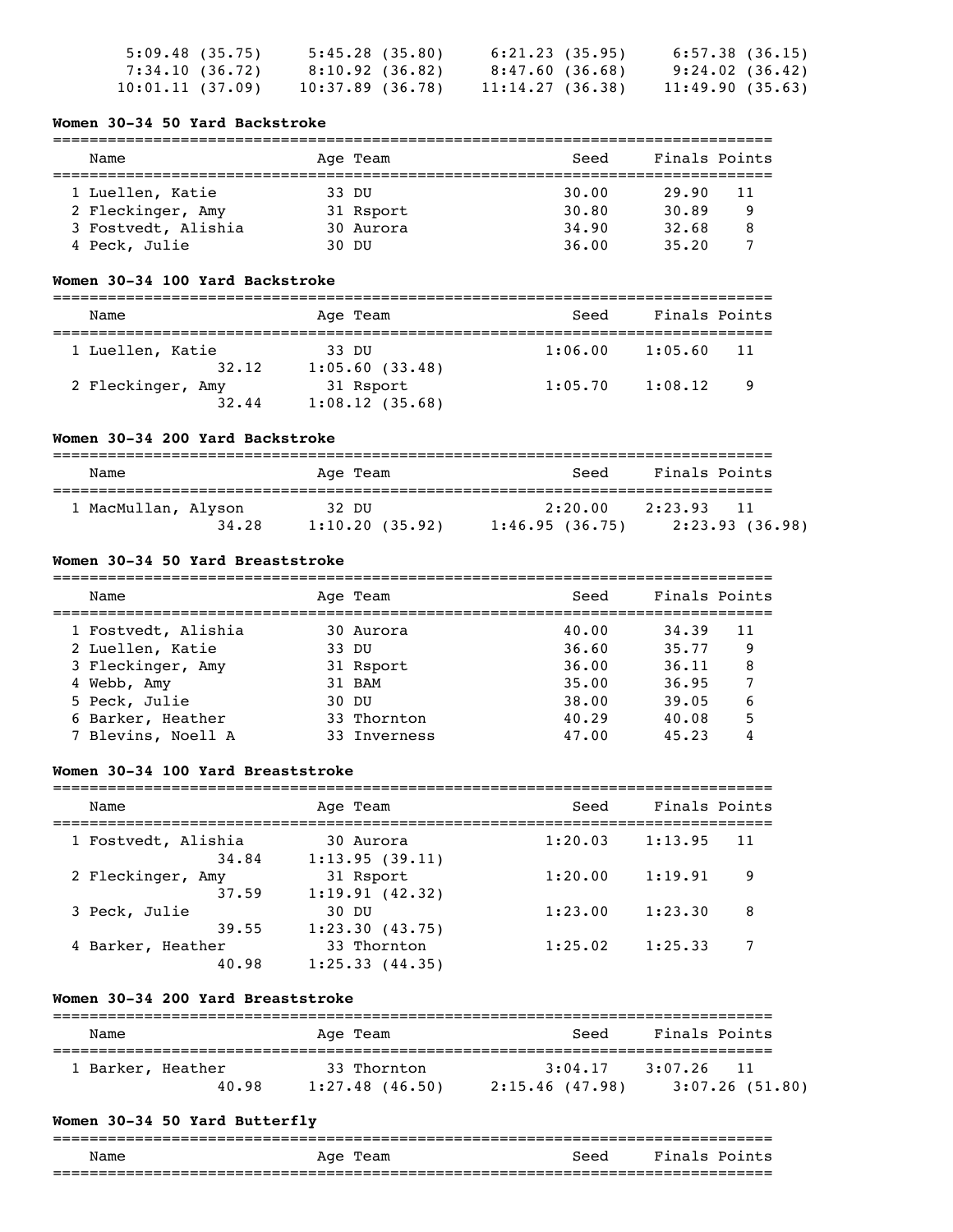| | | | |
|---|---|---|---|
| 5:09.48 (35.75) | 5:45.28 (35.80) | 6:21.23 (35.95) | 6:57.38 (36.15) |
| 7:34.10 (36.72) | 8:10.92 (36.82) | 8:47.60 (36.68) | 9:24.02 (36.42) |
| 10:01.11 (37.09) | 10:37.89 (36.78) | 11:14.27 (36.38) | 11:49.90 (35.63) |

### Women 30-34 50 Yard Backstroke

| Name | Age | Team | Seed | Finals | Points |
|---|---|---|---|---|---|
| 1 Luellen, Katie | 33 | DU | 30.00 | 29.90 | 11 |
| 2 Fleckinger, Amy | 31 | Rsport | 30.80 | 30.89 | 9 |
| 3 Fostvedt, Alishia | 30 | Aurora | 34.90 | 32.68 | 8 |
| 4 Peck, Julie | 30 | DU | 36.00 | 35.20 | 7 |

### Women 30-34 100 Yard Backstroke

| Name | Age | Team | Seed | Finals | Points |
|---|---|---|---|---|---|
| 1 Luellen, Katie | 33 | DU | 1:06.00 | 1:05.60 | 11 |
| 32.12 | | 1:05.60 (33.48) | | | |
| 2 Fleckinger, Amy | 31 | Rsport | 1:05.70 | 1:08.12 | 9 |
| 32.44 | | 1:08.12 (35.68) | | | |

### Women 30-34 200 Yard Backstroke

| Name | Age | Team | Seed | Finals | Points |
|---|---|---|---|---|---|
| 1 MacMullan, Alyson | 32 | DU | 2:20.00 | 2:23.93 | 11 |
| 34.28 | | 1:10.20 (35.92) | 1:46.95 (36.75) | 2:23.93 (36.98) | |

### Women 30-34 50 Yard Breaststroke

| Name | Age | Team | Seed | Finals | Points |
|---|---|---|---|---|---|
| 1 Fostvedt, Alishia | 30 | Aurora | 40.00 | 34.39 | 11 |
| 2 Luellen, Katie | 33 | DU | 36.60 | 35.77 | 9 |
| 3 Fleckinger, Amy | 31 | Rsport | 36.00 | 36.11 | 8 |
| 4 Webb, Amy | 31 | BAM | 35.00 | 36.95 | 7 |
| 5 Peck, Julie | 30 | DU | 38.00 | 39.05 | 6 |
| 6 Barker, Heather | 33 | Thornton | 40.29 | 40.08 | 5 |
| 7 Blevins, Noell A | 33 | Inverness | 47.00 | 45.23 | 4 |

### Women 30-34 100 Yard Breaststroke

| Name | Age | Team | Seed | Finals | Points |
|---|---|---|---|---|---|
| 1 Fostvedt, Alishia | 30 | Aurora | 1:20.03 | 1:13.95 | 11 |
| 34.84 | | 1:13.95 (39.11) | | | |
| 2 Fleckinger, Amy | 31 | Rsport | 1:20.00 | 1:19.91 | 9 |
| 37.59 | | 1:19.91 (42.32) | | | |
| 3 Peck, Julie | 30 | DU | 1:23.00 | 1:23.30 | 8 |
| 39.55 | | 1:23.30 (43.75) | | | |
| 4 Barker, Heather | 33 | Thornton | 1:25.02 | 1:25.33 | 7 |
| 40.98 | | 1:25.33 (44.35) | | | |

### Women 30-34 200 Yard Breaststroke

| Name | Age | Team | Seed | Finals | Points |
|---|---|---|---|---|---|
| 1 Barker, Heather | 33 | Thornton | 3:04.17 | 3:07.26 | 11 |
| 40.98 | | 1:27.48 (46.50) | 2:15.46 (47.98) | 3:07.26 (51.80) | |

### Women 30-34 50 Yard Butterfly

| Name | Age | Team | Seed | Finals | Points |
|---|---|---|---|---|---|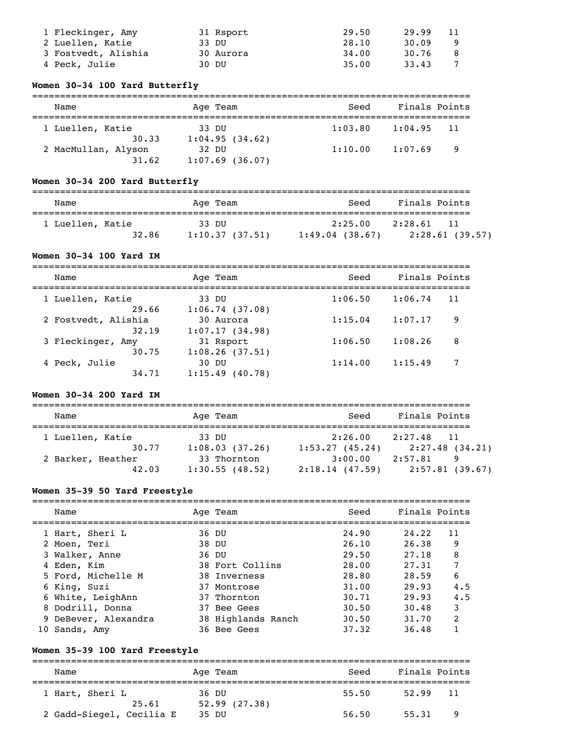| Name | Age | Team | Seed | Finals | Points |
|---|---|---|---|---|---|
| 1 Fleckinger, Amy | 31 | Rsport | 29.50 | 29.99 | 11 |
| 2 Luellen, Katie | 33 | DU | 28.10 | 30.09 | 9 |
| 3 Fostvedt, Alishia | 30 | Aurora | 34.00 | 30.76 | 8 |
| 4 Peck, Julie | 30 | DU | 35.00 | 33.43 | 7 |

**Women 30-34 100 Yard Butterfly**

| Name | Age | Team | Seed | Finals | Points |
|---|---|---|---|---|---|
| 1 Luellen, Katie | 33 | DU | 1:03.80 | 1:04.95 | 11 |
| 30.33 | 1:04.95 (34.62) | | | | |
| 2 MacMullan, Alyson | 32 | DU | 1:10.00 | 1:07.69 | 9 |
| 31.62 | 1:07.69 (36.07) | | | | |

**Women 30-34 200 Yard Butterfly**

| Name | Age | Team | Seed | Finals | Points |
|---|---|---|---|---|---|
| 1 Luellen, Katie | 33 | DU | 2:25.00 | 2:28.61 | 11 |
| 32.86 | 1:10.37 (37.51) | 1:49.04 (38.67) | 2:28.61 (39.57) | | |

**Women 30-34 100 Yard IM**

| Name | Age | Team | Seed | Finals | Points |
|---|---|---|---|---|---|
| 1 Luellen, Katie | 33 | DU | 1:06.50 | 1:06.74 | 11 |
| 29.66 | 1:06.74 (37.08) | | | | |
| 2 Fostvedt, Alishia | 30 | Aurora | 1:15.04 | 1:07.17 | 9 |
| 32.19 | 1:07.17 (34.98) | | | | |
| 3 Fleckinger, Amy | 31 | Rsport | 1:06.50 | 1:08.26 | 8 |
| 30.75 | 1:08.26 (37.51) | | | | |
| 4 Peck, Julie | 30 | DU | 1:14.00 | 1:15.49 | 7 |
| 34.71 | 1:15.49 (40.78) | | | | |

**Women 30-34 200 Yard IM**

| Name | Age | Team | Seed | Finals | Points |
|---|---|---|---|---|---|
| 1 Luellen, Katie | 33 | DU | 2:26.00 | 2:27.48 | 11 |
| 30.77 | 1:08.03 (37.26) | 1:53.27 (45.24) | 2:27.48 (34.21) | | |
| 2 Barker, Heather | 33 | Thornton | 3:00.00 | 2:57.81 | 9 |
| 42.03 | 1:30.55 (48.52) | 2:18.14 (47.59) | 2:57.81 (39.67) | | |

**Women 35-39 50 Yard Freestyle**

| Name | Age | Team | Seed | Finals | Points |
|---|---|---|---|---|---|
| 1 Hart, Sheri L | 36 | DU | 24.90 | 24.22 | 11 |
| 2 Moen, Teri | 38 | DU | 26.10 | 26.38 | 9 |
| 3 Walker, Anne | 36 | DU | 29.50 | 27.18 | 8 |
| 4 Eden, Kim | 38 | Fort Collins | 28.00 | 27.31 | 7 |
| 5 Ford, Michelle M | 38 | Inverness | 28.80 | 28.59 | 6 |
| 6 King, Suzi | 37 | Montrose | 31.00 | 29.93 | 4.5 |
| 6 White, LeighAnn | 37 | Thornton | 30.71 | 29.93 | 4.5 |
| 8 Dodrill, Donna | 37 | Bee Gees | 30.50 | 30.48 | 3 |
| 9 DeBever, Alexandra | 38 | Highlands Ranch | 30.50 | 31.70 | 2 |
| 10 Sands, Amy | 36 | Bee Gees | 37.32 | 36.48 | 1 |

**Women 35-39 100 Yard Freestyle**

| Name | Age | Team | Seed | Finals | Points |
|---|---|---|---|---|---|
| 1 Hart, Sheri L | 36 | DU | 55.50 | 52.99 | 11 |
| 25.61 | 52.99 (27.38) | | | | |
| 2 Gadd-Siegel, Cecilia E | 35 | DU | 56.50 | 55.31 | 9 |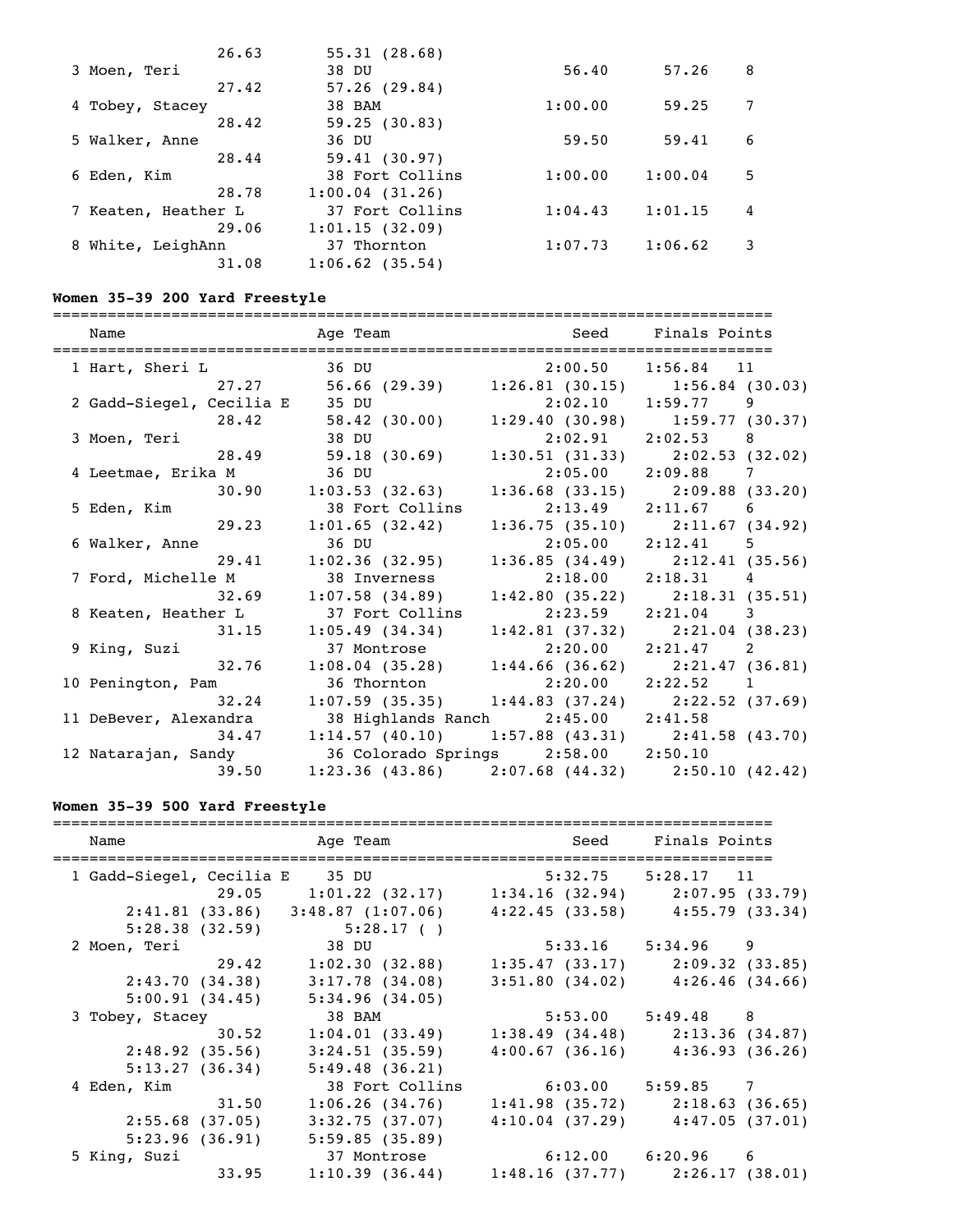```
                 26.63       55.31 (28.68)
  3 Moen, Teri               38 DU                       56.40      57.26    8
                 27.42       57.26 (29.84)
  4 Tobey, Stacey            38 BAM                    1:00.00      59.25    7
                 28.42       59.25 (30.83)
  5 Walker, Anne             36 DU                       59.50      59.41    6
                 28.44       59.41 (30.97)
  6 Eden, Kim                38 Fort Collins           1:00.00    1:00.04    5
                 28.78     1:00.04 (31.26)
  7 Keaten, Heather L        37 Fort Collins           1:04.43    1:01.15    4
                 29.06     1:01.15 (32.09)
  8 White, LeighAnn          37 Thornton               1:07.73    1:06.62    3
                 31.08     1:06.62 (35.54)
```

### Women 35-39 200 Yard Freestyle

```
===============================================================================
    Name                    Age Team                    Seed    Finals Points
===============================================================================
  1 Hart, Sheri L            36 DU                    2:00.50    1:56.84   11
                 27.27       56.66 (29.39)    1:26.81 (30.15)    1:56.84 (30.03)
  2 Gadd-Siegel, Cecilia E   35 DU                    2:02.10    1:59.77    9
                 28.42       58.42 (30.00)    1:29.40 (30.98)    1:59.77 (30.37)
  3 Moen, Teri               38 DU                    2:02.91    2:02.53    8
                 28.49       59.18 (30.69)    1:30.51 (31.33)    2:02.53 (32.02)
  4 Leetmae, Erika M         36 DU                    2:05.00    2:09.88    7
                 30.90     1:03.53 (32.63)    1:36.68 (33.15)    2:09.88 (33.20)
  5 Eden, Kim                38 Fort Collins          2:13.49    2:11.67    6
                 29.23     1:01.65 (32.42)    1:36.75 (35.10)    2:11.67 (34.92)
  6 Walker, Anne             36 DU                    2:05.00    2:12.41    5
                 29.41     1:02.36 (32.95)    1:36.85 (34.49)    2:12.41 (35.56)
  7 Ford, Michelle M         38 Inverness             2:18.00    2:18.31    4
                 32.69     1:07.58 (34.89)    1:42.80 (35.22)    2:18.31 (35.51)
  8 Keaten, Heather L        37 Fort Collins          2:23.59    2:21.04    3
                 31.15     1:05.49 (34.34)    1:42.81 (37.32)    2:21.04 (38.23)
  9 King, Suzi               37 Montrose              2:20.00    2:21.47    2
                 32.76     1:08.04 (35.28)    1:44.66 (36.62)    2:21.47 (36.81)
 10 Penington, Pam           36 Thornton              2:20.00    2:22.52    1
                 32.24     1:07.59 (35.35)    1:44.83 (37.24)    2:22.52 (37.69)
 11 DeBever, Alexandra       38 Highlands Ranch       2:45.00    2:41.58
                 34.47     1:14.57 (40.10)    1:57.88 (43.31)    2:41.58 (43.70)
 12 Natarajan, Sandy         36 Colorado Springs      2:58.00    2:50.10
                 39.50     1:23.36 (43.86)    2:07.68 (44.32)    2:50.10 (42.42)
```

### Women 35-39 500 Yard Freestyle

```
===============================================================================
    Name                    Age Team                    Seed    Finals Points
===============================================================================
  1 Gadd-Siegel, Cecilia E   35 DU                    5:32.75    5:28.17   11
                 29.05     1:01.22 (32.17)    1:34.16 (32.94)    2:07.95 (33.79)
       2:41.81 (33.86)     3:48.87 (1:07.06)  4:22.45 (33.58)    4:55.79 (33.34)
       5:28.38 (32.59)     5:28.17 ( )
  2 Moen, Teri               38 DU                    5:33.16    5:34.96    9
                 29.42     1:02.30 (32.88)    1:35.47 (33.17)    2:09.32 (33.85)
       2:43.70 (34.38)     3:17.78 (34.08)    3:51.80 (34.02)    4:26.46 (34.66)
       5:00.91 (34.45)     5:34.96 (34.05)
  3 Tobey, Stacey            38 BAM                   5:53.00    5:49.48    8
                 30.52     1:04.01 (33.49)    1:38.49 (34.48)    2:13.36 (34.87)
       2:48.92 (35.56)     3:24.51 (35.59)    4:00.67 (36.16)    4:36.93 (36.26)
       5:13.27 (36.34)     5:49.48 (36.21)
  4 Eden, Kim                38 Fort Collins          6:03.00    5:59.85    7
                 31.50     1:06.26 (34.76)    1:41.98 (35.72)    2:18.63 (36.65)
       2:55.68 (37.05)     3:32.75 (37.07)    4:10.04 (37.29)    4:47.05 (37.01)
       5:23.96 (36.91)     5:59.85 (35.89)
  5 King, Suzi               37 Montrose              6:12.00    6:20.96    6
                 33.95     1:10.39 (36.44)    1:48.16 (37.77)    2:26.17 (38.01)
```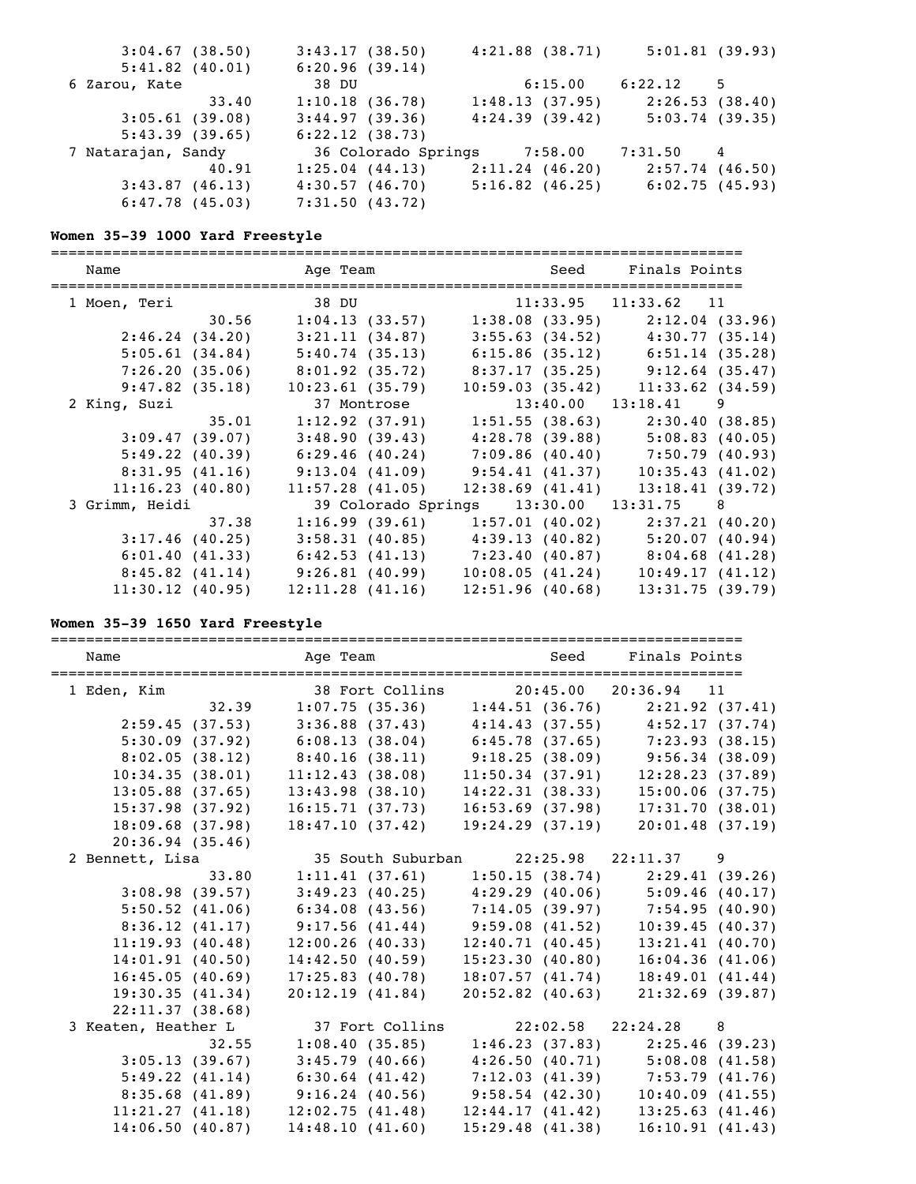```
      3:04.67 (38.50)     3:43.17 (38.50)     4:21.88 (38.71)     5:01.81 (39.93)
      5:41.82 (40.01)     6:20.96 (39.14)
  6 Zarou, Kate              38 DU                      6:15.00     6:22.12     5
              33.40       1:10.18 (36.78)     1:48.13 (37.95)     2:26.53 (38.40)
      3:05.61 (39.08)     3:44.97 (39.36)     4:24.39 (39.42)     5:03.74 (39.35)
      5:43.39 (39.65)     6:22.12 (38.73)
  7 Natarajan, Sandy         36 Colorado Springs        7:58.00     7:31.50     4
              40.91       1:25.04 (44.13)     2:11.24 (46.20)     2:57.74 (46.50)
      3:43.87 (46.13)     4:30.57 (46.70)     5:16.82 (46.25)     6:02.75 (45.93)
      6:47.78 (45.03)     7:31.50 (43.72)
```

**Women 35-39 1000 Yard Freestyle**

```
===============================================================================
    Name                    Age Team                    Seed     Finals Points
===============================================================================
  1 Moen, Teri               38 DU                     11:33.95   11:33.62    11
              30.56       1:04.13 (33.57)     1:38.08 (33.95)     2:12.04 (33.96)
      2:46.24 (34.20)     3:21.11 (34.87)     3:55.63 (34.52)     4:30.77 (35.14)
      5:05.61 (34.84)     5:40.74 (35.13)     6:15.86 (35.12)     6:51.14 (35.28)
      7:26.20 (35.06)     8:01.92 (35.72)     8:37.17 (35.25)     9:12.64 (35.47)
      9:47.82 (35.18)    10:23.61 (35.79)    10:59.03 (35.42)    11:33.62 (34.59)
  2 King, Suzi               37 Montrose               13:40.00   13:18.41     9
              35.01       1:12.92 (37.91)     1:51.55 (38.63)     2:30.40 (38.85)
      3:09.47 (39.07)     3:48.90 (39.43)     4:28.78 (39.88)     5:08.83 (40.05)
      5:49.22 (40.39)     6:29.46 (40.24)     7:09.86 (40.40)     7:50.79 (40.93)
      8:31.95 (41.16)     9:13.04 (41.09)     9:54.41 (41.37)    10:35.43 (41.02)
     11:16.23 (40.80)    11:57.28 (41.05)    12:38.69 (41.41)    13:18.41 (39.72)
  3 Grimm, Heidi             39 Colorado Springs       13:30.00   13:31.75     8
              37.38       1:16.99 (39.61)     1:57.01 (40.02)     2:37.21 (40.20)
      3:17.46 (40.25)     3:58.31 (40.85)     4:39.13 (40.82)     5:20.07 (40.94)
      6:01.40 (41.33)     6:42.53 (41.13)     7:23.40 (40.87)     8:04.68 (41.28)
      8:45.82 (41.14)     9:26.81 (40.99)    10:08.05 (41.24)    10:49.17 (41.12)
     11:30.12 (40.95)    12:11.28 (41.16)    12:51.96 (40.68)    13:31.75 (39.79)
```

**Women 35-39 1650 Yard Freestyle**

```
===============================================================================
    Name                    Age Team                    Seed     Finals Points
===============================================================================
  1 Eden, Kim                38 Fort Collins           20:45.00   20:36.94    11
              32.39       1:07.75 (35.36)     1:44.51 (36.76)     2:21.92 (37.41)
      2:59.45 (37.53)     3:36.88 (37.43)     4:14.43 (37.55)     4:52.17 (37.74)
      5:30.09 (37.92)     6:08.13 (38.04)     6:45.78 (37.65)     7:23.93 (38.15)
      8:02.05 (38.12)     8:40.16 (38.11)     9:18.25 (38.09)     9:56.34 (38.09)
     10:34.35 (38.01)    11:12.43 (38.08)    11:50.34 (37.91)    12:28.23 (37.89)
     13:05.88 (37.65)    13:43.98 (38.10)    14:22.31 (38.33)    15:00.06 (37.75)
     15:37.98 (37.92)    16:15.71 (37.73)    16:53.69 (37.98)    17:31.70 (38.01)
     18:09.68 (37.98)    18:47.10 (37.42)    19:24.29 (37.19)    20:01.48 (37.19)
     20:36.94 (35.46)
  2 Bennett, Lisa            35 South Suburban         22:25.98   22:11.37     9
              33.80       1:11.41 (37.61)     1:50.15 (38.74)     2:29.41 (39.26)
      3:08.98 (39.57)     3:49.23 (40.25)     4:29.29 (40.06)     5:09.46 (40.17)
      5:50.52 (41.06)     6:34.08 (43.56)     7:14.05 (39.97)     7:54.95 (40.90)
      8:36.12 (41.17)     9:17.56 (41.44)     9:59.08 (41.52)    10:39.45 (40.37)
     11:19.93 (40.48)    12:00.26 (40.33)    12:40.71 (40.45)    13:21.41 (40.70)
     14:01.91 (40.50)    14:42.50 (40.59)    15:23.30 (40.80)    16:04.36 (41.06)
     16:45.05 (40.69)    17:25.83 (40.78)    18:07.57 (41.74)    18:49.01 (41.44)
     19:30.35 (41.34)    20:12.19 (41.84)    20:52.82 (40.63)    21:32.69 (39.87)
     22:11.37 (38.68)
  3 Keaten, Heather L        37 Fort Collins           22:02.58   22:24.28     8
              32.55       1:08.40 (35.85)     1:46.23 (37.83)     2:25.46 (39.23)
      3:05.13 (39.67)     3:45.79 (40.66)     4:26.50 (40.71)     5:08.08 (41.58)
      5:49.22 (41.14)     6:30.64 (41.42)     7:12.03 (41.39)     7:53.79 (41.76)
      8:35.68 (41.89)     9:16.24 (40.56)     9:58.54 (42.30)    10:40.09 (41.55)
     11:21.27 (41.18)    12:02.75 (41.48)    12:44.17 (41.42)    13:25.63 (41.46)
     14:06.50 (40.87)    14:48.10 (41.60)    15:29.48 (41.38)    16:10.91 (41.43)
```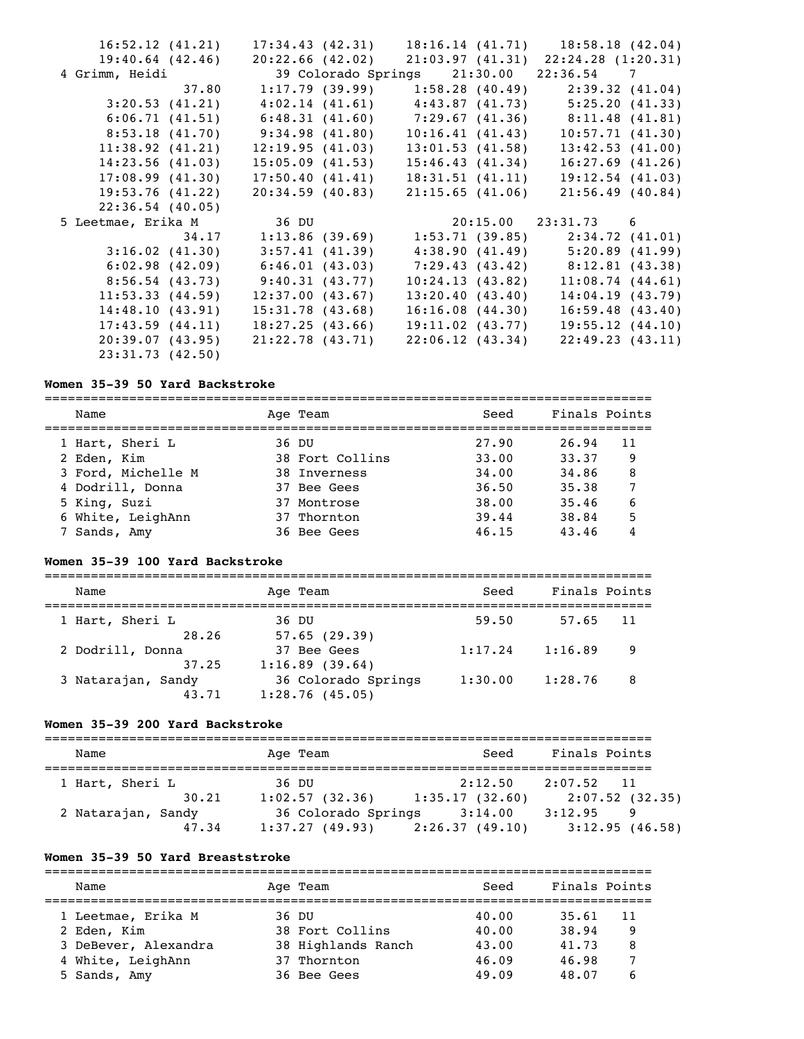```
    16:52.12 (41.21)    17:34.43 (42.31)    18:16.14 (41.71)    18:58.18 (42.04)
    19:40.64 (42.46)    20:22.66 (42.02)    21:03.97 (41.31)  22:24.28 (1:20.31)
  4 Grimm, Heidi              39 Colorado Springs    21:30.00   22:36.54    7
             37.80      1:17.79 (39.99)     1:58.28 (40.49)     2:39.32 (41.04)
     3:20.53 (41.21)     4:02.14 (41.61)     4:43.87 (41.73)     5:25.20 (41.33)
     6:06.71 (41.51)     6:48.31 (41.60)     7:29.67 (41.36)     8:11.48 (41.81)
     8:53.18 (41.70)     9:34.98 (41.80)    10:16.41 (41.43)    10:57.71 (41.30)
    11:38.92 (41.21)    12:19.95 (41.03)    13:01.53 (41.58)    13:42.53 (41.00)
    14:23.56 (41.03)    15:05.09 (41.53)    15:46.43 (41.34)    16:27.69 (41.26)
    17:08.99 (41.30)    17:50.40 (41.41)    18:31.51 (41.11)    19:12.54 (41.03)
    19:53.76 (41.22)    20:34.59 (40.83)    21:15.65 (41.06)    21:56.49 (40.84)
    22:36.54 (40.05)
  5 Leetmae, Erika M          36 DU                  20:15.00   23:31.73    6
             34.17      1:13.86 (39.69)     1:53.71 (39.85)     2:34.72 (41.01)
     3:16.02 (41.30)     3:57.41 (41.39)     4:38.90 (41.49)     5:20.89 (41.99)
     6:02.98 (42.09)     6:46.01 (43.03)     7:29.43 (43.42)     8:12.81 (43.38)
     8:56.54 (43.73)     9:40.31 (43.77)    10:24.13 (43.82)    11:08.74 (44.61)
    11:53.33 (44.59)    12:37.00 (43.67)    13:20.40 (43.40)    14:04.19 (43.79)
    14:48.10 (43.91)    15:31.78 (43.68)    16:16.08 (44.30)    16:59.48 (43.40)
    17:43.59 (44.11)    18:27.25 (43.66)    19:11.02 (43.77)    19:55.12 (44.10)
    20:39.07 (43.95)    21:22.78 (43.71)    22:06.12 (43.34)    22:49.23 (43.11)
    23:31.73 (42.50)
```

**Women 35-39 50 Yard Backstroke**

| Name | Age | Team | Seed | Finals | Points |
|---|---|---|---|---|---|
| 1 Hart, Sheri L | 36 | DU | 27.90 | 26.94 | 11 |
| 2 Eden, Kim | 38 | Fort Collins | 33.00 | 33.37 | 9 |
| 3 Ford, Michelle M | 38 | Inverness | 34.00 | 34.86 | 8 |
| 4 Dodrill, Donna | 37 | Bee Gees | 36.50 | 35.38 | 7 |
| 5 King, Suzi | 37 | Montrose | 38.00 | 35.46 | 6 |
| 6 White, LeighAnn | 37 | Thornton | 39.44 | 38.84 | 5 |
| 7 Sands, Amy | 36 | Bee Gees | 46.15 | 43.46 | 4 |

**Women 35-39 100 Yard Backstroke**

```
===============================================================================
    Name                    Age Team                    Seed    Finals Points
===============================================================================
  1 Hart, Sheri L             36 DU                    59.50     57.65   11
             28.26            57.65 (29.39)
  2 Dodrill, Donna            37 Bee Gees            1:17.24   1:16.89    9
             37.25          1:16.89 (39.64)
  3 Natarajan, Sandy          36 Colorado Springs    1:30.00   1:28.76    8
             43.71          1:28.76 (45.05)
```

**Women 35-39 200 Yard Backstroke**

```
===============================================================================
    Name                    Age Team                    Seed    Finals Points
===============================================================================
  1 Hart, Sheri L             36 DU                  2:12.50   2:07.52   11
             30.21      1:02.57 (32.36)     1:35.17 (32.60)     2:07.52 (32.35)
  2 Natarajan, Sandy          36 Colorado Springs    3:14.00   3:12.95    9
             47.34      1:37.27 (49.93)     2:26.37 (49.10)     3:12.95 (46.58)
```

**Women 35-39 50 Yard Breaststroke**

| Name | Age | Team | Seed | Finals | Points |
|---|---|---|---|---|---|
| 1 Leetmae, Erika M | 36 | DU | 40.00 | 35.61 | 11 |
| 2 Eden, Kim | 38 | Fort Collins | 40.00 | 38.94 | 9 |
| 3 DeBever, Alexandra | 38 | Highlands Ranch | 43.00 | 41.73 | 8 |
| 4 White, LeighAnn | 37 | Thornton | 46.09 | 46.98 | 7 |
| 5 Sands, Amy | 36 | Bee Gees | 49.09 | 48.07 | 6 |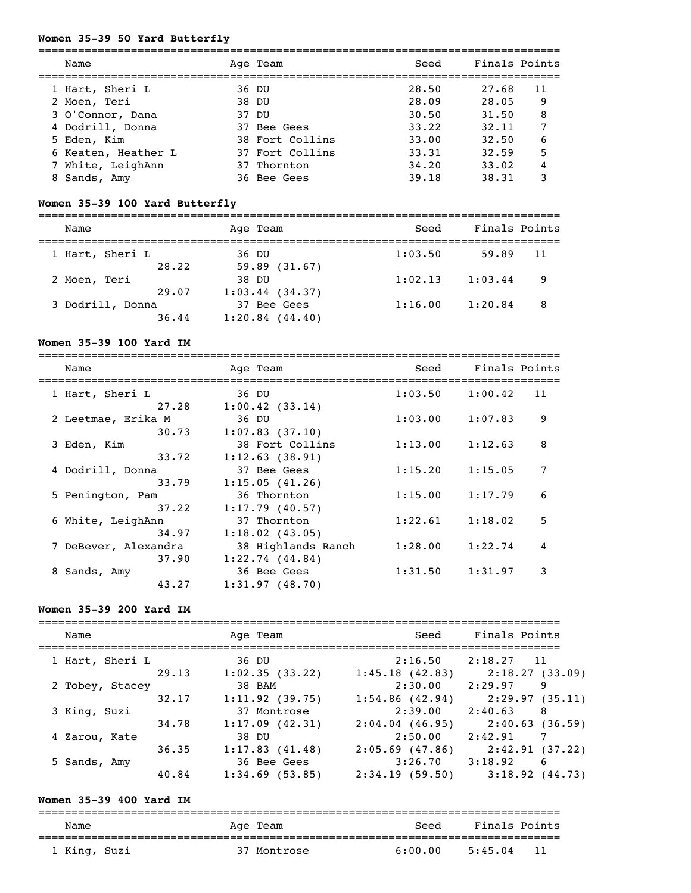### Women 35-39 50 Yard Butterfly

| | Name | Age | Team | Seed | Finals | Points |
|---|---|---|---|---|---|---|
| 1 | Hart, Sheri L | 36 | DU | 28.50 | 27.68 | 11 |
| 2 | Moen, Teri | 38 | DU | 28.09 | 28.05 | 9 |
| 3 | O'Connor, Dana | 37 | DU | 30.50 | 31.50 | 8 |
| 4 | Dodrill, Donna | 37 | Bee Gees | 33.22 | 32.11 | 7 |
| 5 | Eden, Kim | 38 | Fort Collins | 33.00 | 32.50 | 6 |
| 6 | Keaten, Heather L | 37 | Fort Collins | 33.31 | 32.59 | 5 |
| 7 | White, LeighAnn | 37 | Thornton | 34.20 | 33.02 | 4 |
| 8 | Sands, Amy | 36 | Bee Gees | 39.18 | 38.31 | 3 |

### Women 35-39 100 Yard Butterfly

| | Name | Age | Team | Seed | Finals | Points |
|---|---|---|---|---|---|---|
| 1 | Hart, Sheri L | 36 | DU | 1:03.50 | 59.89 | 11 |
| | 28.22 | | 59.89 (31.67) | | | |
| 2 | Moen, Teri | 38 | DU | 1:02.13 | 1:03.44 | 9 |
| | 29.07 | | 1:03.44 (34.37) | | | |
| 3 | Dodrill, Donna | 37 | Bee Gees | 1:16.00 | 1:20.84 | 8 |
| | 36.44 | | 1:20.84 (44.40) | | | |

### Women 35-39 100 Yard IM

| | Name | Age | Team | Seed | Finals | Points |
|---|---|---|---|---|---|---|
| 1 | Hart, Sheri L | 36 | DU | 1:03.50 | 1:00.42 | 11 |
| | 27.28 | | 1:00.42 (33.14) | | | |
| 2 | Leetmae, Erika M | 36 | DU | 1:03.00 | 1:07.83 | 9 |
| | 30.73 | | 1:07.83 (37.10) | | | |
| 3 | Eden, Kim | 38 | Fort Collins | 1:13.00 | 1:12.63 | 8 |
| | 33.72 | | 1:12.63 (38.91) | | | |
| 4 | Dodrill, Donna | 37 | Bee Gees | 1:15.20 | 1:15.05 | 7 |
| | 33.79 | | 1:15.05 (41.26) | | | |
| 5 | Penington, Pam | 36 | Thornton | 1:15.00 | 1:17.79 | 6 |
| | 37.22 | | 1:17.79 (40.57) | | | |
| 6 | White, LeighAnn | 37 | Thornton | 1:22.61 | 1:18.02 | 5 |
| | 34.97 | | 1:18.02 (43.05) | | | |
| 7 | DeBever, Alexandra | 38 | Highlands Ranch | 1:28.00 | 1:22.74 | 4 |
| | 37.90 | | 1:22.74 (44.84) | | | |
| 8 | Sands, Amy | 36 | Bee Gees | 1:31.50 | 1:31.97 | 3 |
| | 43.27 | | 1:31.97 (48.70) | | | |

### Women 35-39 200 Yard IM

| | Name | Age | Team | Seed | Finals | Points |
|---|---|---|---|---|---|---|
| 1 | Hart, Sheri L | 36 | DU | 2:16.50 | 2:18.27 | 11 |
| | 29.13 | | 1:02.35 (33.22) | 1:45.18 (42.83) | 2:18.27 (33.09) | |
| 2 | Tobey, Stacey | 38 | BAM | 2:30.00 | 2:29.97 | 9 |
| | 32.17 | | 1:11.92 (39.75) | 1:54.86 (42.94) | 2:29.97 (35.11) | |
| 3 | King, Suzi | 37 | Montrose | 2:39.00 | 2:40.63 | 8 |
| | 34.78 | | 1:17.09 (42.31) | 2:04.04 (46.95) | 2:40.63 (36.59) | |
| 4 | Zarou, Kate | 38 | DU | 2:50.00 | 2:42.91 | 7 |
| | 36.35 | | 1:17.83 (41.48) | 2:05.69 (47.86) | 2:42.91 (37.22) | |
| 5 | Sands, Amy | 36 | Bee Gees | 3:26.70 | 3:18.92 | 6 |
| | 40.84 | | 1:34.69 (53.85) | 2:34.19 (59.50) | 3:18.92 (44.73) | |

### Women 35-39 400 Yard IM

| | Name | Age | Team | Seed | Finals | Points |
|---|---|---|---|---|---|---|
| 1 | King, Suzi | 37 | Montrose | 6:00.00 | 5:45.04 | 11 |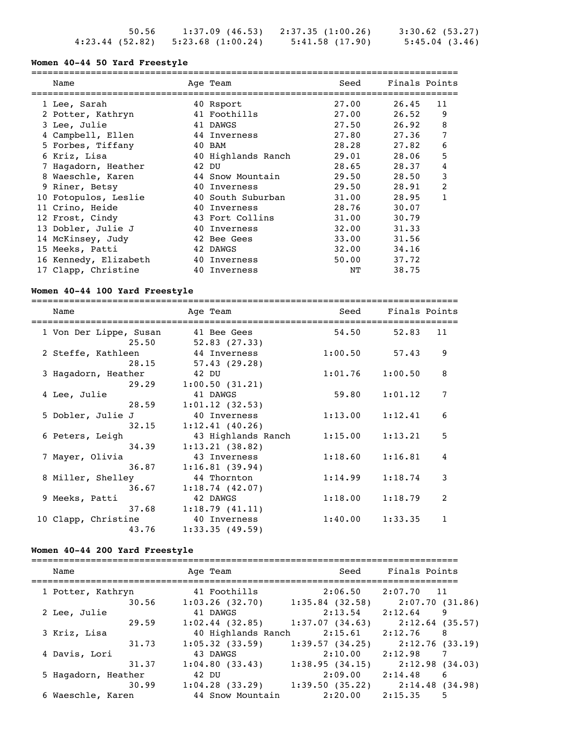| | | | |
|---|---|---|---|
| 50.56 | 1:37.09 (46.53) | 2:37.35 (1:00.26) | 3:30.62 (53.27) |
| 4:23.44 (52.82) | 5:23.68 (1:00.24) | 5:41.58 (17.90) | 5:45.04 (3.46) |

### Women 40-44 50 Yard Freestyle

| | Name | Age | Team | Seed | Finals | Points |
|---|---|---|---|---|---|---|
| 1 | Lee, Sarah | 40 | Rsport | 27.00 | 26.45 | 11 |
| 2 | Potter, Kathryn | 41 | Foothills | 27.00 | 26.52 | 9 |
| 3 | Lee, Julie | 41 | DAWGS | 27.50 | 26.92 | 8 |
| 4 | Campbell, Ellen | 44 | Inverness | 27.80 | 27.36 | 7 |
| 5 | Forbes, Tiffany | 40 | BAM | 28.28 | 27.82 | 6 |
| 6 | Kriz, Lisa | 40 | Highlands Ranch | 29.01 | 28.06 | 5 |
| 7 | Hagadorn, Heather | 42 | DU | 28.65 | 28.37 | 4 |
| 8 | Waeschle, Karen | 44 | Snow Mountain | 29.50 | 28.50 | 3 |
| 9 | Riner, Betsy | 40 | Inverness | 29.50 | 28.91 | 2 |
| 10 | Fotopulos, Leslie | 40 | South Suburban | 31.00 | 28.95 | 1 |
| 11 | Crino, Heide | 40 | Inverness | 28.76 | 30.07 | |
| 12 | Frost, Cindy | 43 | Fort Collins | 31.00 | 30.79 | |
| 13 | Dobler, Julie J | 40 | Inverness | 32.00 | 31.33 | |
| 14 | McKinsey, Judy | 42 | Bee Gees | 33.00 | 31.56 | |
| 15 | Meeks, Patti | 42 | DAWGS | 32.00 | 34.16 | |
| 16 | Kennedy, Elizabeth | 40 | Inverness | 50.00 | 37.72 | |
| 17 | Clapp, Christine | 40 | Inverness | NT | 38.75 | |

### Women 40-44 100 Yard Freestyle

| | Name | Age | Team | Seed | Finals | Points |
|---|---|---|---|---|---|---|
| 1 | Von Der Lippe, Susan | 41 | Bee Gees | 54.50 | 52.83 | 11 |
| | 25.50 | | 52.83 (27.33) | | | |
| 2 | Steffe, Kathleen | 44 | Inverness | 1:00.50 | 57.43 | 9 |
| | 28.15 | | 57.43 (29.28) | | | |
| 3 | Hagadorn, Heather | 42 | DU | 1:01.76 | 1:00.50 | 8 |
| | 29.29 | | 1:00.50 (31.21) | | | |
| 4 | Lee, Julie | 41 | DAWGS | 59.80 | 1:01.12 | 7 |
| | 28.59 | | 1:01.12 (32.53) | | | |
| 5 | Dobler, Julie J | 40 | Inverness | 1:13.00 | 1:12.41 | 6 |
| | 32.15 | | 1:12.41 (40.26) | | | |
| 6 | Peters, Leigh | 43 | Highlands Ranch | 1:15.00 | 1:13.21 | 5 |
| | 34.39 | | 1:13.21 (38.82) | | | |
| 7 | Mayer, Olivia | 43 | Inverness | 1:18.60 | 1:16.81 | 4 |
| | 36.87 | | 1:16.81 (39.94) | | | |
| 8 | Miller, Shelley | 44 | Thornton | 1:14.99 | 1:18.74 | 3 |
| | 36.67 | | 1:18.74 (42.07) | | | |
| 9 | Meeks, Patti | 42 | DAWGS | 1:18.00 | 1:18.79 | 2 |
| | 37.68 | | 1:18.79 (41.11) | | | |
| 10 | Clapp, Christine | 40 | Inverness | 1:40.00 | 1:33.35 | 1 |
| | 43.76 | | 1:33.35 (49.59) | | | |

### Women 40-44 200 Yard Freestyle

| | Name | Age | Team | Seed | Finals | Points |
|---|---|---|---|---|---|---|
| 1 | Potter, Kathryn | 41 | Foothills | 2:06.50 | 2:07.70 | 11 |
| | 30.56 | | 1:03.26 (32.70) | 1:35.84 (32.58) | 2:07.70 (31.86) | |
| 2 | Lee, Julie | 41 | DAWGS | 2:13.54 | 2:12.64 | 9 |
| | 29.59 | | 1:02.44 (32.85) | 1:37.07 (34.63) | 2:12.64 (35.57) | |
| 3 | Kriz, Lisa | 40 | Highlands Ranch | 2:15.61 | 2:12.76 | 8 |
| | 31.73 | | 1:05.32 (33.59) | 1:39.57 (34.25) | 2:12.76 (33.19) | |
| 4 | Davis, Lori | 43 | DAWGS | 2:10.00 | 2:12.98 | 7 |
| | 31.37 | | 1:04.80 (33.43) | 1:38.95 (34.15) | 2:12.98 (34.03) | |
| 5 | Hagadorn, Heather | 42 | DU | 2:09.00 | 2:14.48 | 6 |
| | 30.99 | | 1:04.28 (33.29) | 1:39.50 (35.22) | 2:14.48 (34.98) | |
| 6 | Waeschle, Karen | 44 | Snow Mountain | 2:20.00 | 2:15.35 | 5 |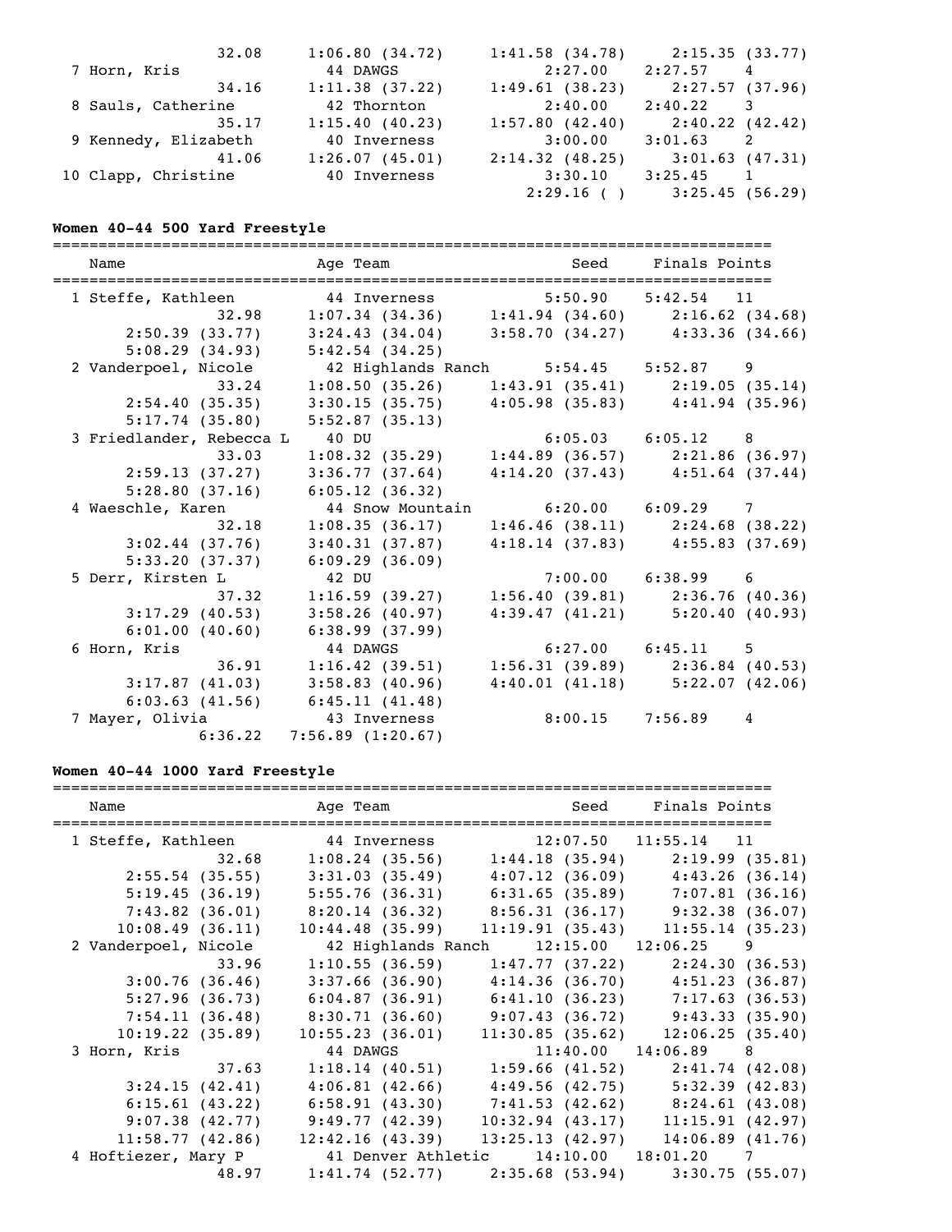```
                 32.08     1:06.80 (34.72)    1:41.58 (34.78)    2:15.35 (33.77)
  7 Horn, Kris               44 DAWGS                2:27.00    2:27.57    4
                 34.16     1:11.38 (37.22)    1:49.61 (38.23)    2:27.57 (37.96)
  8 Sauls, Catherine         42 Thornton             2:40.00    2:40.22    3
                 35.17     1:15.40 (40.23)    1:57.80 (42.40)    2:40.22 (42.42)
  9 Kennedy, Elizabeth       40 Inverness            3:00.00    3:01.63    2
                 41.06     1:26.07 (45.01)    2:14.32 (48.25)    3:01.63 (47.31)
 10 Clapp, Christine         40 Inverness            3:30.10    3:25.45    1
                                              2:29.16 ( )        3:25.45 (56.29)
```

### Women 40-44 500 Yard Freestyle

```
===============================================================================
    Name                    Age Team                    Seed    Finals Points
===============================================================================
  1 Steffe, Kathleen         44 Inverness             5:50.90    5:42.54   11
                 32.98     1:07.34 (34.36)    1:41.94 (34.60)    2:16.62 (34.68)
       2:50.39 (33.77)     3:24.43 (34.04)    3:58.70 (34.27)    4:33.36 (34.66)
       5:08.29 (34.93)     5:42.54 (34.25)
  2 Vanderpoel, Nicole       42 Highlands Ranch       5:54.45    5:52.87    9
                 33.24     1:08.50 (35.26)    1:43.91 (35.41)    2:19.05 (35.14)
       2:54.40 (35.35)     3:30.15 (35.75)    4:05.98 (35.83)    4:41.94 (35.96)
       5:17.74 (35.80)     5:52.87 (35.13)
  3 Friedlander, Rebecca L   40 DU                    6:05.03    6:05.12    8
                 33.03     1:08.32 (35.29)    1:44.89 (36.57)    2:21.86 (36.97)
       2:59.13 (37.27)     3:36.77 (37.64)    4:14.20 (37.43)    4:51.64 (37.44)
       5:28.80 (37.16)     6:05.12 (36.32)
  4 Waeschle, Karen          44 Snow Mountain         6:20.00    6:09.29    7
                 32.18     1:08.35 (36.17)    1:46.46 (38.11)    2:24.68 (38.22)
       3:02.44 (37.76)     3:40.31 (37.87)    4:18.14 (37.83)    4:55.83 (37.69)
       5:33.20 (37.37)     6:09.29 (36.09)
  5 Derr, Kirsten L          42 DU                    7:00.00    6:38.99    6
                 37.32     1:16.59 (39.27)    1:56.40 (39.81)    2:36.76 (40.36)
       3:17.29 (40.53)     3:58.26 (40.97)    4:39.47 (41.21)    5:20.40 (40.93)
       6:01.00 (40.60)     6:38.99 (37.99)
  6 Horn, Kris               44 DAWGS                 6:27.00    6:45.11    5
                 36.91     1:16.42 (39.51)    1:56.31 (39.89)    2:36.84 (40.53)
       3:17.87 (41.03)     3:58.83 (40.96)    4:40.01 (41.18)    5:22.07 (42.06)
       6:03.63 (41.56)     6:45.11 (41.48)
  7 Mayer, Olivia            43 Inverness             8:00.15    7:56.89    4
               6:36.22   7:56.89 (1:20.67)
```

### Women 40-44 1000 Yard Freestyle

```
===============================================================================
    Name                    Age Team                    Seed    Finals Points
===============================================================================
  1 Steffe, Kathleen         44 Inverness            12:07.50   11:55.14   11
                 32.68     1:08.24 (35.56)    1:44.18 (35.94)    2:19.99 (35.81)
       2:55.54 (35.55)     3:31.03 (35.49)    4:07.12 (36.09)    4:43.26 (36.14)
       5:19.45 (36.19)     5:55.76 (36.31)    6:31.65 (35.89)    7:07.81 (36.16)
       7:43.82 (36.01)     8:20.14 (36.32)    8:56.31 (36.17)    9:32.38 (36.07)
      10:08.49 (36.11)    10:44.48 (35.99)   11:19.91 (35.43)   11:55.14 (35.23)
  2 Vanderpoel, Nicole       42 Highlands Ranch      12:15.00   12:06.25    9
                 33.96     1:10.55 (36.59)    1:47.77 (37.22)    2:24.30 (36.53)
       3:00.76 (36.46)     3:37.66 (36.90)    4:14.36 (36.70)    4:51.23 (36.87)
       5:27.96 (36.73)     6:04.87 (36.91)    6:41.10 (36.23)    7:17.63 (36.53)
       7:54.11 (36.48)     8:30.71 (36.60)    9:07.43 (36.72)    9:43.33 (35.90)
      10:19.22 (35.89)    10:55.23 (36.01)   11:30.85 (35.62)   12:06.25 (35.40)
  3 Horn, Kris               44 DAWGS                11:40.00   14:06.89    8
                 37.63     1:18.14 (40.51)    1:59.66 (41.52)    2:41.74 (42.08)
       3:24.15 (42.41)     4:06.81 (42.66)    4:49.56 (42.75)    5:32.39 (42.83)
       6:15.61 (43.22)     6:58.91 (43.30)    7:41.53 (42.62)    8:24.61 (43.08)
       9:07.38 (42.77)     9:49.77 (42.39)   10:32.94 (43.17)   11:15.91 (42.97)
      11:58.77 (42.86)    12:42.16 (43.39)   13:25.13 (42.97)   14:06.89 (41.76)
  4 Hoftiezer, Mary P        41 Denver Athletic      14:10.00   18:01.20    7
                 48.97     1:41.74 (52.77)    2:35.68 (53.94)    3:30.75 (55.07)
```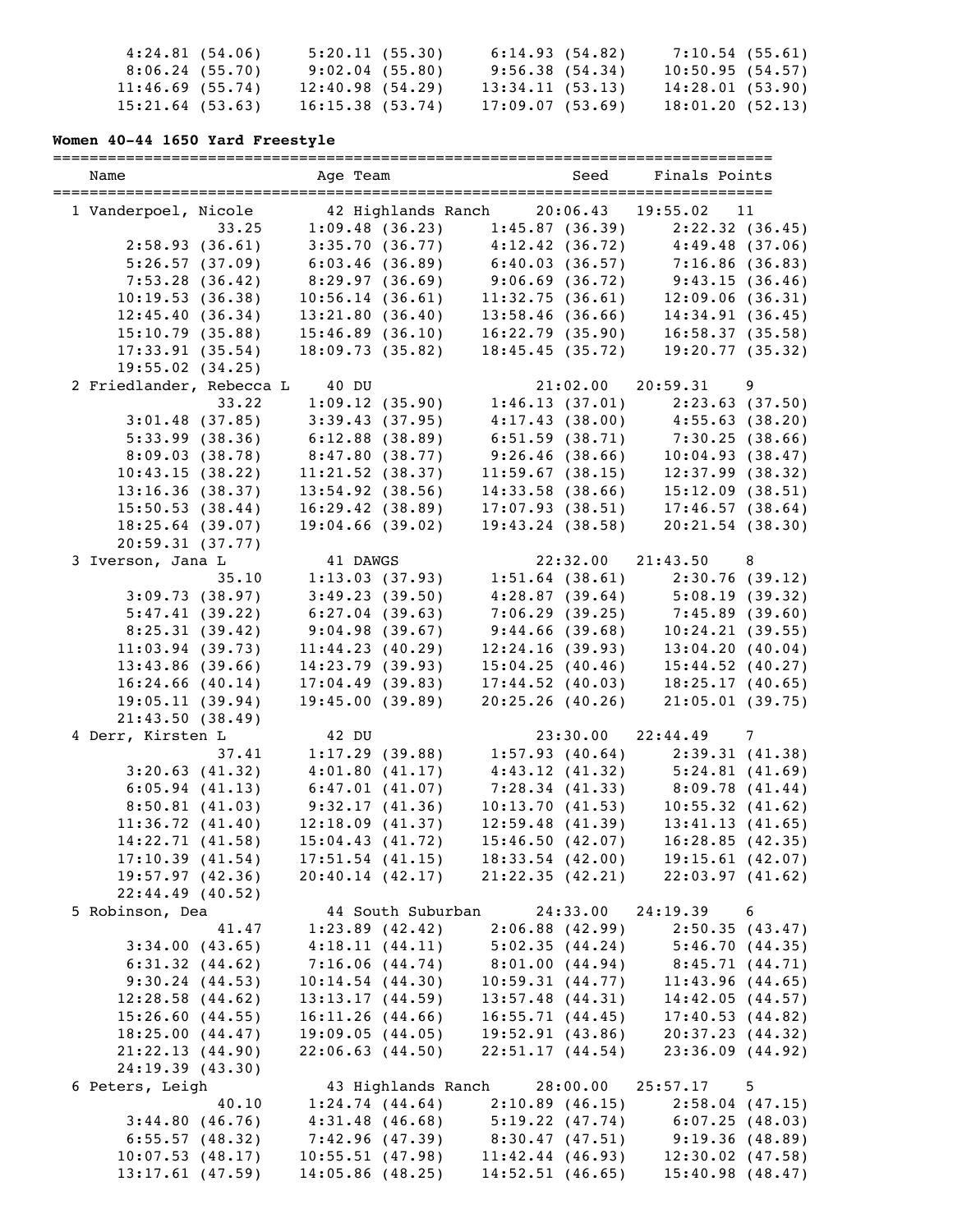```
        4:24.81 (54.06)     5:20.11 (55.30)     6:14.93 (54.82)     7:10.54 (55.61)
        8:06.24 (55.70)     9:02.04 (55.80)     9:56.38 (54.34)    10:50.95 (54.57)
       11:46.69 (55.74)    12:40.98 (54.29)    13:34.11 (53.13)    14:28.01 (53.90)
       15:21.64 (53.63)    16:15.38 (53.74)    17:09.07 (53.69)    18:01.20 (52.13)
```

**Women 40-44 1650 Yard Freestyle**

```
===============================================================================
   Name                    Age Team                   Seed    Finals Points
===============================================================================
  1 Vanderpoel, Nicole      42 Highlands Ranch    20:06.43   19:55.02   11
                  33.25     1:09.48 (36.23)     1:45.87 (36.39)     2:22.32 (36.45)
        2:58.93 (36.61)     3:35.70 (36.77)     4:12.42 (36.72)     4:49.48 (37.06)
        5:26.57 (37.09)     6:03.46 (36.89)     6:40.03 (36.57)     7:16.86 (36.83)
        7:53.28 (36.42)     8:29.97 (36.69)     9:06.69 (36.72)     9:43.15 (36.46)
       10:19.53 (36.38)    10:56.14 (36.61)    11:32.75 (36.61)    12:09.06 (36.31)
       12:45.40 (36.34)    13:21.80 (36.40)    13:58.46 (36.66)    14:34.91 (36.45)
       15:10.79 (35.88)    15:46.89 (36.10)    16:22.79 (35.90)    16:58.37 (35.58)
       17:33.91 (35.54)    18:09.73 (35.82)    18:45.45 (35.72)    19:20.77 (35.32)
       19:55.02 (34.25)
  2 Friedlander, Rebecca L  40 DU                     21:02.00   20:59.31    9
                  33.22     1:09.12 (35.90)     1:46.13 (37.01)     2:23.63 (37.50)
        3:01.48 (37.85)     3:39.43 (37.95)     4:17.43 (38.00)     4:55.63 (38.20)
        5:33.99 (38.36)     6:12.88 (38.89)     6:51.59 (38.71)     7:30.25 (38.66)
        8:09.03 (38.78)     8:47.80 (38.77)     9:26.46 (38.66)    10:04.93 (38.47)
       10:43.15 (38.22)    11:21.52 (38.37)    11:59.67 (38.15)    12:37.99 (38.32)
       13:16.36 (38.37)    13:54.92 (38.56)    14:33.58 (38.66)    15:12.09 (38.51)
       15:50.53 (38.44)    16:29.42 (38.89)    17:07.93 (38.51)    17:46.57 (38.64)
       18:25.64 (39.07)    19:04.66 (39.02)    19:43.24 (38.58)    20:21.54 (38.30)
       20:59.31 (37.77)
  3 Iverson, Jana L         41 DAWGS                  22:32.00   21:43.50    8
                  35.10     1:13.03 (37.93)     1:51.64 (38.61)     2:30.76 (39.12)
        3:09.73 (38.97)     3:49.23 (39.50)     4:28.87 (39.64)     5:08.19 (39.32)
        5:47.41 (39.22)     6:27.04 (39.63)     7:06.29 (39.25)     7:45.89 (39.60)
        8:25.31 (39.42)     9:04.98 (39.67)     9:44.66 (39.68)    10:24.21 (39.55)
       11:03.94 (39.73)    11:44.23 (40.29)    12:24.16 (39.93)    13:04.20 (40.04)
       13:43.86 (39.66)    14:23.79 (39.93)    15:04.25 (40.46)    15:44.52 (40.27)
       16:24.66 (40.14)    17:04.49 (39.83)    17:44.52 (40.03)    18:25.17 (40.65)
       19:05.11 (39.94)    19:45.00 (39.89)    20:25.26 (40.26)    21:05.01 (39.75)
       21:43.50 (38.49)
  4 Derr, Kirsten L         42 DU                     23:30.00   22:44.49    7
                  37.41     1:17.29 (39.88)     1:57.93 (40.64)     2:39.31 (41.38)
        3:20.63 (41.32)     4:01.80 (41.17)     4:43.12 (41.32)     5:24.81 (41.69)
        6:05.94 (41.13)     6:47.01 (41.07)     7:28.34 (41.33)     8:09.78 (41.44)
        8:50.81 (41.03)     9:32.17 (41.36)    10:13.70 (41.53)    10:55.32 (41.62)
       11:36.72 (41.40)    12:18.09 (41.37)    12:59.48 (41.39)    13:41.13 (41.65)
       14:22.71 (41.58)    15:04.43 (41.72)    15:46.50 (42.07)    16:28.85 (42.35)
       17:10.39 (41.54)    17:51.54 (41.15)    18:33.54 (42.00)    19:15.61 (42.07)
       19:57.97 (42.36)    20:40.14 (42.17)    21:22.35 (42.21)    22:03.97 (41.62)
       22:44.49 (40.52)
  5 Robinson, Dea           44 South Suburban     24:33.00   24:19.39    6
                  41.47     1:23.89 (42.42)     2:06.88 (42.99)     2:50.35 (43.47)
        3:34.00 (43.65)     4:18.11 (44.11)     5:02.35 (44.24)     5:46.70 (44.35)
        6:31.32 (44.62)     7:16.06 (44.74)     8:01.00 (44.94)     8:45.71 (44.71)
        9:30.24 (44.53)    10:14.54 (44.30)    10:59.31 (44.77)    11:43.96 (44.65)
       12:28.58 (44.62)    13:13.17 (44.59)    13:57.48 (44.31)    14:42.05 (44.57)
       15:26.60 (44.55)    16:11.26 (44.66)    16:55.71 (44.45)    17:40.53 (44.82)
       18:25.00 (44.47)    19:09.05 (44.05)    19:52.91 (43.86)    20:37.23 (44.32)
       21:22.13 (44.90)    22:06.63 (44.50)    22:51.17 (44.54)    23:36.09 (44.92)
       24:19.39 (43.30)
  6 Peters, Leigh           43 Highlands Ranch    28:00.00   25:57.17    5
                  40.10     1:24.74 (44.64)     2:10.89 (46.15)     2:58.04 (47.15)
        3:44.80 (46.76)     4:31.48 (46.68)     5:19.22 (47.74)     6:07.25 (48.03)
        6:55.57 (48.32)     7:42.96 (47.39)     8:30.47 (47.51)     9:19.36 (48.89)
       10:07.53 (48.17)    10:55.51 (47.98)    11:42.44 (46.93)    12:30.02 (47.58)
       13:17.61 (47.59)    14:05.86 (48.25)    14:52.51 (46.65)    15:40.98 (48.47)
```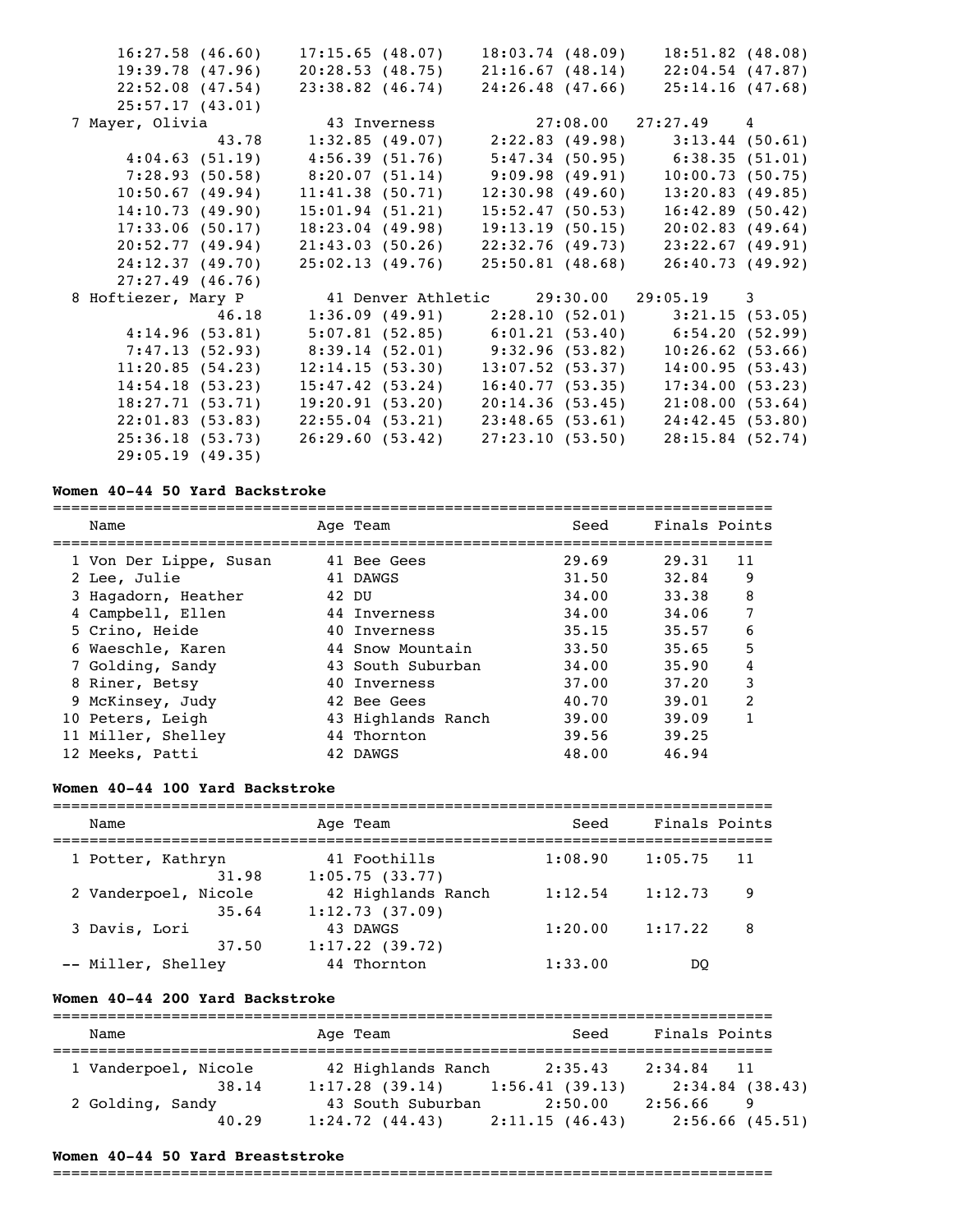```
     16:27.58 (46.60)    17:15.65 (48.07)    18:03.74 (48.09)    18:51.82 (48.08)
     19:39.78 (47.96)    20:28.53 (48.75)    21:16.67 (48.14)    22:04.54 (47.87)
     22:52.08 (47.54)    23:38.82 (46.74)    24:26.48 (47.66)    25:14.16 (47.68)
     25:57.17 (43.01)
  7 Mayer, Olivia             43 Inverness              27:08.00   27:27.49    4
              43.78     1:32.85 (49.07)     2:22.83 (49.98)     3:13.44 (50.61)
      4:04.63 (51.19)     4:56.39 (51.76)     5:47.34 (50.95)     6:38.35 (51.01)
      7:28.93 (50.58)     8:20.07 (51.14)     9:09.98 (49.91)    10:00.73 (50.75)
     10:50.67 (49.94)    11:41.38 (50.71)    12:30.98 (49.60)    13:20.83 (49.85)
     14:10.73 (49.90)    15:01.94 (51.21)    15:52.47 (50.53)    16:42.89 (50.42)
     17:33.06 (50.17)    18:23.04 (49.98)    19:13.19 (50.15)    20:02.83 (49.64)
     20:52.77 (49.94)    21:43.03 (50.26)    22:32.76 (49.73)    23:22.67 (49.91)
     24:12.37 (49.70)    25:02.13 (49.76)    25:50.81 (48.68)    26:40.73 (49.92)
     27:27.49 (46.76)
  8 Hoftiezer, Mary P         41 Denver Athletic        29:30.00   29:05.19    3
              46.18     1:36.09 (49.91)     2:28.10 (52.01)     3:21.15 (53.05)
      4:14.96 (53.81)     5:07.81 (52.85)     6:01.21 (53.40)     6:54.20 (52.99)
      7:47.13 (52.93)     8:39.14 (52.01)     9:32.96 (53.82)    10:26.62 (53.66)
     11:20.85 (54.23)    12:14.15 (53.30)    13:07.52 (53.37)    14:00.95 (53.43)
     14:54.18 (53.23)    15:47.42 (53.24)    16:40.77 (53.35)    17:34.00 (53.23)
     18:27.71 (53.71)    19:20.91 (53.20)    20:14.36 (53.45)    21:08.00 (53.64)
     22:01.83 (53.83)    22:55.04 (53.21)    23:48.65 (53.61)    24:42.45 (53.80)
     25:36.18 (53.73)    26:29.60 (53.42)    27:23.10 (53.50)    28:15.84 (52.74)
     29:05.19 (49.35)
```

**Women 40-44 50 Yard Backstroke**

| | Name | Age | Team | Seed | Finals | Points |
|---|---|---|---|---|---|---|
| 1 | Von Der Lippe, Susan | 41 | Bee Gees | 29.69 | 29.31 | 11 |
| 2 | Lee, Julie | 41 | DAWGS | 31.50 | 32.84 | 9 |
| 3 | Hagadorn, Heather | 42 | DU | 34.00 | 33.38 | 8 |
| 4 | Campbell, Ellen | 44 | Inverness | 34.00 | 34.06 | 7 |
| 5 | Crino, Heide | 40 | Inverness | 35.15 | 35.57 | 6 |
| 6 | Waeschle, Karen | 44 | Snow Mountain | 33.50 | 35.65 | 5 |
| 7 | Golding, Sandy | 43 | South Suburban | 34.00 | 35.90 | 4 |
| 8 | Riner, Betsy | 40 | Inverness | 37.00 | 37.20 | 3 |
| 9 | McKinsey, Judy | 42 | Bee Gees | 40.70 | 39.01 | 2 |
| 10 | Peters, Leigh | 43 | Highlands Ranch | 39.00 | 39.09 | 1 |
| 11 | Miller, Shelley | 44 | Thornton | 39.56 | 39.25 | |
| 12 | Meeks, Patti | 42 | DAWGS | 48.00 | 46.94 | |

**Women 40-44 100 Yard Backstroke**

```
===============================================================================
    Name                    Age Team                    Seed    Finals Points
===============================================================================
  1 Potter, Kathryn          41 Foothills             1:08.90    1:05.75   11
              31.98     1:05.75 (33.77)
  2 Vanderpoel, Nicole       42 Highlands Ranch       1:12.54    1:12.73    9
              35.64     1:12.73 (37.09)
  3 Davis, Lori              43 DAWGS                 1:20.00    1:17.22    8
              37.50     1:17.22 (39.72)
 -- Miller, Shelley          44 Thornton              1:33.00         DQ
```

**Women 40-44 200 Yard Backstroke**

```
===============================================================================
    Name                    Age Team                    Seed    Finals Points
===============================================================================
  1 Vanderpoel, Nicole       42 Highlands Ranch     2:35.43    2:34.84   11
              38.14     1:17.28 (39.14)     1:56.41 (39.13)     2:34.84 (38.43)
  2 Golding, Sandy           43 South Suburban      2:50.00    2:56.66    9
              40.29     1:24.72 (44.43)     2:11.15 (46.43)     2:56.66 (45.51)
```

**Women 40-44 50 Yard Breaststroke**

```
===============================================================================
```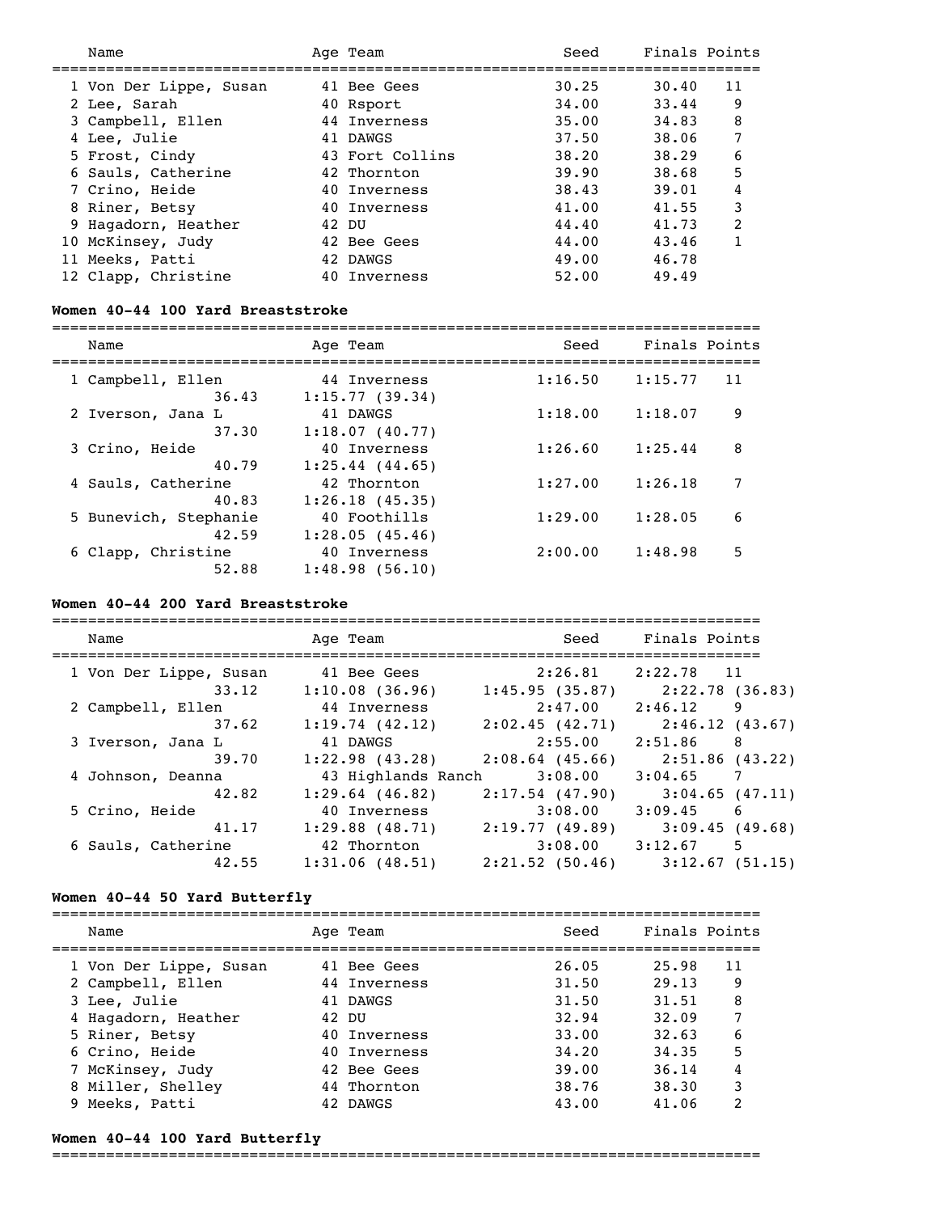| Name | Age | Team | Seed | Finals | Points |
|---|---|---|---|---|---|
| 1 Von Der Lippe, Susan | 41 | Bee Gees | 30.25 | 30.40 | 11 |
| 2 Lee, Sarah | 40 | Rsport | 34.00 | 33.44 | 9 |
| 3 Campbell, Ellen | 44 | Inverness | 35.00 | 34.83 | 8 |
| 4 Lee, Julie | 41 | DAWGS | 37.50 | 38.06 | 7 |
| 5 Frost, Cindy | 43 | Fort Collins | 38.20 | 38.29 | 6 |
| 6 Sauls, Catherine | 42 | Thornton | 39.90 | 38.68 | 5 |
| 7 Crino, Heide | 40 | Inverness | 38.43 | 39.01 | 4 |
| 8 Riner, Betsy | 40 | Inverness | 41.00 | 41.55 | 3 |
| 9 Hagadorn, Heather | 42 | DU | 44.40 | 41.73 | 2 |
| 10 McKinsey, Judy | 42 | Bee Gees | 44.00 | 43.46 | 1 |
| 11 Meeks, Patti | 42 | DAWGS | 49.00 | 46.78 | |
| 12 Clapp, Christine | 40 | Inverness | 52.00 | 49.49 | |

**Women 40-44 100 Yard Breaststroke**

| Name | Age | Team | Seed | Finals | Points |
|---|---|---|---|---|---|
| 1 Campbell, Ellen | 44 | Inverness | 1:16.50 | 1:15.77 | 11 |
| 36.43 | | 1:15.77 (39.34) | | | |
| 2 Iverson, Jana L | 41 | DAWGS | 1:18.00 | 1:18.07 | 9 |
| 37.30 | | 1:18.07 (40.77) | | | |
| 3 Crino, Heide | 40 | Inverness | 1:26.60 | 1:25.44 | 8 |
| 40.79 | | 1:25.44 (44.65) | | | |
| 4 Sauls, Catherine | 42 | Thornton | 1:27.00 | 1:26.18 | 7 |
| 40.83 | | 1:26.18 (45.35) | | | |
| 5 Bunevich, Stephanie | 40 | Foothills | 1:29.00 | 1:28.05 | 6 |
| 42.59 | | 1:28.05 (45.46) | | | |
| 6 Clapp, Christine | 40 | Inverness | 2:00.00 | 1:48.98 | 5 |
| 52.88 | | 1:48.98 (56.10) | | | |

**Women 40-44 200 Yard Breaststroke**

| Name | Age | Team | Seed | Finals | Points |
|---|---|---|---|---|---|
| 1 Von Der Lippe, Susan | 41 | Bee Gees | 2:26.81 | 2:22.78 | 11 |
| 33.12 | | 1:10.08 (36.96) | 1:45.95 (35.87) | 2:22.78 (36.83) | |
| 2 Campbell, Ellen | 44 | Inverness | 2:47.00 | 2:46.12 | 9 |
| 37.62 | | 1:19.74 (42.12) | 2:02.45 (42.71) | 2:46.12 (43.67) | |
| 3 Iverson, Jana L | 41 | DAWGS | 2:55.00 | 2:51.86 | 8 |
| 39.70 | | 1:22.98 (43.28) | 2:08.64 (45.66) | 2:51.86 (43.22) | |
| 4 Johnson, Deanna | 43 | Highlands Ranch | 3:08.00 | 3:04.65 | 7 |
| 42.82 | | 1:29.64 (46.82) | 2:17.54 (47.90) | 3:04.65 (47.11) | |
| 5 Crino, Heide | 40 | Inverness | 3:08.00 | 3:09.45 | 6 |
| 41.17 | | 1:29.88 (48.71) | 2:19.77 (49.89) | 3:09.45 (49.68) | |
| 6 Sauls, Catherine | 42 | Thornton | 3:08.00 | 3:12.67 | 5 |
| 42.55 | | 1:31.06 (48.51) | 2:21.52 (50.46) | 3:12.67 (51.15) | |

**Women 40-44 50 Yard Butterfly**

| Name | Age | Team | Seed | Finals | Points |
|---|---|---|---|---|---|
| 1 Von Der Lippe, Susan | 41 | Bee Gees | 26.05 | 25.98 | 11 |
| 2 Campbell, Ellen | 44 | Inverness | 31.50 | 29.13 | 9 |
| 3 Lee, Julie | 41 | DAWGS | 31.50 | 31.51 | 8 |
| 4 Hagadorn, Heather | 42 | DU | 32.94 | 32.09 | 7 |
| 5 Riner, Betsy | 40 | Inverness | 33.00 | 32.63 | 6 |
| 6 Crino, Heide | 40 | Inverness | 34.20 | 34.35 | 5 |
| 7 McKinsey, Judy | 42 | Bee Gees | 39.00 | 36.14 | 4 |
| 8 Miller, Shelley | 44 | Thornton | 38.76 | 38.30 | 3 |
| 9 Meeks, Patti | 42 | DAWGS | 43.00 | 41.06 | 2 |

**Women 40-44 100 Yard Butterfly**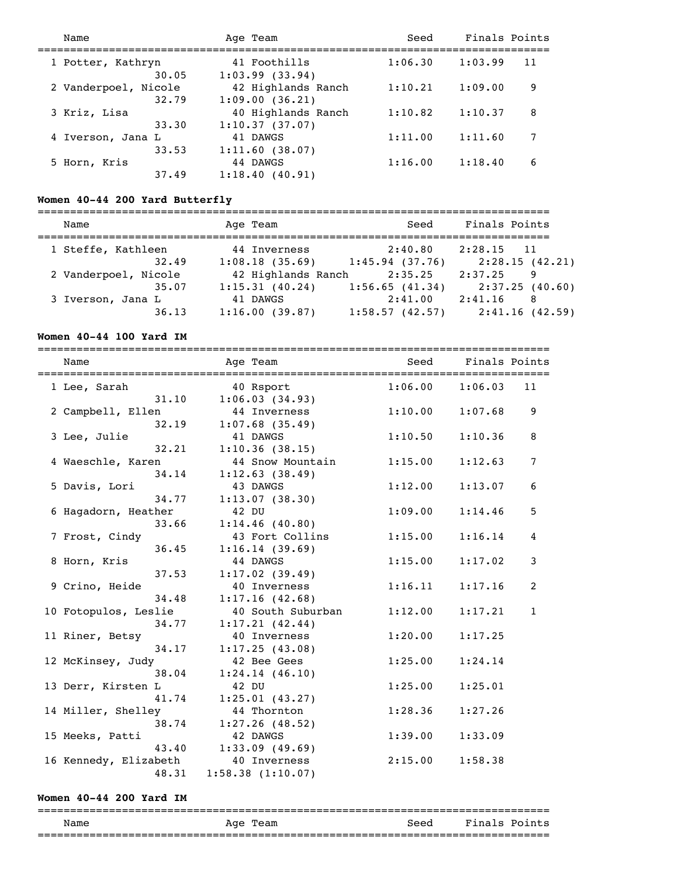| Name | Age | Team | Seed | Finals | Points |
|---|---|---|---|---|---|
| 1 Potter, Kathryn | 41 | Foothills | 1:06.30 | 1:03.99 | 11 |
| 30.05 | 1:03.99 (33.94) | | | | |
| 2 Vanderpoel, Nicole | 42 | Highlands Ranch | 1:10.21 | 1:09.00 | 9 |
| 32.79 | 1:09.00 (36.21) | | | | |
| 3 Kriz, Lisa | 40 | Highlands Ranch | 1:10.82 | 1:10.37 | 8 |
| 33.30 | 1:10.37 (37.07) | | | | |
| 4 Iverson, Jana L | 41 | DAWGS | 1:11.00 | 1:11.60 | 7 |
| 33.53 | 1:11.60 (38.07) | | | | |
| 5 Horn, Kris | 44 | DAWGS | 1:16.00 | 1:18.40 | 6 |
| 37.49 | 1:18.40 (40.91) | | | | |

**Women 40-44 200 Yard Butterfly**

| Name | Age | Team | Seed | Finals | Points |
|---|---|---|---|---|---|
| 1 Steffe, Kathleen | 44 | Inverness | 2:40.80 | 2:28.15 | 11 |
| 32.49 | 1:08.18 (35.69) | 1:45.94 (37.76) | 2:28.15 (42.21) | | |
| 2 Vanderpoel, Nicole | 42 | Highlands Ranch | 2:35.25 | 2:37.25 | 9 |
| 35.07 | 1:15.31 (40.24) | 1:56.65 (41.34) | 2:37.25 (40.60) | | |
| 3 Iverson, Jana L | 41 | DAWGS | 2:41.00 | 2:41.16 | 8 |
| 36.13 | 1:16.00 (39.87) | 1:58.57 (42.57) | 2:41.16 (42.59) | | |

**Women 40-44 100 Yard IM**

| Name | Age | Team | Seed | Finals | Points |
|---|---|---|---|---|---|
| 1 Lee, Sarah | 40 | Rsport | 1:06.00 | 1:06.03 | 11 |
| 31.10 | 1:06.03 (34.93) | | | | |
| 2 Campbell, Ellen | 44 | Inverness | 1:10.00 | 1:07.68 | 9 |
| 32.19 | 1:07.68 (35.49) | | | | |
| 3 Lee, Julie | 41 | DAWGS | 1:10.50 | 1:10.36 | 8 |
| 32.21 | 1:10.36 (38.15) | | | | |
| 4 Waeschle, Karen | 44 | Snow Mountain | 1:15.00 | 1:12.63 | 7 |
| 34.14 | 1:12.63 (38.49) | | | | |
| 5 Davis, Lori | 43 | DAWGS | 1:12.00 | 1:13.07 | 6 |
| 34.77 | 1:13.07 (38.30) | | | | |
| 6 Hagadorn, Heather | 42 | DU | 1:09.00 | 1:14.46 | 5 |
| 33.66 | 1:14.46 (40.80) | | | | |
| 7 Frost, Cindy | 43 | Fort Collins | 1:15.00 | 1:16.14 | 4 |
| 36.45 | 1:16.14 (39.69) | | | | |
| 8 Horn, Kris | 44 | DAWGS | 1:15.00 | 1:17.02 | 3 |
| 37.53 | 1:17.02 (39.49) | | | | |
| 9 Crino, Heide | 40 | Inverness | 1:16.11 | 1:17.16 | 2 |
| 34.48 | 1:17.16 (42.68) | | | | |
| 10 Fotopulos, Leslie | 40 | South Suburban | 1:12.00 | 1:17.21 | 1 |
| 34.77 | 1:17.21 (42.44) | | | | |
| 11 Riner, Betsy | 40 | Inverness | 1:20.00 | 1:17.25 | |
| 34.17 | 1:17.25 (43.08) | | | | |
| 12 McKinsey, Judy | 42 | Bee Gees | 1:25.00 | 1:24.14 | |
| 38.04 | 1:24.14 (46.10) | | | | |
| 13 Derr, Kirsten L | 42 | DU | 1:25.00 | 1:25.01 | |
| 41.74 | 1:25.01 (43.27) | | | | |
| 14 Miller, Shelley | 44 | Thornton | 1:28.36 | 1:27.26 | |
| 38.74 | 1:27.26 (48.52) | | | | |
| 15 Meeks, Patti | 42 | DAWGS | 1:39.00 | 1:33.09 | |
| 43.40 | 1:33.09 (49.69) | | | | |
| 16 Kennedy, Elizabeth | 40 | Inverness | 2:15.00 | 1:58.38 | |
| 48.31 | 1:58.38 (1:10.07) | | | | |

**Women 40-44 200 Yard IM**

| Name | Age | Team | Seed | Finals | Points |
|---|---|---|---|---|---|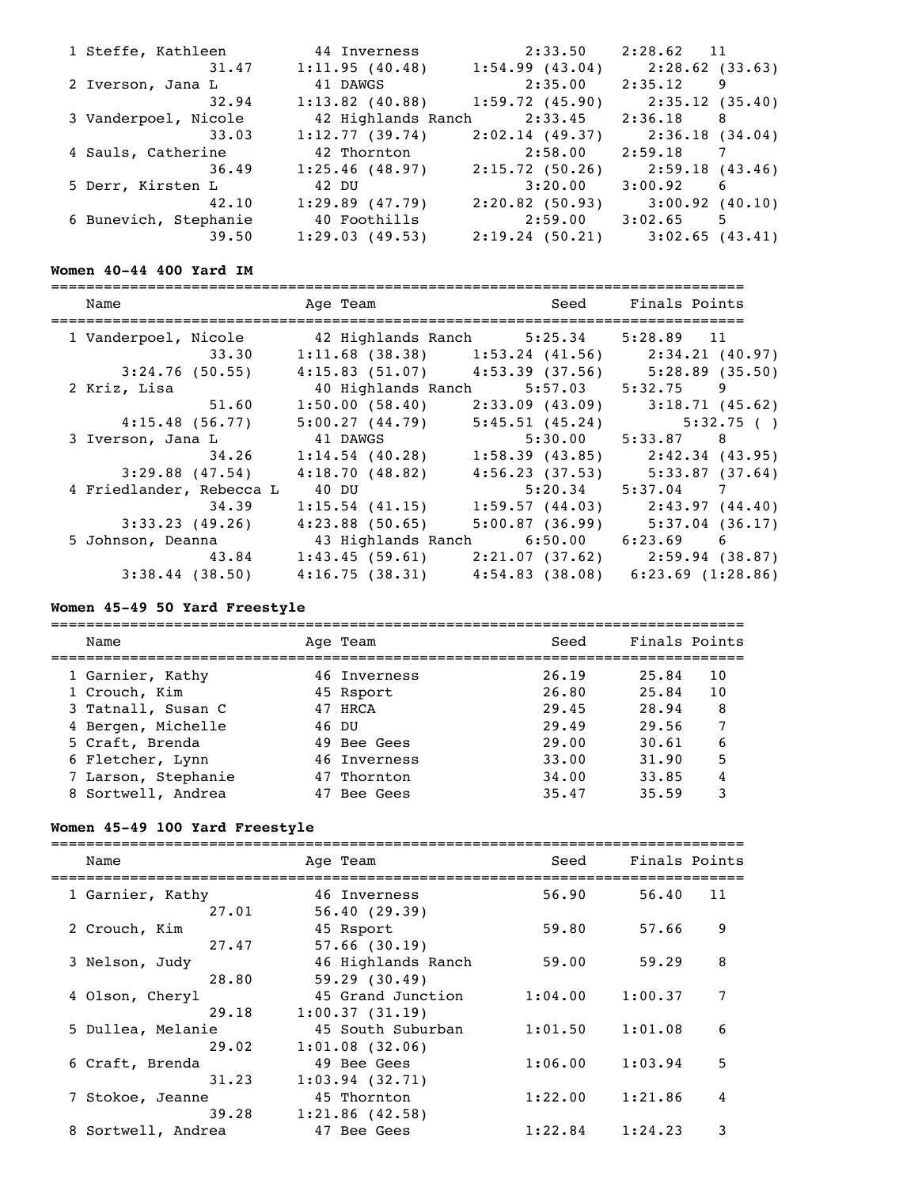| Name | Age | Team | Seed | Finals | Points |
|---|---|---|---|---|---|
| 1 Steffe, Kathleen | 44 | Inverness | 2:33.50 | 2:28.62 | 11 |
| 31.47 | 1:11.95 (40.48) | 1:54.99 (43.04) | 2:28.62 (33.63) | | |
| 2 Iverson, Jana L | 41 | DAWGS | 2:35.00 | 2:35.12 | 9 |
| 32.94 | 1:13.82 (40.88) | 1:59.72 (45.90) | 2:35.12 (35.40) | | |
| 3 Vanderpoel, Nicole | 42 | Highlands Ranch | 2:33.45 | 2:36.18 | 8 |
| 33.03 | 1:12.77 (39.74) | 2:02.14 (49.37) | 2:36.18 (34.04) | | |
| 4 Sauls, Catherine | 42 | Thornton | 2:58.00 | 2:59.18 | 7 |
| 36.49 | 1:25.46 (48.97) | 2:15.72 (50.26) | 2:59.18 (43.46) | | |
| 5 Derr, Kirsten L | 42 | DU | 3:20.00 | 3:00.92 | 6 |
| 42.10 | 1:29.89 (47.79) | 2:20.82 (50.93) | 3:00.92 (40.10) | | |
| 6 Bunevich, Stephanie | 40 | Foothills | 2:59.00 | 3:02.65 | 5 |
| 39.50 | 1:29.03 (49.53) | 2:19.24 (50.21) | 3:02.65 (43.41) | | |

**Women 40-44 400 Yard IM**

| Name | Age | Team | Seed | Finals | Points |
|---|---|---|---|---|---|
| 1 Vanderpoel, Nicole | 42 | Highlands Ranch | 5:25.34 | 5:28.89 | 11 |
| 33.30 | 1:11.68 (38.38) | 1:53.24 (41.56) | 2:34.21 (40.97) | | |
| 3:24.76 (50.55) | 4:15.83 (51.07) | 4:53.39 (37.56) | 5:28.89 (35.50) | | |
| 2 Kriz, Lisa | 40 | Highlands Ranch | 5:57.03 | 5:32.75 | 9 |
| 51.60 | 1:50.00 (58.40) | 2:33.09 (43.09) | 3:18.71 (45.62) | | |
| 4:15.48 (56.77) | 5:00.27 (44.79) | 5:45.51 (45.24) | 5:32.75 ( ) | | |
| 3 Iverson, Jana L | 41 | DAWGS | 5:30.00 | 5:33.87 | 8 |
| 34.26 | 1:14.54 (40.28) | 1:58.39 (43.85) | 2:42.34 (43.95) | | |
| 3:29.88 (47.54) | 4:18.70 (48.82) | 4:56.23 (37.53) | 5:33.87 (37.64) | | |
| 4 Friedlander, Rebecca L | 40 | DU | 5:20.34 | 5:37.04 | 7 |
| 34.39 | 1:15.54 (41.15) | 1:59.57 (44.03) | 2:43.97 (44.40) | | |
| 3:33.23 (49.26) | 4:23.88 (50.65) | 5:00.87 (36.99) | 5:37.04 (36.17) | | |
| 5 Johnson, Deanna | 43 | Highlands Ranch | 6:50.00 | 6:23.69 | 6 |
| 43.84 | 1:43.45 (59.61) | 2:21.07 (37.62) | 2:59.94 (38.87) | | |
| 3:38.44 (38.50) | 4:16.75 (38.31) | 4:54.83 (38.08) | 6:23.69 (1:28.86) | | |

**Women 45-49 50 Yard Freestyle**

| Name | Age | Team | Seed | Finals | Points |
|---|---|---|---|---|---|
| 1 Garnier, Kathy | 46 | Inverness | 26.19 | 25.84 | 10 |
| 1 Crouch, Kim | 45 | Rsport | 26.80 | 25.84 | 10 |
| 3 Tatnall, Susan C | 47 | HRCA | 29.45 | 28.94 | 8 |
| 4 Bergen, Michelle | 46 | DU | 29.49 | 29.56 | 7 |
| 5 Craft, Brenda | 49 | Bee Gees | 29.00 | 30.61 | 6 |
| 6 Fletcher, Lynn | 46 | Inverness | 33.00 | 31.90 | 5 |
| 7 Larson, Stephanie | 47 | Thornton | 34.00 | 33.85 | 4 |
| 8 Sortwell, Andrea | 47 | Bee Gees | 35.47 | 35.59 | 3 |

**Women 45-49 100 Yard Freestyle**

| Name | Age | Team | Seed | Finals | Points |
|---|---|---|---|---|---|
| 1 Garnier, Kathy | 46 | Inverness | 56.90 | 56.40 | 11 |
| 27.01 | 56.40 (29.39) | | | | |
| 2 Crouch, Kim | 45 | Rsport | 59.80 | 57.66 | 9 |
| 27.47 | 57.66 (30.19) | | | | |
| 3 Nelson, Judy | 46 | Highlands Ranch | 59.00 | 59.29 | 8 |
| 28.80 | 59.29 (30.49) | | | | |
| 4 Olson, Cheryl | 45 | Grand Junction | 1:04.00 | 1:00.37 | 7 |
| 29.18 | 1:00.37 (31.19) | | | | |
| 5 Dullea, Melanie | 45 | South Suburban | 1:01.50 | 1:01.08 | 6 |
| 29.02 | 1:01.08 (32.06) | | | | |
| 6 Craft, Brenda | 49 | Bee Gees | 1:06.00 | 1:03.94 | 5 |
| 31.23 | 1:03.94 (32.71) | | | | |
| 7 Stokoe, Jeanne | 45 | Thornton | 1:22.00 | 1:21.86 | 4 |
| 39.28 | 1:21.86 (42.58) | | | | |
| 8 Sortwell, Andrea | 47 | Bee Gees | 1:22.84 | 1:24.23 | 3 |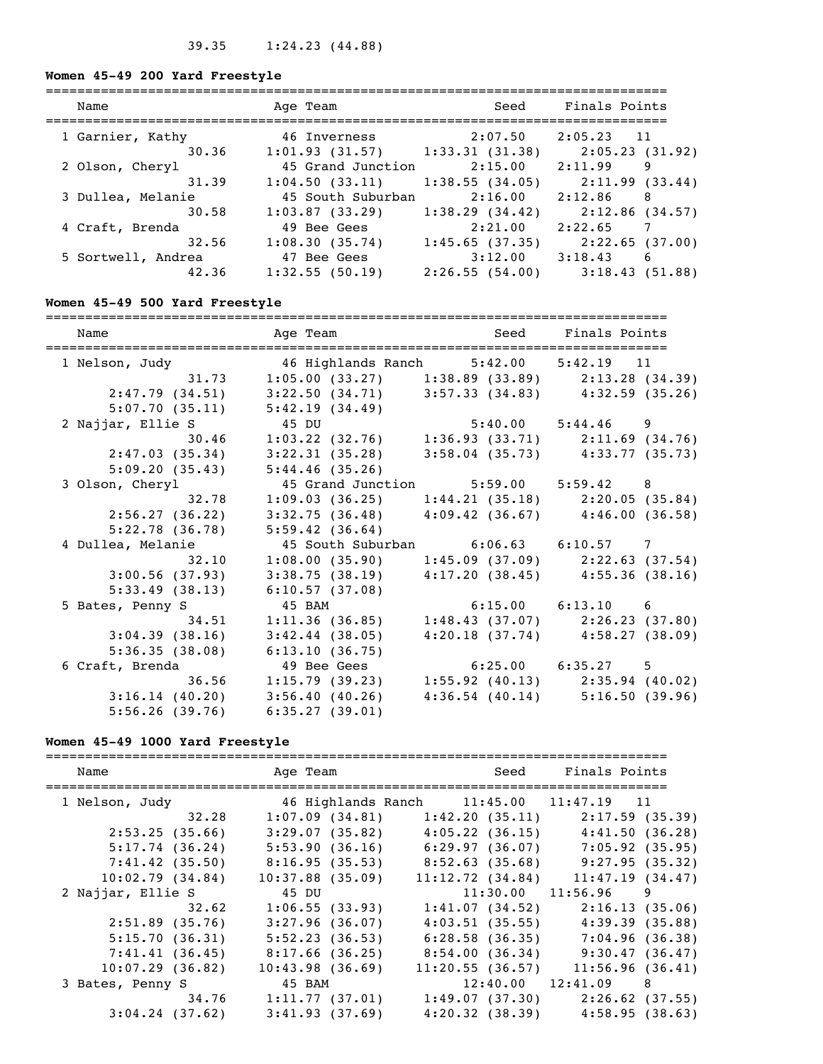39.35    1:24.23 (44.88)

**Women 45-49 200 Yard Freestyle**

```
===============================================================================
    Name                    Age Team                    Seed    Finals Points
===============================================================================
  1 Garnier, Kathy           46 Inverness            2:07.50    2:05.23   11
                 30.36     1:01.93 (31.57)     1:33.31 (31.38)     2:05.23 (31.92)
  2 Olson, Cheryl            45 Grand Junction       2:15.00    2:11.99    9
                 31.39     1:04.50 (33.11)     1:38.55 (34.05)     2:11.99 (33.44)
  3 Dullea, Melanie          45 South Suburban       2:16.00    2:12.86    8
                 30.58     1:03.87 (33.29)     1:38.29 (34.42)     2:12.86 (34.57)
  4 Craft, Brenda            49 Bee Gees             2:21.00    2:22.65    7
                 32.56     1:08.30 (35.74)     1:45.65 (37.35)     2:22.65 (37.00)
  5 Sortwell, Andrea         47 Bee Gees             3:12.00    3:18.43    6
                 42.36     1:32.55 (50.19)     2:26.55 (54.00)     3:18.43 (51.88)
```

**Women 45-49 500 Yard Freestyle**

```
===============================================================================
    Name                    Age Team                    Seed    Finals Points
===============================================================================
  1 Nelson, Judy             46 Highlands Ranch      5:42.00    5:42.19   11
                 31.73     1:05.00 (33.27)     1:38.89 (33.89)     2:13.28 (34.39)
        2:47.79 (34.51)    3:22.50 (34.71)     3:57.33 (34.83)     4:32.59 (35.26)
        5:07.70 (35.11)    5:42.19 (34.49)
  2 Najjar, Ellie S          45 DU                   5:40.00    5:44.46    9
                 30.46     1:03.22 (32.76)     1:36.93 (33.71)     2:11.69 (34.76)
        2:47.03 (35.34)    3:22.31 (35.28)     3:58.04 (35.73)     4:33.77 (35.73)
        5:09.20 (35.43)    5:44.46 (35.26)
  3 Olson, Cheryl            45 Grand Junction       5:59.00    5:59.42    8
                 32.78     1:09.03 (36.25)     1:44.21 (35.18)     2:20.05 (35.84)
        2:56.27 (36.22)    3:32.75 (36.48)     4:09.42 (36.67)     4:46.00 (36.58)
        5:22.78 (36.78)    5:59.42 (36.64)
  4 Dullea, Melanie          45 South Suburban       6:06.63    6:10.57    7
                 32.10     1:08.00 (35.90)     1:45.09 (37.09)     2:22.63 (37.54)
        3:00.56 (37.93)    3:38.75 (38.19)     4:17.20 (38.45)     4:55.36 (38.16)
        5:33.49 (38.13)    6:10.57 (37.08)
  5 Bates, Penny S           45 BAM                  6:15.00    6:13.10    6
                 34.51     1:11.36 (36.85)     1:48.43 (37.07)     2:26.23 (37.80)
        3:04.39 (38.16)    3:42.44 (38.05)     4:20.18 (37.74)     4:58.27 (38.09)
        5:36.35 (38.08)    6:13.10 (36.75)
  6 Craft, Brenda            49 Bee Gees             6:25.00    6:35.27    5
                 36.56     1:15.79 (39.23)     1:55.92 (40.13)     2:35.94 (40.02)
        3:16.14 (40.20)    3:56.40 (40.26)     4:36.54 (40.14)     5:16.50 (39.96)
        5:56.26 (39.76)    6:35.27 (39.01)
```

**Women 45-49 1000 Yard Freestyle**

```
===============================================================================
    Name                    Age Team                    Seed    Finals Points
===============================================================================
  1 Nelson, Judy             46 Highlands Ranch     11:45.00   11:47.19   11
                 32.28     1:07.09 (34.81)     1:42.20 (35.11)     2:17.59 (35.39)
        2:53.25 (35.66)    3:29.07 (35.82)     4:05.22 (36.15)     4:41.50 (36.28)
        5:17.74 (36.24)    5:53.90 (36.16)     6:29.97 (36.07)     7:05.92 (35.95)
        7:41.42 (35.50)    8:16.95 (35.53)     8:52.63 (35.68)     9:27.95 (35.32)
       10:02.79 (34.84)   10:37.88 (35.09)    11:12.72 (34.84)    11:47.19 (34.47)
  2 Najjar, Ellie S          45 DU                  11:30.00   11:56.96    9
                 32.62     1:06.55 (33.93)     1:41.07 (34.52)     2:16.13 (35.06)
        2:51.89 (35.76)    3:27.96 (36.07)     4:03.51 (35.55)     4:39.39 (35.88)
        5:15.70 (36.31)    5:52.23 (36.53)     6:28.58 (36.35)     7:04.96 (36.38)
        7:41.41 (36.45)    8:17.66 (36.25)     8:54.00 (36.34)     9:30.47 (36.47)
       10:07.29 (36.82)   10:43.98 (36.69)    11:20.55 (36.57)    11:56.96 (36.41)
  3 Bates, Penny S           45 BAM                 12:40.00   12:41.09    8
                 34.76     1:11.77 (37.01)     1:49.07 (37.30)     2:26.62 (37.55)
        3:04.24 (37.62)    3:41.93 (37.69)     4:20.32 (38.39)     4:58.95 (38.63)
```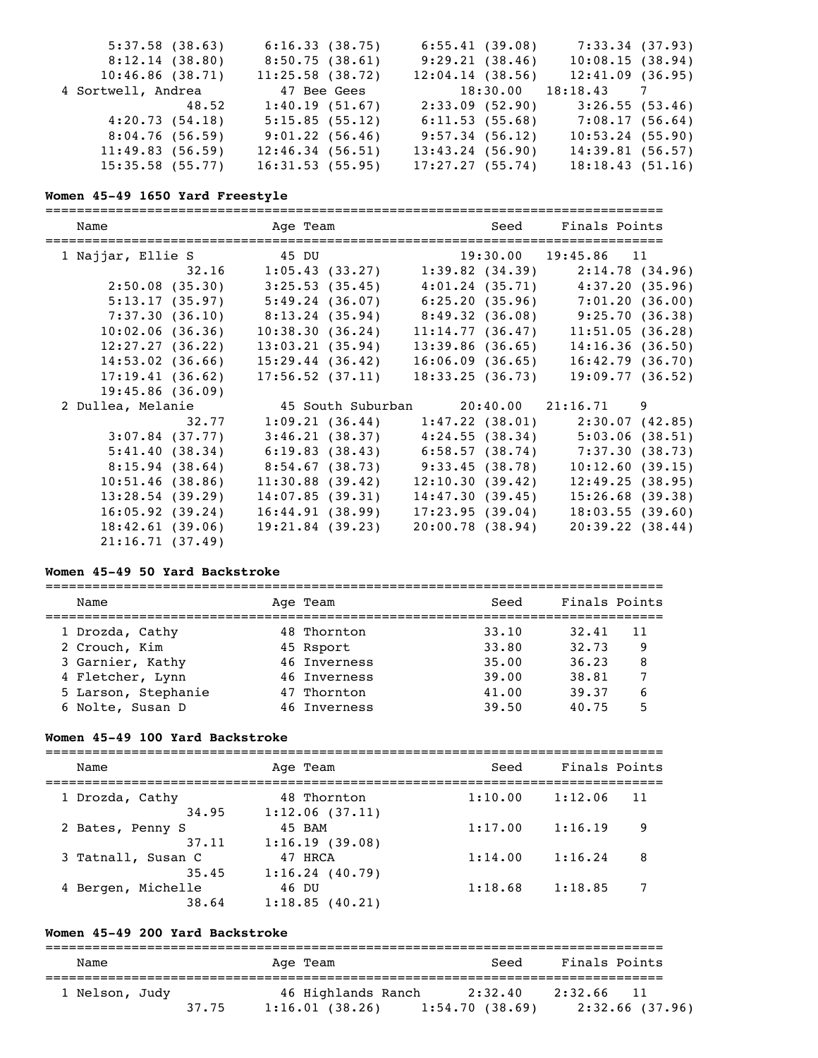| | | | |
|---|---|---|---|
| 5:37.58 (38.63) | 6:16.33 (38.75) | 6:55.41 (39.08) | 7:33.34 (37.93) |
| 8:12.14 (38.80) | 8:50.75 (38.61) | 9:29.21 (38.46) | 10:08.15 (38.94) |
| 10:46.86 (38.71) | 11:25.58 (38.72) | 12:04.14 (38.56) | 12:41.09 (36.95) |

4 Sortwell, Andrea — 47 Bee Gees — Seed 18:30.00 — Finals 18:18.43 — Points 7

| | | | |
|---|---|---|---|
| 48.52 | 1:40.19 (51.67) | 2:33.09 (52.90) | 3:26.55 (53.46) |
| 4:20.73 (54.18) | 5:15.85 (55.12) | 6:11.53 (55.68) | 7:08.17 (56.64) |
| 8:04.76 (56.59) | 9:01.22 (56.46) | 9:57.34 (56.12) | 10:53.24 (55.90) |
| 11:49.83 (56.59) | 12:46.34 (56.51) | 13:43.24 (56.90) | 14:39.81 (56.57) |
| 15:35.58 (55.77) | 16:31.53 (55.95) | 17:27.27 (55.74) | 18:18.43 (51.16) |

**Women 45-49 1650 Yard Freestyle**

| Name | Age | Team | Seed | Finals | Points |
|---|---|---|---|---|---|
| 1 Najjar, Ellie S | 45 | DU | 19:30.00 | 19:45.86 | 11 |

| | | | |
|---|---|---|---|
| 32.16 | 1:05.43 (33.27) | 1:39.82 (34.39) | 2:14.78 (34.96) |
| 2:50.08 (35.30) | 3:25.53 (35.45) | 4:01.24 (35.71) | 4:37.20 (35.96) |
| 5:13.17 (35.97) | 5:49.24 (36.07) | 6:25.20 (35.96) | 7:01.20 (36.00) |
| 7:37.30 (36.10) | 8:13.24 (35.94) | 8:49.32 (36.08) | 9:25.70 (36.38) |
| 10:02.06 (36.36) | 10:38.30 (36.24) | 11:14.77 (36.47) | 11:51.05 (36.28) |
| 12:27.27 (36.22) | 13:03.21 (35.94) | 13:39.86 (36.65) | 14:16.36 (36.50) |
| 14:53.02 (36.66) | 15:29.44 (36.42) | 16:06.09 (36.65) | 16:42.79 (36.70) |
| 17:19.41 (36.62) | 17:56.52 (37.11) | 18:33.25 (36.73) | 19:09.77 (36.52) |
| 19:45.86 (36.09) | | | |

| Name | Age | Team | Seed | Finals | Points |
|---|---|---|---|---|---|
| 2 Dullea, Melanie | 45 | South Suburban | 20:40.00 | 21:16.71 | 9 |

| | | | |
|---|---|---|---|
| 32.77 | 1:09.21 (36.44) | 1:47.22 (38.01) | 2:30.07 (42.85) |
| 3:07.84 (37.77) | 3:46.21 (38.37) | 4:24.55 (38.34) | 5:03.06 (38.51) |
| 5:41.40 (38.34) | 6:19.83 (38.43) | 6:58.57 (38.74) | 7:37.30 (38.73) |
| 8:15.94 (38.64) | 8:54.67 (38.73) | 9:33.45 (38.78) | 10:12.60 (39.15) |
| 10:51.46 (38.86) | 11:30.88 (39.42) | 12:10.30 (39.42) | 12:49.25 (38.95) |
| 13:28.54 (39.29) | 14:07.85 (39.31) | 14:47.30 (39.45) | 15:26.68 (39.38) |
| 16:05.92 (39.24) | 16:44.91 (38.99) | 17:23.95 (39.04) | 18:03.55 (39.60) |
| 18:42.61 (39.06) | 19:21.84 (39.23) | 20:00.78 (38.94) | 20:39.22 (38.44) |
| 21:16.71 (37.49) | | | |

**Women 45-49 50 Yard Backstroke**

| Name | Age | Team | Seed | Finals | Points |
|---|---|---|---|---|---|
| 1 Drozda, Cathy | 48 | Thornton | 33.10 | 32.41 | 11 |
| 2 Crouch, Kim | 45 | Rsport | 33.80 | 32.73 | 9 |
| 3 Garnier, Kathy | 46 | Inverness | 35.00 | 36.23 | 8 |
| 4 Fletcher, Lynn | 46 | Inverness | 39.00 | 38.81 | 7 |
| 5 Larson, Stephanie | 47 | Thornton | 41.00 | 39.37 | 6 |
| 6 Nolte, Susan D | 46 | Inverness | 39.50 | 40.75 | 5 |

**Women 45-49 100 Yard Backstroke**

| Name | Age | Team | Seed | Finals | Points |
|---|---|---|---|---|---|
| 1 Drozda, Cathy | 48 | Thornton | 1:10.00 | 1:12.06 | 11 |
| 34.95 | | 1:12.06 (37.11) | | | |
| 2 Bates, Penny S | 45 | BAM | 1:17.00 | 1:16.19 | 9 |
| 37.11 | | 1:16.19 (39.08) | | | |
| 3 Tatnall, Susan C | 47 | HRCA | 1:14.00 | 1:16.24 | 8 |
| 35.45 | | 1:16.24 (40.79) | | | |
| 4 Bergen, Michelle | 46 | DU | 1:18.68 | 1:18.85 | 7 |
| 38.64 | | 1:18.85 (40.21) | | | |

**Women 45-49 200 Yard Backstroke**

| Name | Age | Team | Seed | Finals | Points |
|---|---|---|---|---|---|
| 1 Nelson, Judy | 46 | Highlands Ranch | 2:32.40 | 2:32.66 | 11 |

| | | | |
|---|---|---|---|
| 37.75 | 1:16.01 (38.26) | 1:54.70 (38.69) | 2:32.66 (37.96) |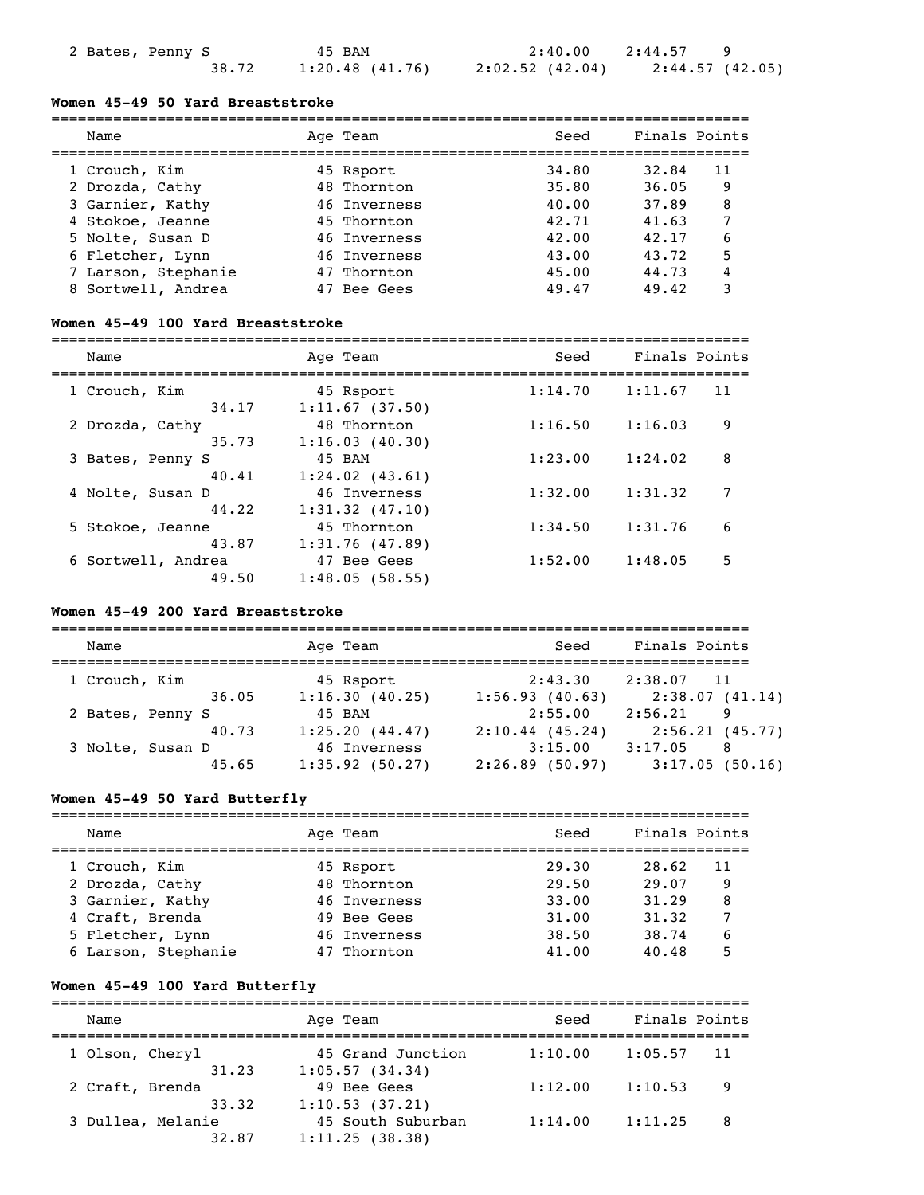| Name | Age | Team | Seed | Finals | Points |
|---|---|---|---|---|---|
| 2 Bates, Penny S | 45 | BAM | 2:40.00 | 2:44.57 | 9 |
| 38.72 | 1:20.48 (41.76) | 2:02.52 (42.04) | 2:44.57 (42.05) | | |

### Women 45-49 50 Yard Breaststroke

| Name | Age | Team | Seed | Finals | Points |
|---|---|---|---|---|---|
| 1 Crouch, Kim | 45 | Rsport | 34.80 | 32.84 | 11 |
| 2 Drozda, Cathy | 48 | Thornton | 35.80 | 36.05 | 9 |
| 3 Garnier, Kathy | 46 | Inverness | 40.00 | 37.89 | 8 |
| 4 Stokoe, Jeanne | 45 | Thornton | 42.71 | 41.63 | 7 |
| 5 Nolte, Susan D | 46 | Inverness | 42.00 | 42.17 | 6 |
| 6 Fletcher, Lynn | 46 | Inverness | 43.00 | 43.72 | 5 |
| 7 Larson, Stephanie | 47 | Thornton | 45.00 | 44.73 | 4 |
| 8 Sortwell, Andrea | 47 | Bee Gees | 49.47 | 49.42 | 3 |

### Women 45-49 100 Yard Breaststroke

| Name | Age | Team | Seed | Finals | Points |
|---|---|---|---|---|---|
| 1 Crouch, Kim | 45 | Rsport | 1:14.70 | 1:11.67 | 11 |
| 34.17 | 1:11.67 (37.50) | | | | |
| 2 Drozda, Cathy | 48 | Thornton | 1:16.50 | 1:16.03 | 9 |
| 35.73 | 1:16.03 (40.30) | | | | |
| 3 Bates, Penny S | 45 | BAM | 1:23.00 | 1:24.02 | 8 |
| 40.41 | 1:24.02 (43.61) | | | | |
| 4 Nolte, Susan D | 46 | Inverness | 1:32.00 | 1:31.32 | 7 |
| 44.22 | 1:31.32 (47.10) | | | | |
| 5 Stokoe, Jeanne | 45 | Thornton | 1:34.50 | 1:31.76 | 6 |
| 43.87 | 1:31.76 (47.89) | | | | |
| 6 Sortwell, Andrea | 47 | Bee Gees | 1:52.00 | 1:48.05 | 5 |
| 49.50 | 1:48.05 (58.55) | | | | |

### Women 45-49 200 Yard Breaststroke

| Name | Age | Team | Seed | Finals | Points |
|---|---|---|---|---|---|
| 1 Crouch, Kim | 45 | Rsport | 2:43.30 | 2:38.07 | 11 |
| 36.05 | 1:16.30 (40.25) | 1:56.93 (40.63) | 2:38.07 (41.14) | | |
| 2 Bates, Penny S | 45 | BAM | 2:55.00 | 2:56.21 | 9 |
| 40.73 | 1:25.20 (44.47) | 2:10.44 (45.24) | 2:56.21 (45.77) | | |
| 3 Nolte, Susan D | 46 | Inverness | 3:15.00 | 3:17.05 | 8 |
| 45.65 | 1:35.92 (50.27) | 2:26.89 (50.97) | 3:17.05 (50.16) | | |

### Women 45-49 50 Yard Butterfly

| Name | Age | Team | Seed | Finals | Points |
|---|---|---|---|---|---|
| 1 Crouch, Kim | 45 | Rsport | 29.30 | 28.62 | 11 |
| 2 Drozda, Cathy | 48 | Thornton | 29.50 | 29.07 | 9 |
| 3 Garnier, Kathy | 46 | Inverness | 33.00 | 31.29 | 8 |
| 4 Craft, Brenda | 49 | Bee Gees | 31.00 | 31.32 | 7 |
| 5 Fletcher, Lynn | 46 | Inverness | 38.50 | 38.74 | 6 |
| 6 Larson, Stephanie | 47 | Thornton | 41.00 | 40.48 | 5 |

### Women 45-49 100 Yard Butterfly

| Name | Age | Team | Seed | Finals | Points |
|---|---|---|---|---|---|
| 1 Olson, Cheryl | 45 | Grand Junction | 1:10.00 | 1:05.57 | 11 |
| 31.23 | 1:05.57 (34.34) | | | | |
| 2 Craft, Brenda | 49 | Bee Gees | 1:12.00 | 1:10.53 | 9 |
| 33.32 | 1:10.53 (37.21) | | | | |
| 3 Dullea, Melanie | 45 | South Suburban | 1:14.00 | 1:11.25 | 8 |
| 32.87 | 1:11.25 (38.38) | | | | |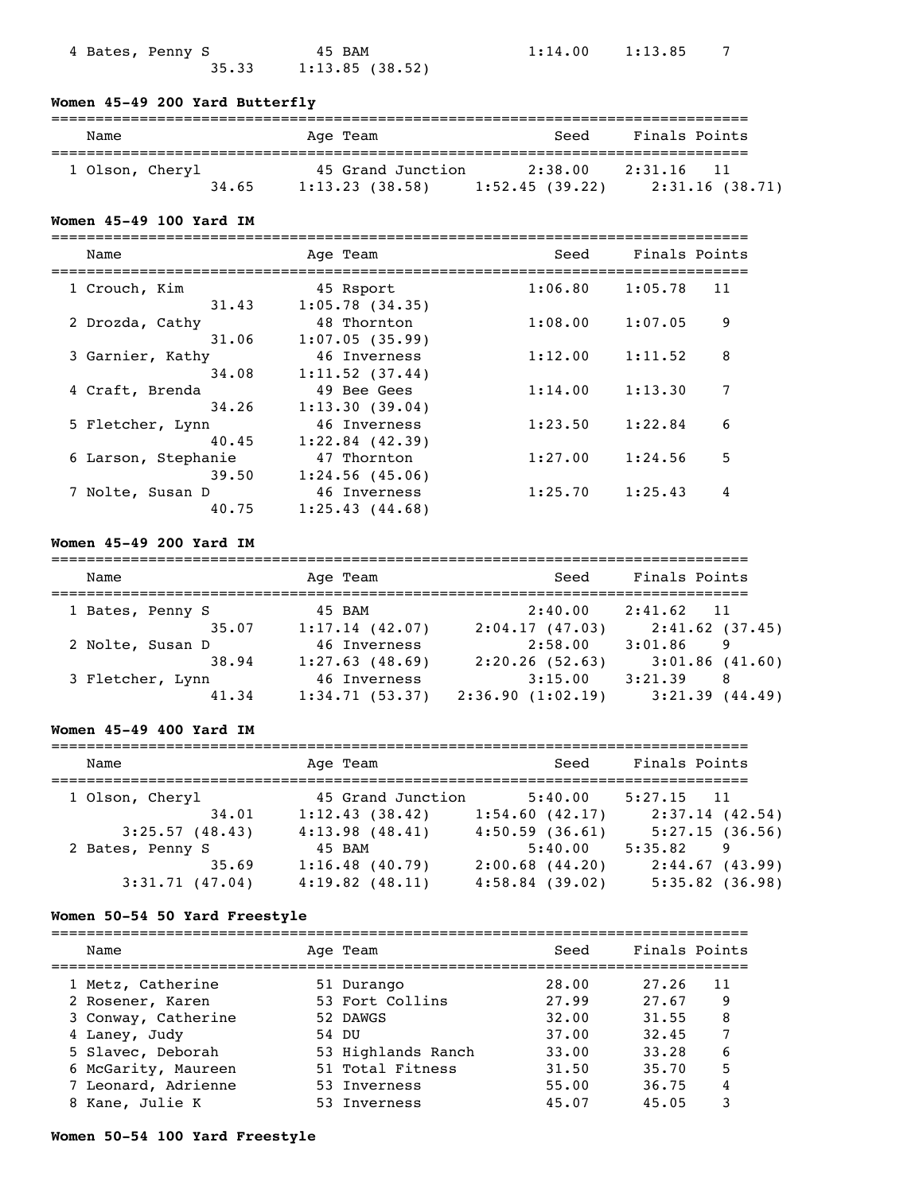```
  4 Bates, Penny S            45 BAM                    1:14.00    1:13.85    7
                 35.33     1:13.85 (38.52)
```

**Women 45-49 200 Yard Butterfly**

```
===============================================================================
    Name                    Age Team                    Seed    Finals Points
===============================================================================
  1 Olson, Cheryl           45 Grand Junction        2:38.00    2:31.16   11
                 34.65     1:13.23 (38.58)     1:52.45 (39.22)     2:31.16 (38.71)
```

**Women 45-49 100 Yard IM**

```
===============================================================================
    Name                    Age Team                    Seed    Finals Points
===============================================================================
  1 Crouch, Kim             45 Rsport                1:06.80    1:05.78   11
                 31.43     1:05.78 (34.35)
  2 Drozda, Cathy           48 Thornton              1:08.00    1:07.05    9
                 31.06     1:07.05 (35.99)
  3 Garnier, Kathy          46 Inverness             1:12.00    1:11.52    8
                 34.08     1:11.52 (37.44)
  4 Craft, Brenda           49 Bee Gees              1:14.00    1:13.30    7
                 34.26     1:13.30 (39.04)
  5 Fletcher, Lynn          46 Inverness             1:23.50    1:22.84    6
                 40.45     1:22.84 (42.39)
  6 Larson, Stephanie       47 Thornton              1:27.00    1:24.56    5
                 39.50     1:24.56 (45.06)
  7 Nolte, Susan D          46 Inverness             1:25.70    1:25.43    4
                 40.75     1:25.43 (44.68)
```

**Women 45-49 200 Yard IM**

```
===============================================================================
    Name                    Age Team                    Seed    Finals Points
===============================================================================
  1 Bates, Penny S          45 BAM                   2:40.00    2:41.62   11
                 35.07     1:17.14 (42.07)     2:04.17 (47.03)     2:41.62 (37.45)
  2 Nolte, Susan D          46 Inverness             2:58.00    3:01.86    9
                 38.94     1:27.63 (48.69)     2:20.26 (52.63)     3:01.86 (41.60)
  3 Fletcher, Lynn          46 Inverness             3:15.00    3:21.39    8
                 41.34     1:34.71 (53.37)   2:36.90 (1:02.19)     3:21.39 (44.49)
```

**Women 45-49 400 Yard IM**

```
===============================================================================
    Name                    Age Team                    Seed    Finals Points
===============================================================================
  1 Olson, Cheryl           45 Grand Junction        5:40.00    5:27.15   11
                 34.01     1:12.43 (38.42)     1:54.60 (42.17)     2:37.14 (42.54)
       3:25.57 (48.43)     4:13.98 (48.41)     4:50.59 (36.61)     5:27.15 (36.56)
  2 Bates, Penny S          45 BAM                   5:40.00    5:35.82    9
                 35.69     1:16.48 (40.79)     2:00.68 (44.20)     2:44.67 (43.99)
       3:31.71 (47.04)     4:19.82 (48.11)     4:58.84 (39.02)     5:35.82 (36.98)
```

**Women 50-54 50 Yard Freestyle**

```
===============================================================================
    Name                    Age Team                    Seed    Finals Points
===============================================================================
  1 Metz, Catherine         51 Durango                 28.00      27.26   11
  2 Rosener, Karen          53 Fort Collins            27.99      27.67    9
  3 Conway, Catherine       52 DAWGS                   32.00      31.55    8
  4 Laney, Judy             54 DU                      37.00      32.45    7
  5 Slavec, Deborah         53 Highlands Ranch         33.00      33.28    6
  6 McGarity, Maureen       51 Total Fitness           31.50      35.70    5
  7 Leonard, Adrienne       53 Inverness               55.00      36.75    4
  8 Kane, Julie K           53 Inverness               45.07      45.05    3
```

**Women 50-54 100 Yard Freestyle**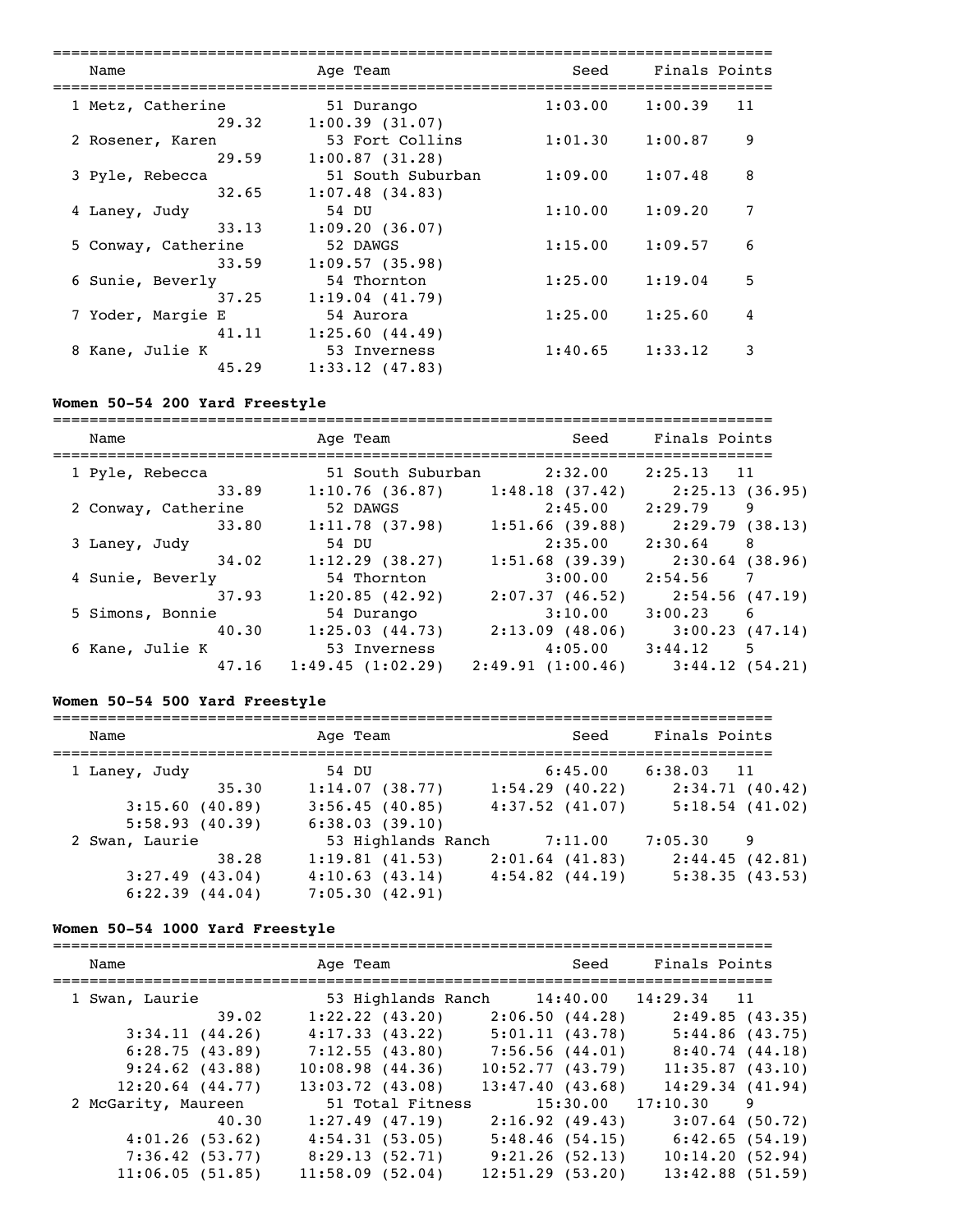| Name | Age | Team | Seed | Finals | Points |
|---|---|---|---|---|---|
| 1 Metz, Catherine | 51 | Durango | 1:03.00 | 1:00.39 | 11 |
| 29.32 | 1:00.39 (31.07) | | | | |
| 2 Rosener, Karen | 53 | Fort Collins | 1:01.30 | 1:00.87 | 9 |
| 29.59 | 1:00.87 (31.28) | | | | |
| 3 Pyle, Rebecca | 51 | South Suburban | 1:09.00 | 1:07.48 | 8 |
| 32.65 | 1:07.48 (34.83) | | | | |
| 4 Laney, Judy | 54 | DU | 1:10.00 | 1:09.20 | 7 |
| 33.13 | 1:09.20 (36.07) | | | | |
| 5 Conway, Catherine | 52 | DAWGS | 1:15.00 | 1:09.57 | 6 |
| 33.59 | 1:09.57 (35.98) | | | | |
| 6 Sunie, Beverly | 54 | Thornton | 1:25.00 | 1:19.04 | 5 |
| 37.25 | 1:19.04 (41.79) | | | | |
| 7 Yoder, Margie E | 54 | Aurora | 1:25.00 | 1:25.60 | 4 |
| 41.11 | 1:25.60 (44.49) | | | | |
| 8 Kane, Julie K | 53 | Inverness | 1:40.65 | 1:33.12 | 3 |
| 45.29 | 1:33.12 (47.83) | | | | |

**Women 50-54 200 Yard Freestyle**

| Name | Age | Team | Seed | Finals | Points |
|---|---|---|---|---|---|
| 1 Pyle, Rebecca | 51 | South Suburban | 2:32.00 | 2:25.13 | 11 |
| 33.89 | 1:10.76 (36.87) | 1:48.18 (37.42) | 2:25.13 (36.95) | | |
| 2 Conway, Catherine | 52 | DAWGS | 2:45.00 | 2:29.79 | 9 |
| 33.80 | 1:11.78 (37.98) | 1:51.66 (39.88) | 2:29.79 (38.13) | | |
| 3 Laney, Judy | 54 | DU | 2:35.00 | 2:30.64 | 8 |
| 34.02 | 1:12.29 (38.27) | 1:51.68 (39.39) | 2:30.64 (38.96) | | |
| 4 Sunie, Beverly | 54 | Thornton | 3:00.00 | 2:54.56 | 7 |
| 37.93 | 1:20.85 (42.92) | 2:07.37 (46.52) | 2:54.56 (47.19) | | |
| 5 Simons, Bonnie | 54 | Durango | 3:10.00 | 3:00.23 | 6 |
| 40.30 | 1:25.03 (44.73) | 2:13.09 (48.06) | 3:00.23 (47.14) | | |
| 6 Kane, Julie K | 53 | Inverness | 4:05.00 | 3:44.12 | 5 |
| 47.16 | 1:49.45 (1:02.29) | 2:49.91 (1:00.46) | 3:44.12 (54.21) | | |

**Women 50-54 500 Yard Freestyle**

| Name | Age | Team | Seed | Finals | Points |
|---|---|---|---|---|---|
| 1 Laney, Judy | 54 | DU | 6:45.00 | 6:38.03 | 11 |
| 35.30 | 1:14.07 (38.77) | 1:54.29 (40.22) | 2:34.71 (40.42) | | |
| 3:15.60 (40.89) | 3:56.45 (40.85) | 4:37.52 (41.07) | 5:18.54 (41.02) | | |
| 5:58.93 (40.39) | 6:38.03 (39.10) | | | | |
| 2 Swan, Laurie | 53 | Highlands Ranch | 7:11.00 | 7:05.30 | 9 |
| 38.28 | 1:19.81 (41.53) | 2:01.64 (41.83) | 2:44.45 (42.81) | | |
| 3:27.49 (43.04) | 4:10.63 (43.14) | 4:54.82 (44.19) | 5:38.35 (43.53) | | |
| 6:22.39 (44.04) | 7:05.30 (42.91) | | | | |

**Women 50-54 1000 Yard Freestyle**

| Name | Age | Team | Seed | Finals | Points |
|---|---|---|---|---|---|
| 1 Swan, Laurie | 53 | Highlands Ranch | 14:40.00 | 14:29.34 | 11 |
| 39.02 | 1:22.22 (43.20) | 2:06.50 (44.28) | 2:49.85 (43.35) | | |
| 3:34.11 (44.26) | 4:17.33 (43.22) | 5:01.11 (43.78) | 5:44.86 (43.75) | | |
| 6:28.75 (43.89) | 7:12.55 (43.80) | 7:56.56 (44.01) | 8:40.74 (44.18) | | |
| 9:24.62 (43.88) | 10:08.98 (44.36) | 10:52.77 (43.79) | 11:35.87 (43.10) | | |
| 12:20.64 (44.77) | 13:03.72 (43.08) | 13:47.40 (43.68) | 14:29.34 (41.94) | | |
| 2 McGarity, Maureen | 51 | Total Fitness | 15:30.00 | 17:10.30 | 9 |
| 40.30 | 1:27.49 (47.19) | 2:16.92 (49.43) | 3:07.64 (50.72) | | |
| 4:01.26 (53.62) | 4:54.31 (53.05) | 5:48.46 (54.15) | 6:42.65 (54.19) | | |
| 7:36.42 (53.77) | 8:29.13 (52.71) | 9:21.26 (52.13) | 10:14.20 (52.94) | | |
| 11:06.05 (51.85) | 11:58.09 (52.04) | 12:51.29 (53.20) | 13:42.88 (51.59) | | |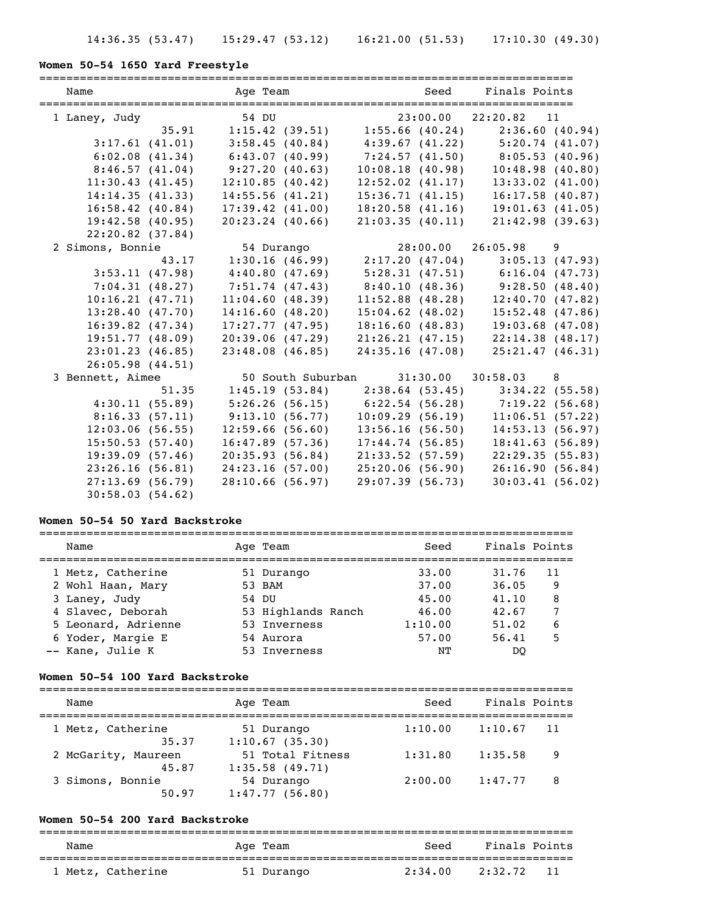14:36.35 (53.47)    15:29.47 (53.12)    16:21.00 (51.53)    17:10.30 (49.30)

### Women 50-54 1650 Yard Freestyle

| Name | Age | Team | Seed | Finals | Points |
|---|---|---|---|---|---|
| 1 Laney, Judy | 54 | DU | 23:00.00 | 22:20.82 | 11 |
| 35.91 | 1:15.42 (39.51) | 1:55.66 (40.24) | 2:36.60 (40.94) | | |
| 3:17.61 (41.01) | 3:58.45 (40.84) | 4:39.67 (41.22) | 5:20.74 (41.07) | | |
| 6:02.08 (41.34) | 6:43.07 (40.99) | 7:24.57 (41.50) | 8:05.53 (40.96) | | |
| 8:46.57 (41.04) | 9:27.20 (40.63) | 10:08.18 (40.98) | 10:48.98 (40.80) | | |
| 11:30.43 (41.45) | 12:10.85 (40.42) | 12:52.02 (41.17) | 13:33.02 (41.00) | | |
| 14:14.35 (41.33) | 14:55.56 (41.21) | 15:36.71 (41.15) | 16:17.58 (40.87) | | |
| 16:58.42 (40.84) | 17:39.42 (41.00) | 18:20.58 (41.16) | 19:01.63 (41.05) | | |
| 19:42.58 (40.95) | 20:23.24 (40.66) | 21:03.35 (40.11) | 21:42.98 (39.63) | | |
| 22:20.82 (37.84) | | | | | |
| 2 Simons, Bonnie | 54 | Durango | 28:00.00 | 26:05.98 | 9 |
| 43.17 | 1:30.16 (46.99) | 2:17.20 (47.04) | 3:05.13 (47.93) | | |
| 3:53.11 (47.98) | 4:40.80 (47.69) | 5:28.31 (47.51) | 6:16.04 (47.73) | | |
| 7:04.31 (48.27) | 7:51.74 (47.43) | 8:40.10 (48.36) | 9:28.50 (48.40) | | |
| 10:16.21 (47.71) | 11:04.60 (48.39) | 11:52.88 (48.28) | 12:40.70 (47.82) | | |
| 13:28.40 (47.70) | 14:16.60 (48.20) | 15:04.62 (48.02) | 15:52.48 (47.86) | | |
| 16:39.82 (47.34) | 17:27.77 (47.95) | 18:16.60 (48.83) | 19:03.68 (47.08) | | |
| 19:51.77 (48.09) | 20:39.06 (47.29) | 21:26.21 (47.15) | 22:14.38 (48.17) | | |
| 23:01.23 (46.85) | 23:48.08 (46.85) | 24:35.16 (47.08) | 25:21.47 (46.31) | | |
| 26:05.98 (44.51) | | | | | |
| 3 Bennett, Aimee | 50 | South Suburban | 31:30.00 | 30:58.03 | 8 |
| 51.35 | 1:45.19 (53.84) | 2:38.64 (53.45) | 3:34.22 (55.58) | | |
| 4:30.11 (55.89) | 5:26.26 (56.15) | 6:22.54 (56.28) | 7:19.22 (56.68) | | |
| 8:16.33 (57.11) | 9:13.10 (56.77) | 10:09.29 (56.19) | 11:06.51 (57.22) | | |
| 12:03.06 (56.55) | 12:59.66 (56.60) | 13:56.16 (56.50) | 14:53.13 (56.97) | | |
| 15:50.53 (57.40) | 16:47.89 (57.36) | 17:44.74 (56.85) | 18:41.63 (56.89) | | |
| 19:39.09 (57.46) | 20:35.93 (56.84) | 21:33.52 (57.59) | 22:29.35 (55.83) | | |
| 23:26.16 (56.81) | 24:23.16 (57.00) | 25:20.06 (56.90) | 26:16.90 (56.84) | | |
| 27:13.69 (56.79) | 28:10.66 (56.97) | 29:07.39 (56.73) | 30:03.41 (56.02) | | |
| 30:58.03 (54.62) | | | | | |

### Women 50-54 50 Yard Backstroke

| Name | Age | Team | Seed | Finals | Points |
|---|---|---|---|---|---|
| 1 Metz, Catherine | 51 | Durango | 33.00 | 31.76 | 11 |
| 2 Wohl Haan, Mary | 53 | BAM | 37.00 | 36.05 | 9 |
| 3 Laney, Judy | 54 | DU | 45.00 | 41.10 | 8 |
| 4 Slavec, Deborah | 53 | Highlands Ranch | 46.00 | 42.67 | 7 |
| 5 Leonard, Adrienne | 53 | Inverness | 1:10.00 | 51.02 | 6 |
| 6 Yoder, Margie E | 54 | Aurora | 57.00 | 56.41 | 5 |
| -- Kane, Julie K | 53 | Inverness | NT | DQ | |

### Women 50-54 100 Yard Backstroke

| Name | Age | Team | Seed | Finals | Points |
|---|---|---|---|---|---|
| 1 Metz, Catherine | 51 | Durango | 1:10.00 | 1:10.67 | 11 |
| 35.37 | 1:10.67 (35.30) | | | | |
| 2 McGarity, Maureen | 51 | Total Fitness | 1:31.80 | 1:35.58 | 9 |
| 45.87 | 1:35.58 (49.71) | | | | |
| 3 Simons, Bonnie | 54 | Durango | 2:00.00 | 1:47.77 | 8 |
| 50.97 | 1:47.77 (56.80) | | | | |

### Women 50-54 200 Yard Backstroke

| Name | Age | Team | Seed | Finals | Points |
|---|---|---|---|---|---|
| 1 Metz, Catherine | 51 | Durango | 2:34.00 | 2:32.72 | 11 |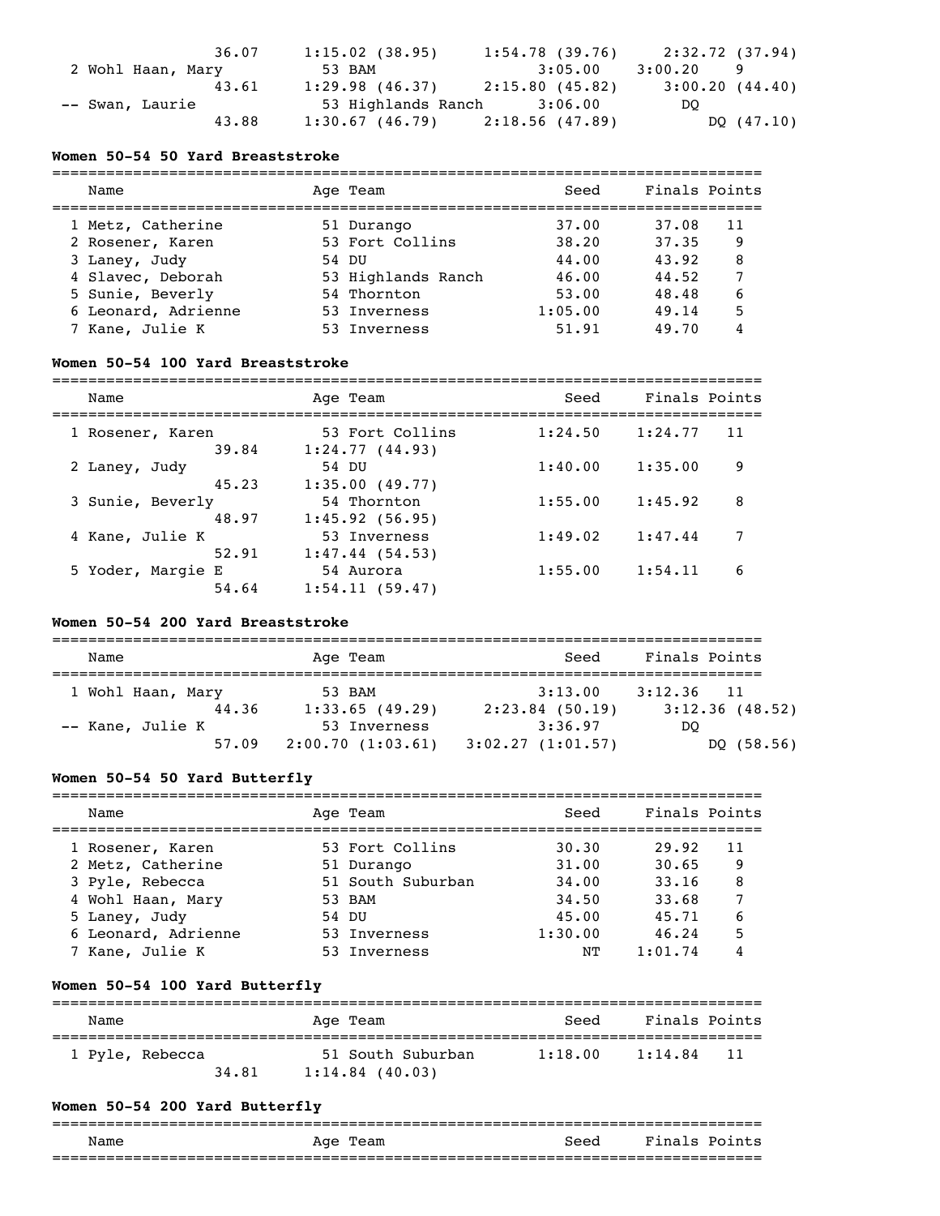| | | | | | |
|---|---|---|---|---|---|
| | 36.07 | 1:15.02 (38.95) | 1:54.78 (39.76) | 2:32.72 (37.94) | |
| 2 Wohl Haan, Mary | | 53 BAM | 3:05.00 | 3:00.20 | 9 |
| | 43.61 | 1:29.98 (46.37) | 2:15.80 (45.82) | 3:00.20 (44.40) | |
| -- Swan, Laurie | | 53 Highlands Ranch | 3:06.00 | DQ | |
| | 43.88 | 1:30.67 (46.79) | 2:18.56 (47.89) | DQ (47.10) | |

### Women 50-54 50 Yard Breaststroke

| Name | Age | Team | Seed | Finals | Points |
|---|---|---|---|---|---|
| 1 Metz, Catherine | 51 | Durango | 37.00 | 37.08 | 11 |
| 2 Rosener, Karen | 53 | Fort Collins | 38.20 | 37.35 | 9 |
| 3 Laney, Judy | 54 | DU | 44.00 | 43.92 | 8 |
| 4 Slavec, Deborah | 53 | Highlands Ranch | 46.00 | 44.52 | 7 |
| 5 Sunie, Beverly | 54 | Thornton | 53.00 | 48.48 | 6 |
| 6 Leonard, Adrienne | 53 | Inverness | 1:05.00 | 49.14 | 5 |
| 7 Kane, Julie K | 53 | Inverness | 51.91 | 49.70 | 4 |

### Women 50-54 100 Yard Breaststroke

| Name | Age | Team | Seed | Finals | Points |
|---|---|---|---|---|---|
| 1 Rosener, Karen | 53 | Fort Collins | 1:24.50 | 1:24.77 | 11 |
| 39.84 | | 1:24.77 (44.93) | | | |
| 2 Laney, Judy | 54 | DU | 1:40.00 | 1:35.00 | 9 |
| 45.23 | | 1:35.00 (49.77) | | | |
| 3 Sunie, Beverly | 54 | Thornton | 1:55.00 | 1:45.92 | 8 |
| 48.97 | | 1:45.92 (56.95) | | | |
| 4 Kane, Julie K | 53 | Inverness | 1:49.02 | 1:47.44 | 7 |
| 52.91 | | 1:47.44 (54.53) | | | |
| 5 Yoder, Margie E | 54 | Aurora | 1:55.00 | 1:54.11 | 6 |
| 54.64 | | 1:54.11 (59.47) | | | |

### Women 50-54 200 Yard Breaststroke

| Name | Age | Team | Seed | Finals | Points |
|---|---|---|---|---|---|
| 1 Wohl Haan, Mary | 53 | BAM | 3:13.00 | 3:12.36 | 11 |
| 44.36 | | 1:33.65 (49.29) | 2:23.84 (50.19) | 3:12.36 (48.52) | |
| -- Kane, Julie K | 53 | Inverness | 3:36.97 | DQ | |
| 57.09 | | 2:00.70 (1:03.61) | 3:02.27 (1:01.57) | DQ (58.56) | |

### Women 50-54 50 Yard Butterfly

| Name | Age | Team | Seed | Finals | Points |
|---|---|---|---|---|---|
| 1 Rosener, Karen | 53 | Fort Collins | 30.30 | 29.92 | 11 |
| 2 Metz, Catherine | 51 | Durango | 31.00 | 30.65 | 9 |
| 3 Pyle, Rebecca | 51 | South Suburban | 34.00 | 33.16 | 8 |
| 4 Wohl Haan, Mary | 53 | BAM | 34.50 | 33.68 | 7 |
| 5 Laney, Judy | 54 | DU | 45.00 | 45.71 | 6 |
| 6 Leonard, Adrienne | 53 | Inverness | 1:30.00 | 46.24 | 5 |
| 7 Kane, Julie K | 53 | Inverness | NT | 1:01.74 | 4 |

### Women 50-54 100 Yard Butterfly

| Name | Age | Team | Seed | Finals | Points |
|---|---|---|---|---|---|
| 1 Pyle, Rebecca | 51 | South Suburban | 1:18.00 | 1:14.84 | 11 |
| 34.81 | | 1:14.84 (40.03) | | | |

### Women 50-54 200 Yard Butterfly

| Name | Age | Team | Seed | Finals | Points |
|---|---|---|---|---|---|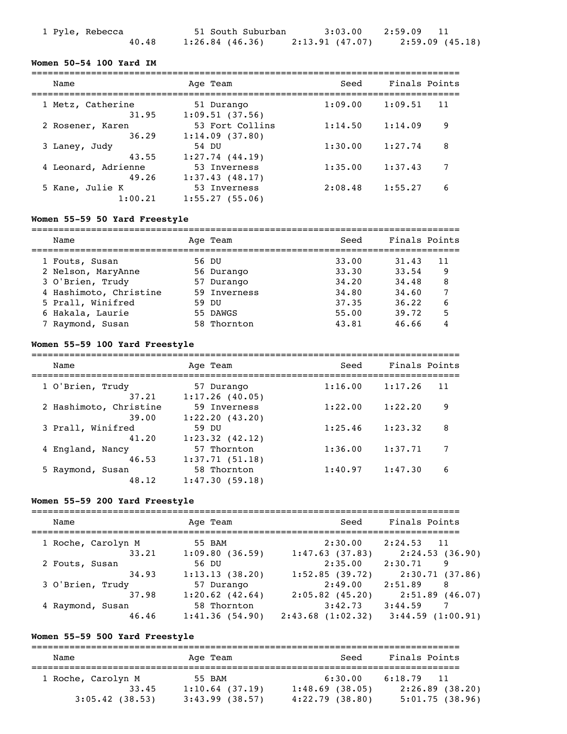| Name | Age | Team | Seed | Finals | Points |
|---|---|---|---|---|---|
| 1 Pyle, Rebecca | 51 | South Suburban | 3:03.00 | 2:59.09 | 11 |
| 40.48 | 1:26.84 (46.36) | 2:13.91 (47.07) | 2:59.09 (45.18) | | |

**Women 50-54 100 Yard IM**

| Name | Age | Team | Seed | Finals | Points |
|---|---|---|---|---|---|
| 1 Metz, Catherine | 51 | Durango | 1:09.00 | 1:09.51 | 11 |
| 31.95 | 1:09.51 (37.56) | | | | |
| 2 Rosener, Karen | 53 | Fort Collins | 1:14.50 | 1:14.09 | 9 |
| 36.29 | 1:14.09 (37.80) | | | | |
| 3 Laney, Judy | 54 | DU | 1:30.00 | 1:27.74 | 8 |
| 43.55 | 1:27.74 (44.19) | | | | |
| 4 Leonard, Adrienne | 53 | Inverness | 1:35.00 | 1:37.43 | 7 |
| 49.26 | 1:37.43 (48.17) | | | | |
| 5 Kane, Julie K | 53 | Inverness | 2:08.48 | 1:55.27 | 6 |
| 1:00.21 | 1:55.27 (55.06) | | | | |

**Women 55-59 50 Yard Freestyle**

| Name | Age | Team | Seed | Finals | Points |
|---|---|---|---|---|---|
| 1 Fouts, Susan | 56 | DU | 33.00 | 31.43 | 11 |
| 2 Nelson, MaryAnne | 56 | Durango | 33.30 | 33.54 | 9 |
| 3 O'Brien, Trudy | 57 | Durango | 34.20 | 34.48 | 8 |
| 4 Hashimoto, Christine | 59 | Inverness | 34.80 | 34.60 | 7 |
| 5 Prall, Winifred | 59 | DU | 37.35 | 36.22 | 6 |
| 6 Hakala, Laurie | 55 | DAWGS | 55.00 | 39.72 | 5 |
| 7 Raymond, Susan | 58 | Thornton | 43.81 | 46.66 | 4 |

**Women 55-59 100 Yard Freestyle**

| Name | Age | Team | Seed | Finals | Points |
|---|---|---|---|---|---|
| 1 O'Brien, Trudy | 57 | Durango | 1:16.00 | 1:17.26 | 11 |
| 37.21 | 1:17.26 (40.05) | | | | |
| 2 Hashimoto, Christine | 59 | Inverness | 1:22.00 | 1:22.20 | 9 |
| 39.00 | 1:22.20 (43.20) | | | | |
| 3 Prall, Winifred | 59 | DU | 1:25.46 | 1:23.32 | 8 |
| 41.20 | 1:23.32 (42.12) | | | | |
| 4 England, Nancy | 57 | Thornton | 1:36.00 | 1:37.71 | 7 |
| 46.53 | 1:37.71 (51.18) | | | | |
| 5 Raymond, Susan | 58 | Thornton | 1:40.97 | 1:47.30 | 6 |
| 48.12 | 1:47.30 (59.18) | | | | |

**Women 55-59 200 Yard Freestyle**

| Name | Age | Team | Seed | Finals | Points |
|---|---|---|---|---|---|
| 1 Roche, Carolyn M | 55 | BAM | 2:30.00 | 2:24.53 | 11 |
| 33.21 | 1:09.80 (36.59) | 1:47.63 (37.83) | 2:24.53 (36.90) | | |
| 2 Fouts, Susan | 56 | DU | 2:35.00 | 2:30.71 | 9 |
| 34.93 | 1:13.13 (38.20) | 1:52.85 (39.72) | 2:30.71 (37.86) | | |
| 3 O'Brien, Trudy | 57 | Durango | 2:49.00 | 2:51.89 | 8 |
| 37.98 | 1:20.62 (42.64) | 2:05.82 (45.20) | 2:51.89 (46.07) | | |
| 4 Raymond, Susan | 58 | Thornton | 3:42.73 | 3:44.59 | 7 |
| 46.46 | 1:41.36 (54.90) | 2:43.68 (1:02.32) | 3:44.59 (1:00.91) | | |

**Women 55-59 500 Yard Freestyle**

| Name | Age | Team | Seed | Finals | Points |
|---|---|---|---|---|---|
| 1 Roche, Carolyn M | 55 | BAM | 6:30.00 | 6:18.79 | 11 |
| 33.45 | 1:10.64 (37.19) | 1:48.69 (38.05) | 2:26.89 (38.20) | | |
| 3:05.42 (38.53) | 3:43.99 (38.57) | 4:22.79 (38.80) | 5:01.75 (38.96) | | |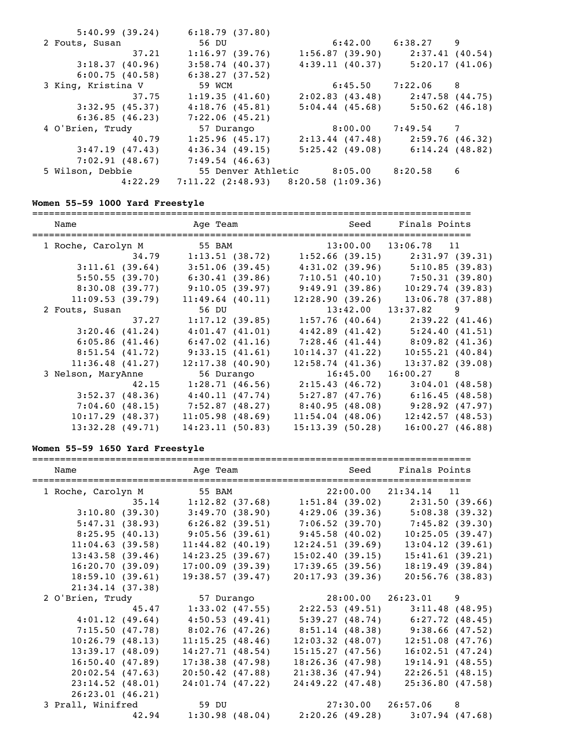```
      5:40.99 (39.24)    6:18.79 (37.80)
  2 Fouts, Susan          56 DU                    6:42.00    6:38.27    9
            37.21        1:16.97 (39.76)    1:56.87 (39.90)     2:37.41 (40.54)
      3:18.37 (40.96)    3:58.74 (40.37)    4:39.11 (40.37)     5:20.17 (41.06)
      6:00.75 (40.58)    6:38.27 (37.52)
  3 King, Kristina V      59 WCM                   6:45.50    7:22.06    8
            37.75        1:19.35 (41.60)    2:02.83 (43.48)     2:47.58 (44.75)
      3:32.95 (45.37)    4:18.76 (45.81)    5:04.44 (45.68)     5:50.62 (46.18)
      6:36.85 (46.23)    7:22.06 (45.21)
  4 O'Brien, Trudy        57 Durango               8:00.00    7:49.54    7
            40.79        1:25.96 (45.17)    2:13.44 (47.48)     2:59.76 (46.32)
      3:47.19 (47.43)    4:36.34 (49.15)    5:25.42 (49.08)     6:14.24 (48.82)
      7:02.91 (48.67)    7:49.54 (46.63)
  5 Wilson, Debbie        55 Denver Athletic       8:05.00    8:20.58    6
          4:22.29    7:11.22 (2:48.93)   8:20.58 (1:09.36)
```

**Women 55-59 1000 Yard Freestyle**

```
===============================================================================
    Name                    Age Team                  Seed     Finals Points
===============================================================================
  1 Roche, Carolyn M      55 BAM                    13:00.00   13:06.78   11
            34.79        1:13.51 (38.72)    1:52.66 (39.15)     2:31.97 (39.31)
      3:11.61 (39.64)    3:51.06 (39.45)    4:31.02 (39.96)     5:10.85 (39.83)
      5:50.55 (39.70)    6:30.41 (39.86)    7:10.51 (40.10)     7:50.31 (39.80)
      8:30.08 (39.77)    9:10.05 (39.97)    9:49.91 (39.86)    10:29.74 (39.83)
     11:09.53 (39.79)   11:49.64 (40.11)   12:28.90 (39.26)    13:06.78 (37.88)
  2 Fouts, Susan          56 DU                     13:42.00   13:37.82    9
            37.27        1:17.12 (39.85)    1:57.76 (40.64)     2:39.22 (41.46)
      3:20.46 (41.24)    4:01.47 (41.01)    4:42.89 (41.42)     5:24.40 (41.51)
      6:05.86 (41.46)    6:47.02 (41.16)    7:28.46 (41.44)     8:09.82 (41.36)
      8:51.54 (41.72)    9:33.15 (41.61)   10:14.37 (41.22)    10:55.21 (40.84)
     11:36.48 (41.27)   12:17.38 (40.90)   12:58.74 (41.36)    13:37.82 (39.08)
  3 Nelson, MaryAnne      56 Durango                16:45.00   16:00.27    8
            42.15        1:28.71 (46.56)    2:15.43 (46.72)     3:04.01 (48.58)
      3:52.37 (48.36)    4:40.11 (47.74)    5:27.87 (47.76)     6:16.45 (48.58)
      7:04.60 (48.15)    7:52.87 (48.27)    8:40.95 (48.08)     9:28.92 (47.97)
     10:17.29 (48.37)   11:05.98 (48.69)   11:54.04 (48.06)    12:42.57 (48.53)
     13:32.28 (49.71)   14:23.11 (50.83)   15:13.39 (50.28)    16:00.27 (46.88)
```

**Women 55-59 1650 Yard Freestyle**

```
===============================================================================
    Name                    Age Team                  Seed     Finals Points
===============================================================================
  1 Roche, Carolyn M      55 BAM                    22:00.00   21:34.14   11
            35.14        1:12.82 (37.68)    1:51.84 (39.02)     2:31.50 (39.66)
      3:10.80 (39.30)    3:49.70 (38.90)    4:29.06 (39.36)     5:08.38 (39.32)
      5:47.31 (38.93)    6:26.82 (39.51)    7:06.52 (39.70)     7:45.82 (39.30)
      8:25.95 (40.13)    9:05.56 (39.61)    9:45.58 (40.02)    10:25.05 (39.47)
     11:04.63 (39.58)   11:44.82 (40.19)   12:24.51 (39.69)    13:04.12 (39.61)
     13:43.58 (39.46)   14:23.25 (39.67)   15:02.40 (39.15)    15:41.61 (39.21)
     16:20.70 (39.09)   17:00.09 (39.39)   17:39.65 (39.56)    18:19.49 (39.84)
     18:59.10 (39.61)   19:38.57 (39.47)   20:17.93 (39.36)    20:56.76 (38.83)
     21:34.14 (37.38)
  2 O'Brien, Trudy        57 Durango                28:00.00   26:23.01    9
            45.47        1:33.02 (47.55)    2:22.53 (49.51)     3:11.48 (48.95)
      4:01.12 (49.64)    4:50.53 (49.41)    5:39.27 (48.74)     6:27.72 (48.45)
      7:15.50 (47.78)    8:02.76 (47.26)    8:51.14 (48.38)     9:38.66 (47.52)
     10:26.79 (48.13)   11:15.25 (48.46)   12:03.32 (48.07)    12:51.08 (47.76)
     13:39.17 (48.09)   14:27.71 (48.54)   15:15.27 (47.56)    16:02.51 (47.24)
     16:50.40 (47.89)   17:38.38 (47.98)   18:26.36 (47.98)    19:14.91 (48.55)
     20:02.54 (47.63)   20:50.42 (47.88)   21:38.36 (47.94)    22:26.51 (48.15)
     23:14.52 (48.01)   24:01.74 (47.22)   24:49.22 (47.48)    25:36.80 (47.58)
     26:23.01 (46.21)
  3 Prall, Winifred       59 DU                     27:30.00   26:57.06    8
            42.94        1:30.98 (48.04)    2:20.26 (49.28)     3:07.94 (47.68)
```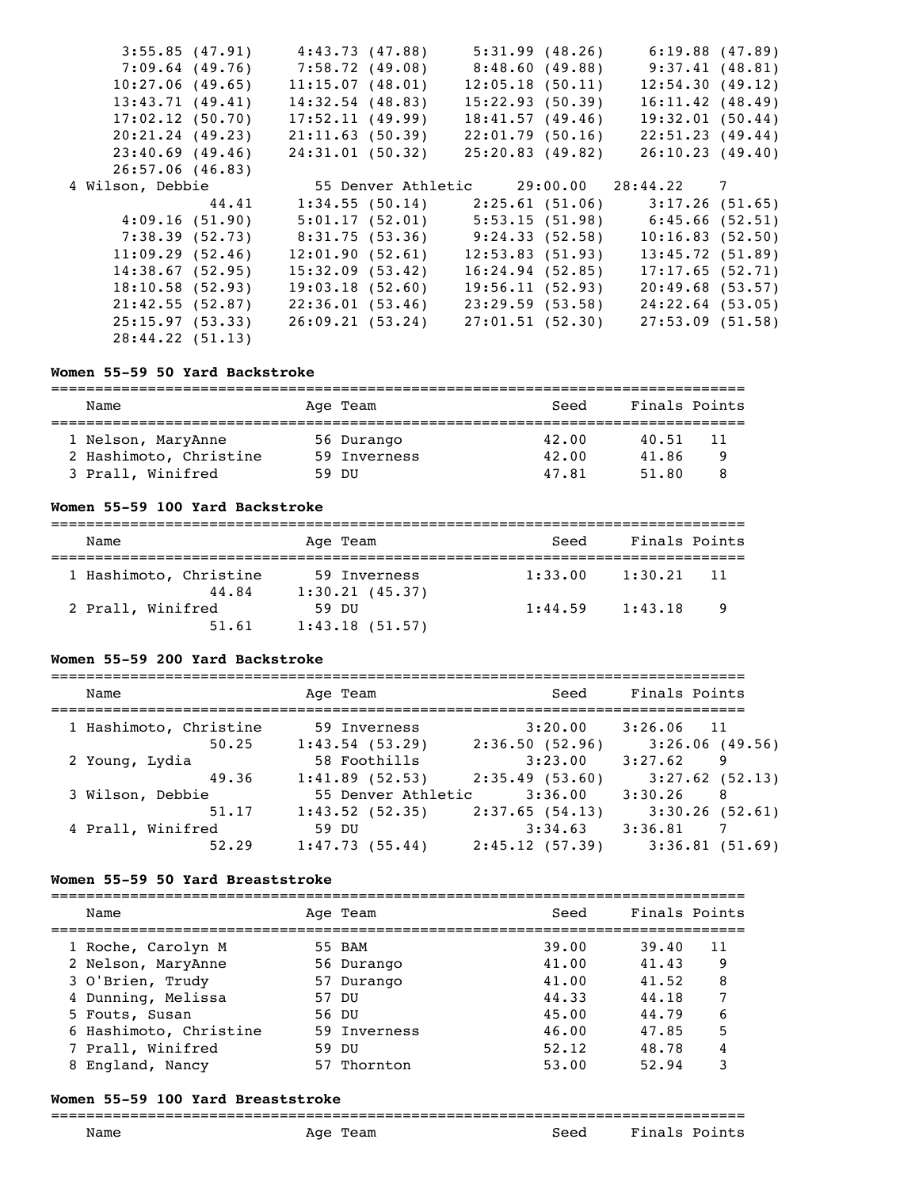```
      3:55.85 (47.91)    4:43.73 (47.88)    5:31.99 (48.26)    6:19.88 (47.89)
      7:09.64 (49.76)    7:58.72 (49.08)    8:48.60 (49.88)    9:37.41 (48.81)
     10:27.06 (49.65)   11:15.07 (48.01)   12:05.18 (50.11)   12:54.30 (49.12)
     13:43.71 (49.41)   14:32.54 (48.83)   15:22.93 (50.39)   16:11.42 (48.49)
     17:02.12 (50.70)   17:52.11 (49.99)   18:41.57 (49.46)   19:32.01 (50.44)
     20:21.24 (49.23)   21:11.63 (50.39)   22:01.79 (50.16)   22:51.23 (49.44)
     23:40.69 (49.46)   24:31.01 (50.32)   25:20.83 (49.82)   26:10.23 (49.40)
     26:57.06 (46.83)
  4 Wilson, Debbie            55 Denver Athletic     29:00.00   28:44.22    7
              44.41      1:34.55 (50.14)    2:25.61 (51.06)    3:17.26 (51.65)
      4:09.16 (51.90)    5:01.17 (52.01)    5:53.15 (51.98)    6:45.66 (52.51)
      7:38.39 (52.73)    8:31.75 (53.36)    9:24.33 (52.58)   10:16.83 (52.50)
     11:09.29 (52.46)   12:01.90 (52.61)   12:53.83 (51.93)   13:45.72 (51.89)
     14:38.67 (52.95)   15:32.09 (53.42)   16:24.94 (52.85)   17:17.65 (52.71)
     18:10.58 (52.93)   19:03.18 (52.60)   19:56.11 (52.93)   20:49.68 (53.57)
     21:42.55 (52.87)   22:36.01 (53.46)   23:29.59 (53.58)   24:22.64 (53.05)
     25:15.97 (53.33)   26:09.21 (53.24)   27:01.51 (52.30)   27:53.09 (51.58)
     28:44.22 (51.13)
```

**Women 55-59 50 Yard Backstroke**

| | Name | Age | Team | Seed | Finals | Points |
|---|---|---|---|---|---|---|
| 1 | Nelson, MaryAnne | 56 | Durango | 42.00 | 40.51 | 11 |
| 2 | Hashimoto, Christine | 59 | Inverness | 42.00 | 41.86 | 9 |
| 3 | Prall, Winifred | 59 | DU | 47.81 | 51.80 | 8 |

**Women 55-59 100 Yard Backstroke**

```
    Name                    Age Team                    Seed     Finals Points
  1 Hashimoto, Christine     59 Inverness             1:33.00    1:30.21   11
              44.84      1:30.21 (45.37)
  2 Prall, Winifred          59 DU                    1:44.59    1:43.18    9
              51.61      1:43.18 (51.57)
```

**Women 55-59 200 Yard Backstroke**

```
    Name                    Age Team                    Seed     Finals Points
  1 Hashimoto, Christine     59 Inverness             3:20.00    3:26.06   11
              50.25      1:43.54 (53.29)    2:36.50 (52.96)    3:26.06 (49.56)
  2 Young, Lydia             58 Foothills             3:23.00    3:27.62    9
              49.36      1:41.89 (52.53)    2:35.49 (53.60)    3:27.62 (52.13)
  3 Wilson, Debbie           55 Denver Athletic       3:36.00    3:30.26    8
              51.17      1:43.52 (52.35)    2:37.65 (54.13)    3:30.26 (52.61)
  4 Prall, Winifred          59 DU                    3:34.63    3:36.81    7
              52.29      1:47.73 (55.44)    2:45.12 (57.39)    3:36.81 (51.69)
```

**Women 55-59 50 Yard Breaststroke**

| | Name | Age | Team | Seed | Finals | Points |
|---|---|---|---|---|---|---|
| 1 | Roche, Carolyn M | 55 | BAM | 39.00 | 39.40 | 11 |
| 2 | Nelson, MaryAnne | 56 | Durango | 41.00 | 41.43 | 9 |
| 3 | O'Brien, Trudy | 57 | Durango | 41.00 | 41.52 | 8 |
| 4 | Dunning, Melissa | 57 | DU | 44.33 | 44.18 | 7 |
| 5 | Fouts, Susan | 56 | DU | 45.00 | 44.79 | 6 |
| 6 | Hashimoto, Christine | 59 | Inverness | 46.00 | 47.85 | 5 |
| 7 | Prall, Winifred | 59 | DU | 52.12 | 48.78 | 4 |
| 8 | England, Nancy | 57 | Thornton | 53.00 | 52.94 | 3 |

**Women 55-59 100 Yard Breaststroke**

| Name | Age | Team | Seed | Finals | Points |
|---|---|---|---|---|---|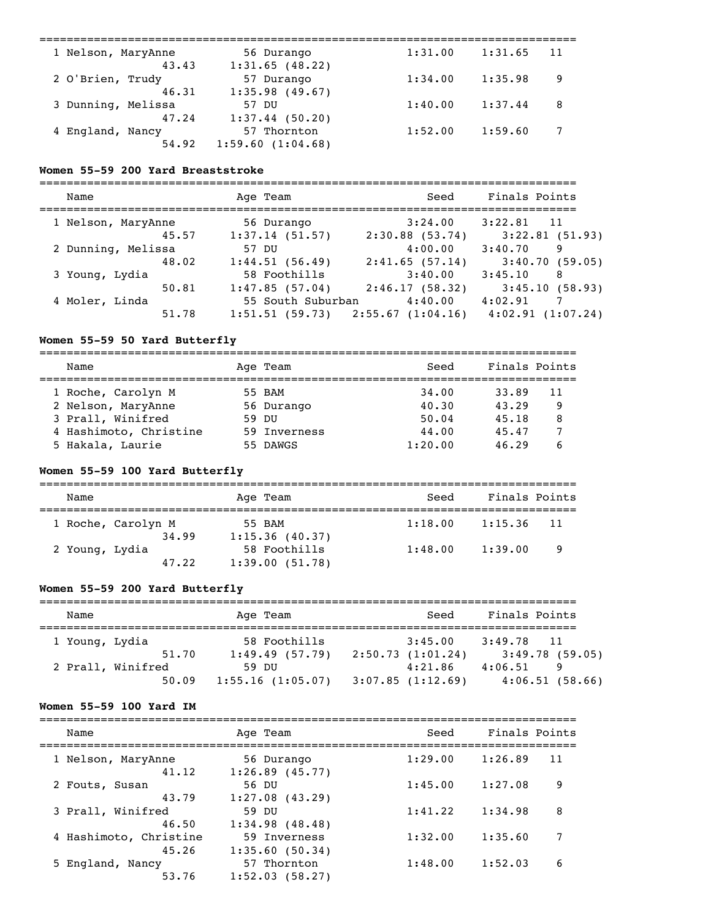| | Name | Age | Team | Seed | Finals | Points |
|---|---|---|---|---|---|---|
| 1 | Nelson, MaryAnne | 56 | Durango | 1:31.00 | 1:31.65 | 11 |
| | 43.43 | 1:31.65 (48.22) | | | | |
| 2 | O'Brien, Trudy | 57 | Durango | 1:34.00 | 1:35.98 | 9 |
| | 46.31 | 1:35.98 (49.67) | | | | |
| 3 | Dunning, Melissa | 57 | DU | 1:40.00 | 1:37.44 | 8 |
| | 47.24 | 1:37.44 (50.20) | | | | |
| 4 | England, Nancy | 57 | Thornton | 1:52.00 | 1:59.60 | 7 |
| | 54.92 | 1:59.60 (1:04.68) | | | | |

### Women 55-59 200 Yard Breaststroke

| | Name | Age | Team | Seed | Finals | Points |
|---|---|---|---|---|---|---|
| 1 | Nelson, MaryAnne | 56 | Durango | 3:24.00 | 3:22.81 | 11 |
| | 45.57 | 1:37.14 (51.57) | 2:30.88 (53.74) | | 3:22.81 (51.93) | |
| 2 | Dunning, Melissa | 57 | DU | 4:00.00 | 3:40.70 | 9 |
| | 48.02 | 1:44.51 (56.49) | 2:41.65 (57.14) | | 3:40.70 (59.05) | |
| 3 | Young, Lydia | 58 | Foothills | 3:40.00 | 3:45.10 | 8 |
| | 50.81 | 1:47.85 (57.04) | 2:46.17 (58.32) | | 3:45.10 (58.93) | |
| 4 | Moler, Linda | 55 | South Suburban | 4:40.00 | 4:02.91 | 7 |
| | 51.78 | 1:51.51 (59.73) | 2:55.67 (1:04.16) | | 4:02.91 (1:07.24) | |

### Women 55-59 50 Yard Butterfly

| | Name | Age | Team | Seed | Finals | Points |
|---|---|---|---|---|---|---|
| 1 | Roche, Carolyn M | 55 | BAM | 34.00 | 33.89 | 11 |
| 2 | Nelson, MaryAnne | 56 | Durango | 40.30 | 43.29 | 9 |
| 3 | Prall, Winifred | 59 | DU | 50.04 | 45.18 | 8 |
| 4 | Hashimoto, Christine | 59 | Inverness | 44.00 | 45.47 | 7 |
| 5 | Hakala, Laurie | 55 | DAWGS | 1:20.00 | 46.29 | 6 |

### Women 55-59 100 Yard Butterfly

| | Name | Age | Team | Seed | Finals | Points |
|---|---|---|---|---|---|---|
| 1 | Roche, Carolyn M | 55 | BAM | 1:18.00 | 1:15.36 | 11 |
| | 34.99 | 1:15.36 (40.37) | | | | |
| 2 | Young, Lydia | 58 | Foothills | 1:48.00 | 1:39.00 | 9 |
| | 47.22 | 1:39.00 (51.78) | | | | |

### Women 55-59 200 Yard Butterfly

| | Name | Age | Team | Seed | Finals | Points |
|---|---|---|---|---|---|---|
| 1 | Young, Lydia | 58 | Foothills | 3:45.00 | 3:49.78 | 11 |
| | 51.70 | 1:49.49 (57.79) | 2:50.73 (1:01.24) | | 3:49.78 (59.05) | |
| 2 | Prall, Winifred | 59 | DU | 4:21.86 | 4:06.51 | 9 |
| | 50.09 | 1:55.16 (1:05.07) | 3:07.85 (1:12.69) | | 4:06.51 (58.66) | |

### Women 55-59 100 Yard IM

| | Name | Age | Team | Seed | Finals | Points |
|---|---|---|---|---|---|---|
| 1 | Nelson, MaryAnne | 56 | Durango | 1:29.00 | 1:26.89 | 11 |
| | 41.12 | 1:26.89 (45.77) | | | | |
| 2 | Fouts, Susan | 56 | DU | 1:45.00 | 1:27.08 | 9 |
| | 43.79 | 1:27.08 (43.29) | | | | |
| 3 | Prall, Winifred | 59 | DU | 1:41.22 | 1:34.98 | 8 |
| | 46.50 | 1:34.98 (48.48) | | | | |
| 4 | Hashimoto, Christine | 59 | Inverness | 1:32.00 | 1:35.60 | 7 |
| | 45.26 | 1:35.60 (50.34) | | | | |
| 5 | England, Nancy | 57 | Thornton | 1:48.00 | 1:52.03 | 6 |
| | 53.76 | 1:52.03 (58.27) | | | | |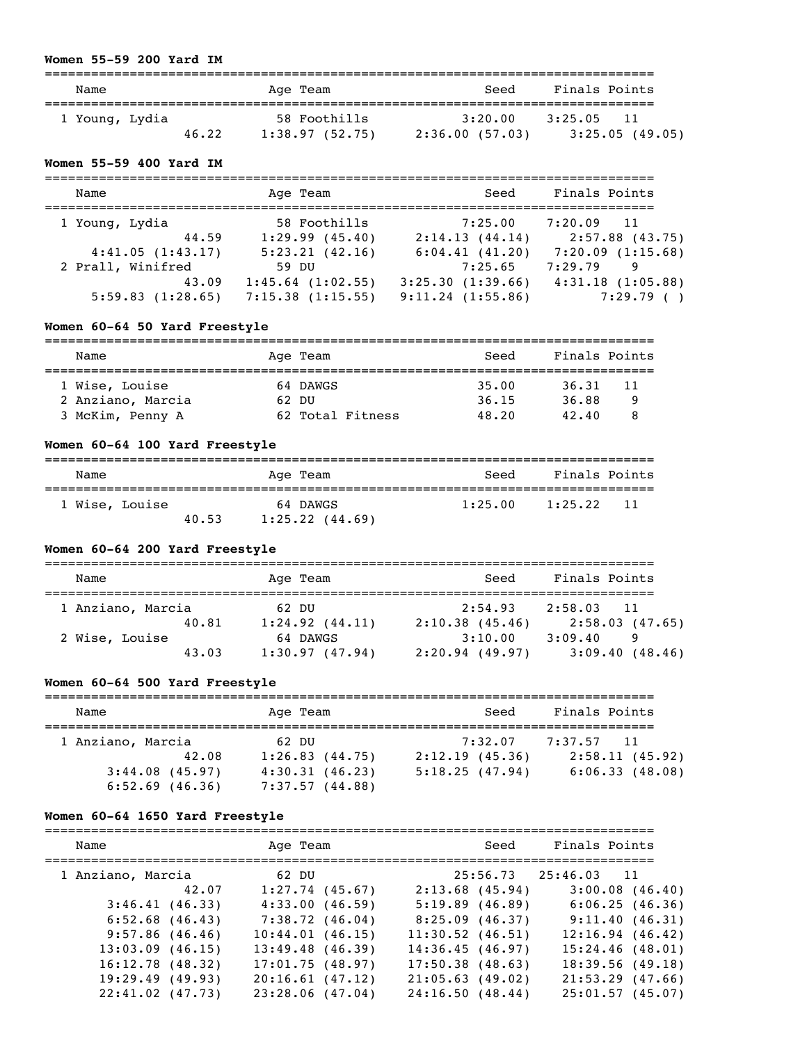**Women 55-59 200 Yard IM**

| Name | Age | Team | Seed | Finals | Points |
|---|---|---|---|---|---|
| 1 Young, Lydia | 58 | Foothills | 3:20.00 | 3:25.05 | 11 |

Splits: 46.22, 1:38.97 (52.75), 2:36.00 (57.03), 3:25.05 (49.05)

**Women 55-59 400 Yard IM**

| Name | Age | Team | Seed | Finals | Points |
|---|---|---|---|---|---|
| 1 Young, Lydia | 58 | Foothills | 7:25.00 | 7:20.09 | 11 |
| 2 Prall, Winifred | 59 | DU | 7:25.65 | 7:29.79 | 9 |

Young, Lydia splits: 44.59, 1:29.99 (45.40), 2:14.13 (44.14), 2:57.88 (43.75), 4:41.05 (1:43.17), 5:23.21 (42.16), 6:04.41 (41.20), 7:20.09 (1:15.68)

Prall, Winifred splits: 43.09, 1:45.64 (1:02.55), 3:25.30 (1:39.66), 4:31.18 (1:05.88), 5:59.83 (1:28.65), 7:15.38 (1:15.55), 9:11.24 (1:55.86), 7:29.79 ( )

**Women 60-64 50 Yard Freestyle**

| Name | Age | Team | Seed | Finals | Points |
|---|---|---|---|---|---|
| 1 Wise, Louise | 64 | DAWGS | 35.00 | 36.31 | 11 |
| 2 Anziano, Marcia | 62 | DU | 36.15 | 36.88 | 9 |
| 3 McKim, Penny A | 62 | Total Fitness | 48.20 | 42.40 | 8 |

**Women 60-64 100 Yard Freestyle**

| Name | Age | Team | Seed | Finals | Points |
|---|---|---|---|---|---|
| 1 Wise, Louise | 64 | DAWGS | 1:25.00 | 1:25.22 | 11 |

Splits: 40.53, 1:25.22 (44.69)

**Women 60-64 200 Yard Freestyle**

| Name | Age | Team | Seed | Finals | Points |
|---|---|---|---|---|---|
| 1 Anziano, Marcia | 62 | DU | 2:54.93 | 2:58.03 | 11 |
| 2 Wise, Louise | 64 | DAWGS | 3:10.00 | 3:09.40 | 9 |

Anziano, Marcia splits: 40.81, 1:24.92 (44.11), 2:10.38 (45.46), 2:58.03 (47.65)

Wise, Louise splits: 43.03, 1:30.97 (47.94), 2:20.94 (49.97), 3:09.40 (48.46)

**Women 60-64 500 Yard Freestyle**

| Name | Age | Team | Seed | Finals | Points |
|---|---|---|---|---|---|
| 1 Anziano, Marcia | 62 | DU | 7:32.07 | 7:37.57 | 11 |

Splits: 42.08, 1:26.83 (44.75), 2:12.19 (45.36), 2:58.11 (45.92), 3:44.08 (45.97), 4:30.31 (46.23), 5:18.25 (47.94), 6:06.33 (48.08), 6:52.69 (46.36), 7:37.57 (44.88)

**Women 60-64 1650 Yard Freestyle**

| Name | Age | Team | Seed | Finals | Points |
|---|---|---|---|---|---|
| 1 Anziano, Marcia | 62 | DU | 25:56.73 | 25:46.03 | 11 |

Splits: 42.07, 1:27.74 (45.67), 2:13.68 (45.94), 3:00.08 (46.40), 3:46.41 (46.33), 4:33.00 (46.59), 5:19.89 (46.89), 6:06.25 (46.36), 6:52.68 (46.43), 7:38.72 (46.04), 8:25.09 (46.37), 9:11.40 (46.31), 9:57.86 (46.46), 10:44.01 (46.15), 11:30.52 (46.51), 12:16.94 (46.42), 13:03.09 (46.15), 13:49.48 (46.39), 14:36.45 (46.97), 15:24.46 (48.01), 16:12.78 (48.32), 17:01.75 (48.97), 17:50.38 (48.63), 18:39.56 (49.18), 19:29.49 (49.93), 20:16.61 (47.12), 21:05.63 (49.02), 21:53.29 (47.66), 22:41.02 (47.73), 23:28.06 (47.04), 24:16.50 (48.44), 25:01.57 (45.07)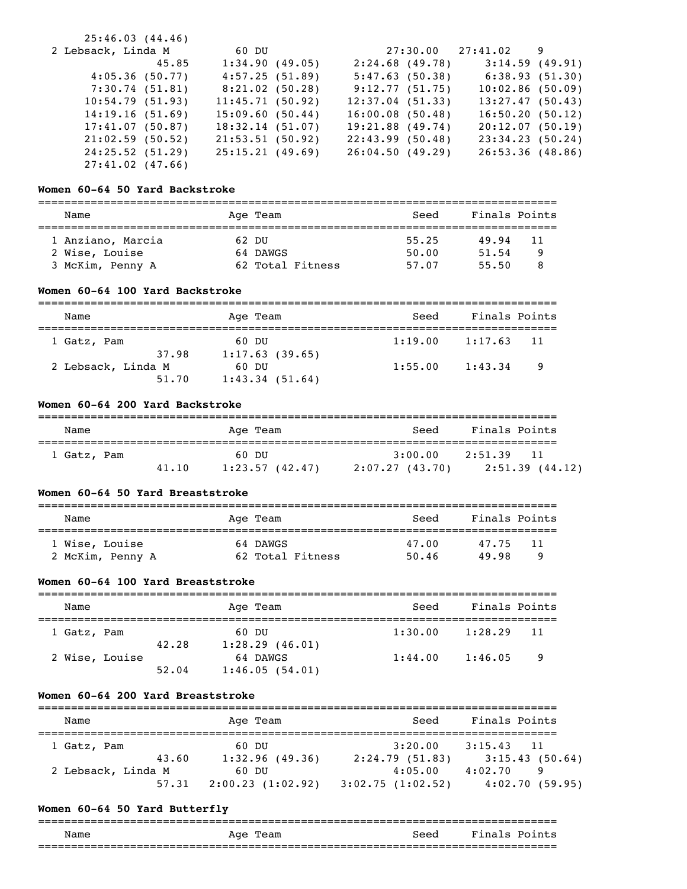25:46.03 (44.46)

| Name | Age | Team | Seed | Finals | Points |
|---|---|---|---|---|---|
| 2 Lebsack, Linda M | 60 | DU | 27:30.00 | 27:41.02 | 9 |

```
      45.85     1:34.90 (49.05)    2:24.68 (49.78)    3:14.59 (49.91)
 4:05.36 (50.77)    4:57.25 (51.89)    5:47.63 (50.38)    6:38.93 (51.30)
 7:30.74 (51.81)    8:21.02 (50.28)    9:12.77 (51.75)   10:02.86 (50.09)
10:54.79 (51.93)   11:45.71 (50.92)   12:37.04 (51.33)   13:27.47 (50.43)
14:19.16 (51.69)   15:09.60 (50.44)   16:00.08 (50.48)   16:50.20 (50.12)
17:41.07 (50.87)   18:32.14 (51.07)   19:21.88 (49.74)   20:12.07 (50.19)
21:02.59 (50.52)   21:53.51 (50.92)   22:43.99 (50.48)   23:34.23 (50.24)
24:25.52 (51.29)   25:15.21 (49.69)   26:04.50 (49.29)   26:53.36 (48.86)
27:41.02 (47.66)
```

### Women 60-64 50 Yard Backstroke

| Name | Age | Team | Seed | Finals | Points |
|---|---|---|---|---|---|
| 1 Anziano, Marcia | 62 | DU | 55.25 | 49.94 | 11 |
| 2 Wise, Louise | 64 | DAWGS | 50.00 | 51.54 | 9 |
| 3 McKim, Penny A | 62 | Total Fitness | 57.07 | 55.50 | 8 |

### Women 60-64 100 Yard Backstroke

| Name | Age | Team | Seed | Finals | Points |
|---|---|---|---|---|---|
| 1 Gatz, Pam | 60 | DU | 1:19.00 | 1:17.63 | 11 |
| 37.98 | 1:17.63 (39.65) | | | | |
| 2 Lebsack, Linda M | 60 | DU | 1:55.00 | 1:43.34 | 9 |
| 51.70 | 1:43.34 (51.64) | | | | |

### Women 60-64 200 Yard Backstroke

| Name | Age | Team | Seed | Finals | Points |
|---|---|---|---|---|---|
| 1 Gatz, Pam | 60 | DU | 3:00.00 | 2:51.39 | 11 |
| 41.10 | 1:23.57 (42.47) | 2:07.27 (43.70) | 2:51.39 (44.12) | | |

### Women 60-64 50 Yard Breaststroke

| Name | Age | Team | Seed | Finals | Points |
|---|---|---|---|---|---|
| 1 Wise, Louise | 64 | DAWGS | 47.00 | 47.75 | 11 |
| 2 McKim, Penny A | 62 | Total Fitness | 50.46 | 49.98 | 9 |

### Women 60-64 100 Yard Breaststroke

| Name | Age | Team | Seed | Finals | Points |
|---|---|---|---|---|---|
| 1 Gatz, Pam | 60 | DU | 1:30.00 | 1:28.29 | 11 |
| 42.28 | 1:28.29 (46.01) | | | | |
| 2 Wise, Louise | 64 | DAWGS | 1:44.00 | 1:46.05 | 9 |
| 52.04 | 1:46.05 (54.01) | | | | |

### Women 60-64 200 Yard Breaststroke

| Name | Age | Team | Seed | Finals | Points |
|---|---|---|---|---|---|
| 1 Gatz, Pam | 60 | DU | 3:20.00 | 3:15.43 | 11 |
| 43.60 | 1:32.96 (49.36) | 2:24.79 (51.83) | 3:15.43 (50.64) | | |
| 2 Lebsack, Linda M | 60 | DU | 4:05.00 | 4:02.70 | 9 |
| 57.31 | 2:00.23 (1:02.92) | 3:02.75 (1:02.52) | 4:02.70 (59.95) | | |

### Women 60-64 50 Yard Butterfly

| Name | Age | Team | Seed | Finals | Points |
|---|---|---|---|---|---|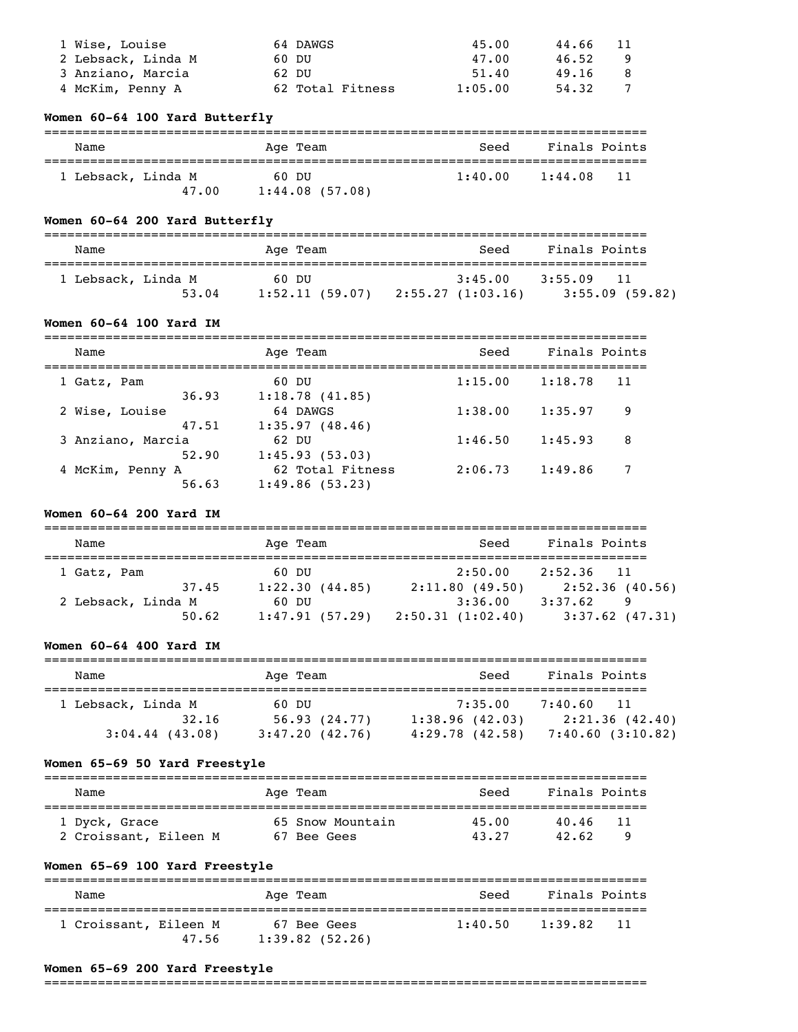| Name | Age | Team | Seed | Finals | Points |
|---|---|---|---|---|---|
| 1 Wise, Louise | 64 | DAWGS | 45.00 | 44.66 | 11 |
| 2 Lebsack, Linda M | 60 | DU | 47.00 | 46.52 | 9 |
| 3 Anziano, Marcia | 62 | DU | 51.40 | 49.16 | 8 |
| 4 McKim, Penny A | 62 | Total Fitness | 1:05.00 | 54.32 | 7 |

**Women 60-64 100 Yard Butterfly**

| Name | Age | Team | Seed | Finals | Points |
|---|---|---|---|---|---|
| 1 Lebsack, Linda M | 60 | DU | 1:40.00 | 1:44.08 | 11 |
| 47.00 | 1:44.08 (57.08) | | | | |

**Women 60-64 200 Yard Butterfly**

| Name | Age | Team | Seed | Finals | Points |
|---|---|---|---|---|---|
| 1 Lebsack, Linda M | 60 | DU | 3:45.00 | 3:55.09 | 11 |
| 53.04 | 1:52.11 (59.07) | 2:55.27 (1:03.16) | 3:55.09 (59.82) | | |

**Women 60-64 100 Yard IM**

| Name | Age | Team | Seed | Finals | Points |
|---|---|---|---|---|---|
| 1 Gatz, Pam | 60 | DU | 1:15.00 | 1:18.78 | 11 |
| 36.93 | 1:18.78 (41.85) | | | | |
| 2 Wise, Louise | 64 | DAWGS | 1:38.00 | 1:35.97 | 9 |
| 47.51 | 1:35.97 (48.46) | | | | |
| 3 Anziano, Marcia | 62 | DU | 1:46.50 | 1:45.93 | 8 |
| 52.90 | 1:45.93 (53.03) | | | | |
| 4 McKim, Penny A | 62 | Total Fitness | 2:06.73 | 1:49.86 | 7 |
| 56.63 | 1:49.86 (53.23) | | | | |

**Women 60-64 200 Yard IM**

| Name | Age | Team | Seed | Finals | Points |
|---|---|---|---|---|---|
| 1 Gatz, Pam | 60 | DU | 2:50.00 | 2:52.36 | 11 |
| 37.45 | 1:22.30 (44.85) | 2:11.80 (49.50) | 2:52.36 (40.56) | | |
| 2 Lebsack, Linda M | 60 | DU | 3:36.00 | 3:37.62 | 9 |
| 50.62 | 1:47.91 (57.29) | 2:50.31 (1:02.40) | 3:37.62 (47.31) | | |

**Women 60-64 400 Yard IM**

| Name | Age | Team | Seed | Finals | Points |
|---|---|---|---|---|---|
| 1 Lebsack, Linda M | 60 | DU | 7:35.00 | 7:40.60 | 11 |
| 32.16 | 56.93 (24.77) | 1:38.96 (42.03) | 2:21.36 (42.40) | | |
| 3:04.44 (43.08) | 3:47.20 (42.76) | 4:29.78 (42.58) | 7:40.60 (3:10.82) | | |

**Women 65-69 50 Yard Freestyle**

| Name | Age | Team | Seed | Finals | Points |
|---|---|---|---|---|---|
| 1 Dyck, Grace | 65 | Snow Mountain | 45.00 | 40.46 | 11 |
| 2 Croissant, Eileen M | 67 | Bee Gees | 43.27 | 42.62 | 9 |

**Women 65-69 100 Yard Freestyle**

| Name | Age | Team | Seed | Finals | Points |
|---|---|---|---|---|---|
| 1 Croissant, Eileen M | 67 | Bee Gees | 1:40.50 | 1:39.82 | 11 |
| 47.56 | 1:39.82 (52.26) | | | | |

**Women 65-69 200 Yard Freestyle**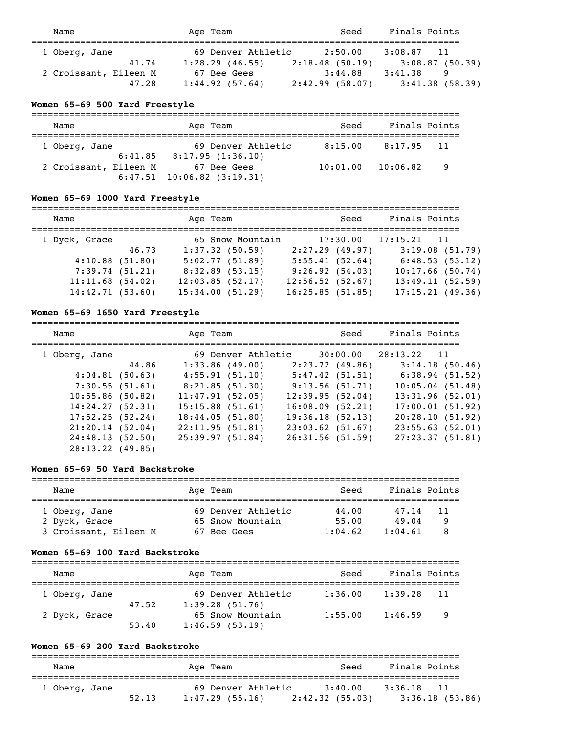```
    Name                    Age Team                    Seed     Finals Points
===============================================================================
  1 Oberg, Jane              69 Denver Athletic      2:50.00    3:08.87   11
              41.74     1:28.29 (46.55)     2:18.48 (50.19)     3:08.87 (50.39)
  2 Croissant, Eileen M      67 Bee Gees             3:44.88    3:41.38    9
              47.28     1:44.92 (57.64)     2:42.99 (58.07)     3:41.38 (58.39)
```

**Women 65-69 500 Yard Freestyle**

```
===============================================================================
    Name                    Age Team                    Seed     Finals Points
===============================================================================
  1 Oberg, Jane              69 Denver Athletic      8:15.00    8:17.95   11
            6:41.85   8:17.95 (1:36.10)
  2 Croissant, Eileen M      67 Bee Gees            10:01.00   10:06.82    9
            6:47.51  10:06.82 (3:19.31)
```

**Women 65-69 1000 Yard Freestyle**

```
===============================================================================
    Name                    Age Team                    Seed     Finals Points
===============================================================================
  1 Dyck, Grace              65 Snow Mountain       17:30.00   17:15.21   11
              46.73     1:37.32 (50.59)     2:27.29 (49.97)     3:19.08 (51.79)
        4:10.88 (51.80)     5:02.77 (51.89)     5:55.41 (52.64)     6:48.53 (53.12)
        7:39.74 (51.21)     8:32.89 (53.15)     9:26.92 (54.03)    10:17.66 (50.74)
       11:11.68 (54.02)    12:03.85 (52.17)    12:56.52 (52.67)    13:49.11 (52.59)
       14:42.71 (53.60)    15:34.00 (51.29)    16:25.85 (51.85)    17:15.21 (49.36)
```

**Women 65-69 1650 Yard Freestyle**

```
===============================================================================
    Name                    Age Team                    Seed     Finals Points
===============================================================================
  1 Oberg, Jane              69 Denver Athletic     30:00.00   28:13.22   11
              44.86     1:33.86 (49.00)     2:23.72 (49.86)     3:14.18 (50.46)
        4:04.81 (50.63)     4:55.91 (51.10)     5:47.42 (51.51)     6:38.94 (51.52)
        7:30.55 (51.61)     8:21.85 (51.30)     9:13.56 (51.71)    10:05.04 (51.48)
       10:55.86 (50.82)    11:47.91 (52.05)    12:39.95 (52.04)    13:31.96 (52.01)
       14:24.27 (52.31)    15:15.88 (51.61)    16:08.09 (52.21)    17:00.01 (51.92)
       17:52.25 (52.24)    18:44.05 (51.80)    19:36.18 (52.13)    20:28.10 (51.92)
       21:20.14 (52.04)    22:11.95 (51.81)    23:03.62 (51.67)    23:55.63 (52.01)
       24:48.13 (52.50)    25:39.97 (51.84)    26:31.56 (51.59)    27:23.37 (51.81)
       28:13.22 (49.85)
```

**Women 65-69 50 Yard Backstroke**

```
===============================================================================
    Name                    Age Team                    Seed     Finals Points
===============================================================================
  1 Oberg, Jane              69 Denver Athletic        44.00      47.14   11
  2 Dyck, Grace              65 Snow Mountain          55.00      49.04    9
  3 Croissant, Eileen M      67 Bee Gees             1:04.62    1:04.61    8
```

**Women 65-69 100 Yard Backstroke**

```
===============================================================================
    Name                    Age Team                    Seed     Finals Points
===============================================================================
  1 Oberg, Jane              69 Denver Athletic      1:36.00    1:39.28   11
              47.52     1:39.28 (51.76)
  2 Dyck, Grace              65 Snow Mountain        1:55.00    1:46.59    9
              53.40     1:46.59 (53.19)
```

**Women 65-69 200 Yard Backstroke**

```
===============================================================================
    Name                    Age Team                    Seed     Finals Points
===============================================================================
  1 Oberg, Jane              69 Denver Athletic      3:40.00    3:36.18   11
              52.13     1:47.29 (55.16)     2:42.32 (55.03)     3:36.18 (53.86)
```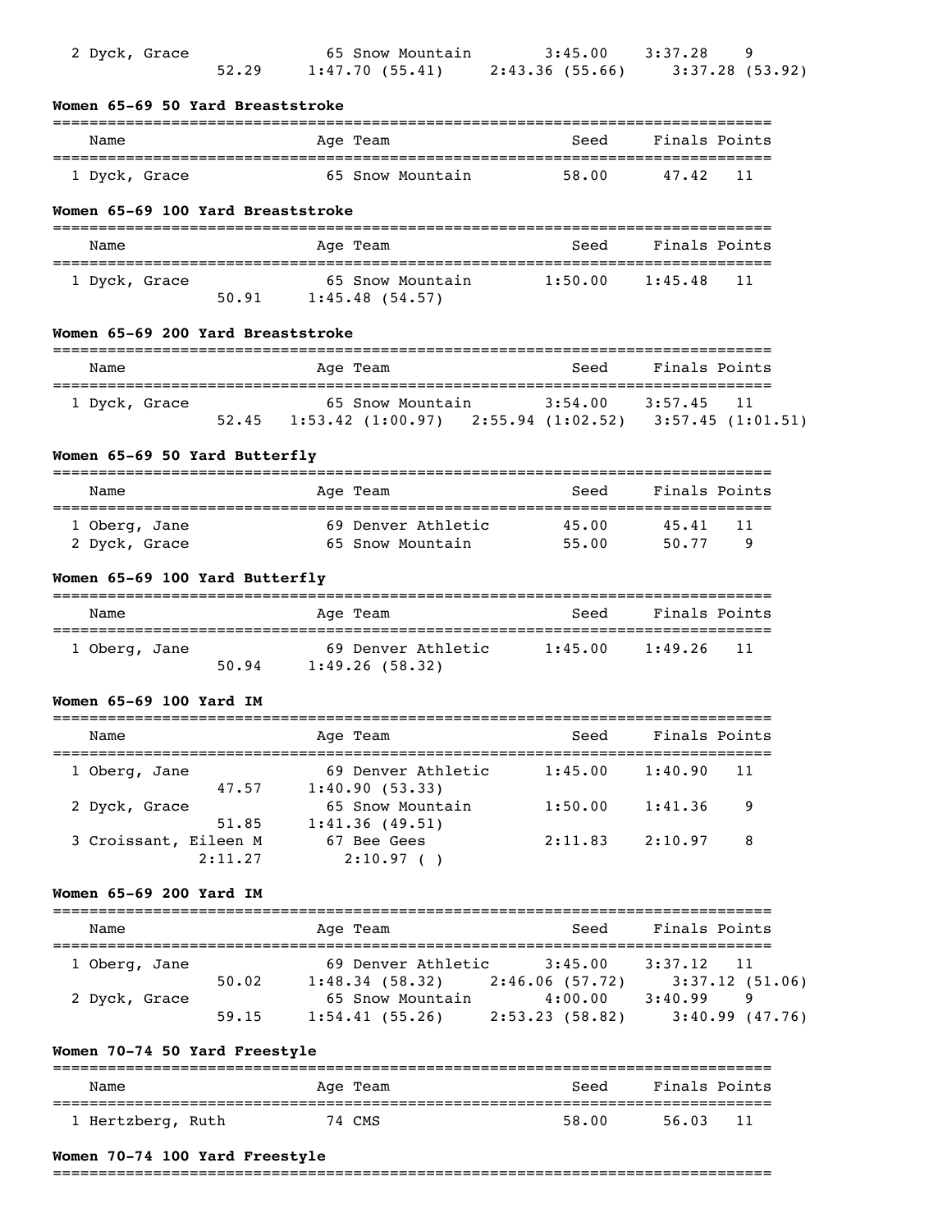| Name | Age | Team | Seed | Finals | Points |
|---|---|---|---|---|---|
| 2 Dyck, Grace | 65 | Snow Mountain | 3:45.00 | 3:37.28 | 9 |
| 52.29 | 1:47.70 (55.41) | 2:43.36 (55.66) | 3:37.28 (53.92) | | |

**Women 65-69 50 Yard Breaststroke**

| Name | Age | Team | Seed | Finals | Points |
|---|---|---|---|---|---|
| 1 Dyck, Grace | 65 | Snow Mountain | 58.00 | 47.42 | 11 |

**Women 65-69 100 Yard Breaststroke**

| Name | Age | Team | Seed | Finals | Points |
|---|---|---|---|---|---|
| 1 Dyck, Grace | 65 | Snow Mountain | 1:50.00 | 1:45.48 | 11 |
| 50.91 | 1:45.48 (54.57) | | | | |

**Women 65-69 200 Yard Breaststroke**

| Name | Age | Team | Seed | Finals | Points |
|---|---|---|---|---|---|
| 1 Dyck, Grace | 65 | Snow Mountain | 3:54.00 | 3:57.45 | 11 |
| 52.45 | 1:53.42 (1:00.97) | 2:55.94 (1:02.52) | 3:57.45 (1:01.51) | | |

**Women 65-69 50 Yard Butterfly**

| Name | Age | Team | Seed | Finals | Points |
|---|---|---|---|---|---|
| 1 Oberg, Jane | 69 | Denver Athletic | 45.00 | 45.41 | 11 |
| 2 Dyck, Grace | 65 | Snow Mountain | 55.00 | 50.77 | 9 |

**Women 65-69 100 Yard Butterfly**

| Name | Age | Team | Seed | Finals | Points |
|---|---|---|---|---|---|
| 1 Oberg, Jane | 69 | Denver Athletic | 1:45.00 | 1:49.26 | 11 |
| 50.94 | 1:49.26 (58.32) | | | | |

**Women 65-69 100 Yard IM**

| Name | Age | Team | Seed | Finals | Points |
|---|---|---|---|---|---|
| 1 Oberg, Jane | 69 | Denver Athletic | 1:45.00 | 1:40.90 | 11 |
| 47.57 | 1:40.90 (53.33) | | | | |
| 2 Dyck, Grace | 65 | Snow Mountain | 1:50.00 | 1:41.36 | 9 |
| 51.85 | 1:41.36 (49.51) | | | | |
| 3 Croissant, Eileen M | 67 | Bee Gees | 2:11.83 | 2:10.97 | 8 |
| 2:11.27 | 2:10.97 ( ) | | | | |

**Women 65-69 200 Yard IM**

| Name | Age | Team | Seed | Finals | Points |
|---|---|---|---|---|---|
| 1 Oberg, Jane | 69 | Denver Athletic | 3:45.00 | 3:37.12 | 11 |
| 50.02 | 1:48.34 (58.32) | 2:46.06 (57.72) | 3:37.12 (51.06) | | |
| 2 Dyck, Grace | 65 | Snow Mountain | 4:00.00 | 3:40.99 | 9 |
| 59.15 | 1:54.41 (55.26) | 2:53.23 (58.82) | 3:40.99 (47.76) | | |

**Women 70-74 50 Yard Freestyle**

| Name | Age | Team | Seed | Finals | Points |
|---|---|---|---|---|---|
| 1 Hertzberg, Ruth | 74 | CMS | 58.00 | 56.03 | 11 |

**Women 70-74 100 Yard Freestyle**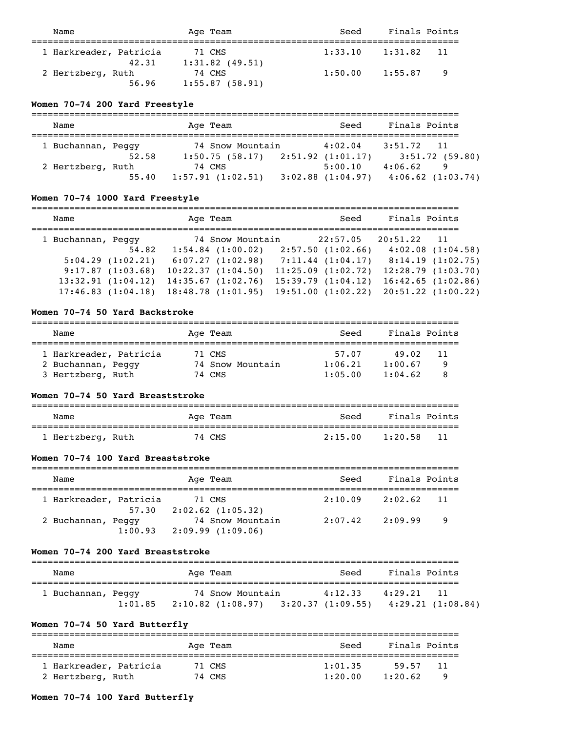| Name | Age | Team | Seed | Finals | Points |
|---|---|---|---|---|---|
| 1 Harkreader, Patricia | 71 | CMS | 1:33.10 | 1:31.82 | 11 |
| 42.31 | 1:31.82 (49.51) | | | | |
| 2 Hertzberg, Ruth | 74 | CMS | 1:50.00 | 1:55.87 | 9 |
| 56.96 | 1:55.87 (58.91) | | | | |

**Women 70-74 200 Yard Freestyle**

| Name | Age | Team | Seed | Finals | Points |
|---|---|---|---|---|---|
| 1 Buchannan, Peggy | 74 | Snow Mountain | 4:02.04 | 3:51.72 | 11 |
| 52.58 | 1:50.75 (58.17) | 2:51.92 (1:01.17) | 3:51.72 (59.80) | | |
| 2 Hertzberg, Ruth | 74 | CMS | 5:00.10 | 4:06.62 | 9 |
| 55.40 | 1:57.91 (1:02.51) | 3:02.88 (1:04.97) | 4:06.62 (1:03.74) | | |

**Women 70-74 1000 Yard Freestyle**

| Name | Age | Team | Seed | Finals | Points |
|---|---|---|---|---|---|
| 1 Buchannan, Peggy | 74 | Snow Mountain | 22:57.05 | 20:51.22 | 11 |
| 54.82 | 1:54.84 (1:00.02) | 2:57.50 (1:02.66) | 4:02.08 (1:04.58) | | |
| 5:04.29 (1:02.21) | 6:07.27 (1:02.98) | 7:11.44 (1:04.17) | 8:14.19 (1:02.75) | | |
| 9:17.87 (1:03.68) | 10:22.37 (1:04.50) | 11:25.09 (1:02.72) | 12:28.79 (1:03.70) | | |
| 13:32.91 (1:04.12) | 14:35.67 (1:02.76) | 15:39.79 (1:04.12) | 16:42.65 (1:02.86) | | |
| 17:46.83 (1:04.18) | 18:48.78 (1:01.95) | 19:51.00 (1:02.22) | 20:51.22 (1:00.22) | | |

**Women 70-74 50 Yard Backstroke**

| Name | Age | Team | Seed | Finals | Points |
|---|---|---|---|---|---|
| 1 Harkreader, Patricia | 71 | CMS | 57.07 | 49.02 | 11 |
| 2 Buchannan, Peggy | 74 | Snow Mountain | 1:06.21 | 1:00.67 | 9 |
| 3 Hertzberg, Ruth | 74 | CMS | 1:05.00 | 1:04.62 | 8 |

**Women 70-74 50 Yard Breaststroke**

| Name | Age | Team | Seed | Finals | Points |
|---|---|---|---|---|---|
| 1 Hertzberg, Ruth | 74 | CMS | 2:15.00 | 1:20.58 | 11 |

**Women 70-74 100 Yard Breaststroke**

| Name | Age | Team | Seed | Finals | Points |
|---|---|---|---|---|---|
| 1 Harkreader, Patricia | 71 | CMS | 2:10.09 | 2:02.62 | 11 |
| 57.30 | 2:02.62 (1:05.32) | | | | |
| 2 Buchannan, Peggy | 74 | Snow Mountain | 2:07.42 | 2:09.99 | 9 |
| 1:00.93 | 2:09.99 (1:09.06) | | | | |

**Women 70-74 200 Yard Breaststroke**

| Name | Age | Team | Seed | Finals | Points |
|---|---|---|---|---|---|
| 1 Buchannan, Peggy | 74 | Snow Mountain | 4:12.33 | 4:29.21 | 11 |
| 1:01.85 | 2:10.82 (1:08.97) | 3:20.37 (1:09.55) | 4:29.21 (1:08.84) | | |

**Women 70-74 50 Yard Butterfly**

| Name | Age | Team | Seed | Finals | Points |
|---|---|---|---|---|---|
| 1 Harkreader, Patricia | 71 | CMS | 1:01.35 | 59.57 | 11 |
| 2 Hertzberg, Ruth | 74 | CMS | 1:20.00 | 1:20.62 | 9 |

**Women 70-74 100 Yard Butterfly**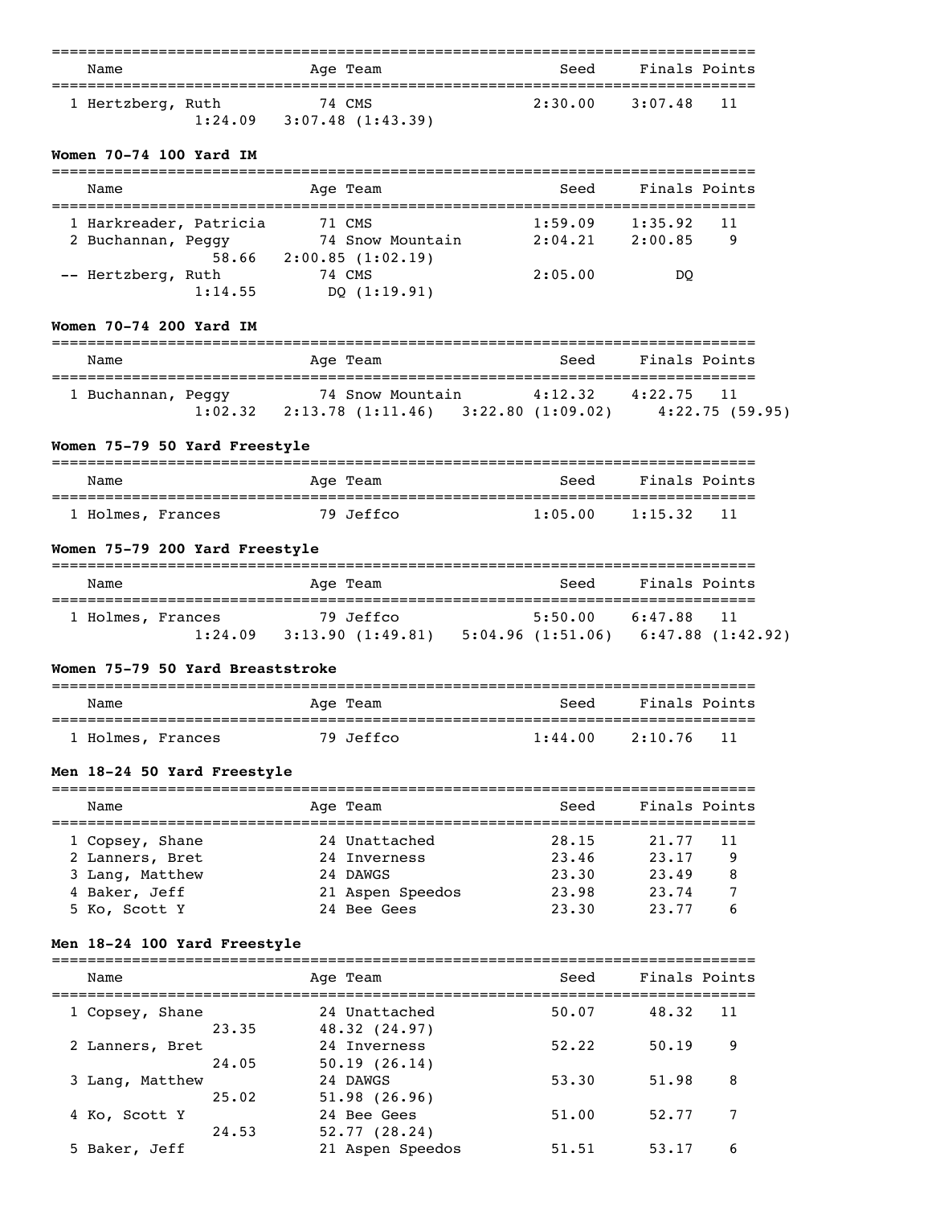| Name | Age | Team | Seed | Finals | Points |
|---|---|---|---|---|---|
| 1 Hertzberg, Ruth | 74 | CMS | 2:30.00 | 3:07.48 | 11 |
| 1:24.09 | | 3:07.48 (1:43.39) | | | |

**Women 70-74 100 Yard IM**

| Name | Age | Team | Seed | Finals | Points |
|---|---|---|---|---|---|
| 1 Harkreader, Patricia | 71 | CMS | 1:59.09 | 1:35.92 | 11 |
| 2 Buchannan, Peggy | 74 | Snow Mountain | 2:04.21 | 2:00.85 | 9 |
| 58.66 | | 2:00.85 (1:02.19) | | | |
| -- Hertzberg, Ruth | 74 | CMS | 2:05.00 | DQ | |
| 1:14.55 | | DQ (1:19.91) | | | |

**Women 70-74 200 Yard IM**

| Name | Age | Team | Seed | Finals | Points |
|---|---|---|---|---|---|
| 1 Buchannan, Peggy | 74 | Snow Mountain | 4:12.32 | 4:22.75 | 11 |
| 1:02.32 | | 2:13.78 (1:11.46) | 3:22.80 (1:09.02) | 4:22.75 (59.95) | |

**Women 75-79 50 Yard Freestyle**

| Name | Age | Team | Seed | Finals | Points |
|---|---|---|---|---|---|
| 1 Holmes, Frances | 79 | Jeffco | 1:05.00 | 1:15.32 | 11 |

**Women 75-79 200 Yard Freestyle**

| Name | Age | Team | Seed | Finals | Points |
|---|---|---|---|---|---|
| 1 Holmes, Frances | 79 | Jeffco | 5:50.00 | 6:47.88 | 11 |
| 1:24.09 | | 3:13.90 (1:49.81) | 5:04.96 (1:51.06) | 6:47.88 (1:42.92) | |

**Women 75-79 50 Yard Breaststroke**

| Name | Age | Team | Seed | Finals | Points |
|---|---|---|---|---|---|
| 1 Holmes, Frances | 79 | Jeffco | 1:44.00 | 2:10.76 | 11 |

**Men 18-24 50 Yard Freestyle**

| Name | Age | Team | Seed | Finals | Points |
|---|---|---|---|---|---|
| 1 Copsey, Shane | 24 | Unattached | 28.15 | 21.77 | 11 |
| 2 Lanners, Bret | 24 | Inverness | 23.46 | 23.17 | 9 |
| 3 Lang, Matthew | 24 | DAWGS | 23.30 | 23.49 | 8 |
| 4 Baker, Jeff | 21 | Aspen Speedos | 23.98 | 23.74 | 7 |
| 5 Ko, Scott Y | 24 | Bee Gees | 23.30 | 23.77 | 6 |

**Men 18-24 100 Yard Freestyle**

| Name | Age | Team | Seed | Finals | Points |
|---|---|---|---|---|---|
| 1 Copsey, Shane | 24 | Unattached | 50.07 | 48.32 | 11 |
| 23.35 | | 48.32 (24.97) | | | |
| 2 Lanners, Bret | 24 | Inverness | 52.22 | 50.19 | 9 |
| 24.05 | | 50.19 (26.14) | | | |
| 3 Lang, Matthew | 24 | DAWGS | 53.30 | 51.98 | 8 |
| 25.02 | | 51.98 (26.96) | | | |
| 4 Ko, Scott Y | 24 | Bee Gees | 51.00 | 52.77 | 7 |
| 24.53 | | 52.77 (28.24) | | | |
| 5 Baker, Jeff | 21 | Aspen Speedos | 51.51 | 53.17 | 6 |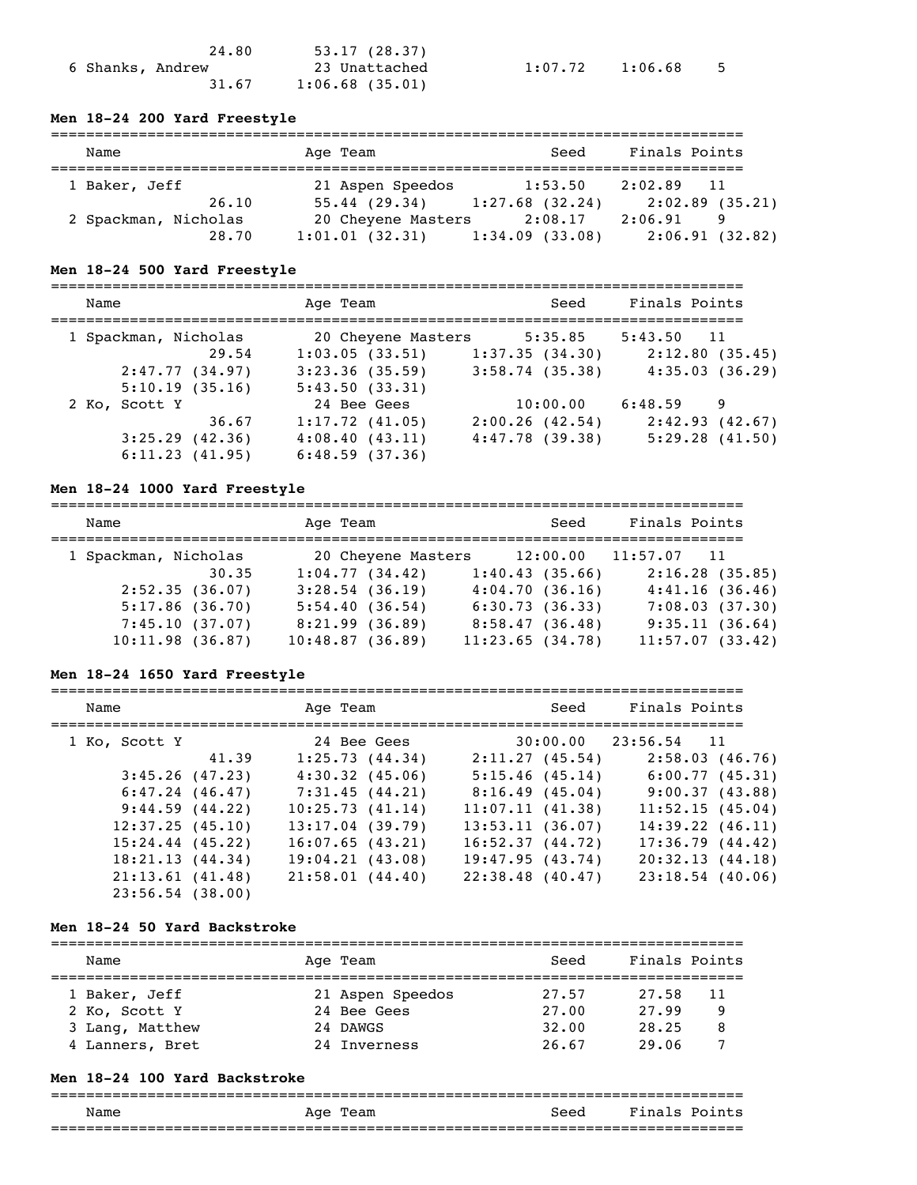| | | | | | | |
|---|---|---|---|---|---|---|
| | 24.80 | 53.17 (28.37) | | | | |
| 6 Shanks, Andrew | | 23 Unattached | | 1:07.72 | 1:06.68 | 5 |
| | 31.67 | 1:06.68 (35.01) | | | | |

### Men 18-24 200 Yard Freestyle

| Name | | Age Team | | Seed | Finals | Points |
|---|---|---|---|---|---|---|
| 1 Baker, Jeff | | 21 Aspen Speedos | | 1:53.50 | 2:02.89 | 11 |
| | 26.10 | 55.44 (29.34) | 1:27.68 (32.24) | | 2:02.89 (35.21) | |
| 2 Spackman, Nicholas | | 20 Cheyene Masters | | 2:08.17 | 2:06.91 | 9 |
| | 28.70 | 1:01.01 (32.31) | 1:34.09 (33.08) | | 2:06.91 (32.82) | |

### Men 18-24 500 Yard Freestyle

| Name | | Age Team | | Seed | Finals | Points |
|---|---|---|---|---|---|---|
| 1 Spackman, Nicholas | | 20 Cheyene Masters | | 5:35.85 | 5:43.50 | 11 |
| | 29.54 | 1:03.05 (33.51) | 1:37.35 (34.30) | | 2:12.80 (35.45) | |
| | 2:47.77 (34.97) | 3:23.36 (35.59) | 3:58.74 (35.38) | | 4:35.03 (36.29) | |
| | 5:10.19 (35.16) | 5:43.50 (33.31) | | | | |
| 2 Ko, Scott Y | | 24 Bee Gees | | 10:00.00 | 6:48.59 | 9 |
| | 36.67 | 1:17.72 (41.05) | 2:00.26 (42.54) | | 2:42.93 (42.67) | |
| | 3:25.29 (42.36) | 4:08.40 (43.11) | 4:47.78 (39.38) | | 5:29.28 (41.50) | |
| | 6:11.23 (41.95) | 6:48.59 (37.36) | | | | |

### Men 18-24 1000 Yard Freestyle

| Name | | Age Team | | Seed | Finals | Points |
|---|---|---|---|---|---|---|
| 1 Spackman, Nicholas | | 20 Cheyene Masters | | 12:00.00 | 11:57.07 | 11 |
| | 30.35 | 1:04.77 (34.42) | 1:40.43 (35.66) | | 2:16.28 (35.85) | |
| | 2:52.35 (36.07) | 3:28.54 (36.19) | 4:04.70 (36.16) | | 4:41.16 (36.46) | |
| | 5:17.86 (36.70) | 5:54.40 (36.54) | 6:30.73 (36.33) | | 7:08.03 (37.30) | |
| | 7:45.10 (37.07) | 8:21.99 (36.89) | 8:58.47 (36.48) | | 9:35.11 (36.64) | |
| | 10:11.98 (36.87) | 10:48.87 (36.89) | 11:23.65 (34.78) | | 11:57.07 (33.42) | |

### Men 18-24 1650 Yard Freestyle

| Name | | Age Team | | Seed | Finals | Points |
|---|---|---|---|---|---|---|
| 1 Ko, Scott Y | | 24 Bee Gees | | 30:00.00 | 23:56.54 | 11 |
| | 41.39 | 1:25.73 (44.34) | 2:11.27 (45.54) | | 2:58.03 (46.76) | |
| | 3:45.26 (47.23) | 4:30.32 (45.06) | 5:15.46 (45.14) | | 6:00.77 (45.31) | |
| | 6:47.24 (46.47) | 7:31.45 (44.21) | 8:16.49 (45.04) | | 9:00.37 (43.88) | |
| | 9:44.59 (44.22) | 10:25.73 (41.14) | 11:07.11 (41.38) | | 11:52.15 (45.04) | |
| | 12:37.25 (45.10) | 13:17.04 (39.79) | 13:53.11 (36.07) | | 14:39.22 (46.11) | |
| | 15:24.44 (45.22) | 16:07.65 (43.21) | 16:52.37 (44.72) | | 17:36.79 (44.42) | |
| | 18:21.13 (44.34) | 19:04.21 (43.08) | 19:47.95 (43.74) | | 20:32.13 (44.18) | |
| | 21:13.61 (41.48) | 21:58.01 (44.40) | 22:38.48 (40.47) | | 23:18.54 (40.06) | |
| | 23:56.54 (38.00) | | | | | |

### Men 18-24 50 Yard Backstroke

| Name | Age Team | Seed | Finals | Points |
|---|---|---|---|---|
| 1 Baker, Jeff | 21 Aspen Speedos | 27.57 | 27.58 | 11 |
| 2 Ko, Scott Y | 24 Bee Gees | 27.00 | 27.99 | 9 |
| 3 Lang, Matthew | 24 DAWGS | 32.00 | 28.25 | 8 |
| 4 Lanners, Bret | 24 Inverness | 26.67 | 29.06 | 7 |

### Men 18-24 100 Yard Backstroke

| Name | Age Team | Seed | Finals | Points |
|---|---|---|---|---|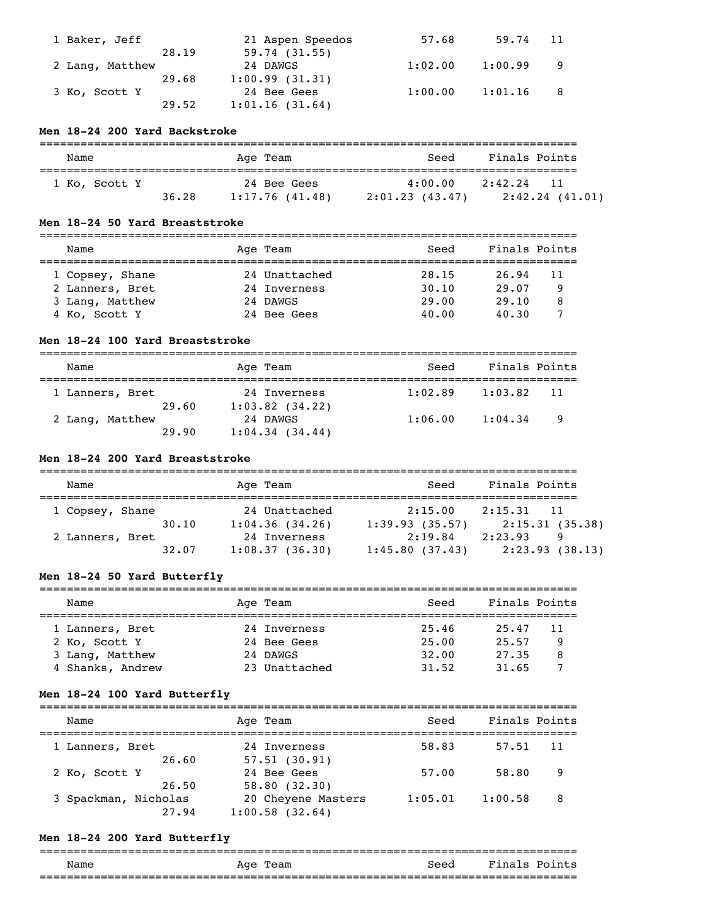| Name | Age | Team | Seed | Finals | Points |
|---|---|---|---|---|---|
| 1 Baker, Jeff | 21 | Aspen Speedos | 57.68 | 59.74 | 11 |
| 28.19 | 59.74 (31.55) | | | | |
| 2 Lang, Matthew | 24 | DAWGS | 1:02.00 | 1:00.99 | 9 |
| 29.68 | 1:00.99 (31.31) | | | | |
| 3 Ko, Scott Y | 24 | Bee Gees | 1:00.00 | 1:01.16 | 8 |
| 29.52 | 1:01.16 (31.64) | | | | |

**Men 18-24 200 Yard Backstroke**

| Name | Age | Team | Seed | Finals | Points |
|---|---|---|---|---|---|
| 1 Ko, Scott Y | 24 | Bee Gees | 4:00.00 | 2:42.24 | 11 |
| 36.28 | 1:17.76 (41.48) | 2:01.23 (43.47) | 2:42.24 (41.01) | | |

**Men 18-24 50 Yard Breaststroke**

| Name | Age | Team | Seed | Finals | Points |
|---|---|---|---|---|---|
| 1 Copsey, Shane | 24 | Unattached | 28.15 | 26.94 | 11 |
| 2 Lanners, Bret | 24 | Inverness | 30.10 | 29.07 | 9 |
| 3 Lang, Matthew | 24 | DAWGS | 29.00 | 29.10 | 8 |
| 4 Ko, Scott Y | 24 | Bee Gees | 40.00 | 40.30 | 7 |

**Men 18-24 100 Yard Breaststroke**

| Name | Age | Team | Seed | Finals | Points |
|---|---|---|---|---|---|
| 1 Lanners, Bret | 24 | Inverness | 1:02.89 | 1:03.82 | 11 |
| 29.60 | 1:03.82 (34.22) | | | | |
| 2 Lang, Matthew | 24 | DAWGS | 1:06.00 | 1:04.34 | 9 |
| 29.90 | 1:04.34 (34.44) | | | | |

**Men 18-24 200 Yard Breaststroke**

| Name | Age | Team | Seed | Finals | Points |
|---|---|---|---|---|---|
| 1 Copsey, Shane | 24 | Unattached | 2:15.00 | 2:15.31 | 11 |
| 30.10 | 1:04.36 (34.26) | 1:39.93 (35.57) | 2:15.31 (35.38) | | |
| 2 Lanners, Bret | 24 | Inverness | 2:19.84 | 2:23.93 | 9 |
| 32.07 | 1:08.37 (36.30) | 1:45.80 (37.43) | 2:23.93 (38.13) | | |

**Men 18-24 50 Yard Butterfly**

| Name | Age | Team | Seed | Finals | Points |
|---|---|---|---|---|---|
| 1 Lanners, Bret | 24 | Inverness | 25.46 | 25.47 | 11 |
| 2 Ko, Scott Y | 24 | Bee Gees | 25.00 | 25.57 | 9 |
| 3 Lang, Matthew | 24 | DAWGS | 32.00 | 27.35 | 8 |
| 4 Shanks, Andrew | 23 | Unattached | 31.52 | 31.65 | 7 |

**Men 18-24 100 Yard Butterfly**

| Name | Age | Team | Seed | Finals | Points |
|---|---|---|---|---|---|
| 1 Lanners, Bret | 24 | Inverness | 58.83 | 57.51 | 11 |
| 26.60 | 57.51 (30.91) | | | | |
| 2 Ko, Scott Y | 24 | Bee Gees | 57.00 | 58.80 | 9 |
| 26.50 | 58.80 (32.30) | | | | |
| 3 Spackman, Nicholas | 20 | Cheyene Masters | 1:05.01 | 1:00.58 | 8 |
| 27.94 | 1:00.58 (32.64) | | | | |

**Men 18-24 200 Yard Butterfly**

| Name | Age | Team | Seed | Finals | Points |
|---|---|---|---|---|---|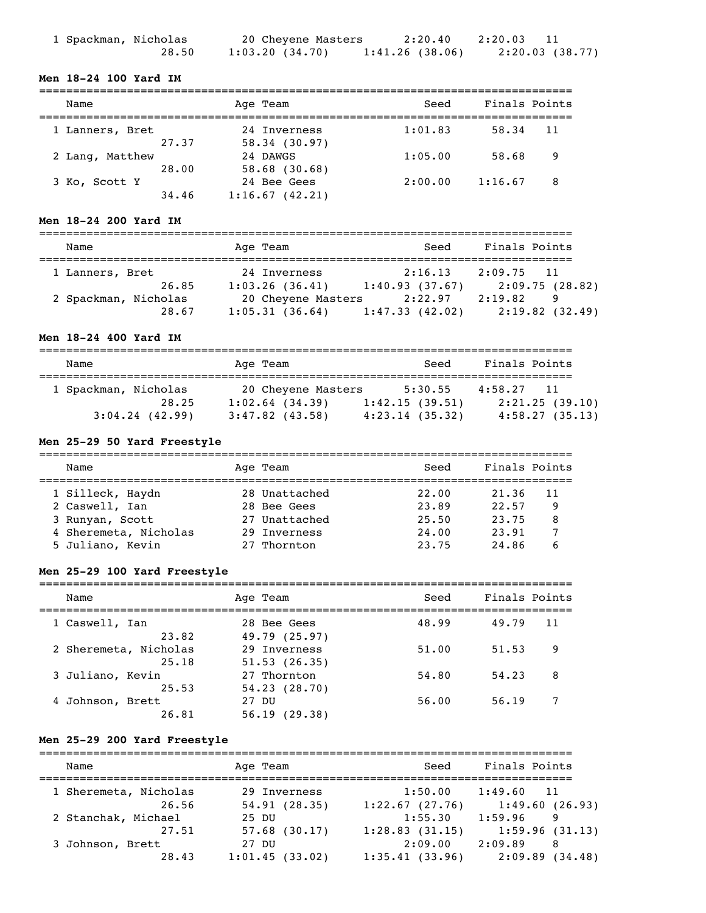| | Name | Age | Team | Seed | Finals | Points |
|---|---|---|---|---|---|---|
| 1 | Spackman, Nicholas | 20 | Cheyene Masters | 2:20.40 | 2:20.03 | 11 |
| | 28.50 | 1:03.20 (34.70) | 1:41.26 (38.06) | 2:20.03 (38.77) | | |

**Men 18-24 100 Yard IM**

| | Name | Age | Team | Seed | Finals | Points |
|---|---|---|---|---|---|---|
| 1 | Lanners, Bret | 24 | Inverness | 1:01.83 | 58.34 | 11 |
| | 27.37 | 58.34 (30.97) | | | | |
| 2 | Lang, Matthew | 24 | DAWGS | 1:05.00 | 58.68 | 9 |
| | 28.00 | 58.68 (30.68) | | | | |
| 3 | Ko, Scott Y | 24 | Bee Gees | 2:00.00 | 1:16.67 | 8 |
| | 34.46 | 1:16.67 (42.21) | | | | |

**Men 18-24 200 Yard IM**

| | Name | Age | Team | Seed | Finals | Points |
|---|---|---|---|---|---|---|
| 1 | Lanners, Bret | 24 | Inverness | 2:16.13 | 2:09.75 | 11 |
| | 26.85 | 1:03.26 (36.41) | 1:40.93 (37.67) | 2:09.75 (28.82) | | |
| 2 | Spackman, Nicholas | 20 | Cheyene Masters | 2:22.97 | 2:19.82 | 9 |
| | 28.67 | 1:05.31 (36.64) | 1:47.33 (42.02) | 2:19.82 (32.49) | | |

**Men 18-24 400 Yard IM**

| | Name | Age | Team | Seed | Finals | Points |
|---|---|---|---|---|---|---|
| 1 | Spackman, Nicholas | 20 | Cheyene Masters | 5:30.55 | 4:58.27 | 11 |
| | 28.25 | 1:02.64 (34.39) | 1:42.15 (39.51) | 2:21.25 (39.10) | | |
| | 3:04.24 (42.99) | 3:47.82 (43.58) | 4:23.14 (35.32) | 4:58.27 (35.13) | | |

**Men 25-29 50 Yard Freestyle**

| | Name | Age | Team | Seed | Finals | Points |
|---|---|---|---|---|---|---|
| 1 | Silleck, Haydn | 28 | Unattached | 22.00 | 21.36 | 11 |
| 2 | Caswell, Ian | 28 | Bee Gees | 23.89 | 22.57 | 9 |
| 3 | Runyan, Scott | 27 | Unattached | 25.50 | 23.75 | 8 |
| 4 | Sheremeta, Nicholas | 29 | Inverness | 24.00 | 23.91 | 7 |
| 5 | Juliano, Kevin | 27 | Thornton | 23.75 | 24.86 | 6 |

**Men 25-29 100 Yard Freestyle**

| | Name | Age | Team | Seed | Finals | Points |
|---|---|---|---|---|---|---|
| 1 | Caswell, Ian | 28 | Bee Gees | 48.99 | 49.79 | 11 |
| | 23.82 | 49.79 (25.97) | | | | |
| 2 | Sheremeta, Nicholas | 29 | Inverness | 51.00 | 51.53 | 9 |
| | 25.18 | 51.53 (26.35) | | | | |
| 3 | Juliano, Kevin | 27 | Thornton | 54.80 | 54.23 | 8 |
| | 25.53 | 54.23 (28.70) | | | | |
| 4 | Johnson, Brett | 27 | DU | 56.00 | 56.19 | 7 |
| | 26.81 | 56.19 (29.38) | | | | |

**Men 25-29 200 Yard Freestyle**

| | Name | Age | Team | Seed | Finals | Points |
|---|---|---|---|---|---|---|
| 1 | Sheremeta, Nicholas | 29 | Inverness | 1:50.00 | 1:49.60 | 11 |
| | 26.56 | 54.91 (28.35) | 1:22.67 (27.76) | 1:49.60 (26.93) | | |
| 2 | Stanchak, Michael | 25 | DU | 1:55.30 | 1:59.96 | 9 |
| | 27.51 | 57.68 (30.17) | 1:28.83 (31.15) | 1:59.96 (31.13) | | |
| 3 | Johnson, Brett | 27 | DU | 2:09.00 | 2:09.89 | 8 |
| | 28.43 | 1:01.45 (33.02) | 1:35.41 (33.96) | 2:09.89 (34.48) | | |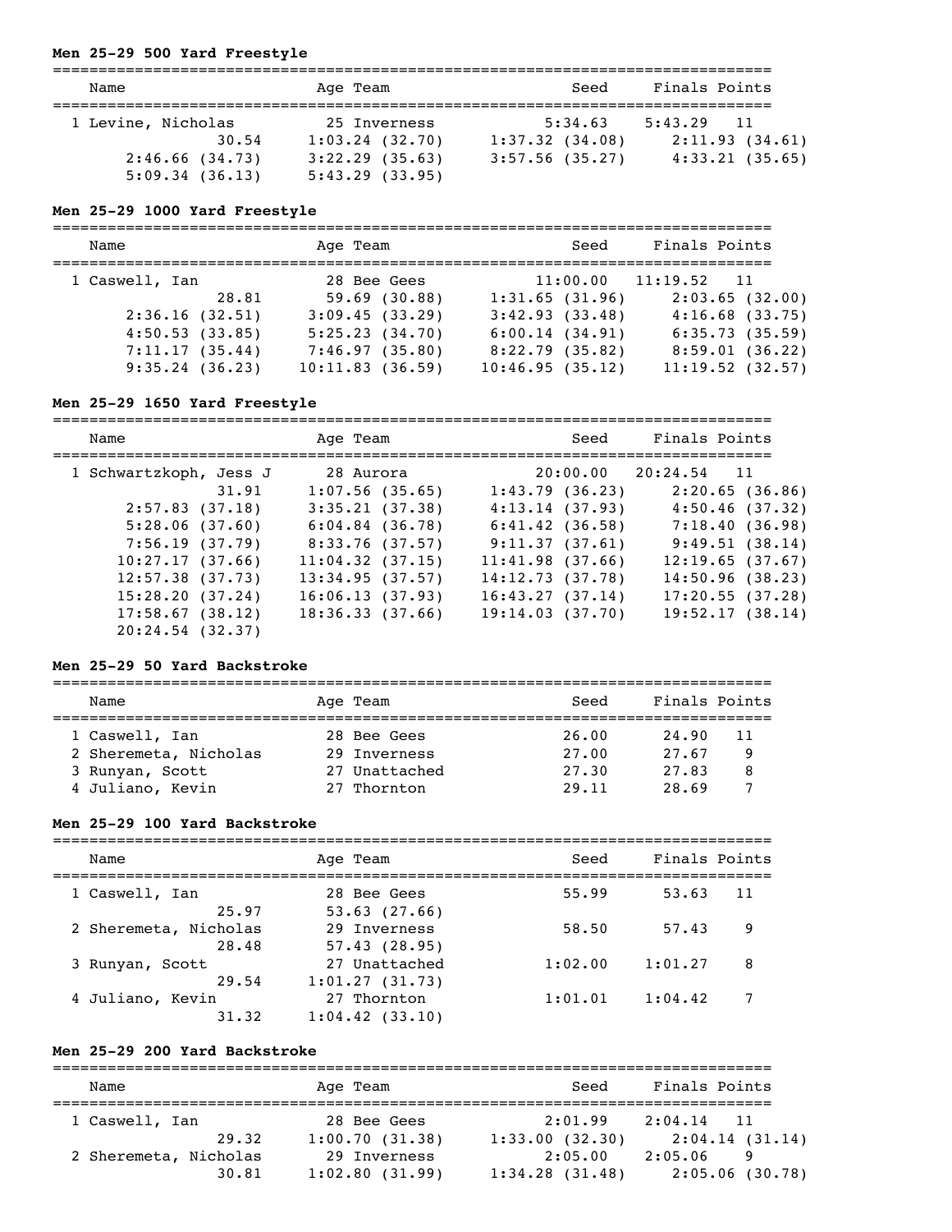**Men 25-29 500 Yard Freestyle**

```
===============================================================================
    Name                    Age Team                    Seed     Finals Points
===============================================================================
  1 Levine, Nicholas         25 Inverness             5:34.63    5:43.29   11
              30.54     1:03.24 (32.70)     1:37.32 (34.08)     2:11.93 (34.61)
        2:46.66 (34.73)     3:22.29 (35.63)     3:57.56 (35.27)     4:33.21 (35.65)
        5:09.34 (36.13)     5:43.29 (33.95)
```

**Men 25-29 1000 Yard Freestyle**

```
===============================================================================
    Name                    Age Team                    Seed     Finals Points
===============================================================================
  1 Caswell, Ian             28 Bee Gees             11:00.00   11:19.52   11
              28.81       59.69 (30.88)     1:31.65 (31.96)     2:03.65 (32.00)
        2:36.16 (32.51)     3:09.45 (33.29)     3:42.93 (33.48)     4:16.68 (33.75)
        4:50.53 (33.85)     5:25.23 (34.70)     6:00.14 (34.91)     6:35.73 (35.59)
        7:11.17 (35.44)     7:46.97 (35.80)     8:22.79 (35.82)     8:59.01 (36.22)
        9:35.24 (36.23)    10:11.83 (36.59)    10:46.95 (35.12)    11:19.52 (32.57)
```

**Men 25-29 1650 Yard Freestyle**

```
===============================================================================
    Name                    Age Team                    Seed     Finals Points
===============================================================================
  1 Schwartzkoph, Jess J     28 Aurora               20:00.00   20:24.54   11
              31.91     1:07.56 (35.65)     1:43.79 (36.23)     2:20.65 (36.86)
        2:57.83 (37.18)     3:35.21 (37.38)     4:13.14 (37.93)     4:50.46 (37.32)
        5:28.06 (37.60)     6:04.84 (36.78)     6:41.42 (36.58)     7:18.40 (36.98)
        7:56.19 (37.79)     8:33.76 (37.57)     9:11.37 (37.61)     9:49.51 (38.14)
       10:27.17 (37.66)    11:04.32 (37.15)    11:41.98 (37.66)    12:19.65 (37.67)
       12:57.38 (37.73)    13:34.95 (37.57)    14:12.73 (37.78)    14:50.96 (38.23)
       15:28.20 (37.24)    16:06.13 (37.93)    16:43.27 (37.14)    17:20.55 (37.28)
       17:58.67 (38.12)    18:36.33 (37.66)    19:14.03 (37.70)    19:52.17 (38.14)
       20:24.54 (32.37)
```

**Men 25-29 50 Yard Backstroke**

```
===============================================================================
    Name                    Age Team                    Seed     Finals Points
===============================================================================
  1 Caswell, Ian             28 Bee Gees                26.00      24.90   11
  2 Sheremeta, Nicholas      29 Inverness               27.00      27.67    9
  3 Runyan, Scott            27 Unattached              27.30      27.83    8
  4 Juliano, Kevin           27 Thornton                29.11      28.69    7
```

**Men 25-29 100 Yard Backstroke**

```
===============================================================================
    Name                    Age Team                    Seed     Finals Points
===============================================================================
  1 Caswell, Ian             28 Bee Gees                55.99      53.63   11
              25.97       53.63 (27.66)
  2 Sheremeta, Nicholas      29 Inverness               58.50      57.43    9
              28.48       57.43 (28.95)
  3 Runyan, Scott            27 Unattached            1:02.00    1:01.27    8
              29.54     1:01.27 (31.73)
  4 Juliano, Kevin           27 Thornton              1:01.01    1:04.42    7
              31.32     1:04.42 (33.10)
```

**Men 25-29 200 Yard Backstroke**

```
===============================================================================
    Name                    Age Team                    Seed     Finals Points
===============================================================================
  1 Caswell, Ian             28 Bee Gees              2:01.99    2:04.14   11
              29.32     1:00.70 (31.38)     1:33.00 (32.30)     2:04.14 (31.14)
  2 Sheremeta, Nicholas      29 Inverness             2:05.00    2:05.06    9
              30.81     1:02.80 (31.99)     1:34.28 (31.48)     2:05.06 (30.78)
```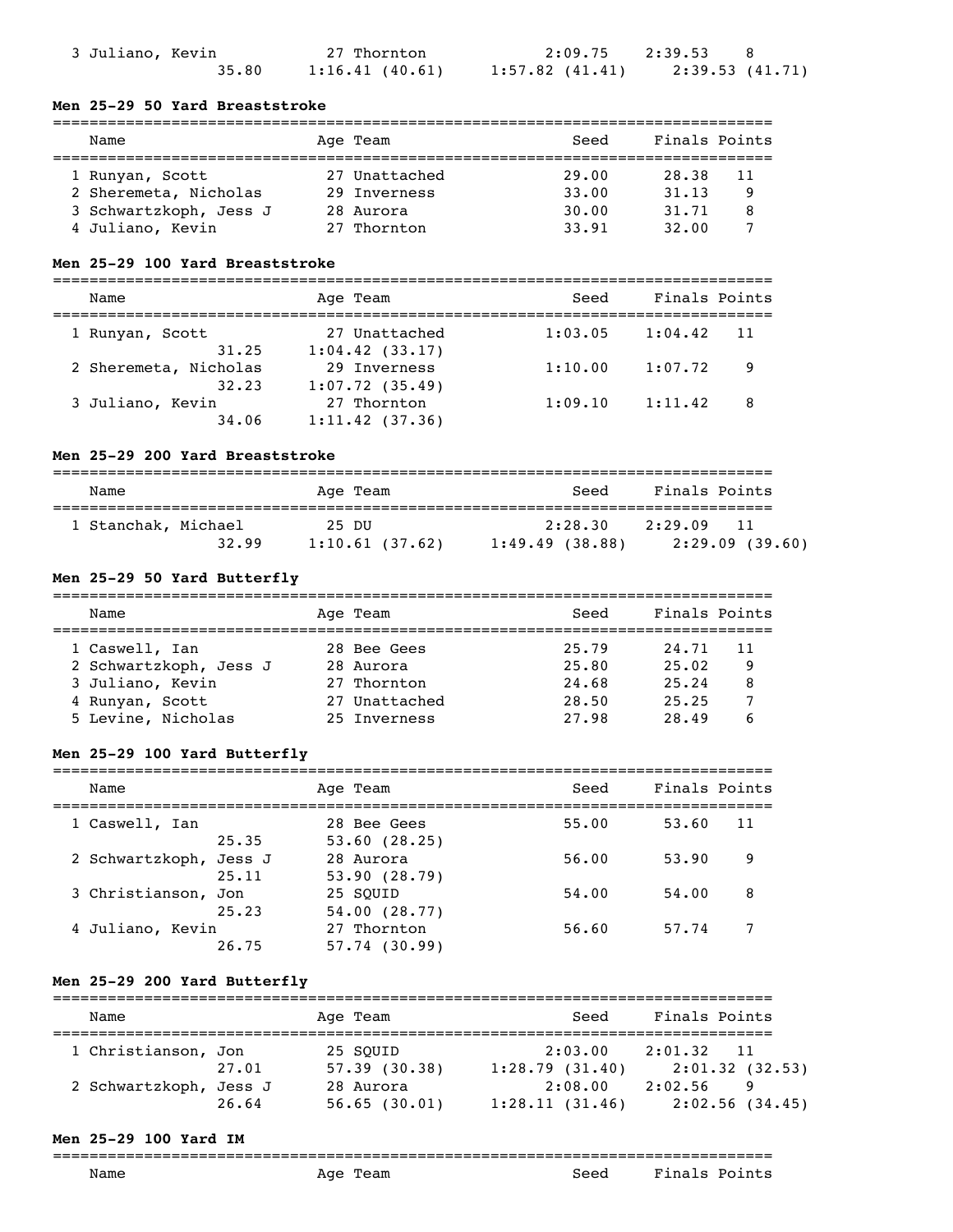| Place | Name | Age | Team | Seed | Finals | Points |
|---|---|---|---|---|---|---|
| 3 | Juliano, Kevin | 27 | Thornton | 2:09.75 | 2:39.53 | 8 |
| | 35.80 | 1:16.41 (40.61) | 1:57.82 (41.41) | 2:39.53 (41.71) | | |

### Men 25-29 50 Yard Breaststroke

| Place | Name | Age | Team | Seed | Finals | Points |
|---|---|---|---|---|---|---|
| 1 | Runyan, Scott | 27 | Unattached | 29.00 | 28.38 | 11 |
| 2 | Sheremeta, Nicholas | 29 | Inverness | 33.00 | 31.13 | 9 |
| 3 | Schwartzkoph, Jess J | 28 | Aurora | 30.00 | 31.71 | 8 |
| 4 | Juliano, Kevin | 27 | Thornton | 33.91 | 32.00 | 7 |

### Men 25-29 100 Yard Breaststroke

| Place | Name | Age | Team | Seed | Finals | Points |
|---|---|---|---|---|---|---|
| 1 | Runyan, Scott | 27 | Unattached | 1:03.05 | 1:04.42 | 11 |
| | 31.25 | 1:04.42 (33.17) | | | | |
| 2 | Sheremeta, Nicholas | 29 | Inverness | 1:10.00 | 1:07.72 | 9 |
| | 32.23 | 1:07.72 (35.49) | | | | |
| 3 | Juliano, Kevin | 27 | Thornton | 1:09.10 | 1:11.42 | 8 |
| | 34.06 | 1:11.42 (37.36) | | | | |

### Men 25-29 200 Yard Breaststroke

| Place | Name | Age | Team | Seed | Finals | Points |
|---|---|---|---|---|---|---|
| 1 | Stanchak, Michael | 25 | DU | 2:28.30 | 2:29.09 | 11 |
| | 32.99 | 1:10.61 (37.62) | 1:49.49 (38.88) | 2:29.09 (39.60) | | |

### Men 25-29 50 Yard Butterfly

| Place | Name | Age | Team | Seed | Finals | Points |
|---|---|---|---|---|---|---|
| 1 | Caswell, Ian | 28 | Bee Gees | 25.79 | 24.71 | 11 |
| 2 | Schwartzkoph, Jess J | 28 | Aurora | 25.80 | 25.02 | 9 |
| 3 | Juliano, Kevin | 27 | Thornton | 24.68 | 25.24 | 8 |
| 4 | Runyan, Scott | 27 | Unattached | 28.50 | 25.25 | 7 |
| 5 | Levine, Nicholas | 25 | Inverness | 27.98 | 28.49 | 6 |

### Men 25-29 100 Yard Butterfly

| Place | Name | Age | Team | Seed | Finals | Points |
|---|---|---|---|---|---|---|
| 1 | Caswell, Ian | 28 | Bee Gees | 55.00 | 53.60 | 11 |
| | 25.35 | 53.60 (28.25) | | | | |
| 2 | Schwartzkoph, Jess J | 28 | Aurora | 56.00 | 53.90 | 9 |
| | 25.11 | 53.90 (28.79) | | | | |
| 3 | Christianson, Jon | 25 | SQUID | 54.00 | 54.00 | 8 |
| | 25.23 | 54.00 (28.77) | | | | |
| 4 | Juliano, Kevin | 27 | Thornton | 56.60 | 57.74 | 7 |
| | 26.75 | 57.74 (30.99) | | | | |

### Men 25-29 200 Yard Butterfly

| Place | Name | Age | Team | Seed | Finals | Points |
|---|---|---|---|---|---|---|
| 1 | Christianson, Jon | 25 | SQUID | 2:03.00 | 2:01.32 | 11 |
| | 27.01 | 57.39 (30.38) | 1:28.79 (31.40) | 2:01.32 (32.53) | | |
| 2 | Schwartzkoph, Jess J | 28 | Aurora | 2:08.00 | 2:02.56 | 9 |
| | 26.64 | 56.65 (30.01) | 1:28.11 (31.46) | 2:02.56 (34.45) | | |

### Men 25-29 100 Yard IM

| Name | Age | Team | Seed | Finals | Points |
|---|---|---|---|---|---|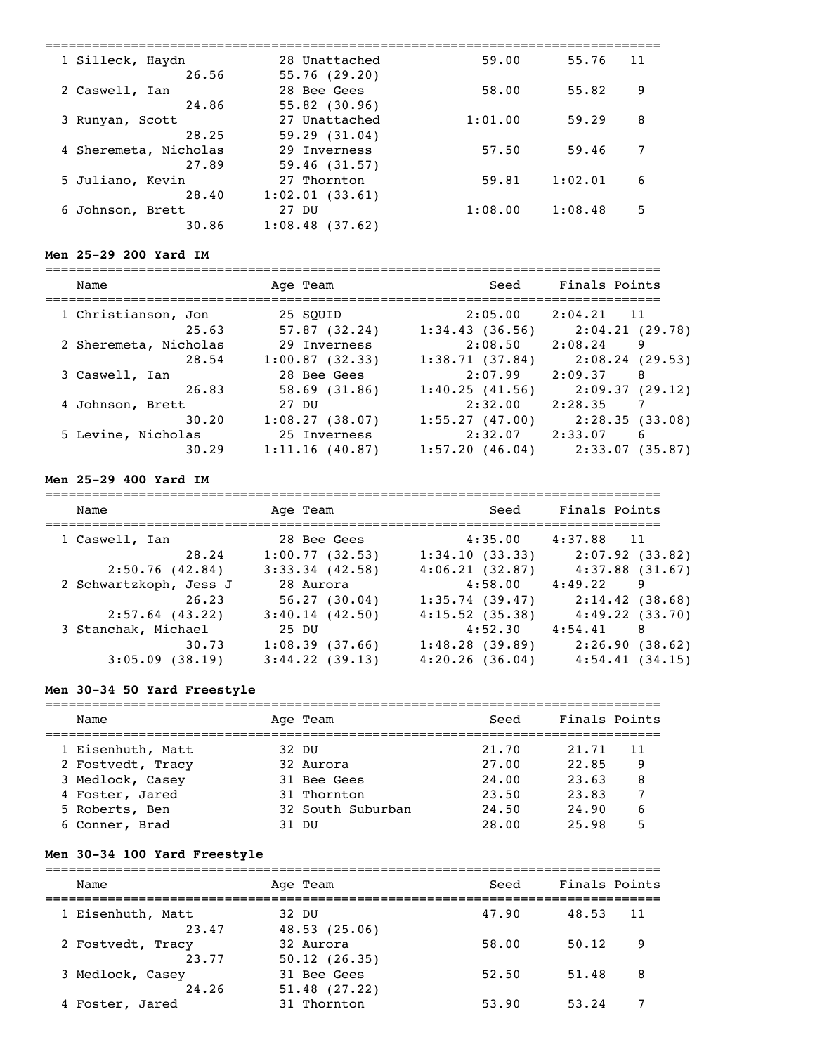| Name | Age | Team | Seed | Finals | Points |
|---|---|---|---|---|---|
| 1 Silleck, Haydn | 28 | Unattached | 59.00 | 55.76 | 11 |
| 26.56 | 55.76 (29.20) | | | | |
| 2 Caswell, Ian | 28 | Bee Gees | 58.00 | 55.82 | 9 |
| 24.86 | 55.82 (30.96) | | | | |
| 3 Runyan, Scott | 27 | Unattached | 1:01.00 | 59.29 | 8 |
| 28.25 | 59.29 (31.04) | | | | |
| 4 Sheremeta, Nicholas | 29 | Inverness | 57.50 | 59.46 | 7 |
| 27.89 | 59.46 (31.57) | | | | |
| 5 Juliano, Kevin | 27 | Thornton | 59.81 | 1:02.01 | 6 |
| 28.40 | 1:02.01 (33.61) | | | | |
| 6 Johnson, Brett | 27 | DU | 1:08.00 | 1:08.48 | 5 |
| 30.86 | 1:08.48 (37.62) | | | | |

**Men 25-29 200 Yard IM**

| Name | Age | Team | Seed | Finals | Points |
|---|---|---|---|---|---|
| 1 Christianson, Jon | 25 | SQUID | 2:05.00 | 2:04.21 | 11 |
| 25.63 | 57.87 (32.24) | 1:34.43 (36.56) | 2:04.21 (29.78) | | |
| 2 Sheremeta, Nicholas | 29 | Inverness | 2:08.50 | 2:08.24 | 9 |
| 28.54 | 1:00.87 (32.33) | 1:38.71 (37.84) | 2:08.24 (29.53) | | |
| 3 Caswell, Ian | 28 | Bee Gees | 2:07.99 | 2:09.37 | 8 |
| 26.83 | 58.69 (31.86) | 1:40.25 (41.56) | 2:09.37 (29.12) | | |
| 4 Johnson, Brett | 27 | DU | 2:32.00 | 2:28.35 | 7 |
| 30.20 | 1:08.27 (38.07) | 1:55.27 (47.00) | 2:28.35 (33.08) | | |
| 5 Levine, Nicholas | 25 | Inverness | 2:32.07 | 2:33.07 | 6 |
| 30.29 | 1:11.16 (40.87) | 1:57.20 (46.04) | 2:33.07 (35.87) | | |

**Men 25-29 400 Yard IM**

| Name | Age | Team | Seed | Finals | Points |
|---|---|---|---|---|---|
| 1 Caswell, Ian | 28 | Bee Gees | 4:35.00 | 4:37.88 | 11 |
| 28.24 | 1:00.77 (32.53) | 1:34.10 (33.33) | 2:07.92 (33.82) | | |
| 2:50.76 (42.84) | 3:33.34 (42.58) | 4:06.21 (32.87) | 4:37.88 (31.67) | | |
| 2 Schwartzkoph, Jess J | 28 | Aurora | 4:58.00 | 4:49.22 | 9 |
| 26.23 | 56.27 (30.04) | 1:35.74 (39.47) | 2:14.42 (38.68) | | |
| 2:57.64 (43.22) | 3:40.14 (42.50) | 4:15.52 (35.38) | 4:49.22 (33.70) | | |
| 3 Stanchak, Michael | 25 | DU | 4:52.30 | 4:54.41 | 8 |
| 30.73 | 1:08.39 (37.66) | 1:48.28 (39.89) | 2:26.90 (38.62) | | |
| 3:05.09 (38.19) | 3:44.22 (39.13) | 4:20.26 (36.04) | 4:54.41 (34.15) | | |

**Men 30-34 50 Yard Freestyle**

| Name | Age | Team | Seed | Finals | Points |
|---|---|---|---|---|---|
| 1 Eisenhuth, Matt | 32 | DU | 21.70 | 21.71 | 11 |
| 2 Fostvedt, Tracy | 32 | Aurora | 27.00 | 22.85 | 9 |
| 3 Medlock, Casey | 31 | Bee Gees | 24.00 | 23.63 | 8 |
| 4 Foster, Jared | 31 | Thornton | 23.50 | 23.83 | 7 |
| 5 Roberts, Ben | 32 | South Suburban | 24.50 | 24.90 | 6 |
| 6 Conner, Brad | 31 | DU | 28.00 | 25.98 | 5 |

**Men 30-34 100 Yard Freestyle**

| Name | Age | Team | Seed | Finals | Points |
|---|---|---|---|---|---|
| 1 Eisenhuth, Matt | 32 | DU | 47.90 | 48.53 | 11 |
| 23.47 | 48.53 (25.06) | | | | |
| 2 Fostvedt, Tracy | 32 | Aurora | 58.00 | 50.12 | 9 |
| 23.77 | 50.12 (26.35) | | | | |
| 3 Medlock, Casey | 31 | Bee Gees | 52.50 | 51.48 | 8 |
| 24.26 | 51.48 (27.22) | | | | |
| 4 Foster, Jared | 31 | Thornton | 53.90 | 53.24 | 7 |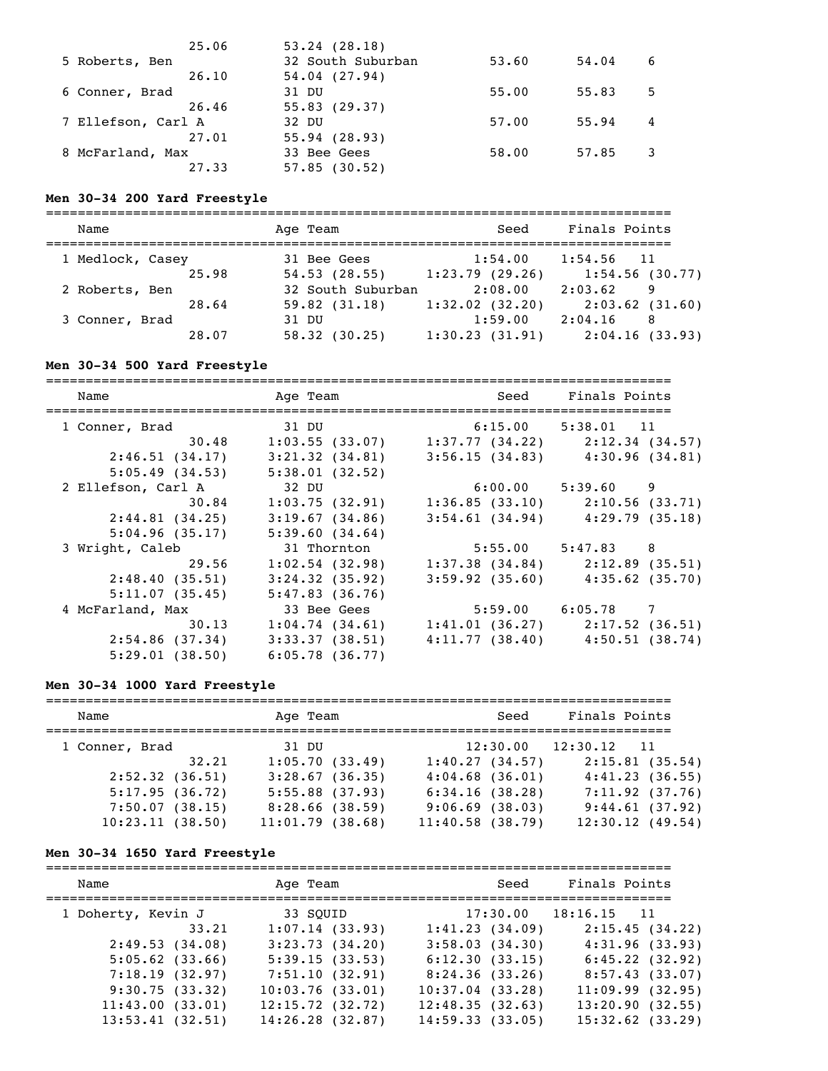| Name | Age | Team | Seed | Finals | Points |
|---|---|---|---|---|---|
| | | | | | |
| 25.06 | | 53.24 (28.18) | | | |
| 5 Roberts, Ben | 32 | South Suburban | 53.60 | 54.04 | 6 |
| 26.10 | | 54.04 (27.94) | | | |
| 6 Conner, Brad | 31 | DU | 55.00 | 55.83 | 5 |
| 26.46 | | 55.83 (29.37) | | | |
| 7 Ellefson, Carl A | 32 | DU | 57.00 | 55.94 | 4 |
| 27.01 | | 55.94 (28.93) | | | |
| 8 McFarland, Max | 33 | Bee Gees | 58.00 | 57.85 | 3 |
| 27.33 | | 57.85 (30.52) | | | |

**Men 30-34 200 Yard Freestyle**

| Name | Age | Team | Seed | Finals | Points |
|---|---|---|---|---|---|
| 1 Medlock, Casey | 31 | Bee Gees | 1:54.00 | 1:54.56 | 11 |
| 25.98 | 54.53 (28.55) | 1:23.79 (29.26) | 1:54.56 (30.77) | | |
| 2 Roberts, Ben | 32 | South Suburban | 2:08.00 | 2:03.62 | 9 |
| 28.64 | 59.82 (31.18) | 1:32.02 (32.20) | 2:03.62 (31.60) | | |
| 3 Conner, Brad | 31 | DU | 1:59.00 | 2:04.16 | 8 |
| 28.07 | 58.32 (30.25) | 1:30.23 (31.91) | 2:04.16 (33.93) | | |

**Men 30-34 500 Yard Freestyle**

| Name | Age | Team | Seed | Finals | Points |
|---|---|---|---|---|---|
| 1 Conner, Brad | 31 | DU | 6:15.00 | 5:38.01 | 11 |
| 30.48 | 1:03.55 (33.07) | 1:37.77 (34.22) | 2:12.34 (34.57) | | |
| 2:46.51 (34.17) | 3:21.32 (34.81) | 3:56.15 (34.83) | 4:30.96 (34.81) | | |
| 5:05.49 (34.53) | 5:38.01 (32.52) | | | | |
| 2 Ellefson, Carl A | 32 | DU | 6:00.00 | 5:39.60 | 9 |
| 30.84 | 1:03.75 (32.91) | 1:36.85 (33.10) | 2:10.56 (33.71) | | |
| 2:44.81 (34.25) | 3:19.67 (34.86) | 3:54.61 (34.94) | 4:29.79 (35.18) | | |
| 5:04.96 (35.17) | 5:39.60 (34.64) | | | | |
| 3 Wright, Caleb | 31 | Thornton | 5:55.00 | 5:47.83 | 8 |
| 29.56 | 1:02.54 (32.98) | 1:37.38 (34.84) | 2:12.89 (35.51) | | |
| 2:48.40 (35.51) | 3:24.32 (35.92) | 3:59.92 (35.60) | 4:35.62 (35.70) | | |
| 5:11.07 (35.45) | 5:47.83 (36.76) | | | | |
| 4 McFarland, Max | 33 | Bee Gees | 5:59.00 | 6:05.78 | 7 |
| 30.13 | 1:04.74 (34.61) | 1:41.01 (36.27) | 2:17.52 (36.51) | | |
| 2:54.86 (37.34) | 3:33.37 (38.51) | 4:11.77 (38.40) | 4:50.51 (38.74) | | |
| 5:29.01 (38.50) | 6:05.78 (36.77) | | | | |

**Men 30-34 1000 Yard Freestyle**

| Name | Age | Team | Seed | Finals | Points |
|---|---|---|---|---|---|
| 1 Conner, Brad | 31 | DU | 12:30.00 | 12:30.12 | 11 |
| 32.21 | 1:05.70 (33.49) | 1:40.27 (34.57) | 2:15.81 (35.54) | | |
| 2:52.32 (36.51) | 3:28.67 (36.35) | 4:04.68 (36.01) | 4:41.23 (36.55) | | |
| 5:17.95 (36.72) | 5:55.88 (37.93) | 6:34.16 (38.28) | 7:11.92 (37.76) | | |
| 7:50.07 (38.15) | 8:28.66 (38.59) | 9:06.69 (38.03) | 9:44.61 (37.92) | | |
| 10:23.11 (38.50) | 11:01.79 (38.68) | 11:40.58 (38.79) | 12:30.12 (49.54) | | |

**Men 30-34 1650 Yard Freestyle**

| Name | Age | Team | Seed | Finals | Points |
|---|---|---|---|---|---|
| 1 Doherty, Kevin J | 33 | SQUID | 17:30.00 | 18:16.15 | 11 |
| 33.21 | 1:07.14 (33.93) | 1:41.23 (34.09) | 2:15.45 (34.22) | | |
| 2:49.53 (34.08) | 3:23.73 (34.20) | 3:58.03 (34.30) | 4:31.96 (33.93) | | |
| 5:05.62 (33.66) | 5:39.15 (33.53) | 6:12.30 (33.15) | 6:45.22 (32.92) | | |
| 7:18.19 (32.97) | 7:51.10 (32.91) | 8:24.36 (33.26) | 8:57.43 (33.07) | | |
| 9:30.75 (33.32) | 10:03.76 (33.01) | 10:37.04 (33.28) | 11:09.99 (32.95) | | |
| 11:43.00 (33.01) | 12:15.72 (32.72) | 12:48.35 (32.63) | 13:20.90 (32.55) | | |
| 13:53.41 (32.51) | 14:26.28 (32.87) | 14:59.33 (33.05) | 15:32.62 (33.29) | | |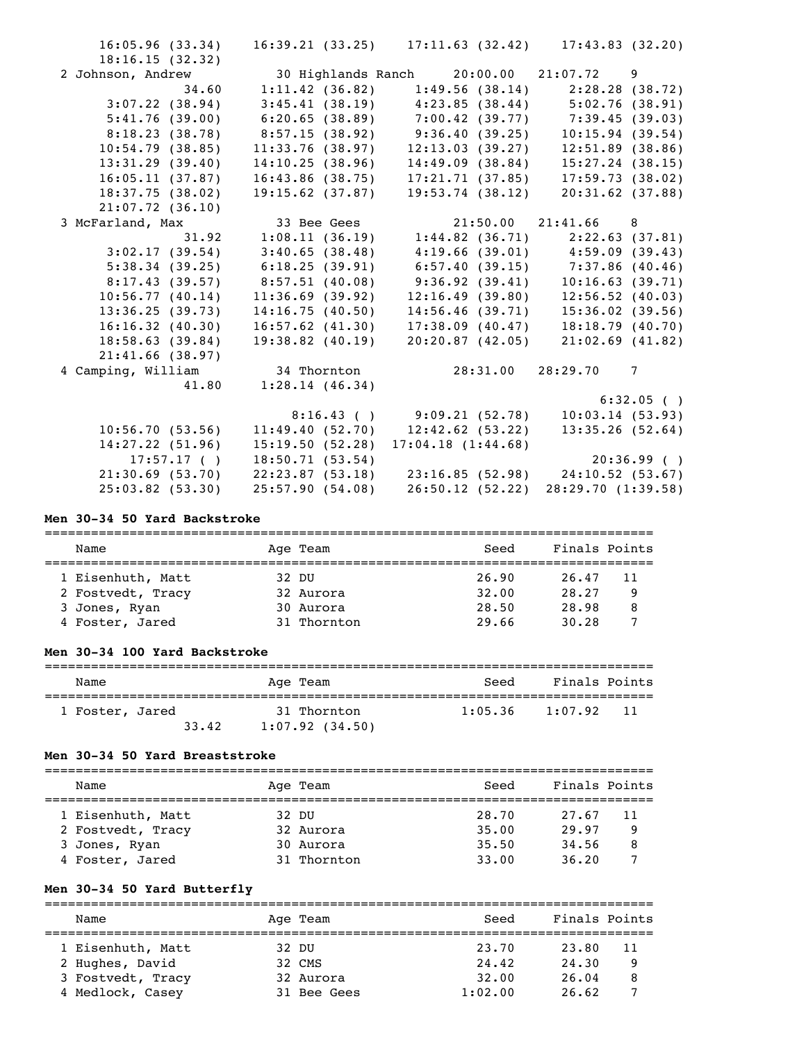```
      16:05.96 (33.34)    16:39.21 (33.25)    17:11.63 (32.42)    17:43.83 (32.20)
      18:16.15 (32.32)
  2 Johnson, Andrew           30 Highlands Ranch     20:00.00   21:07.72    9
                 34.60     1:11.42 (36.82)     1:49.56 (38.14)     2:28.28 (38.72)
       3:07.22 (38.94)     3:45.41 (38.19)     4:23.85 (38.44)     5:02.76 (38.91)
       5:41.76 (39.00)     6:20.65 (38.89)     7:00.42 (39.77)     7:39.45 (39.03)
       8:18.23 (38.78)     8:57.15 (38.92)     9:36.40 (39.25)    10:15.94 (39.54)
      10:54.79 (38.85)    11:33.76 (38.97)    12:13.03 (39.27)    12:51.89 (38.86)
      13:31.29 (39.40)    14:10.25 (38.96)    14:49.09 (38.84)    15:27.24 (38.15)
      16:05.11 (37.87)    16:43.86 (38.75)    17:21.71 (37.85)    17:59.73 (38.02)
      18:37.75 (38.02)    19:15.62 (37.87)    19:53.74 (38.12)    20:31.62 (37.88)
      21:07.72 (36.10)
  3 McFarland, Max            33 Bee Gees            21:50.00   21:41.66    8
                 31.92     1:08.11 (36.19)     1:44.82 (36.71)     2:22.63 (37.81)
       3:02.17 (39.54)     3:40.65 (38.48)     4:19.66 (39.01)     4:59.09 (39.43)
       5:38.34 (39.25)     6:18.25 (39.91)     6:57.40 (39.15)     7:37.86 (40.46)
       8:17.43 (39.57)     8:57.51 (40.08)     9:36.92 (39.41)    10:16.63 (39.71)
      10:56.77 (40.14)    11:36.69 (39.92)    12:16.49 (39.80)    12:56.52 (40.03)
      13:36.25 (39.73)    14:16.75 (40.50)    14:56.46 (39.71)    15:36.02 (39.56)
      16:16.32 (40.30)    16:57.62 (41.30)    17:38.09 (40.47)    18:18.79 (40.70)
      18:58.63 (39.84)    19:38.82 (40.19)    20:20.87 (42.05)    21:02.69 (41.82)
      21:41.66 (38.97)
  4 Camping, William          34 Thornton            28:31.00   28:29.70    7
                 41.80     1:28.14 (46.34)
                                                                   6:32.05 ( )
                           8:16.43 ( )         9:09.21 (52.78)    10:03.14 (53.93)
      10:56.70 (53.56)    11:49.40 (52.70)    12:42.62 (53.22)    13:35.26 (52.64)
      14:27.22 (51.96)    15:19.50 (52.28)  17:04.18 (1:44.68)
         17:57.17 ( )     18:50.71 (53.54)                          20:36.99 ( )
      21:30.69 (53.70)    22:23.87 (53.18)    23:16.85 (52.98)    24:10.52 (53.67)
      25:03.82 (53.30)    25:57.90 (54.08)    26:50.12 (52.22)  28:29.70 (1:39.58)
```

**Men 30-34 50 Yard Backstroke**

| Name | Age | Team | Seed | Finals | Points |
|---|---|---|---|---|---|
| 1 Eisenhuth, Matt | 32 | DU | 26.90 | 26.47 | 11 |
| 2 Fostvedt, Tracy | 32 | Aurora | 32.00 | 28.27 | 9 |
| 3 Jones, Ryan | 30 | Aurora | 28.50 | 28.98 | 8 |
| 4 Foster, Jared | 31 | Thornton | 29.66 | 30.28 | 7 |

**Men 30-34 100 Yard Backstroke**

| Name | Age | Team | Seed | Finals | Points |
|---|---|---|---|---|---|
| 1 Foster, Jared | 31 | Thornton | 1:05.36 | 1:07.92 | 11 |
| 33.42 | | 1:07.92 (34.50) | | | |

**Men 30-34 50 Yard Breaststroke**

| Name | Age | Team | Seed | Finals | Points |
|---|---|---|---|---|---|
| 1 Eisenhuth, Matt | 32 | DU | 28.70 | 27.67 | 11 |
| 2 Fostvedt, Tracy | 32 | Aurora | 35.00 | 29.97 | 9 |
| 3 Jones, Ryan | 30 | Aurora | 35.50 | 34.56 | 8 |
| 4 Foster, Jared | 31 | Thornton | 33.00 | 36.20 | 7 |

**Men 30-34 50 Yard Butterfly**

| Name | Age | Team | Seed | Finals | Points |
|---|---|---|---|---|---|
| 1 Eisenhuth, Matt | 32 | DU | 23.70 | 23.80 | 11 |
| 2 Hughes, David | 32 | CMS | 24.42 | 24.30 | 9 |
| 3 Fostvedt, Tracy | 32 | Aurora | 32.00 | 26.04 | 8 |
| 4 Medlock, Casey | 31 | Bee Gees | 1:02.00 | 26.62 | 7 |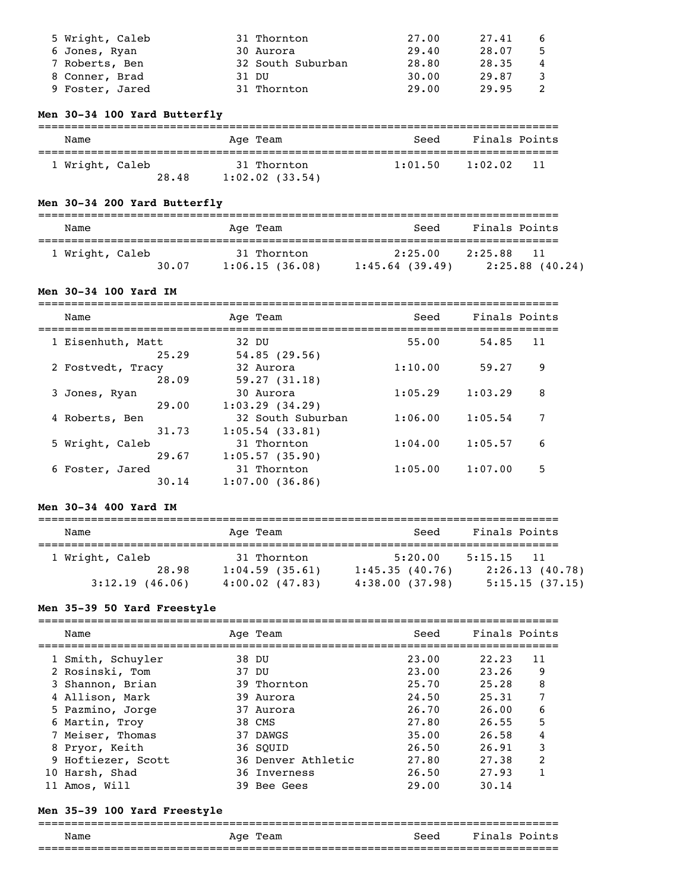| Name | Age | Team | Seed | Finals | Points |
|---|---|---|---|---|---|
| 5 Wright, Caleb | 31 | Thornton | 27.00 | 27.41 | 6 |
| 6 Jones, Ryan | 30 | Aurora | 29.40 | 28.07 | 5 |
| 7 Roberts, Ben | 32 | South Suburban | 28.80 | 28.35 | 4 |
| 8 Conner, Brad | 31 | DU | 30.00 | 29.87 | 3 |
| 9 Foster, Jared | 31 | Thornton | 29.00 | 29.95 | 2 |

### Men 30-34 100 Yard Butterfly

| Name | Age | Team | Seed | Finals | Points |
|---|---|---|---|---|---|
| 1 Wright, Caleb | 31 | Thornton | 1:01.50 | 1:02.02 | 11 |

Splits: 28.48, 1:02.02 (33.54)

### Men 30-34 200 Yard Butterfly

| Name | Age | Team | Seed | Finals | Points |
|---|---|---|---|---|---|
| 1 Wright, Caleb | 31 | Thornton | 2:25.00 | 2:25.88 | 11 |

Splits: 30.07, 1:06.15 (36.08), 1:45.64 (39.49), 2:25.88 (40.24)

### Men 30-34 100 Yard IM

| Name | Age | Team | Seed | Finals | Points |
|---|---|---|---|---|---|
| 1 Eisenhuth, Matt | 32 | DU | 55.00 | 54.85 | 11 |
| Splits: 25.29, 54.85 (29.56) | | | | | |
| 2 Fostvedt, Tracy | 32 | Aurora | 1:10.00 | 59.27 | 9 |
| Splits: 28.09, 59.27 (31.18) | | | | | |
| 3 Jones, Ryan | 30 | Aurora | 1:05.29 | 1:03.29 | 8 |
| Splits: 29.00, 1:03.29 (34.29) | | | | | |
| 4 Roberts, Ben | 32 | South Suburban | 1:06.00 | 1:05.54 | 7 |
| Splits: 31.73, 1:05.54 (33.81) | | | | | |
| 5 Wright, Caleb | 31 | Thornton | 1:04.00 | 1:05.57 | 6 |
| Splits: 29.67, 1:05.57 (35.90) | | | | | |
| 6 Foster, Jared | 31 | Thornton | 1:05.00 | 1:07.00 | 5 |
| Splits: 30.14, 1:07.00 (36.86) | | | | | |

### Men 30-34 400 Yard IM

| Name | Age | Team | Seed | Finals | Points |
|---|---|---|---|---|---|
| 1 Wright, Caleb | 31 | Thornton | 5:20.00 | 5:15.15 | 11 |

Splits: 28.98, 1:04.59 (35.61), 1:45.35 (40.76), 2:26.13 (40.78), 3:12.19 (46.06), 4:00.02 (47.83), 4:38.00 (37.98), 5:15.15 (37.15)

### Men 35-39 50 Yard Freestyle

| Name | Age | Team | Seed | Finals | Points |
|---|---|---|---|---|---|
| 1 Smith, Schuyler | 38 | DU | 23.00 | 22.23 | 11 |
| 2 Rosinski, Tom | 37 | DU | 23.00 | 23.26 | 9 |
| 3 Shannon, Brian | 39 | Thornton | 25.70 | 25.28 | 8 |
| 4 Allison, Mark | 39 | Aurora | 24.50 | 25.31 | 7 |
| 5 Pazmino, Jorge | 37 | Aurora | 26.70 | 26.00 | 6 |
| 6 Martin, Troy | 38 | CMS | 27.80 | 26.55 | 5 |
| 7 Meiser, Thomas | 37 | DAWGS | 35.00 | 26.58 | 4 |
| 8 Pryor, Keith | 36 | SQUID | 26.50 | 26.91 | 3 |
| 9 Hoftiezer, Scott | 36 | Denver Athletic | 27.80 | 27.38 | 2 |
| 10 Harsh, Shad | 36 | Inverness | 26.50 | 27.93 | 1 |
| 11 Amos, Will | 39 | Bee Gees | 29.00 | 30.14 | |

### Men 35-39 100 Yard Freestyle

| Name | Age | Team | Seed | Finals | Points |
|---|---|---|---|---|---|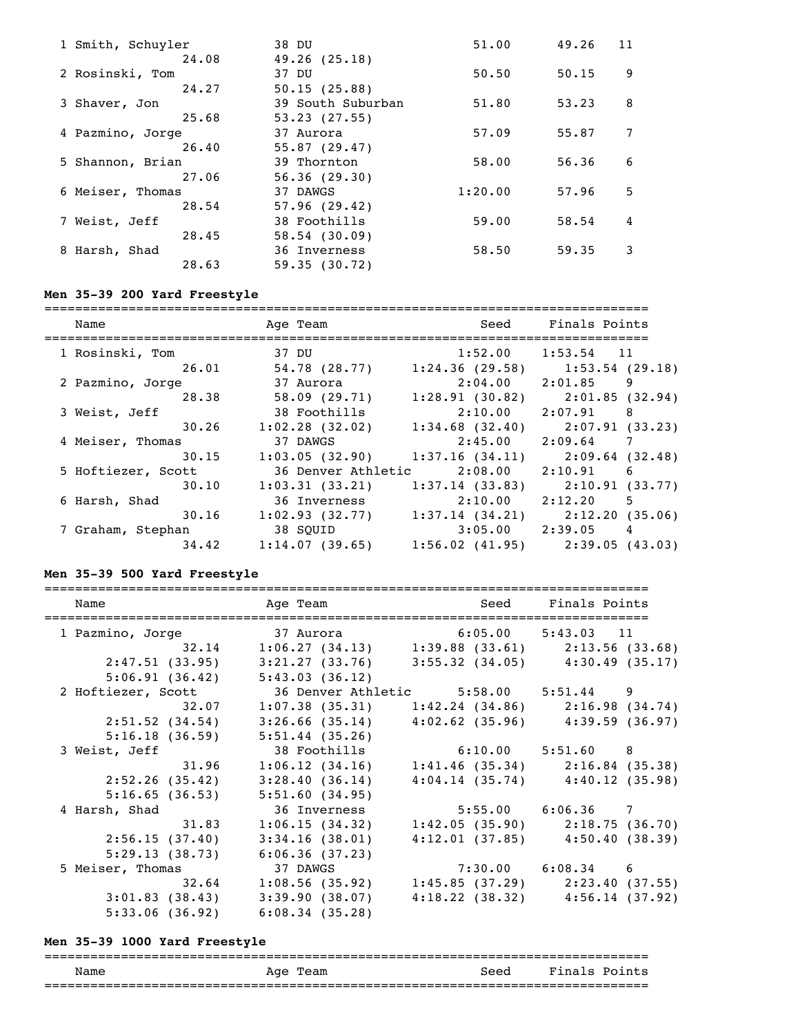| | Name | Age | Team | Seed | Finals | Points |
|---|---|---|---|---|---|---|
| 1 | Smith, Schuyler | 38 | DU | 51.00 | 49.26 | 11 |
| | 24.08 | 49.26 (25.18) | | | | |
| 2 | Rosinski, Tom | 37 | DU | 50.50 | 50.15 | 9 |
| | 24.27 | 50.15 (25.88) | | | | |
| 3 | Shaver, Jon | 39 | South Suburban | 51.80 | 53.23 | 8 |
| | 25.68 | 53.23 (27.55) | | | | |
| 4 | Pazmino, Jorge | 37 | Aurora | 57.09 | 55.87 | 7 |
| | 26.40 | 55.87 (29.47) | | | | |
| 5 | Shannon, Brian | 39 | Thornton | 58.00 | 56.36 | 6 |
| | 27.06 | 56.36 (29.30) | | | | |
| 6 | Meiser, Thomas | 37 | DAWGS | 1:20.00 | 57.96 | 5 |
| | 28.54 | 57.96 (29.42) | | | | |
| 7 | Weist, Jeff | 38 | Foothills | 59.00 | 58.54 | 4 |
| | 28.45 | 58.54 (30.09) | | | | |
| 8 | Harsh, Shad | 36 | Inverness | 58.50 | 59.35 | 3 |
| | 28.63 | 59.35 (30.72) | | | | |

**Men 35-39 200 Yard Freestyle**

| | Name | Age | Team | Seed | Finals | Points |
|---|---|---|---|---|---|---|
| 1 | Rosinski, Tom | 37 | DU | 1:52.00 | 1:53.54 | 11 |
| | 26.01 | 54.78 (28.77) | 1:24.36 (29.58) | 1:53.54 (29.18) | | |
| 2 | Pazmino, Jorge | 37 | Aurora | 2:04.00 | 2:01.85 | 9 |
| | 28.38 | 58.09 (29.71) | 1:28.91 (30.82) | 2:01.85 (32.94) | | |
| 3 | Weist, Jeff | 38 | Foothills | 2:10.00 | 2:07.91 | 8 |
| | 30.26 | 1:02.28 (32.02) | 1:34.68 (32.40) | 2:07.91 (33.23) | | |
| 4 | Meiser, Thomas | 37 | DAWGS | 2:45.00 | 2:09.64 | 7 |
| | 30.15 | 1:03.05 (32.90) | 1:37.16 (34.11) | 2:09.64 (32.48) | | |
| 5 | Hoftiezer, Scott | 36 | Denver Athletic | 2:08.00 | 2:10.91 | 6 |
| | 30.10 | 1:03.31 (33.21) | 1:37.14 (33.83) | 2:10.91 (33.77) | | |
| 6 | Harsh, Shad | 36 | Inverness | 2:10.00 | 2:12.20 | 5 |
| | 30.16 | 1:02.93 (32.77) | 1:37.14 (34.21) | 2:12.20 (35.06) | | |
| 7 | Graham, Stephan | 38 | SQUID | 3:05.00 | 2:39.05 | 4 |
| | 34.42 | 1:14.07 (39.65) | 1:56.02 (41.95) | 2:39.05 (43.03) | | |

**Men 35-39 500 Yard Freestyle**

| | Name | Age | Team | Seed | Finals | Points |
|---|---|---|---|---|---|---|
| 1 | Pazmino, Jorge | 37 | Aurora | 6:05.00 | 5:43.03 | 11 |
| | 32.14 | 1:06.27 (34.13) | 1:39.88 (33.61) | 2:13.56 (33.68) | | |
| | 2:47.51 (33.95) | 3:21.27 (33.76) | 3:55.32 (34.05) | 4:30.49 (35.17) | | |
| | 5:06.91 (36.42) | 5:43.03 (36.12) | | | | |
| 2 | Hoftiezer, Scott | 36 | Denver Athletic | 5:58.00 | 5:51.44 | 9 |
| | 32.07 | 1:07.38 (35.31) | 1:42.24 (34.86) | 2:16.98 (34.74) | | |
| | 2:51.52 (34.54) | 3:26.66 (35.14) | 4:02.62 (35.96) | 4:39.59 (36.97) | | |
| | 5:16.18 (36.59) | 5:51.44 (35.26) | | | | |
| 3 | Weist, Jeff | 38 | Foothills | 6:10.00 | 5:51.60 | 8 |
| | 31.96 | 1:06.12 (34.16) | 1:41.46 (35.34) | 2:16.84 (35.38) | | |
| | 2:52.26 (35.42) | 3:28.40 (36.14) | 4:04.14 (35.74) | 4:40.12 (35.98) | | |
| | 5:16.65 (36.53) | 5:51.60 (34.95) | | | | |
| 4 | Harsh, Shad | 36 | Inverness | 5:55.00 | 6:06.36 | 7 |
| | 31.83 | 1:06.15 (34.32) | 1:42.05 (35.90) | 2:18.75 (36.70) | | |
| | 2:56.15 (37.40) | 3:34.16 (38.01) | 4:12.01 (37.85) | 4:50.40 (38.39) | | |
| | 5:29.13 (38.73) | 6:06.36 (37.23) | | | | |
| 5 | Meiser, Thomas | 37 | DAWGS | 7:30.00 | 6:08.34 | 6 |
| | 32.64 | 1:08.56 (35.92) | 1:45.85 (37.29) | 2:23.40 (37.55) | | |
| | 3:01.83 (38.43) | 3:39.90 (38.07) | 4:18.22 (38.32) | 4:56.14 (37.92) | | |
| | 5:33.06 (36.92) | 6:08.34 (35.28) | | | | |

**Men 35-39 1000 Yard Freestyle**

| Name | Age | Team | Seed | Finals | Points |
|---|---|---|---|---|---|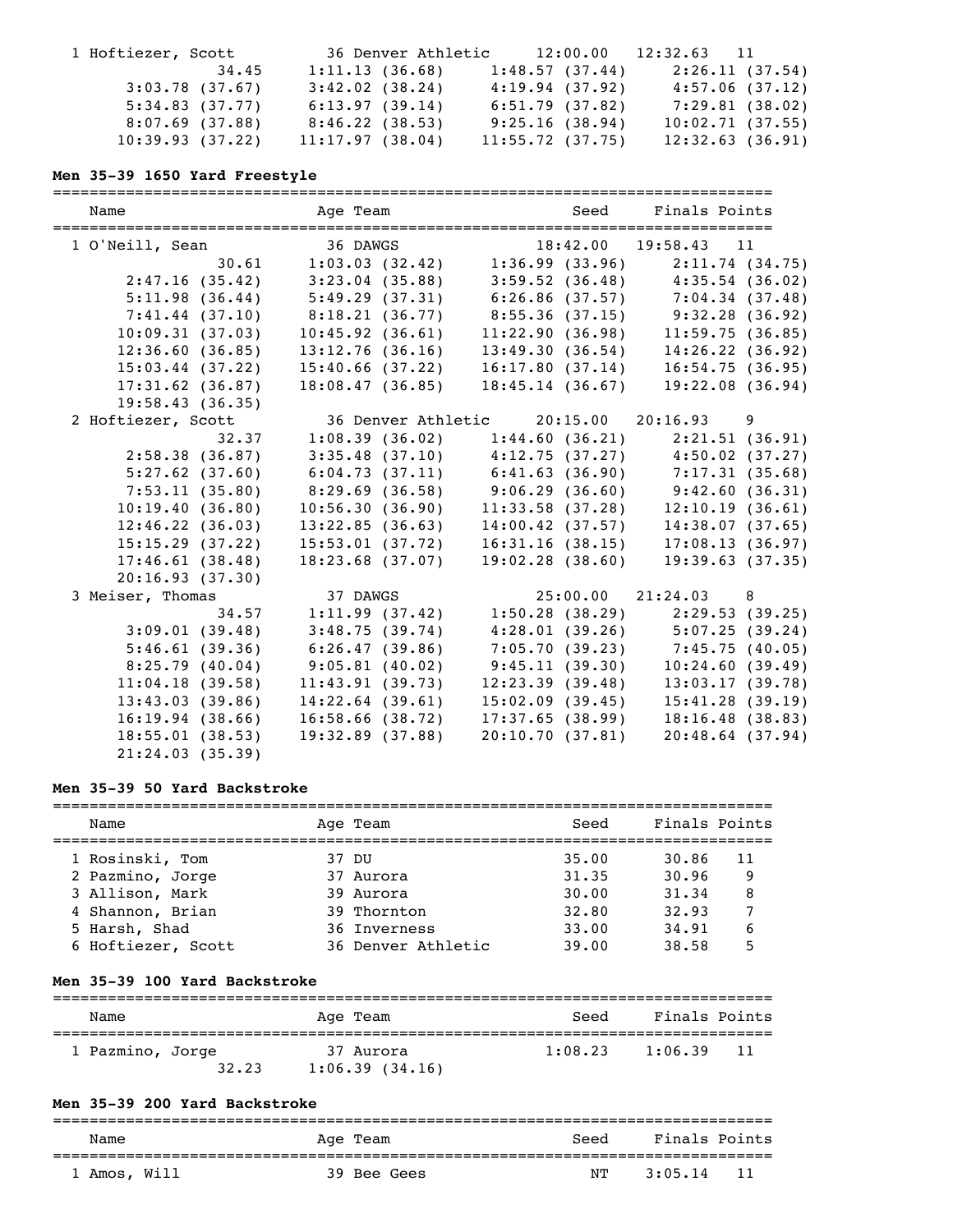```
  1 Hoftiezer, Scott         36 Denver Athletic      12:00.00   12:32.63   11
                  34.45      1:11.13 (36.68)      1:48.57 (37.44)      2:26.11 (37.54)
        3:03.78 (37.67)      3:42.02 (38.24)      4:19.94 (37.92)      4:57.06 (37.12)
        5:34.83 (37.77)      6:13.97 (39.14)      6:51.79 (37.82)      7:29.81 (38.02)
        8:07.69 (37.88)      8:46.22 (38.53)      9:25.16 (38.94)     10:02.71 (37.55)
       10:39.93 (37.22)     11:17.97 (38.04)     11:55.72 (37.75)     12:32.63 (36.91)
```

**Men 35-39 1650 Yard Freestyle**

```
===============================================================================
    Name                    Age Team                    Seed     Finals Points
===============================================================================
  1 O'Neill, Sean            36 DAWGS                 18:42.00   19:58.43   11
                  30.61      1:03.03 (32.42)      1:36.99 (33.96)      2:11.74 (34.75)
        2:47.16 (35.42)      3:23.04 (35.88)      3:59.52 (36.48)      4:35.54 (36.02)
        5:11.98 (36.44)      5:49.29 (37.31)      6:26.86 (37.57)      7:04.34 (37.48)
        7:41.44 (37.10)      8:18.21 (36.77)      8:55.36 (37.15)      9:32.28 (36.92)
       10:09.31 (37.03)     10:45.92 (36.61)     11:22.90 (36.98)     11:59.75 (36.85)
       12:36.60 (36.85)     13:12.76 (36.16)     13:49.30 (36.54)     14:26.22 (36.92)
       15:03.44 (37.22)     15:40.66 (37.22)     16:17.80 (37.14)     16:54.75 (36.95)
       17:31.62 (36.87)     18:08.47 (36.85)     18:45.14 (36.67)     19:22.08 (36.94)
       19:58.43 (36.35)
  2 Hoftiezer, Scott         36 Denver Athletic      20:15.00   20:16.93    9
                  32.37      1:08.39 (36.02)      1:44.60 (36.21)      2:21.51 (36.91)
        2:58.38 (36.87)      3:35.48 (37.10)      4:12.75 (37.27)      4:50.02 (37.27)
        5:27.62 (37.60)      6:04.73 (37.11)      6:41.63 (36.90)      7:17.31 (35.68)
        7:53.11 (35.80)      8:29.69 (36.58)      9:06.29 (36.60)      9:42.60 (36.31)
       10:19.40 (36.80)     10:56.30 (36.90)     11:33.58 (37.28)     12:10.19 (36.61)
       12:46.22 (36.03)     13:22.85 (36.63)     14:00.42 (37.57)     14:38.07 (37.65)
       15:15.29 (37.22)     15:53.01 (37.72)     16:31.16 (38.15)     17:08.13 (36.97)
       17:46.61 (38.48)     18:23.68 (37.07)     19:02.28 (38.60)     19:39.63 (37.35)
       20:16.93 (37.30)
  3 Meiser, Thomas           37 DAWGS                 25:00.00   21:24.03    8
                  34.57      1:11.99 (37.42)      1:50.28 (38.29)      2:29.53 (39.25)
        3:09.01 (39.48)      3:48.75 (39.74)      4:28.01 (39.26)      5:07.25 (39.24)
        5:46.61 (39.36)      6:26.47 (39.86)      7:05.70 (39.23)      7:45.75 (40.05)
        8:25.79 (40.04)      9:05.81 (40.02)      9:45.11 (39.30)     10:24.60 (39.49)
       11:04.18 (39.58)     11:43.91 (39.73)     12:23.39 (39.48)     13:03.17 (39.78)
       13:43.03 (39.86)     14:22.64 (39.61)     15:02.09 (39.45)     15:41.28 (39.19)
       16:19.94 (38.66)     16:58.66 (38.72)     17:37.65 (38.99)     18:16.48 (38.83)
       18:55.01 (38.53)     19:32.89 (37.88)     20:10.70 (37.81)     20:48.64 (37.94)
       21:24.03 (35.39)
```

**Men 35-39 50 Yard Backstroke**

```
===============================================================================
    Name                    Age Team                    Seed     Finals Points
===============================================================================
  1 Rosinski, Tom            37 DU                      35.00      30.86   11
  2 Pazmino, Jorge           37 Aurora                  31.35      30.96    9
  3 Allison, Mark            39 Aurora                  30.00      31.34    8
  4 Shannon, Brian           39 Thornton                32.80      32.93    7
  5 Harsh, Shad              36 Inverness               33.00      34.91    6
  6 Hoftiezer, Scott         36 Denver Athletic         39.00      38.58    5
```

**Men 35-39 100 Yard Backstroke**

```
===============================================================================
    Name                    Age Team                    Seed     Finals Points
===============================================================================
  1 Pazmino, Jorge           37 Aurora                1:08.23    1:06.39   11
                  32.23      1:06.39 (34.16)
```

**Men 35-39 200 Yard Backstroke**

```
===============================================================================
    Name                    Age Team                    Seed     Finals Points
===============================================================================
  1 Amos, Will               39 Bee Gees                   NT    3:05.14   11
```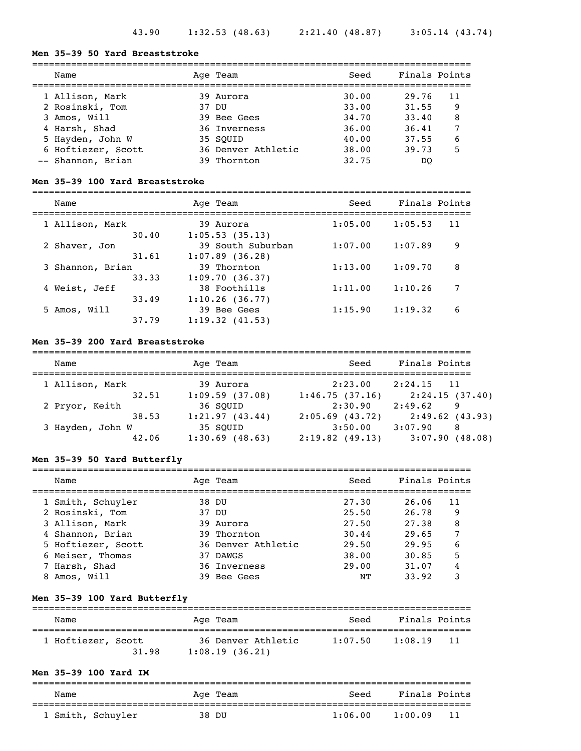43.90 1:32.53 (48.63) 2:21.40 (48.87) 3:05.14 (43.74)

### Men 35-39 50 Yard Breaststroke

| | Name | Age | Team | Seed | Finals | Points |
|---|---|---|---|---|---|---|
| 1 | Allison, Mark | 39 | Aurora | 30.00 | 29.76 | 11 |
| 2 | Rosinski, Tom | 37 | DU | 33.00 | 31.55 | 9 |
| 3 | Amos, Will | 39 | Bee Gees | 34.70 | 33.40 | 8 |
| 4 | Harsh, Shad | 36 | Inverness | 36.00 | 36.41 | 7 |
| 5 | Hayden, John W | 35 | SQUID | 40.00 | 37.55 | 6 |
| 6 | Hoftiezer, Scott | 36 | Denver Athletic | 38.00 | 39.73 | 5 |
| -- | Shannon, Brian | 39 | Thornton | 32.75 | DQ | |

### Men 35-39 100 Yard Breaststroke

| | Name | Age | Team | Seed | Finals | Points |
|---|---|---|---|---|---|---|
| 1 | Allison, Mark | 39 | Aurora | 1:05.00 | 1:05.53 | 11 |
| | 30.40 | | 1:05.53 (35.13) | | | |
| 2 | Shaver, Jon | 39 | South Suburban | 1:07.00 | 1:07.89 | 9 |
| | 31.61 | | 1:07.89 (36.28) | | | |
| 3 | Shannon, Brian | 39 | Thornton | 1:13.00 | 1:09.70 | 8 |
| | 33.33 | | 1:09.70 (36.37) | | | |
| 4 | Weist, Jeff | 38 | Foothills | 1:11.00 | 1:10.26 | 7 |
| | 33.49 | | 1:10.26 (36.77) | | | |
| 5 | Amos, Will | 39 | Bee Gees | 1:15.90 | 1:19.32 | 6 |
| | 37.79 | | 1:19.32 (41.53) | | | |

### Men 35-39 200 Yard Breaststroke

| | Name | Age | Team | Seed | Finals | Points |
|---|---|---|---|---|---|---|
| 1 | Allison, Mark | 39 | Aurora | 2:23.00 | 2:24.15 | 11 |
| | 32.51 | | 1:09.59 (37.08) | 1:46.75 (37.16) | 2:24.15 (37.40) | |
| 2 | Pryor, Keith | 36 | SQUID | 2:30.90 | 2:49.62 | 9 |
| | 38.53 | | 1:21.97 (43.44) | 2:05.69 (43.72) | 2:49.62 (43.93) | |
| 3 | Hayden, John W | 35 | SQUID | 3:50.00 | 3:07.90 | 8 |
| | 42.06 | | 1:30.69 (48.63) | 2:19.82 (49.13) | 3:07.90 (48.08) | |

### Men 35-39 50 Yard Butterfly

| | Name | Age | Team | Seed | Finals | Points |
|---|---|---|---|---|---|---|
| 1 | Smith, Schuyler | 38 | DU | 27.30 | 26.06 | 11 |
| 2 | Rosinski, Tom | 37 | DU | 25.50 | 26.78 | 9 |
| 3 | Allison, Mark | 39 | Aurora | 27.50 | 27.38 | 8 |
| 4 | Shannon, Brian | 39 | Thornton | 30.44 | 29.65 | 7 |
| 5 | Hoftiezer, Scott | 36 | Denver Athletic | 29.50 | 29.95 | 6 |
| 6 | Meiser, Thomas | 37 | DAWGS | 38.00 | 30.85 | 5 |
| 7 | Harsh, Shad | 36 | Inverness | 29.00 | 31.07 | 4 |
| 8 | Amos, Will | 39 | Bee Gees | NT | 33.92 | 3 |

### Men 35-39 100 Yard Butterfly

| | Name | Age | Team | Seed | Finals | Points |
|---|---|---|---|---|---|---|
| 1 | Hoftiezer, Scott | 36 | Denver Athletic | 1:07.50 | 1:08.19 | 11 |
| | 31.98 | | 1:08.19 (36.21) | | | |

### Men 35-39 100 Yard IM

| | Name | Age | Team | Seed | Finals | Points |
|---|---|---|---|---|---|---|
| 1 | Smith, Schuyler | 38 | DU | 1:06.00 | 1:00.09 | 11 |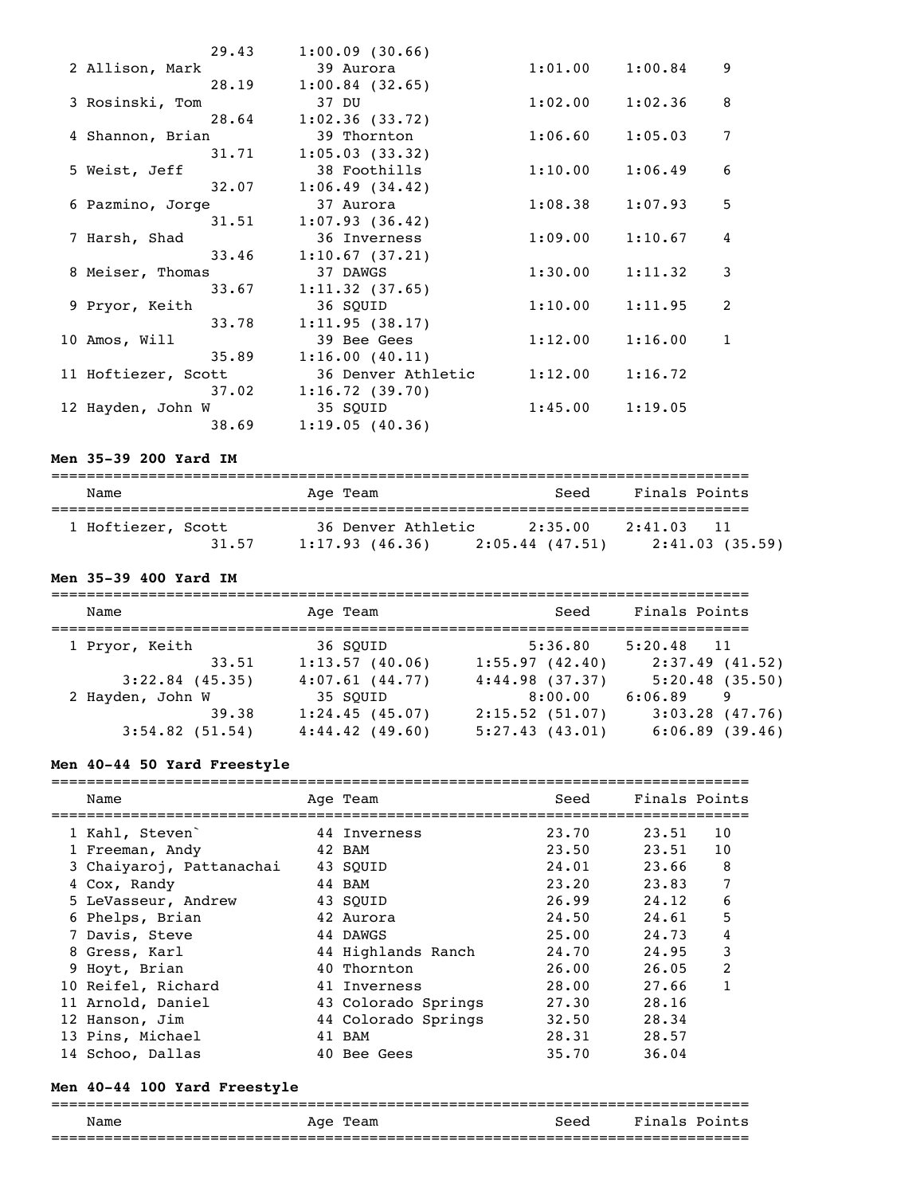| Name | Age | Team | Seed | Finals | Points |
|---|---|---|---|---|---|
| 29.43 | 1:00.09 (30.66) | | | | |
| 2 Allison, Mark | 39 | Aurora | 1:01.00 | 1:00.84 | 9 |
| 28.19 | 1:00.84 (32.65) | | | | |
| 3 Rosinski, Tom | 37 | DU | 1:02.00 | 1:02.36 | 8 |
| 28.64 | 1:02.36 (33.72) | | | | |
| 4 Shannon, Brian | 39 | Thornton | 1:06.60 | 1:05.03 | 7 |
| 31.71 | 1:05.03 (33.32) | | | | |
| 5 Weist, Jeff | 38 | Foothills | 1:10.00 | 1:06.49 | 6 |
| 32.07 | 1:06.49 (34.42) | | | | |
| 6 Pazmino, Jorge | 37 | Aurora | 1:08.38 | 1:07.93 | 5 |
| 31.51 | 1:07.93 (36.42) | | | | |
| 7 Harsh, Shad | 36 | Inverness | 1:09.00 | 1:10.67 | 4 |
| 33.46 | 1:10.67 (37.21) | | | | |
| 8 Meiser, Thomas | 37 | DAWGS | 1:30.00 | 1:11.32 | 3 |
| 33.67 | 1:11.32 (37.65) | | | | |
| 9 Pryor, Keith | 36 | SQUID | 1:10.00 | 1:11.95 | 2 |
| 33.78 | 1:11.95 (38.17) | | | | |
| 10 Amos, Will | 39 | Bee Gees | 1:12.00 | 1:16.00 | 1 |
| 35.89 | 1:16.00 (40.11) | | | | |
| 11 Hoftiezer, Scott | 36 | Denver Athletic | 1:12.00 | 1:16.72 | |
| 37.02 | 1:16.72 (39.70) | | | | |
| 12 Hayden, John W | 35 | SQUID | 1:45.00 | 1:19.05 | |
| 38.69 | 1:19.05 (40.36) | | | | |

**Men 35-39 200 Yard IM**

| Name | Age | Team | Seed | Finals | Points |
|---|---|---|---|---|---|
| 1 Hoftiezer, Scott | 36 | Denver Athletic | 2:35.00 | 2:41.03 | 11 |
| 31.57 | 1:17.93 (46.36) | 2:05.44 (47.51) | 2:41.03 (35.59) | | |

**Men 35-39 400 Yard IM**

| Name | Age | Team | Seed | Finals | Points |
|---|---|---|---|---|---|
| 1 Pryor, Keith | 36 | SQUID | 5:36.80 | 5:20.48 | 11 |
| 33.51 | 1:13.57 (40.06) | 1:55.97 (42.40) | 2:37.49 (41.52) | | |
| 3:22.84 (45.35) | 4:07.61 (44.77) | 4:44.98 (37.37) | 5:20.48 (35.50) | | |
| 2 Hayden, John W | 35 | SQUID | 8:00.00 | 6:06.89 | 9 |
| 39.38 | 1:24.45 (45.07) | 2:15.52 (51.07) | 3:03.28 (47.76) | | |
| 3:54.82 (51.54) | 4:44.42 (49.60) | 5:27.43 (43.01) | 6:06.89 (39.46) | | |

**Men 40-44 50 Yard Freestyle**

| Name | Age | Team | Seed | Finals | Points |
|---|---|---|---|---|---|
| 1 Kahl, Steven` | 44 | Inverness | 23.70 | 23.51 | 10 |
| 1 Freeman, Andy | 42 | BAM | 23.50 | 23.51 | 10 |
| 3 Chaiyaroj, Pattanachai | 43 | SQUID | 24.01 | 23.66 | 8 |
| 4 Cox, Randy | 44 | BAM | 23.20 | 23.83 | 7 |
| 5 LeVasseur, Andrew | 43 | SQUID | 26.99 | 24.12 | 6 |
| 6 Phelps, Brian | 42 | Aurora | 24.50 | 24.61 | 5 |
| 7 Davis, Steve | 44 | DAWGS | 25.00 | 24.73 | 4 |
| 8 Gress, Karl | 44 | Highlands Ranch | 24.70 | 24.95 | 3 |
| 9 Hoyt, Brian | 40 | Thornton | 26.00 | 26.05 | 2 |
| 10 Reifel, Richard | 41 | Inverness | 28.00 | 27.66 | 1 |
| 11 Arnold, Daniel | 43 | Colorado Springs | 27.30 | 28.16 | |
| 12 Hanson, Jim | 44 | Colorado Springs | 32.50 | 28.34 | |
| 13 Pins, Michael | 41 | BAM | 28.31 | 28.57 | |
| 14 Schoo, Dallas | 40 | Bee Gees | 35.70 | 36.04 | |

**Men 40-44 100 Yard Freestyle**

| Name | Age | Team | Seed | Finals | Points |
|---|---|---|---|---|---|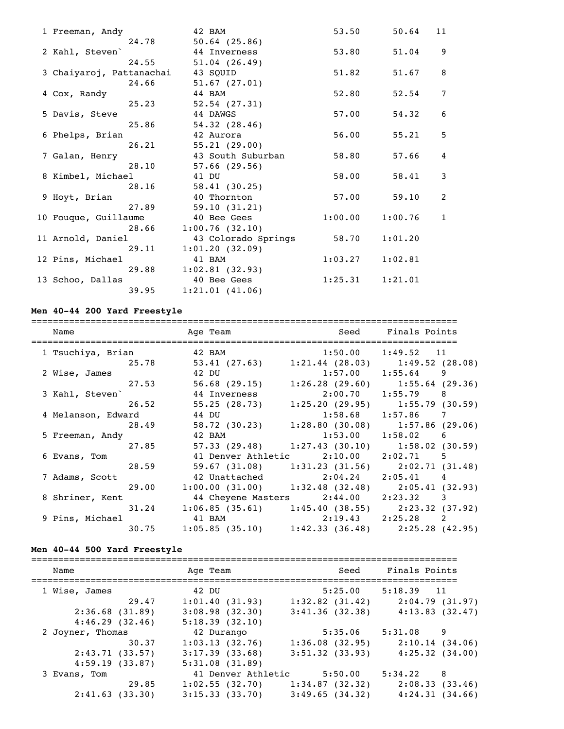```
  1 Freeman, Andy            42 BAM                    53.50      50.64   11
                  24.78      50.64 (25.86)
  2 Kahl, Steven`            44 Inverness              53.80      51.04    9
                  24.55      51.04 (26.49)
  3 Chaiyaroj, Pattanachai   43 SQUID                  51.82      51.67    8
                  24.66      51.67 (27.01)
  4 Cox, Randy               44 BAM                    52.80      52.54    7
                  25.23      52.54 (27.31)
  5 Davis, Steve             44 DAWGS                  57.00      54.32    6
                  25.86      54.32 (28.46)
  6 Phelps, Brian            42 Aurora                 56.00      55.21    5
                  26.21      55.21 (29.00)
  7 Galan, Henry             43 South Suburban         58.80      57.66    4
                  28.10      57.66 (29.56)
  8 Kimbel, Michael          41 DU                     58.00      58.41    3
                  28.16      58.41 (30.25)
  9 Hoyt, Brian              40 Thornton               57.00      59.10    2
                  27.89      59.10 (31.21)
 10 Fouque, Guillaume        40 Bee Gees             1:00.00    1:00.76    1
                  28.66    1:00.76 (32.10)
 11 Arnold, Daniel           43 Colorado Springs       58.70    1:01.20
                  29.11    1:01.20 (32.09)
 12 Pins, Michael            41 BAM                  1:03.27    1:02.81
                  29.88    1:02.81 (32.93)
 13 Schoo, Dallas            40 Bee Gees             1:25.31    1:21.01
                  39.95    1:21.01 (41.06)
```

**Men 40-44 200 Yard Freestyle**

```
===============================================================================
    Name                    Age Team                    Seed    Finals Points
===============================================================================
  1 Tsuchiya, Brian          42 BAM                  1:50.00    1:49.52   11
                  25.78      53.41 (27.63)    1:21.44 (28.03)    1:49.52 (28.08)
  2 Wise, James              42 DU                   1:57.00    1:55.64    9
                  27.53      56.68 (29.15)    1:26.28 (29.60)    1:55.64 (29.36)
  3 Kahl, Steven`            44 Inverness            2:00.70    1:55.79    8
                  26.52      55.25 (28.73)    1:25.20 (29.95)    1:55.79 (30.59)
  4 Melanson, Edward         44 DU                   1:58.68    1:57.86    7
                  28.49      58.72 (30.23)    1:28.80 (30.08)    1:57.86 (29.06)
  5 Freeman, Andy            42 BAM                  1:53.00    1:58.02    6
                  27.85      57.33 (29.48)    1:27.43 (30.10)    1:58.02 (30.59)
  6 Evans, Tom               41 Denver Athletic      2:10.00    2:02.71    5
                  28.59      59.67 (31.08)    1:31.23 (31.56)    2:02.71 (31.48)
  7 Adams, Scott             42 Unattached           2:04.24    2:05.41    4
                  29.00    1:00.00 (31.00)    1:32.48 (32.48)    2:05.41 (32.93)
  8 Shriner, Kent            44 Cheyene Masters      2:44.00    2:23.32    3
                  31.24    1:06.85 (35.61)    1:45.40 (38.55)    2:23.32 (37.92)
  9 Pins, Michael            41 BAM                  2:19.43    2:25.28    2
                  30.75    1:05.85 (35.10)    1:42.33 (36.48)    2:25.28 (42.95)
```

**Men 40-44 500 Yard Freestyle**

```
===============================================================================
    Name                    Age Team                    Seed    Finals Points
===============================================================================
  1 Wise, James              42 DU                   5:25.00    5:18.39   11
                  29.47    1:01.40 (31.93)    1:32.82 (31.42)    2:04.79 (31.97)
        2:36.68 (31.89)    3:08.98 (32.30)    3:41.36 (32.38)    4:13.83 (32.47)
        4:46.29 (32.46)    5:18.39 (32.10)
  2 Joyner, Thomas           42 Durango              5:35.06    5:31.08    9
                  30.37    1:03.13 (32.76)    1:36.08 (32.95)    2:10.14 (34.06)
        2:43.71 (33.57)    3:17.39 (33.68)    3:51.32 (33.93)    4:25.32 (34.00)
        4:59.19 (33.87)    5:31.08 (31.89)
  3 Evans, Tom               41 Denver Athletic      5:50.00    5:34.22    8
                  29.85    1:02.55 (32.70)    1:34.87 (32.32)    2:08.33 (33.46)
        2:41.63 (33.30)    3:15.33 (33.70)    3:49.65 (34.32)    4:24.31 (34.66)
```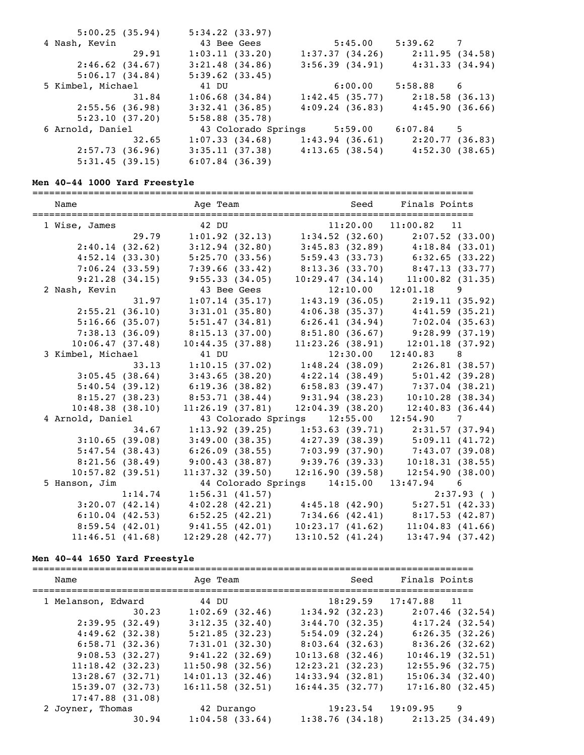```
      5:00.25 (35.94)     5:34.22 (33.97)
  4 Nash, Kevin            43 Bee Gees             5:45.00    5:39.62    7
               29.91     1:03.11 (33.20)     1:37.37 (34.26)     2:11.95 (34.58)
      2:46.62 (34.67)     3:21.48 (34.86)     3:56.39 (34.91)     4:31.33 (34.94)
      5:06.17 (34.84)     5:39.62 (33.45)
  5 Kimbel, Michael        41 DU                   6:00.00    5:58.88    6
               31.84     1:06.68 (34.84)     1:42.45 (35.77)     2:18.58 (36.13)
      2:55.56 (36.98)     3:32.41 (36.85)     4:09.24 (36.83)     4:45.90 (36.66)
      5:23.10 (37.20)     5:58.88 (35.78)
  6 Arnold, Daniel         43 Colorado Springs     5:59.00    6:07.84    5
               32.65     1:07.33 (34.68)     1:43.94 (36.61)     2:20.77 (36.83)
      2:57.73 (36.96)     3:35.11 (37.38)     4:13.65 (38.54)     4:52.30 (38.65)
      5:31.45 (39.15)     6:07.84 (36.39)
```

**Men 40-44 1000 Yard Freestyle**

```
===============================================================================
    Name                    Age Team                    Seed     Finals Points
===============================================================================
  1 Wise, James            42 DU                    11:20.00   11:00.82   11
               29.79     1:01.92 (32.13)     1:34.52 (32.60)     2:07.52 (33.00)
      2:40.14 (32.62)     3:12.94 (32.80)     3:45.83 (32.89)     4:18.84 (33.01)
      4:52.14 (33.30)     5:25.70 (33.56)     5:59.43 (33.73)     6:32.65 (33.22)
      7:06.24 (33.59)     7:39.66 (33.42)     8:13.36 (33.70)     8:47.13 (33.77)
      9:21.28 (34.15)     9:55.33 (34.05)    10:29.47 (34.14)    11:00.82 (31.35)
  2 Nash, Kevin            43 Bee Gees              12:10.00   12:01.18    9
               31.97     1:07.14 (35.17)     1:43.19 (36.05)     2:19.11 (35.92)
      2:55.21 (36.10)     3:31.01 (35.80)     4:06.38 (35.37)     4:41.59 (35.21)
      5:16.66 (35.07)     5:51.47 (34.81)     6:26.41 (34.94)     7:02.04 (35.63)
      7:38.13 (36.09)     8:15.13 (37.00)     8:51.80 (36.67)     9:28.99 (37.19)
     10:06.47 (37.48)    10:44.35 (37.88)    11:23.26 (38.91)    12:01.18 (37.92)
  3 Kimbel, Michael        41 DU                    12:30.00   12:40.83    8
               33.13     1:10.15 (37.02)     1:48.24 (38.09)     2:26.81 (38.57)
      3:05.45 (38.64)     3:43.65 (38.20)     4:22.14 (38.49)     5:01.42 (39.28)
      5:40.54 (39.12)     6:19.36 (38.82)     6:58.83 (39.47)     7:37.04 (38.21)
      8:15.27 (38.23)     8:53.71 (38.44)     9:31.94 (38.23)    10:10.28 (38.34)
     10:48.38 (38.10)    11:26.19 (37.81)    12:04.39 (38.20)    12:40.83 (36.44)
  4 Arnold, Daniel         43 Colorado Springs     12:55.00   12:54.90    7
               34.67     1:13.92 (39.25)     1:53.63 (39.71)     2:31.57 (37.94)
      3:10.65 (39.08)     3:49.00 (38.35)     4:27.39 (38.39)     5:09.11 (41.72)
      5:47.54 (38.43)     6:26.09 (38.55)     7:03.99 (37.90)     7:43.07 (39.08)
      8:21.56 (38.49)     9:00.43 (38.87)     9:39.76 (39.33)    10:18.31 (38.55)
     10:57.82 (39.51)    11:37.32 (39.50)    12:16.90 (39.58)    12:54.90 (38.00)
  5 Hanson, Jim            44 Colorado Springs     14:15.00   13:47.94    6
             1:14.74     1:56.31 (41.57)                         2:37.93 ( )
      3:20.07 (42.14)     4:02.28 (42.21)     4:45.18 (42.90)     5:27.51 (42.33)
      6:10.04 (42.53)     6:52.25 (42.21)     7:34.66 (42.41)     8:17.53 (42.87)
      8:59.54 (42.01)     9:41.55 (42.01)    10:23.17 (41.62)    11:04.83 (41.66)
     11:46.51 (41.68)    12:29.28 (42.77)    13:10.52 (41.24)    13:47.94 (37.42)
```

**Men 40-44 1650 Yard Freestyle**

```
===============================================================================
    Name                    Age Team                    Seed     Finals Points
===============================================================================
  1 Melanson, Edward       44 DU                    18:29.59   17:47.88   11
               30.23     1:02.69 (32.46)     1:34.92 (32.23)     2:07.46 (32.54)
      2:39.95 (32.49)     3:12.35 (32.40)     3:44.70 (32.35)     4:17.24 (32.54)
      4:49.62 (32.38)     5:21.85 (32.23)     5:54.09 (32.24)     6:26.35 (32.26)
      6:58.71 (32.36)     7:31.01 (32.30)     8:03.64 (32.63)     8:36.26 (32.62)
      9:08.53 (32.27)     9:41.22 (32.69)    10:13.68 (32.46)    10:46.19 (32.51)
     11:18.42 (32.23)    11:50.98 (32.56)    12:23.21 (32.23)    12:55.96 (32.75)
     13:28.67 (32.71)    14:01.13 (32.46)    14:33.94 (32.81)    15:06.34 (32.40)
     15:39.07 (32.73)    16:11.58 (32.51)    16:44.35 (32.77)    17:16.80 (32.45)
     17:47.88 (31.08)
  2 Joyner, Thomas         42 Durango               19:23.54   19:09.95    9
               30.94     1:04.58 (33.64)     1:38.76 (34.18)     2:13.25 (34.49)
```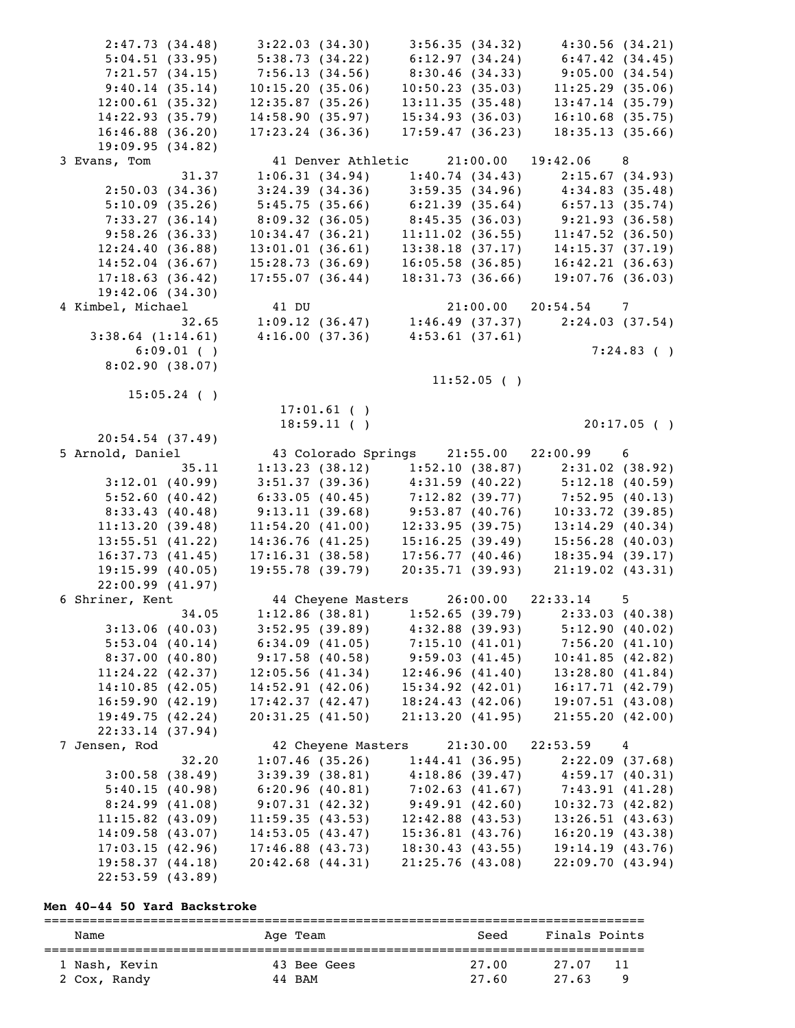```
      2:47.73 (34.48)    3:22.03 (34.30)    3:56.35 (34.32)    4:30.56 (34.21)
      5:04.51 (33.95)    5:38.73 (34.22)    6:12.97 (34.24)    6:47.42 (34.45)
      7:21.57 (34.15)    7:56.13 (34.56)    8:30.46 (34.33)    9:05.00 (34.54)
      9:40.14 (35.14)   10:15.20 (35.06)   10:50.23 (35.03)   11:25.29 (35.06)
     12:00.61 (35.32)   12:35.87 (35.26)   13:11.35 (35.48)   13:47.14 (35.79)
     14:22.93 (35.79)   14:58.90 (35.97)   15:34.93 (36.03)   16:10.68 (35.75)
     16:46.88 (36.20)   17:23.24 (36.36)   17:59.47 (36.23)   18:35.13 (35.66)
     19:09.95 (34.82)
  3 Evans, Tom             41 Denver Athletic     21:00.00   19:42.06    8
              31.37    1:06.31 (34.94)    1:40.74 (34.43)    2:15.67 (34.93)
      2:50.03 (34.36)    3:24.39 (34.36)    3:59.35 (34.96)    4:34.83 (35.48)
      5:10.09 (35.26)    5:45.75 (35.66)    6:21.39 (35.64)    6:57.13 (35.74)
      7:33.27 (36.14)    8:09.32 (36.05)    8:45.35 (36.03)    9:21.93 (36.58)
      9:58.26 (36.33)   10:34.47 (36.21)   11:11.02 (36.55)   11:47.52 (36.50)
     12:24.40 (36.88)   13:01.01 (36.61)   13:38.18 (37.17)   14:15.37 (37.19)
     14:52.04 (36.67)   15:28.73 (36.69)   16:05.58 (36.85)   16:42.21 (36.63)
     17:18.63 (36.42)   17:55.07 (36.44)   18:31.73 (36.66)   19:07.76 (36.03)
     19:42.06 (34.30)
  4 Kimbel, Michael        41 DU                  21:00.00   20:54.54    7
              32.65    1:09.12 (36.47)    1:46.49 (37.37)    2:24.03 (37.54)
    3:38.64 (1:14.61)    4:16.00 (37.36)    4:53.61 (37.61)
         6:09.01 ( )                                                7:24.83 ( )
      8:02.90 (38.07)
                                           11:52.05 ( )
        15:05.24 ( )
                         17:01.61 ( )
                         18:59.11 ( )                           20:17.05 ( )
     20:54.54 (37.49)
  5 Arnold, Daniel         43 Colorado Springs    21:55.00   22:00.99    6
              35.11    1:13.23 (38.12)    1:52.10 (38.87)    2:31.02 (38.92)
      3:12.01 (40.99)    3:51.37 (39.36)    4:31.59 (40.22)    5:12.18 (40.59)
      5:52.60 (40.42)    6:33.05 (40.45)    7:12.82 (39.77)    7:52.95 (40.13)
      8:33.43 (40.48)    9:13.11 (39.68)    9:53.87 (40.76)   10:33.72 (39.85)
     11:13.20 (39.48)   11:54.20 (41.00)   12:33.95 (39.75)   13:14.29 (40.34)
     13:55.51 (41.22)   14:36.76 (41.25)   15:16.25 (39.49)   15:56.28 (40.03)
     16:37.73 (41.45)   17:16.31 (38.58)   17:56.77 (40.46)   18:35.94 (39.17)
     19:15.99 (40.05)   19:55.78 (39.79)   20:35.71 (39.93)   21:19.02 (43.31)
     22:00.99 (41.97)
  6 Shriner, Kent          44 Cheyene Masters     26:00.00   22:33.14    5
              34.05    1:12.86 (38.81)    1:52.65 (39.79)    2:33.03 (40.38)
      3:13.06 (40.03)    3:52.95 (39.89)    4:32.88 (39.93)    5:12.90 (40.02)
      5:53.04 (40.14)    6:34.09 (41.05)    7:15.10 (41.01)    7:56.20 (41.10)
      8:37.00 (40.80)    9:17.58 (40.58)    9:59.03 (41.45)   10:41.85 (42.82)
     11:24.22 (42.37)   12:05.56 (41.34)   12:46.96 (41.40)   13:28.80 (41.84)
     14:10.85 (42.05)   14:52.91 (42.06)   15:34.92 (42.01)   16:17.71 (42.79)
     16:59.90 (42.19)   17:42.37 (42.47)   18:24.43 (42.06)   19:07.51 (43.08)
     19:49.75 (42.24)   20:31.25 (41.50)   21:13.20 (41.95)   21:55.20 (42.00)
     22:33.14 (37.94)
  7 Jensen, Rod            42 Cheyene Masters     21:30.00   22:53.59    4
              32.20    1:07.46 (35.26)    1:44.41 (36.95)    2:22.09 (37.68)
      3:00.58 (38.49)    3:39.39 (38.81)    4:18.86 (39.47)    4:59.17 (40.31)
      5:40.15 (40.98)    6:20.96 (40.81)    7:02.63 (41.67)    7:43.91 (41.28)
      8:24.99 (41.08)    9:07.31 (42.32)    9:49.91 (42.60)   10:32.73 (42.82)
     11:15.82 (43.09)   11:59.35 (43.53)   12:42.88 (43.53)   13:26.51 (43.63)
     14:09.58 (43.07)   14:53.05 (43.47)   15:36.81 (43.76)   16:20.19 (43.38)
     17:03.15 (42.96)   17:46.88 (43.73)   18:30.43 (43.55)   19:14.19 (43.76)
     19:58.37 (44.18)   20:42.68 (44.31)   21:25.76 (43.08)   22:09.70 (43.94)
     22:53.59 (43.89)
```

**Men 40-44 50 Yard Backstroke**

| | Name | Age | Team | Seed | Finals | Points |
|---|---|---|---|---|---|---|
| 1 | Nash, Kevin | 43 | Bee Gees | 27.00 | 27.07 | 11 |
| 2 | Cox, Randy | 44 | BAM | 27.60 | 27.63 | 9 |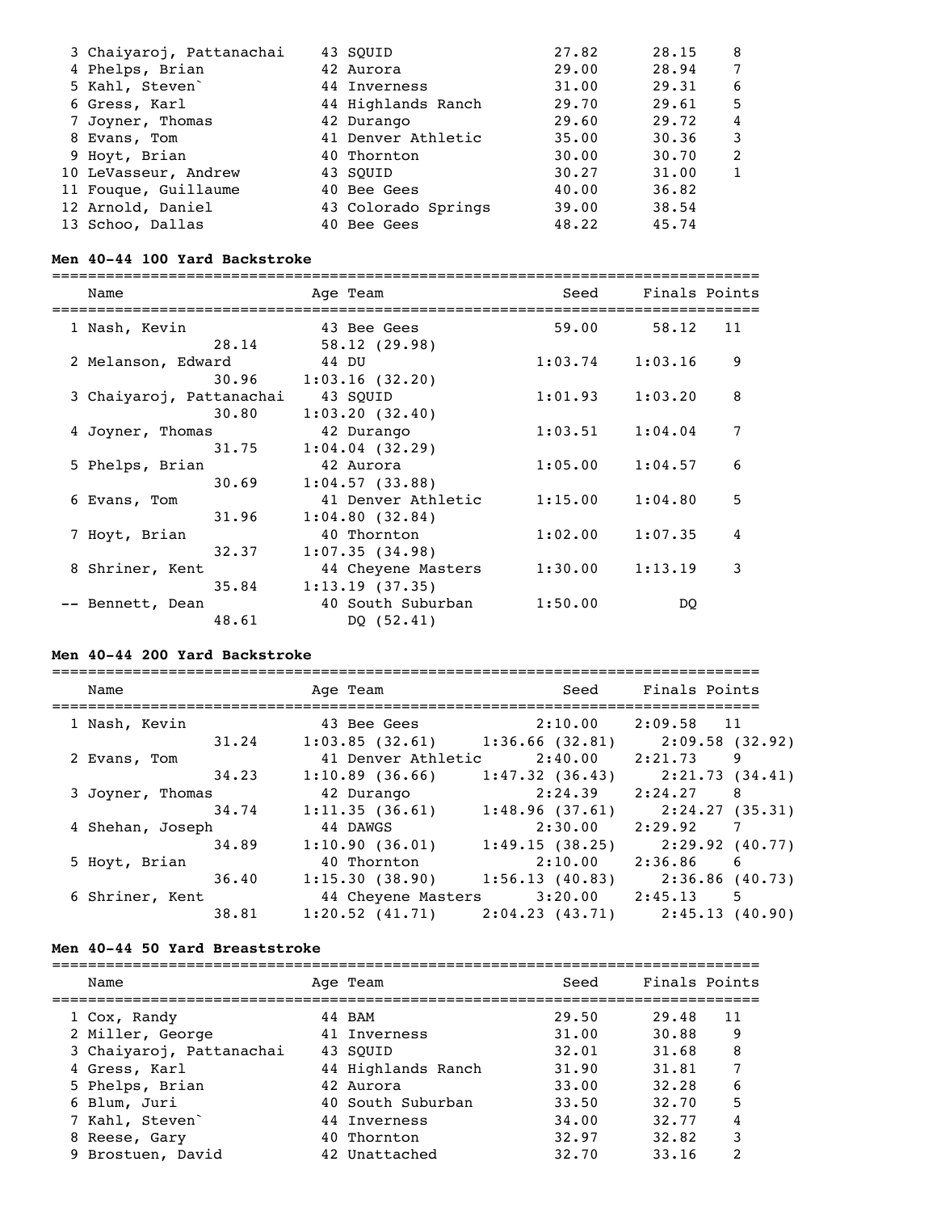| Name | Age | Team | Seed | Finals | Points |
|---|---|---|---|---|---|
| 3 Chaiyaroj, Pattanachai | 43 | SQUID | 27.82 | 28.15 | 8 |
| 4 Phelps, Brian | 42 | Aurora | 29.00 | 28.94 | 7 |
| 5 Kahl, Steven` | 44 | Inverness | 31.00 | 29.31 | 6 |
| 6 Gress, Karl | 44 | Highlands Ranch | 29.70 | 29.61 | 5 |
| 7 Joyner, Thomas | 42 | Durango | 29.60 | 29.72 | 4 |
| 8 Evans, Tom | 41 | Denver Athletic | 35.00 | 30.36 | 3 |
| 9 Hoyt, Brian | 40 | Thornton | 30.00 | 30.70 | 2 |
| 10 LeVasseur, Andrew | 43 | SQUID | 30.27 | 31.00 | 1 |
| 11 Fouque, Guillaume | 40 | Bee Gees | 40.00 | 36.82 | |
| 12 Arnold, Daniel | 43 | Colorado Springs | 39.00 | 38.54 | |
| 13 Schoo, Dallas | 40 | Bee Gees | 48.22 | 45.74 | |

**Men 40-44 100 Yard Backstroke**

| Name | Age | Team | Seed | Finals | Points |
|---|---|---|---|---|---|
| 1 Nash, Kevin | 43 | Bee Gees | 59.00 | 58.12 | 11 |
| 28.14 | | 58.12 (29.98) | | | |
| 2 Melanson, Edward | 44 | DU | 1:03.74 | 1:03.16 | 9 |
| 30.96 | | 1:03.16 (32.20) | | | |
| 3 Chaiyaroj, Pattanachai | 43 | SQUID | 1:01.93 | 1:03.20 | 8 |
| 30.80 | | 1:03.20 (32.40) | | | |
| 4 Joyner, Thomas | 42 | Durango | 1:03.51 | 1:04.04 | 7 |
| 31.75 | | 1:04.04 (32.29) | | | |
| 5 Phelps, Brian | 42 | Aurora | 1:05.00 | 1:04.57 | 6 |
| 30.69 | | 1:04.57 (33.88) | | | |
| 6 Evans, Tom | 41 | Denver Athletic | 1:15.00 | 1:04.80 | 5 |
| 31.96 | | 1:04.80 (32.84) | | | |
| 7 Hoyt, Brian | 40 | Thornton | 1:02.00 | 1:07.35 | 4 |
| 32.37 | | 1:07.35 (34.98) | | | |
| 8 Shriner, Kent | 44 | Cheyene Masters | 1:30.00 | 1:13.19 | 3 |
| 35.84 | | 1:13.19 (37.35) | | | |
| -- Bennett, Dean | 40 | South Suburban | 1:50.00 | DQ | |
| 48.61 | | DQ (52.41) | | | |

**Men 40-44 200 Yard Backstroke**

| Name | Age | Team | Seed | Finals | Points |
|---|---|---|---|---|---|
| 1 Nash, Kevin | 43 | Bee Gees | 2:10.00 | 2:09.58 | 11 |
| 31.24 | | 1:03.85 (32.61) | 1:36.66 (32.81) | 2:09.58 (32.92) | |
| 2 Evans, Tom | 41 | Denver Athletic | 2:40.00 | 2:21.73 | 9 |
| 34.23 | | 1:10.89 (36.66) | 1:47.32 (36.43) | 2:21.73 (34.41) | |
| 3 Joyner, Thomas | 42 | Durango | 2:24.39 | 2:24.27 | 8 |
| 34.74 | | 1:11.35 (36.61) | 1:48.96 (37.61) | 2:24.27 (35.31) | |
| 4 Shehan, Joseph | 44 | DAWGS | 2:30.00 | 2:29.92 | 7 |
| 34.89 | | 1:10.90 (36.01) | 1:49.15 (38.25) | 2:29.92 (40.77) | |
| 5 Hoyt, Brian | 40 | Thornton | 2:10.00 | 2:36.86 | 6 |
| 36.40 | | 1:15.30 (38.90) | 1:56.13 (40.83) | 2:36.86 (40.73) | |
| 6 Shriner, Kent | 44 | Cheyene Masters | 3:20.00 | 2:45.13 | 5 |
| 38.81 | | 1:20.52 (41.71) | 2:04.23 (43.71) | 2:45.13 (40.90) | |

**Men 40-44 50 Yard Breaststroke**

| Name | Age | Team | Seed | Finals | Points |
|---|---|---|---|---|---|
| 1 Cox, Randy | 44 | BAM | 29.50 | 29.48 | 11 |
| 2 Miller, George | 41 | Inverness | 31.00 | 30.88 | 9 |
| 3 Chaiyaroj, Pattanachai | 43 | SQUID | 32.01 | 31.68 | 8 |
| 4 Gress, Karl | 44 | Highlands Ranch | 31.90 | 31.81 | 7 |
| 5 Phelps, Brian | 42 | Aurora | 33.00 | 32.28 | 6 |
| 6 Blum, Juri | 40 | South Suburban | 33.50 | 32.70 | 5 |
| 7 Kahl, Steven` | 44 | Inverness | 34.00 | 32.77 | 4 |
| 8 Reese, Gary | 40 | Thornton | 32.97 | 32.82 | 3 |
| 9 Brostuen, David | 42 | Unattached | 32.70 | 33.16 | 2 |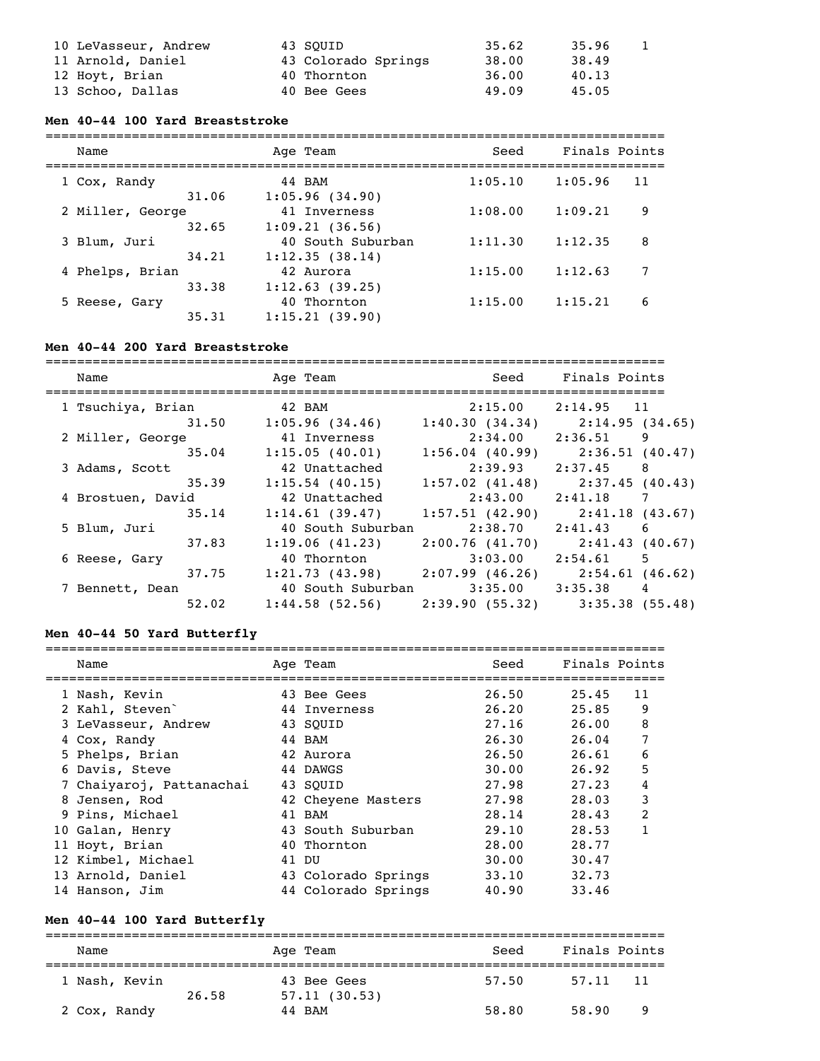| Name | Age | Team | Seed | Finals | Points |
|---|---|---|---|---|---|
| 10 LeVasseur, Andrew | 43 | SQUID | 35.62 | 35.96 | 1 |
| 11 Arnold, Daniel | 43 | Colorado Springs | 38.00 | 38.49 | |
| 12 Hoyt, Brian | 40 | Thornton | 36.00 | 40.13 | |
| 13 Schoo, Dallas | 40 | Bee Gees | 49.09 | 45.05 | |

**Men 40-44 100 Yard Breaststroke**

| Name | Age | Team | Seed | Finals | Points |
|---|---|---|---|---|---|
| 1 Cox, Randy | 44 | BAM | 1:05.10 | 1:05.96 | 11 |
| 31.06 | 1:05.96 (34.90) | | | | |
| 2 Miller, George | 41 | Inverness | 1:08.00 | 1:09.21 | 9 |
| 32.65 | 1:09.21 (36.56) | | | | |
| 3 Blum, Juri | 40 | South Suburban | 1:11.30 | 1:12.35 | 8 |
| 34.21 | 1:12.35 (38.14) | | | | |
| 4 Phelps, Brian | 42 | Aurora | 1:15.00 | 1:12.63 | 7 |
| 33.38 | 1:12.63 (39.25) | | | | |
| 5 Reese, Gary | 40 | Thornton | 1:15.00 | 1:15.21 | 6 |
| 35.31 | 1:15.21 (39.90) | | | | |

**Men 40-44 200 Yard Breaststroke**

| Name | Age | Team | Seed | Finals | Points |
|---|---|---|---|---|---|
| 1 Tsuchiya, Brian | 42 | BAM | 2:15.00 | 2:14.95 | 11 |
| 31.50 | 1:05.96 (34.46) | 1:40.30 (34.34) | 2:14.95 (34.65) | | |
| 2 Miller, George | 41 | Inverness | 2:34.00 | 2:36.51 | 9 |
| 35.04 | 1:15.05 (40.01) | 1:56.04 (40.99) | 2:36.51 (40.47) | | |
| 3 Adams, Scott | 42 | Unattached | 2:39.93 | 2:37.45 | 8 |
| 35.39 | 1:15.54 (40.15) | 1:57.02 (41.48) | 2:37.45 (40.43) | | |
| 4 Brostuen, David | 42 | Unattached | 2:43.00 | 2:41.18 | 7 |
| 35.14 | 1:14.61 (39.47) | 1:57.51 (42.90) | 2:41.18 (43.67) | | |
| 5 Blum, Juri | 40 | South Suburban | 2:38.70 | 2:41.43 | 6 |
| 37.83 | 1:19.06 (41.23) | 2:00.76 (41.70) | 2:41.43 (40.67) | | |
| 6 Reese, Gary | 40 | Thornton | 3:03.00 | 2:54.61 | 5 |
| 37.75 | 1:21.73 (43.98) | 2:07.99 (46.26) | 2:54.61 (46.62) | | |
| 7 Bennett, Dean | 40 | South Suburban | 3:35.00 | 3:35.38 | 4 |
| 52.02 | 1:44.58 (52.56) | 2:39.90 (55.32) | 3:35.38 (55.48) | | |

**Men 40-44 50 Yard Butterfly**

| Name | Age | Team | Seed | Finals | Points |
|---|---|---|---|---|---|
| 1 Nash, Kevin | 43 | Bee Gees | 26.50 | 25.45 | 11 |
| 2 Kahl, Steven` | 44 | Inverness | 26.20 | 25.85 | 9 |
| 3 LeVasseur, Andrew | 43 | SQUID | 27.16 | 26.00 | 8 |
| 4 Cox, Randy | 44 | BAM | 26.30 | 26.04 | 7 |
| 5 Phelps, Brian | 42 | Aurora | 26.50 | 26.61 | 6 |
| 6 Davis, Steve | 44 | DAWGS | 30.00 | 26.92 | 5 |
| 7 Chaiyaroj, Pattanachai | 43 | SQUID | 27.98 | 27.23 | 4 |
| 8 Jensen, Rod | 42 | Cheyene Masters | 27.98 | 28.03 | 3 |
| 9 Pins, Michael | 41 | BAM | 28.14 | 28.43 | 2 |
| 10 Galan, Henry | 43 | South Suburban | 29.10 | 28.53 | 1 |
| 11 Hoyt, Brian | 40 | Thornton | 28.00 | 28.77 | |
| 12 Kimbel, Michael | 41 | DU | 30.00 | 30.47 | |
| 13 Arnold, Daniel | 43 | Colorado Springs | 33.10 | 32.73 | |
| 14 Hanson, Jim | 44 | Colorado Springs | 40.90 | 33.46 | |

**Men 40-44 100 Yard Butterfly**

| Name | Age | Team | Seed | Finals | Points |
|---|---|---|---|---|---|
| 1 Nash, Kevin | 43 | Bee Gees | 57.50 | 57.11 | 11 |
| 26.58 | 57.11 (30.53) | | | | |
| 2 Cox, Randy | 44 | BAM | 58.80 | 58.90 | 9 |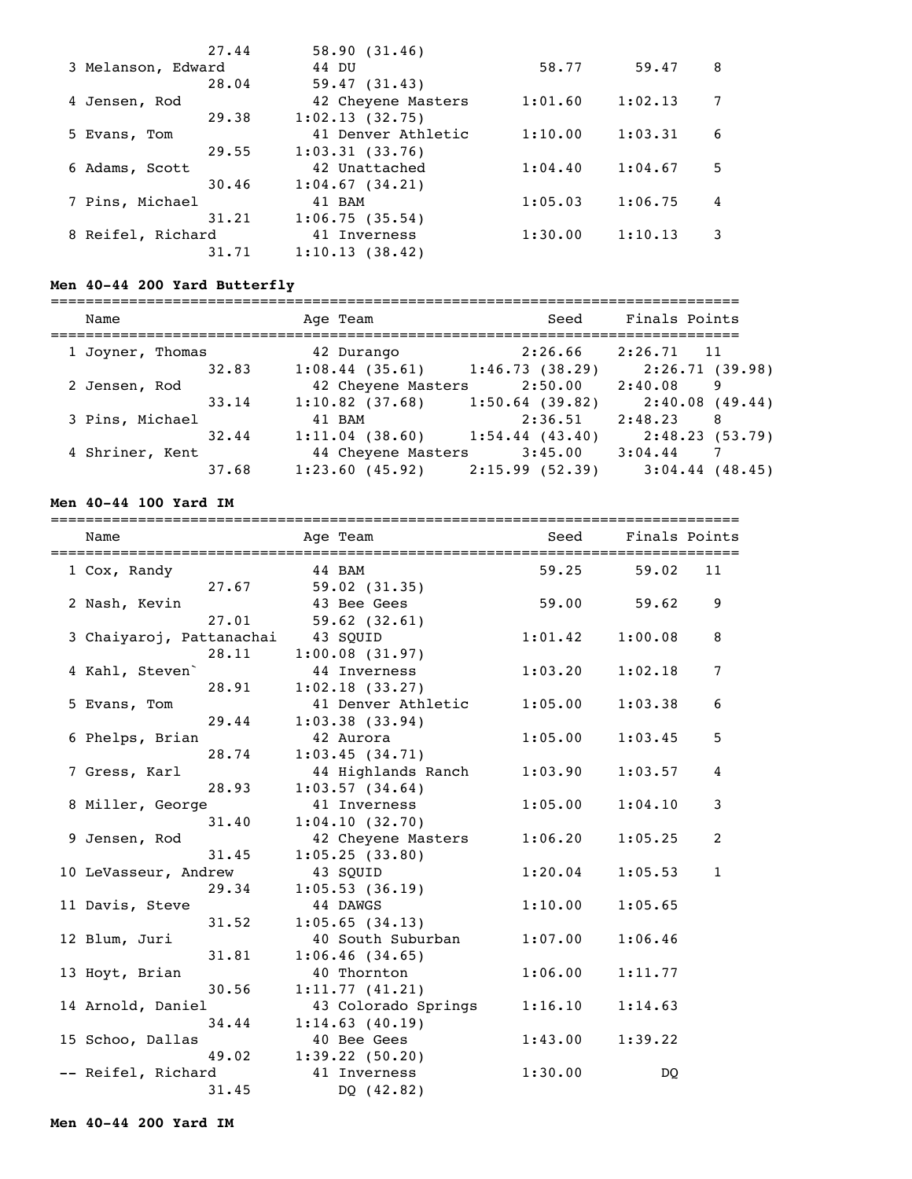| Name | Age | Team | Seed | Finals | Points |
|---|---|---|---|---|---|
| | | | | | |
| 27.44 | 58.90 (31.46) | | | | |
| 3 Melanson, Edward | 44 | DU | 58.77 | 59.47 | 8 |
| 28.04 | 59.47 (31.43) | | | | |
| 4 Jensen, Rod | 42 | Cheyene Masters | 1:01.60 | 1:02.13 | 7 |
| 29.38 | 1:02.13 (32.75) | | | | |
| 5 Evans, Tom | 41 | Denver Athletic | 1:10.00 | 1:03.31 | 6 |
| 29.55 | 1:03.31 (33.76) | | | | |
| 6 Adams, Scott | 42 | Unattached | 1:04.40 | 1:04.67 | 5 |
| 30.46 | 1:04.67 (34.21) | | | | |
| 7 Pins, Michael | 41 | BAM | 1:05.03 | 1:06.75 | 4 |
| 31.21 | 1:06.75 (35.54) | | | | |
| 8 Reifel, Richard | 41 | Inverness | 1:30.00 | 1:10.13 | 3 |
| 31.71 | 1:10.13 (38.42) | | | | |

**Men 40-44 200 Yard Butterfly**

| Name | Age | Team | Seed | Finals | Points |
|---|---|---|---|---|---|
| 1 Joyner, Thomas | 42 | Durango | 2:26.66 | 2:26.71 | 11 |
| 32.83 | 1:08.44 (35.61) | 1:46.73 (38.29) | 2:26.71 (39.98) | | |
| 2 Jensen, Rod | 42 | Cheyene Masters | 2:50.00 | 2:40.08 | 9 |
| 33.14 | 1:10.82 (37.68) | 1:50.64 (39.82) | 2:40.08 (49.44) | | |
| 3 Pins, Michael | 41 | BAM | 2:36.51 | 2:48.23 | 8 |
| 32.44 | 1:11.04 (38.60) | 1:54.44 (43.40) | 2:48.23 (53.79) | | |
| 4 Shriner, Kent | 44 | Cheyene Masters | 3:45.00 | 3:04.44 | 7 |
| 37.68 | 1:23.60 (45.92) | 2:15.99 (52.39) | 3:04.44 (48.45) | | |

**Men 40-44 100 Yard IM**

| Name | Age | Team | Seed | Finals | Points |
|---|---|---|---|---|---|
| 1 Cox, Randy | 44 | BAM | 59.25 | 59.02 | 11 |
| 27.67 | 59.02 (31.35) | | | | |
| 2 Nash, Kevin | 43 | Bee Gees | 59.00 | 59.62 | 9 |
| 27.01 | 59.62 (32.61) | | | | |
| 3 Chaiyaroj, Pattanachai | 43 | SQUID | 1:01.42 | 1:00.08 | 8 |
| 28.11 | 1:00.08 (31.97) | | | | |
| 4 Kahl, Steven` | 44 | Inverness | 1:03.20 | 1:02.18 | 7 |
| 28.91 | 1:02.18 (33.27) | | | | |
| 5 Evans, Tom | 41 | Denver Athletic | 1:05.00 | 1:03.38 | 6 |
| 29.44 | 1:03.38 (33.94) | | | | |
| 6 Phelps, Brian | 42 | Aurora | 1:05.00 | 1:03.45 | 5 |
| 28.74 | 1:03.45 (34.71) | | | | |
| 7 Gress, Karl | 44 | Highlands Ranch | 1:03.90 | 1:03.57 | 4 |
| 28.93 | 1:03.57 (34.64) | | | | |
| 8 Miller, George | 41 | Inverness | 1:05.00 | 1:04.10 | 3 |
| 31.40 | 1:04.10 (32.70) | | | | |
| 9 Jensen, Rod | 42 | Cheyene Masters | 1:06.20 | 1:05.25 | 2 |
| 31.45 | 1:05.25 (33.80) | | | | |
| 10 LeVasseur, Andrew | 43 | SQUID | 1:20.04 | 1:05.53 | 1 |
| 29.34 | 1:05.53 (36.19) | | | | |
| 11 Davis, Steve | 44 | DAWGS | 1:10.00 | 1:05.65 | |
| 31.52 | 1:05.65 (34.13) | | | | |
| 12 Blum, Juri | 40 | South Suburban | 1:07.00 | 1:06.46 | |
| 31.81 | 1:06.46 (34.65) | | | | |
| 13 Hoyt, Brian | 40 | Thornton | 1:06.00 | 1:11.77 | |
| 30.56 | 1:11.77 (41.21) | | | | |
| 14 Arnold, Daniel | 43 | Colorado Springs | 1:16.10 | 1:14.63 | |
| 34.44 | 1:14.63 (40.19) | | | | |
| 15 Schoo, Dallas | 40 | Bee Gees | 1:43.00 | 1:39.22 | |
| 49.02 | 1:39.22 (50.20) | | | | |
| -- Reifel, Richard | 41 | Inverness | 1:30.00 | DQ | |
| 31.45 | DQ (42.82) | | | | |

**Men 40-44 200 Yard IM**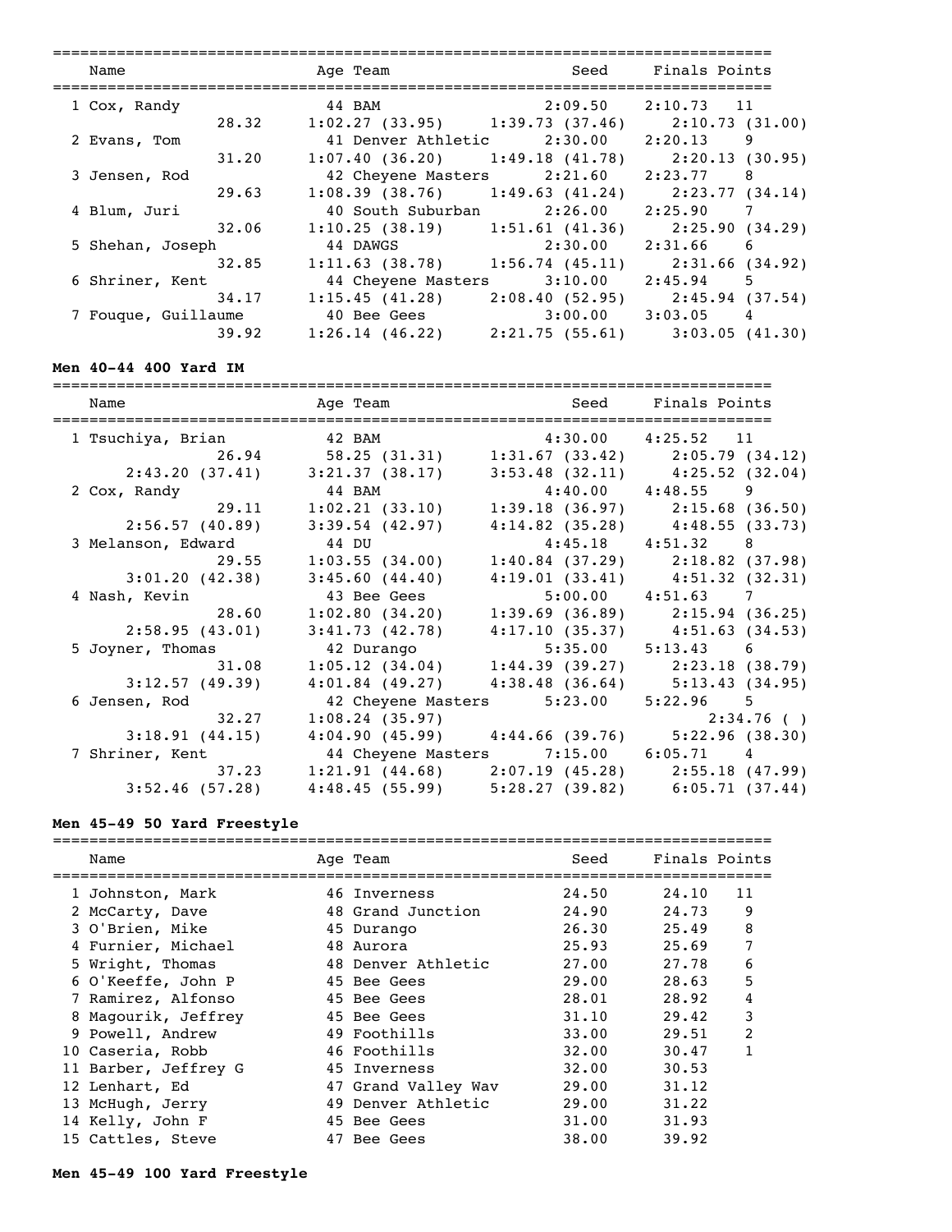| Name | Age | Team | Seed | Finals | Points |
|---|---|---|---|---|---|
| 1 Cox, Randy | 44 | BAM | 2:09.50 | 2:10.73 | 11 |
| 28.32 | 1:02.27 (33.95) | 1:39.73 (37.46) | 2:10.73 (31.00) | | |
| 2 Evans, Tom | 41 | Denver Athletic | 2:30.00 | 2:20.13 | 9 |
| 31.20 | 1:07.40 (36.20) | 1:49.18 (41.78) | 2:20.13 (30.95) | | |
| 3 Jensen, Rod | 42 | Cheyene Masters | 2:21.60 | 2:23.77 | 8 |
| 29.63 | 1:08.39 (38.76) | 1:49.63 (41.24) | 2:23.77 (34.14) | | |
| 4 Blum, Juri | 40 | South Suburban | 2:26.00 | 2:25.90 | 7 |
| 32.06 | 1:10.25 (38.19) | 1:51.61 (41.36) | 2:25.90 (34.29) | | |
| 5 Shehan, Joseph | 44 | DAWGS | 2:30.00 | 2:31.66 | 6 |
| 32.85 | 1:11.63 (38.78) | 1:56.74 (45.11) | 2:31.66 (34.92) | | |
| 6 Shriner, Kent | 44 | Cheyene Masters | 3:10.00 | 2:45.94 | 5 |
| 34.17 | 1:15.45 (41.28) | 2:08.40 (52.95) | 2:45.94 (37.54) | | |
| 7 Fouque, Guillaume | 40 | Bee Gees | 3:00.00 | 3:03.05 | 4 |
| 39.92 | 1:26.14 (46.22) | 2:21.75 (55.61) | 3:03.05 (41.30) | | |

**Men 40-44 400 Yard IM**

| Name | Age | Team | Seed | Finals | Points |
|---|---|---|---|---|---|
| 1 Tsuchiya, Brian | 42 | BAM | 4:30.00 | 4:25.52 | 11 |
| 26.94 | 58.25 (31.31) | 1:31.67 (33.42) | 2:05.79 (34.12) | | |
| 2:43.20 (37.41) | 3:21.37 (38.17) | 3:53.48 (32.11) | 4:25.52 (32.04) | | |
| 2 Cox, Randy | 44 | BAM | 4:40.00 | 4:48.55 | 9 |
| 29.11 | 1:02.21 (33.10) | 1:39.18 (36.97) | 2:15.68 (36.50) | | |
| 2:56.57 (40.89) | 3:39.54 (42.97) | 4:14.82 (35.28) | 4:48.55 (33.73) | | |
| 3 Melanson, Edward | 44 | DU | 4:45.18 | 4:51.32 | 8 |
| 29.55 | 1:03.55 (34.00) | 1:40.84 (37.29) | 2:18.82 (37.98) | | |
| 3:01.20 (42.38) | 3:45.60 (44.40) | 4:19.01 (33.41) | 4:51.32 (32.31) | | |
| 4 Nash, Kevin | 43 | Bee Gees | 5:00.00 | 4:51.63 | 7 |
| 28.60 | 1:02.80 (34.20) | 1:39.69 (36.89) | 2:15.94 (36.25) | | |
| 2:58.95 (43.01) | 3:41.73 (42.78) | 4:17.10 (35.37) | 4:51.63 (34.53) | | |
| 5 Joyner, Thomas | 42 | Durango | 5:35.00 | 5:13.43 | 6 |
| 31.08 | 1:05.12 (34.04) | 1:44.39 (39.27) | 2:23.18 (38.79) | | |
| 3:12.57 (49.39) | 4:01.84 (49.27) | 4:38.48 (36.64) | 5:13.43 (34.95) | | |
| 6 Jensen, Rod | 42 | Cheyene Masters | 5:23.00 | 5:22.96 | 5 |
| 32.27 | 1:08.24 (35.97) | | 2:34.76 ( ) | | |
| 3:18.91 (44.15) | 4:04.90 (45.99) | 4:44.66 (39.76) | 5:22.96 (38.30) | | |
| 7 Shriner, Kent | 44 | Cheyene Masters | 7:15.00 | 6:05.71 | 4 |
| 37.23 | 1:21.91 (44.68) | 2:07.19 (45.28) | 2:55.18 (47.99) | | |
| 3:52.46 (57.28) | 4:48.45 (55.99) | 5:28.27 (39.82) | 6:05.71 (37.44) | | |

**Men 45-49 50 Yard Freestyle**

| Name | Age | Team | Seed | Finals | Points |
|---|---|---|---|---|---|
| 1 Johnston, Mark | 46 | Inverness | 24.50 | 24.10 | 11 |
| 2 McCarty, Dave | 48 | Grand Junction | 24.90 | 24.73 | 9 |
| 3 O'Brien, Mike | 45 | Durango | 26.30 | 25.49 | 8 |
| 4 Furnier, Michael | 48 | Aurora | 25.93 | 25.69 | 7 |
| 5 Wright, Thomas | 48 | Denver Athletic | 27.00 | 27.78 | 6 |
| 6 O'Keeffe, John P | 45 | Bee Gees | 29.00 | 28.63 | 5 |
| 7 Ramirez, Alfonso | 45 | Bee Gees | 28.01 | 28.92 | 4 |
| 8 Magourik, Jeffrey | 45 | Bee Gees | 31.10 | 29.42 | 3 |
| 9 Powell, Andrew | 49 | Foothills | 33.00 | 29.51 | 2 |
| 10 Caseria, Robb | 46 | Foothills | 32.00 | 30.47 | 1 |
| 11 Barber, Jeffrey G | 45 | Inverness | 32.00 | 30.53 | |
| 12 Lenhart, Ed | 47 | Grand Valley Wav | 29.00 | 31.12 | |
| 13 McHugh, Jerry | 49 | Denver Athletic | 29.00 | 31.22 | |
| 14 Kelly, John F | 45 | Bee Gees | 31.00 | 31.93 | |
| 15 Cattles, Steve | 47 | Bee Gees | 38.00 | 39.92 | |

**Men 45-49 100 Yard Freestyle**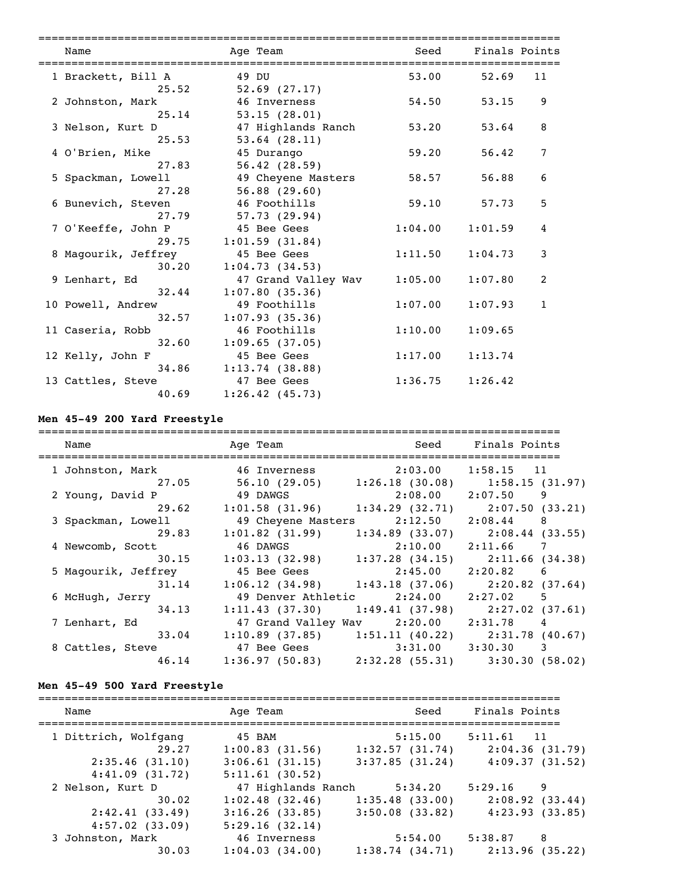| Name | Age | Team | Seed | Finals | Points |
|---|---|---|---|---|---|
| 1 Brackett, Bill A | 49 | DU | 53.00 | 52.69 | 11 |
| 25.52 | 52.69 (27.17) | | | | |
| 2 Johnston, Mark | 46 | Inverness | 54.50 | 53.15 | 9 |
| 25.14 | 53.15 (28.01) | | | | |
| 3 Nelson, Kurt D | 47 | Highlands Ranch | 53.20 | 53.64 | 8 |
| 25.53 | 53.64 (28.11) | | | | |
| 4 O'Brien, Mike | 45 | Durango | 59.20 | 56.42 | 7 |
| 27.83 | 56.42 (28.59) | | | | |
| 5 Spackman, Lowell | 49 | Cheyene Masters | 58.57 | 56.88 | 6 |
| 27.28 | 56.88 (29.60) | | | | |
| 6 Bunevich, Steven | 46 | Foothills | 59.10 | 57.73 | 5 |
| 27.79 | 57.73 (29.94) | | | | |
| 7 O'Keeffe, John P | 45 | Bee Gees | 1:04.00 | 1:01.59 | 4 |
| 29.75 | 1:01.59 (31.84) | | | | |
| 8 Magourik, Jeffrey | 45 | Bee Gees | 1:11.50 | 1:04.73 | 3 |
| 30.20 | 1:04.73 (34.53) | | | | |
| 9 Lenhart, Ed | 47 | Grand Valley Wav | 1:05.00 | 1:07.80 | 2 |
| 32.44 | 1:07.80 (35.36) | | | | |
| 10 Powell, Andrew | 49 | Foothills | 1:07.00 | 1:07.93 | 1 |
| 32.57 | 1:07.93 (35.36) | | | | |
| 11 Caseria, Robb | 46 | Foothills | 1:10.00 | 1:09.65 | |
| 32.60 | 1:09.65 (37.05) | | | | |
| 12 Kelly, John F | 45 | Bee Gees | 1:17.00 | 1:13.74 | |
| 34.86 | 1:13.74 (38.88) | | | | |
| 13 Cattles, Steve | 47 | Bee Gees | 1:36.75 | 1:26.42 | |
| 40.69 | 1:26.42 (45.73) | | | | |

**Men 45-49 200 Yard Freestyle**

| Name | Age | Team | Seed | Finals | Points |
|---|---|---|---|---|---|
| 1 Johnston, Mark | 46 | Inverness | 2:03.00 | 1:58.15 | 11 |
| 27.05 | 56.10 (29.05) | 1:26.18 (30.08) | 1:58.15 (31.97) | | |
| 2 Young, David P | 49 | DAWGS | 2:08.00 | 2:07.50 | 9 |
| 29.62 | 1:01.58 (31.96) | 1:34.29 (32.71) | 2:07.50 (33.21) | | |
| 3 Spackman, Lowell | 49 | Cheyene Masters | 2:12.50 | 2:08.44 | 8 |
| 29.83 | 1:01.82 (31.99) | 1:34.89 (33.07) | 2:08.44 (33.55) | | |
| 4 Newcomb, Scott | 46 | DAWGS | 2:10.00 | 2:11.66 | 7 |
| 30.15 | 1:03.13 (32.98) | 1:37.28 (34.15) | 2:11.66 (34.38) | | |
| 5 Magourik, Jeffrey | 45 | Bee Gees | 2:45.00 | 2:20.82 | 6 |
| 31.14 | 1:06.12 (34.98) | 1:43.18 (37.06) | 2:20.82 (37.64) | | |
| 6 McHugh, Jerry | 49 | Denver Athletic | 2:24.00 | 2:27.02 | 5 |
| 34.13 | 1:11.43 (37.30) | 1:49.41 (37.98) | 2:27.02 (37.61) | | |
| 7 Lenhart, Ed | 47 | Grand Valley Wav | 2:20.00 | 2:31.78 | 4 |
| 33.04 | 1:10.89 (37.85) | 1:51.11 (40.22) | 2:31.78 (40.67) | | |
| 8 Cattles, Steve | 47 | Bee Gees | 3:31.00 | 3:30.30 | 3 |
| 46.14 | 1:36.97 (50.83) | 2:32.28 (55.31) | 3:30.30 (58.02) | | |

**Men 45-49 500 Yard Freestyle**

| Name | Age | Team | Seed | Finals | Points |
|---|---|---|---|---|---|
| 1 Dittrich, Wolfgang | 45 | BAM | 5:15.00 | 5:11.61 | 11 |
| 29.27 | 1:00.83 (31.56) | 1:32.57 (31.74) | 2:04.36 (31.79) | | |
| 2:35.46 (31.10) | 3:06.61 (31.15) | 3:37.85 (31.24) | 4:09.37 (31.52) | | |
| 4:41.09 (31.72) | 5:11.61 (30.52) | | | | |
| 2 Nelson, Kurt D | 47 | Highlands Ranch | 5:34.20 | 5:29.16 | 9 |
| 30.02 | 1:02.48 (32.46) | 1:35.48 (33.00) | 2:08.92 (33.44) | | |
| 2:42.41 (33.49) | 3:16.26 (33.85) | 3:50.08 (33.82) | 4:23.93 (33.85) | | |
| 4:57.02 (33.09) | 5:29.16 (32.14) | | | | |
| 3 Johnston, Mark | 46 | Inverness | 5:54.00 | 5:38.87 | 8 |
| 30.03 | 1:04.03 (34.00) | 1:38.74 (34.71) | 2:13.96 (35.22) | | |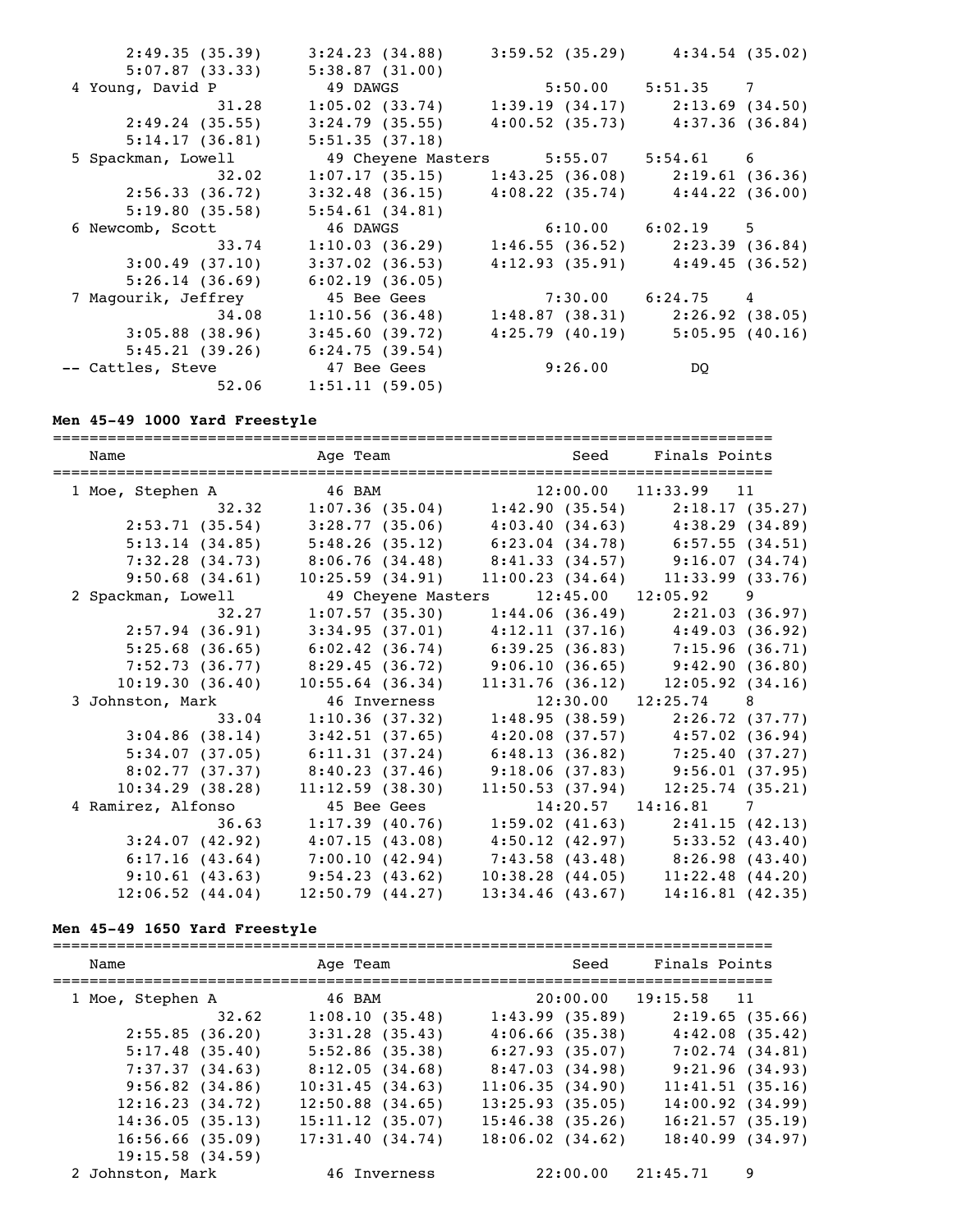```
        2:49.35 (35.39)     3:24.23 (34.88)     3:59.52 (35.29)     4:34.54 (35.02)
        5:07.87 (33.33)     5:38.87 (31.00)
  4 Young, David P            49 DAWGS                5:50.00    5:51.35    7
                  31.28     1:05.02 (33.74)     1:39.19 (34.17)     2:13.69 (34.50)
        2:49.24 (35.55)     3:24.79 (35.55)     4:00.52 (35.73)     4:37.36 (36.84)
        5:14.17 (36.81)     5:51.35 (37.18)
  5 Spackman, Lowell          49 Cheyene Masters      5:55.07    5:54.61    6
                  32.02     1:07.17 (35.15)     1:43.25 (36.08)     2:19.61 (36.36)
        2:56.33 (36.72)     3:32.48 (36.15)     4:08.22 (35.74)     4:44.22 (36.00)
        5:19.80 (35.58)     5:54.61 (34.81)
  6 Newcomb, Scott            46 DAWGS                6:10.00    6:02.19    5
                  33.74     1:10.03 (36.29)     1:46.55 (36.52)     2:23.39 (36.84)
        3:00.49 (37.10)     3:37.02 (36.53)     4:12.93 (35.91)     4:49.45 (36.52)
        5:26.14 (36.69)     6:02.19 (36.05)
  7 Magourik, Jeffrey         45 Bee Gees             7:30.00    6:24.75    4
                  34.08     1:10.56 (36.48)     1:48.87 (38.31)     2:26.92 (38.05)
        3:05.88 (38.96)     3:45.60 (39.72)     4:25.79 (40.19)     5:05.95 (40.16)
        5:45.21 (39.26)     6:24.75 (39.54)
 -- Cattles, Steve            47 Bee Gees             9:26.00         DQ
                  52.06     1:51.11 (59.05)
```

**Men 45-49 1000 Yard Freestyle**

```
===============================================================================
    Name                    Age Team                    Seed    Finals Points
===============================================================================
  1 Moe, Stephen A            46 BAM                 12:00.00   11:33.99   11
                  32.32     1:07.36 (35.04)     1:42.90 (35.54)     2:18.17 (35.27)
        2:53.71 (35.54)     3:28.77 (35.06)     4:03.40 (34.63)     4:38.29 (34.89)
        5:13.14 (34.85)     5:48.26 (35.12)     6:23.04 (34.78)     6:57.55 (34.51)
        7:32.28 (34.73)     8:06.76 (34.48)     8:41.33 (34.57)     9:16.07 (34.74)
        9:50.68 (34.61)    10:25.59 (34.91)    11:00.23 (34.64)    11:33.99 (33.76)
  2 Spackman, Lowell          49 Cheyene Masters     12:45.00   12:05.92    9
                  32.27     1:07.57 (35.30)     1:44.06 (36.49)     2:21.03 (36.97)
        2:57.94 (36.91)     3:34.95 (37.01)     4:12.11 (37.16)     4:49.03 (36.92)
        5:25.68 (36.65)     6:02.42 (36.74)     6:39.25 (36.83)     7:15.96 (36.71)
        7:52.73 (36.77)     8:29.45 (36.72)     9:06.10 (36.65)     9:42.90 (36.80)
       10:19.30 (36.40)    10:55.64 (36.34)    11:31.76 (36.12)    12:05.92 (34.16)
  3 Johnston, Mark            46 Inverness           12:30.00   12:25.74    8
                  33.04     1:10.36 (37.32)     1:48.95 (38.59)     2:26.72 (37.77)
        3:04.86 (38.14)     3:42.51 (37.65)     4:20.08 (37.57)     4:57.02 (36.94)
        5:34.07 (37.05)     6:11.31 (37.24)     6:48.13 (36.82)     7:25.40 (37.27)
        8:02.77 (37.37)     8:40.23 (37.46)     9:18.06 (37.83)     9:56.01 (37.95)
       10:34.29 (38.28)    11:12.59 (38.30)    11:50.53 (37.94)    12:25.74 (35.21)
  4 Ramirez, Alfonso          45 Bee Gees            14:20.57   14:16.81    7
                  36.63     1:17.39 (40.76)     1:59.02 (41.63)     2:41.15 (42.13)
        3:24.07 (42.92)     4:07.15 (43.08)     4:50.12 (42.97)     5:33.52 (43.40)
        6:17.16 (43.64)     7:00.10 (42.94)     7:43.58 (43.48)     8:26.98 (43.40)
        9:10.61 (43.63)     9:54.23 (43.62)    10:38.28 (44.05)    11:22.48 (44.20)
       12:06.52 (44.04)    12:50.79 (44.27)    13:34.46 (43.67)    14:16.81 (42.35)
```

**Men 45-49 1650 Yard Freestyle**

```
===============================================================================
    Name                    Age Team                    Seed    Finals Points
===============================================================================
  1 Moe, Stephen A            46 BAM                 20:00.00   19:15.58   11
                  32.62     1:08.10 (35.48)     1:43.99 (35.89)     2:19.65 (35.66)
        2:55.85 (36.20)     3:31.28 (35.43)     4:06.66 (35.38)     4:42.08 (35.42)
        5:17.48 (35.40)     5:52.86 (35.38)     6:27.93 (35.07)     7:02.74 (34.81)
        7:37.37 (34.63)     8:12.05 (34.68)     8:47.03 (34.98)     9:21.96 (34.93)
        9:56.82 (34.86)    10:31.45 (34.63)    11:06.35 (34.90)    11:41.51 (35.16)
       12:16.23 (34.72)    12:50.88 (34.65)    13:25.93 (35.05)    14:00.92 (34.99)
       14:36.05 (35.13)    15:11.12 (35.07)    15:46.38 (35.26)    16:21.57 (35.19)
       16:56.66 (35.09)    17:31.40 (34.74)    18:06.02 (34.62)    18:40.99 (34.97)
       19:15.58 (34.59)
  2 Johnston, Mark            46 Inverness           22:00.00   21:45.71    9
```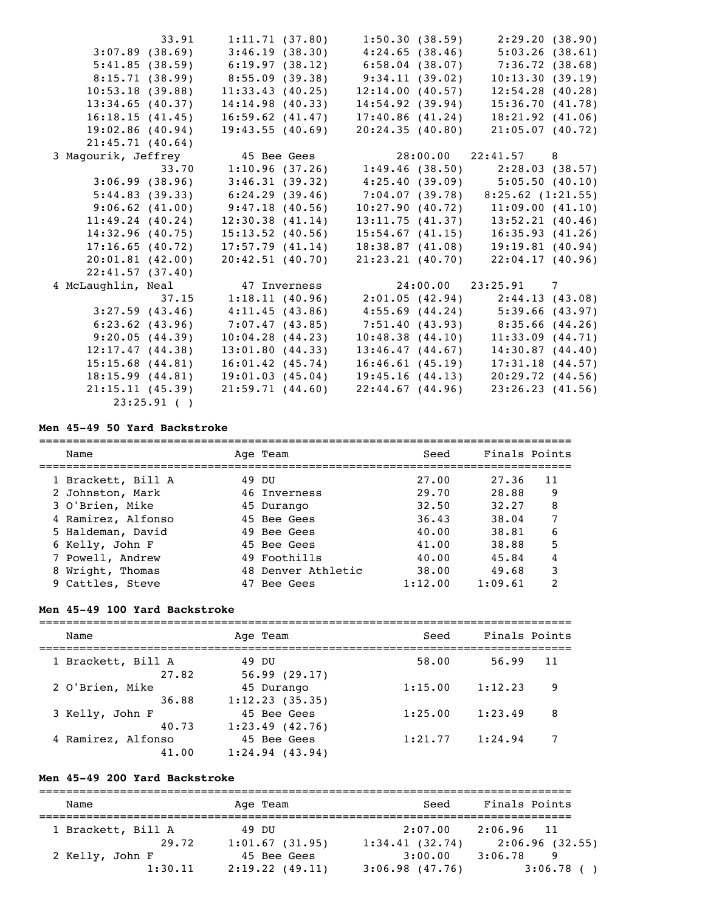```
              33.91     1:11.71 (37.80)    1:50.30 (38.59)    2:29.20 (38.90)
        3:07.89 (38.69)    3:46.19 (38.30)    4:24.65 (38.46)    5:03.26 (38.61)
        5:41.85 (38.59)    6:19.97 (38.12)    6:58.04 (38.07)    7:36.72 (38.68)
        8:15.71 (38.99)    8:55.09 (39.38)    9:34.11 (39.02)   10:13.30 (39.19)
       10:53.18 (39.88)   11:33.43 (40.25)   12:14.00 (40.57)   12:54.28 (40.28)
       13:34.65 (40.37)   14:14.98 (40.33)   14:54.92 (39.94)   15:36.70 (41.78)
       16:18.15 (41.45)   16:59.62 (41.47)   17:40.86 (41.24)   18:21.92 (41.06)
       19:02.86 (40.94)   19:43.55 (40.69)   20:24.35 (40.80)   21:05.07 (40.72)
       21:45.71 (40.64)
  3 Magourik, Jeffrey        45 Bee Gees            28:00.00   22:41.57    8
              33.70     1:10.96 (37.26)    1:49.46 (38.50)    2:28.03 (38.57)
        3:06.99 (38.96)    3:46.31 (39.32)    4:25.40 (39.09)    5:05.50 (40.10)
        5:44.83 (39.33)    6:24.29 (39.46)    7:04.07 (39.78)   8:25.62 (1:21.55)
        9:06.62 (41.00)    9:47.18 (40.56)   10:27.90 (40.72)   11:09.00 (41.10)
       11:49.24 (40.24)   12:30.38 (41.14)   13:11.75 (41.37)   13:52.21 (40.46)
       14:32.96 (40.75)   15:13.52 (40.56)   15:54.67 (41.15)   16:35.93 (41.26)
       17:16.65 (40.72)   17:57.79 (41.14)   18:38.87 (41.08)   19:19.81 (40.94)
       20:01.81 (42.00)   20:42.51 (40.70)   21:23.21 (40.70)   22:04.17 (40.96)
       22:41.57 (37.40)
  4 McLaughlin, Neal         47 Inverness           24:00.00   23:25.91    7
              37.15     1:18.11 (40.96)    2:01.05 (42.94)    2:44.13 (43.08)
        3:27.59 (43.46)    4:11.45 (43.86)    4:55.69 (44.24)    5:39.66 (43.97)
        6:23.62 (43.96)    7:07.47 (43.85)    7:51.40 (43.93)    8:35.66 (44.26)
        9:20.05 (44.39)   10:04.28 (44.23)   10:48.38 (44.10)   11:33.09 (44.71)
       12:17.47 (44.38)   13:01.80 (44.33)   13:46.47 (44.67)   14:30.87 (44.40)
       15:15.68 (44.81)   16:01.42 (45.74)   16:46.61 (45.19)   17:31.18 (44.57)
       18:15.99 (44.81)   19:01.03 (45.04)   19:45.16 (44.13)   20:29.72 (44.56)
       21:15.11 (45.39)   21:59.71 (44.60)   22:44.67 (44.96)   23:26.23 (41.56)
          23:25.91 ( )
```

**Men 45-49 50 Yard Backstroke**

| | Name | Age | Team | Seed | Finals | Points |
|---|---|---|---|---|---|---|
| 1 | Brackett, Bill A | 49 | DU | 27.00 | 27.36 | 11 |
| 2 | Johnston, Mark | 46 | Inverness | 29.70 | 28.88 | 9 |
| 3 | O'Brien, Mike | 45 | Durango | 32.50 | 32.27 | 8 |
| 4 | Ramirez, Alfonso | 45 | Bee Gees | 36.43 | 38.04 | 7 |
| 5 | Haldeman, David | 49 | Bee Gees | 40.00 | 38.81 | 6 |
| 6 | Kelly, John F | 45 | Bee Gees | 41.00 | 38.88 | 5 |
| 7 | Powell, Andrew | 49 | Foothills | 40.00 | 45.84 | 4 |
| 8 | Wright, Thomas | 48 | Denver Athletic | 38.00 | 49.68 | 3 |
| 9 | Cattles, Steve | 47 | Bee Gees | 1:12.00 | 1:09.61 | 2 |

**Men 45-49 100 Yard Backstroke**

```
===============================================================================
    Name                    Age Team                    Seed    Finals Points
===============================================================================
  1 Brackett, Bill A         49 DU                      58.00      56.99   11
              27.82          56.99 (29.17)
  2 O'Brien, Mike            45 Durango               1:15.00    1:12.23    9
              36.88        1:12.23 (35.35)
  3 Kelly, John F            45 Bee Gees              1:25.00    1:23.49    8
              40.73        1:23.49 (42.76)
  4 Ramirez, Alfonso         45 Bee Gees              1:21.77    1:24.94    7
              41.00        1:24.94 (43.94)
```

**Men 45-49 200 Yard Backstroke**

```
===============================================================================
    Name                    Age Team                    Seed    Finals Points
===============================================================================
  1 Brackett, Bill A         49 DU                    2:07.00    2:06.96   11
              29.72     1:01.67 (31.95)    1:34.41 (32.74)    2:06.96 (32.55)
  2 Kelly, John F            45 Bee Gees              3:00.00    3:06.78    9
            1:30.11     2:19.22 (49.11)    3:06.98 (47.76)       3:06.78 ( )
```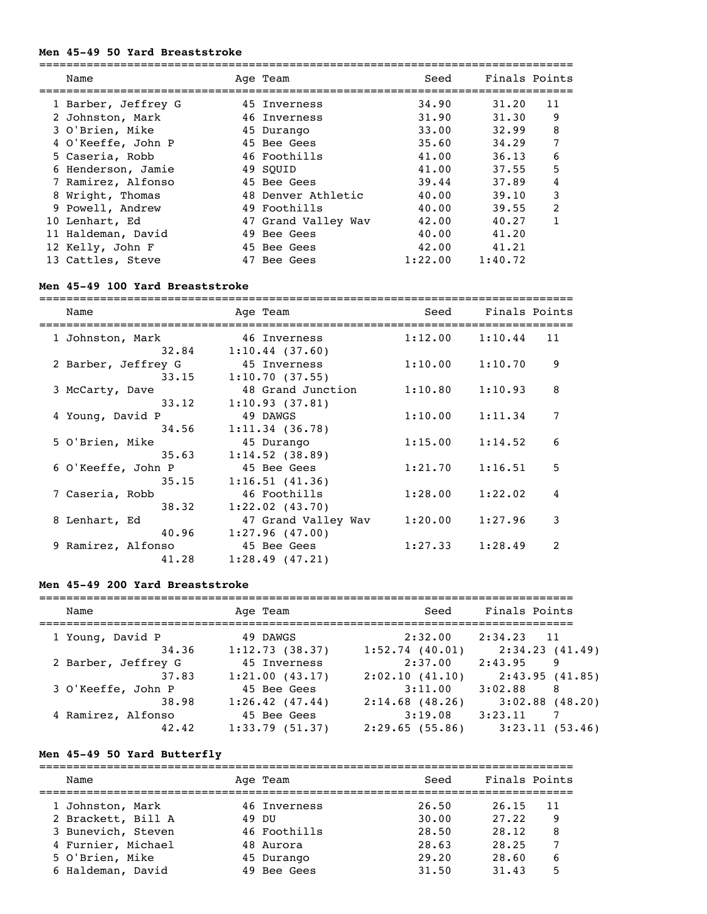### Men 45-49 50 Yard Breaststroke

| Place | Name | Age | Team | Seed | Finals | Points |
|---|---|---|---|---|---|---|
| 1 | Barber, Jeffrey G | 45 | Inverness | 34.90 | 31.20 | 11 |
| 2 | Johnston, Mark | 46 | Inverness | 31.90 | 31.30 | 9 |
| 3 | O'Brien, Mike | 45 | Durango | 33.00 | 32.99 | 8 |
| 4 | O'Keeffe, John P | 45 | Bee Gees | 35.60 | 34.29 | 7 |
| 5 | Caseria, Robb | 46 | Foothills | 41.00 | 36.13 | 6 |
| 6 | Henderson, Jamie | 49 | SQUID | 41.00 | 37.55 | 5 |
| 7 | Ramirez, Alfonso | 45 | Bee Gees | 39.44 | 37.89 | 4 |
| 8 | Wright, Thomas | 48 | Denver Athletic | 40.00 | 39.10 | 3 |
| 9 | Powell, Andrew | 49 | Foothills | 40.00 | 39.55 | 2 |
| 10 | Lenhart, Ed | 47 | Grand Valley Wav | 42.00 | 40.27 | 1 |
| 11 | Haldeman, David | 49 | Bee Gees | 40.00 | 41.20 | |
| 12 | Kelly, John F | 45 | Bee Gees | 42.00 | 41.21 | |
| 13 | Cattles, Steve | 47 | Bee Gees | 1:22.00 | 1:40.72 | |

### Men 45-49 100 Yard Breaststroke

| Place | Name | Age | Team | Seed | Finals | Points | Splits |
|---|---|---|---|---|---|---|---|
| 1 | Johnston, Mark | 46 | Inverness | 1:12.00 | 1:10.44 | 11 | 32.84, 1:10.44 (37.60) |
| 2 | Barber, Jeffrey G | 45 | Inverness | 1:10.00 | 1:10.70 | 9 | 33.15, 1:10.70 (37.55) |
| 3 | McCarty, Dave | 48 | Grand Junction | 1:10.80 | 1:10.93 | 8 | 33.12, 1:10.93 (37.81) |
| 4 | Young, David P | 49 | DAWGS | 1:10.00 | 1:11.34 | 7 | 34.56, 1:11.34 (36.78) |
| 5 | O'Brien, Mike | 45 | Durango | 1:15.00 | 1:14.52 | 6 | 35.63, 1:14.52 (38.89) |
| 6 | O'Keeffe, John P | 45 | Bee Gees | 1:21.70 | 1:16.51 | 5 | 35.15, 1:16.51 (41.36) |
| 7 | Caseria, Robb | 46 | Foothills | 1:28.00 | 1:22.02 | 4 | 38.32, 1:22.02 (43.70) |
| 8 | Lenhart, Ed | 47 | Grand Valley Wav | 1:20.00 | 1:27.96 | 3 | 40.96, 1:27.96 (47.00) |
| 9 | Ramirez, Alfonso | 45 | Bee Gees | 1:27.33 | 1:28.49 | 2 | 41.28, 1:28.49 (47.21) |

### Men 45-49 200 Yard Breaststroke

| Place | Name | Age | Team | Seed | Finals | Points | Splits |
|---|---|---|---|---|---|---|---|
| 1 | Young, David P | 49 | DAWGS | 2:32.00 | 2:34.23 | 11 | 34.36, 1:12.73 (38.37), 1:52.74 (40.01), 2:34.23 (41.49) |
| 2 | Barber, Jeffrey G | 45 | Inverness | 2:37.00 | 2:43.95 | 9 | 37.83, 1:21.00 (43.17), 2:02.10 (41.10), 2:43.95 (41.85) |
| 3 | O'Keeffe, John P | 45 | Bee Gees | 3:11.00 | 3:02.88 | 8 | 38.98, 1:26.42 (47.44), 2:14.68 (48.26), 3:02.88 (48.20) |
| 4 | Ramirez, Alfonso | 45 | Bee Gees | 3:19.08 | 3:23.11 | 7 | 42.42, 1:33.79 (51.37), 2:29.65 (55.86), 3:23.11 (53.46) |

### Men 45-49 50 Yard Butterfly

| Place | Name | Age | Team | Seed | Finals | Points |
|---|---|---|---|---|---|---|
| 1 | Johnston, Mark | 46 | Inverness | 26.50 | 26.15 | 11 |
| 2 | Brackett, Bill A | 49 | DU | 30.00 | 27.22 | 9 |
| 3 | Bunevich, Steven | 46 | Foothills | 28.50 | 28.12 | 8 |
| 4 | Furnier, Michael | 48 | Aurora | 28.63 | 28.25 | 7 |
| 5 | O'Brien, Mike | 45 | Durango | 29.20 | 28.60 | 6 |
| 6 | Haldeman, David | 49 | Bee Gees | 31.50 | 31.43 | 5 |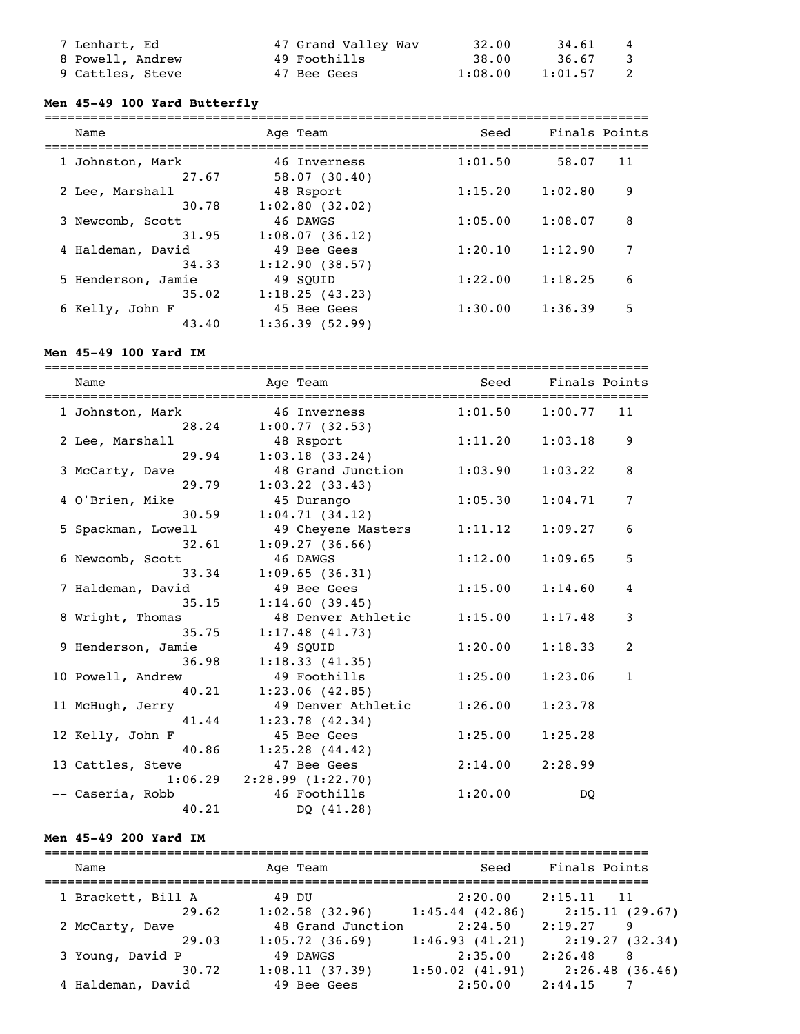| Name | Age | Team | Seed | Finals | Points |
|---|---|---|---|---|---|
| 7 Lenhart, Ed | 47 | Grand Valley Wav | 32.00 | 34.61 | 4 |
| 8 Powell, Andrew | 49 | Foothills | 38.00 | 36.67 | 3 |
| 9 Cattles, Steve | 47 | Bee Gees | 1:08.00 | 1:01.57 | 2 |

### Men 45-49 100 Yard Butterfly

| Name | Age | Team | Seed | Finals | Points |
|---|---|---|---|---|---|
| 1 Johnston, Mark | 46 | Inverness | 1:01.50 | 58.07 | 11 |
| 27.67 | | 58.07 (30.40) | | | |
| 2 Lee, Marshall | 48 | Rsport | 1:15.20 | 1:02.80 | 9 |
| 30.78 | | 1:02.80 (32.02) | | | |
| 3 Newcomb, Scott | 46 | DAWGS | 1:05.00 | 1:08.07 | 8 |
| 31.95 | | 1:08.07 (36.12) | | | |
| 4 Haldeman, David | 49 | Bee Gees | 1:20.10 | 1:12.90 | 7 |
| 34.33 | | 1:12.90 (38.57) | | | |
| 5 Henderson, Jamie | 49 | SQUID | 1:22.00 | 1:18.25 | 6 |
| 35.02 | | 1:18.25 (43.23) | | | |
| 6 Kelly, John F | 45 | Bee Gees | 1:30.00 | 1:36.39 | 5 |
| 43.40 | | 1:36.39 (52.99) | | | |

### Men 45-49 100 Yard IM

| Name | Age | Team | Seed | Finals | Points |
|---|---|---|---|---|---|
| 1 Johnston, Mark | 46 | Inverness | 1:01.50 | 1:00.77 | 11 |
| 28.24 | | 1:00.77 (32.53) | | | |
| 2 Lee, Marshall | 48 | Rsport | 1:11.20 | 1:03.18 | 9 |
| 29.94 | | 1:03.18 (33.24) | | | |
| 3 McCarty, Dave | 48 | Grand Junction | 1:03.90 | 1:03.22 | 8 |
| 29.79 | | 1:03.22 (33.43) | | | |
| 4 O'Brien, Mike | 45 | Durango | 1:05.30 | 1:04.71 | 7 |
| 30.59 | | 1:04.71 (34.12) | | | |
| 5 Spackman, Lowell | 49 | Cheyene Masters | 1:11.12 | 1:09.27 | 6 |
| 32.61 | | 1:09.27 (36.66) | | | |
| 6 Newcomb, Scott | 46 | DAWGS | 1:12.00 | 1:09.65 | 5 |
| 33.34 | | 1:09.65 (36.31) | | | |
| 7 Haldeman, David | 49 | Bee Gees | 1:15.00 | 1:14.60 | 4 |
| 35.15 | | 1:14.60 (39.45) | | | |
| 8 Wright, Thomas | 48 | Denver Athletic | 1:15.00 | 1:17.48 | 3 |
| 35.75 | | 1:17.48 (41.73) | | | |
| 9 Henderson, Jamie | 49 | SQUID | 1:20.00 | 1:18.33 | 2 |
| 36.98 | | 1:18.33 (41.35) | | | |
| 10 Powell, Andrew | 49 | Foothills | 1:25.00 | 1:23.06 | 1 |
| 40.21 | | 1:23.06 (42.85) | | | |
| 11 McHugh, Jerry | 49 | Denver Athletic | 1:26.00 | 1:23.78 | |
| 41.44 | | 1:23.78 (42.34) | | | |
| 12 Kelly, John F | 45 | Bee Gees | 1:25.00 | 1:25.28 | |
| 40.86 | | 1:25.28 (44.42) | | | |
| 13 Cattles, Steve | 47 | Bee Gees | 2:14.00 | 2:28.99 | |
| 1:06.29 | | 2:28.99 (1:22.70) | | | |
| -- Caseria, Robb | 46 | Foothills | 1:20.00 | DQ | |
| 40.21 | | DQ (41.28) | | | |

### Men 45-49 200 Yard IM

| Name | Age | Team | Seed | Finals | Points |
|---|---|---|---|---|---|
| 1 Brackett, Bill A | 49 | DU | 2:20.00 | 2:15.11 | 11 |
| 29.62 | | 1:02.58 (32.96) | 1:45.44 (42.86) | 2:15.11 (29.67) | |
| 2 McCarty, Dave | 48 | Grand Junction | 2:24.50 | 2:19.27 | 9 |
| 29.03 | | 1:05.72 (36.69) | 1:46.93 (41.21) | 2:19.27 (32.34) | |
| 3 Young, David P | 49 | DAWGS | 2:35.00 | 2:26.48 | 8 |
| 30.72 | | 1:08.11 (37.39) | 1:50.02 (41.91) | 2:26.48 (36.46) | |
| 4 Haldeman, David | 49 | Bee Gees | 2:50.00 | 2:44.15 | 7 |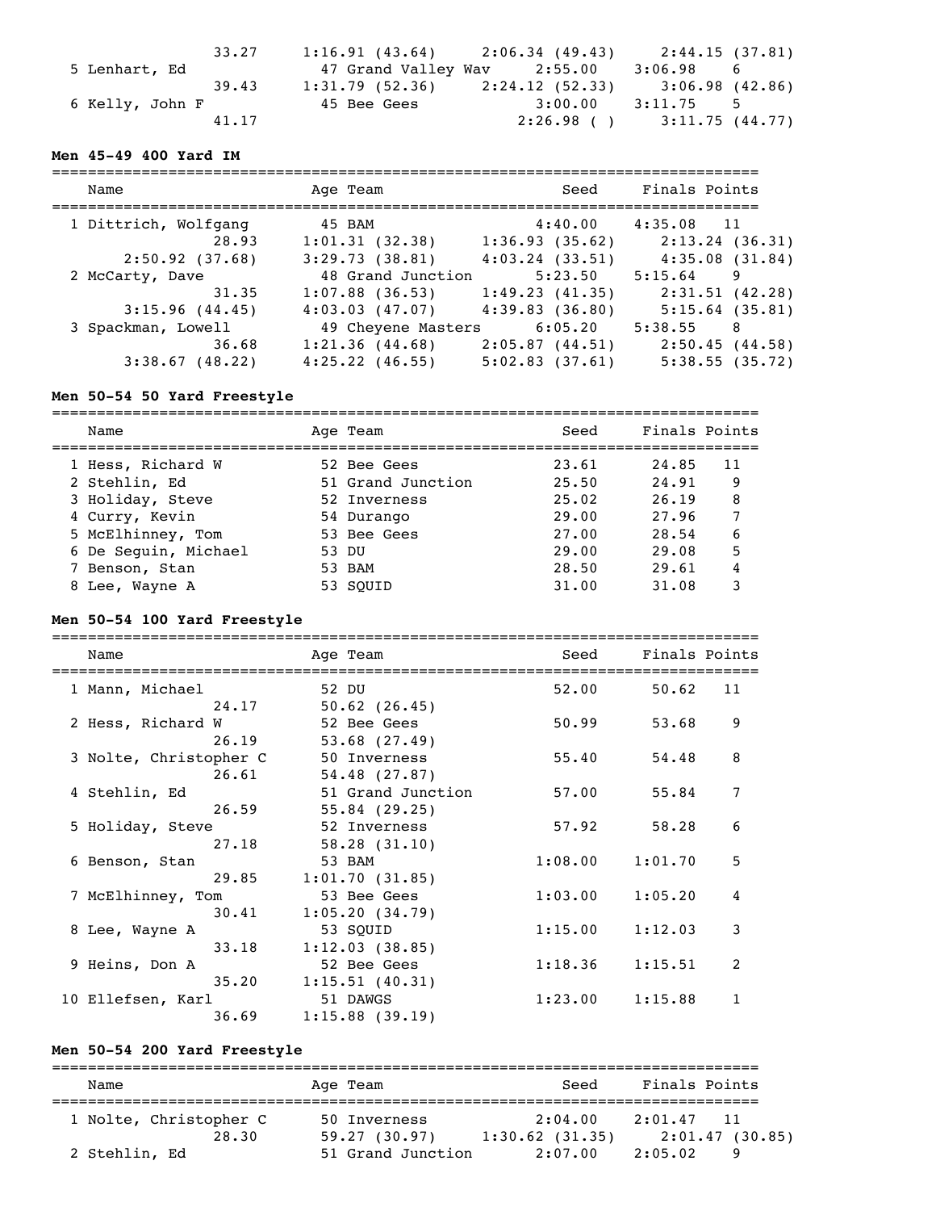```
                33.27     1:16.91 (43.64)     2:06.34 (49.43)     2:44.15 (37.81)
  5 Lenhart, Ed               47 Grand Valley Wav     2:55.00     3:06.98     6
                39.43     1:31.79 (52.36)     2:24.12 (52.33)     3:06.98 (42.86)
  6 Kelly, John F             45 Bee Gees             3:00.00     3:11.75     5
                41.17                         2:26.98 ( )         3:11.75 (44.77)
```

**Men 45-49 400 Yard IM**

```
===============================================================================
    Name                    Age Team                    Seed     Finals Points
===============================================================================
  1 Dittrich, Wolfgang       45 BAM                    4:40.00    4:35.08   11
                28.93     1:01.31 (32.38)     1:36.93 (35.62)     2:13.24 (36.31)
      2:50.92 (37.68)     3:29.73 (38.81)     4:03.24 (33.51)     4:35.08 (31.84)
  2 McCarty, Dave            48 Grand Junction         5:23.50    5:15.64    9
                31.35     1:07.88 (36.53)     1:49.23 (41.35)     2:31.51 (42.28)
      3:15.96 (44.45)     4:03.03 (47.07)     4:39.83 (36.80)     5:15.64 (35.81)
  3 Spackman, Lowell         49 Cheyene Masters        6:05.20    5:38.55    8
                36.68     1:21.36 (44.68)     2:05.87 (44.51)     2:50.45 (44.58)
      3:38.67 (48.22)     4:25.22 (46.55)     5:02.83 (37.61)     5:38.55 (35.72)
```

**Men 50-54 50 Yard Freestyle**

```
===============================================================================
    Name                    Age Team                    Seed     Finals Points
===============================================================================
  1 Hess, Richard W          52 Bee Gees                 23.61      24.85   11
  2 Stehlin, Ed              51 Grand Junction           25.50      24.91    9
  3 Holiday, Steve           52 Inverness                25.02      26.19    8
  4 Curry, Kevin             54 Durango                  29.00      27.96    7
  5 McElhinney, Tom          53 Bee Gees                 27.00      28.54    6
  6 De Seguin, Michael       53 DU                       29.00      29.08    5
  7 Benson, Stan             53 BAM                      28.50      29.61    4
  8 Lee, Wayne A             53 SQUID                    31.00      31.08    3
```

**Men 50-54 100 Yard Freestyle**

```
===============================================================================
    Name                    Age Team                    Seed     Finals Points
===============================================================================
  1 Mann, Michael            52 DU                       52.00      50.62   11
                24.17       50.62 (26.45)
  2 Hess, Richard W          52 Bee Gees                 50.99      53.68    9
                26.19       53.68 (27.49)
  3 Nolte, Christopher C     50 Inverness                55.40      54.48    8
                26.61       54.48 (27.87)
  4 Stehlin, Ed              51 Grand Junction           57.00      55.84    7
                26.59       55.84 (29.25)
  5 Holiday, Steve           52 Inverness                57.92      58.28    6
                27.18       58.28 (31.10)
  6 Benson, Stan             53 BAM                    1:08.00    1:01.70    5
                29.85     1:01.70 (31.85)
  7 McElhinney, Tom          53 Bee Gees               1:03.00    1:05.20    4
                30.41     1:05.20 (34.79)
  8 Lee, Wayne A             53 SQUID                  1:15.00    1:12.03    3
                33.18     1:12.03 (38.85)
  9 Heins, Don A             52 Bee Gees               1:18.36    1:15.51    2
                35.20     1:15.51 (40.31)
 10 Ellefsen, Karl           51 DAWGS                  1:23.00    1:15.88    1
                36.69     1:15.88 (39.19)
```

**Men 50-54 200 Yard Freestyle**

```
===============================================================================
    Name                    Age Team                    Seed     Finals Points
===============================================================================
  1 Nolte, Christopher C     50 Inverness              2:04.00    2:01.47   11
                28.30       59.27 (30.97)     1:30.62 (31.35)     2:01.47 (30.85)
  2 Stehlin, Ed              51 Grand Junction         2:07.00    2:05.02    9
```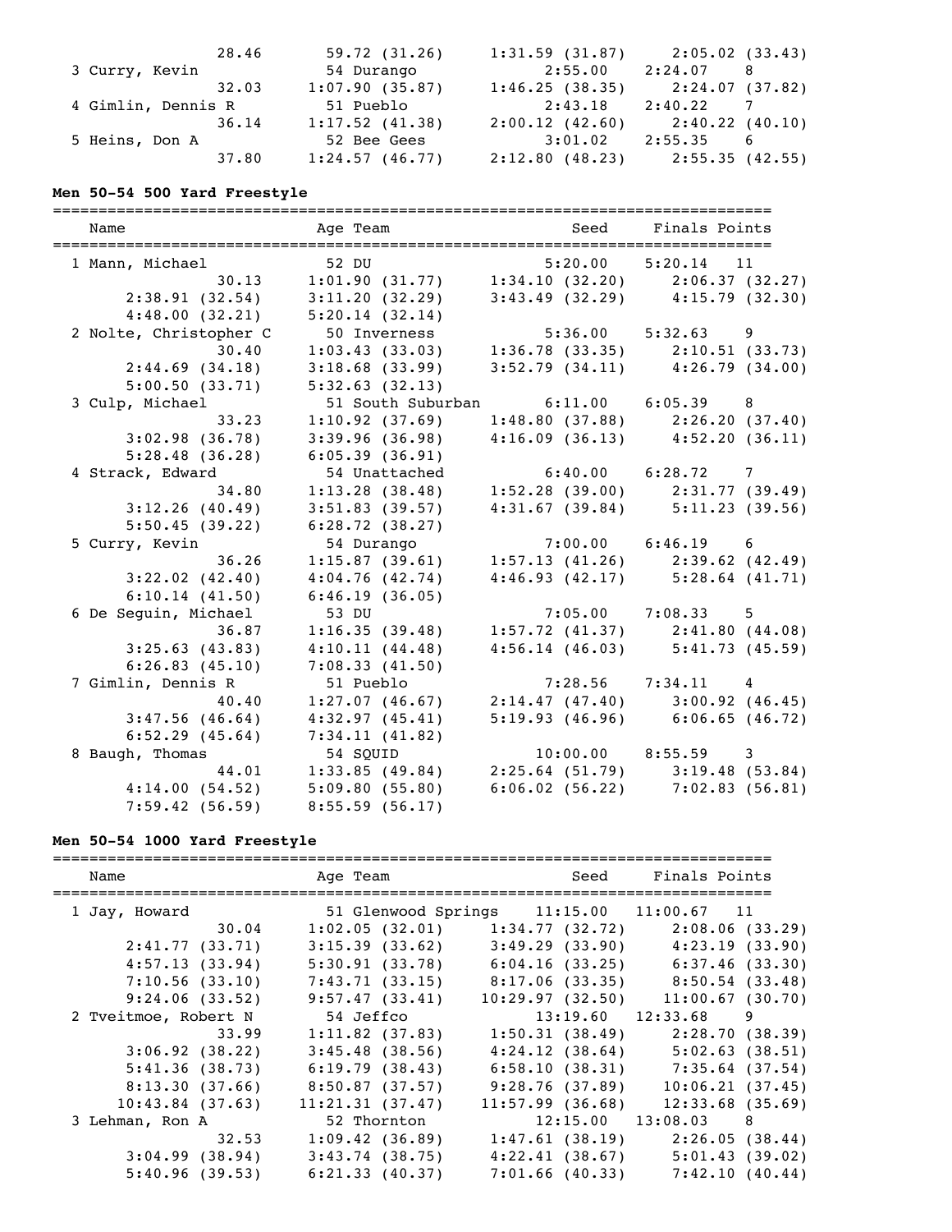```
                28.46        59.72 (31.26)     1:31.59 (31.87)     2:05.02 (33.43)
  3 Curry, Kevin              54 Durango               2:55.00     2:24.07    8
                32.03      1:07.90 (35.87)     1:46.25 (38.35)     2:24.07 (37.82)
  4 Gimlin, Dennis R          51 Pueblo                2:43.18     2:40.22    7
                36.14      1:17.52 (41.38)     2:00.12 (42.60)     2:40.22 (40.10)
  5 Heins, Don A              52 Bee Gees              3:01.02     2:55.35    6
                37.80      1:24.57 (46.77)     2:12.80 (48.23)     2:55.35 (42.55)
```

**Men 50-54 500 Yard Freestyle**

```
===============================================================================
    Name                    Age Team                    Seed     Finals Points
===============================================================================
  1 Mann, Michael            52 DU                    5:20.00    5:20.14   11
                30.13      1:01.90 (31.77)     1:34.10 (32.20)     2:06.37 (32.27)
        2:38.91 (32.54)    3:11.20 (32.29)     3:43.49 (32.29)     4:15.79 (32.30)
        4:48.00 (32.21)    5:20.14 (32.14)
  2 Nolte, Christopher C      50 Inverness             5:36.00    5:32.63    9
                30.40      1:03.43 (33.03)     1:36.78 (33.35)     2:10.51 (33.73)
        2:44.69 (34.18)    3:18.68 (33.99)     3:52.79 (34.11)     4:26.79 (34.00)
        5:00.50 (33.71)    5:32.63 (32.13)
  3 Culp, Michael             51 South Suburban      6:11.00    6:05.39    8
                33.23      1:10.92 (37.69)     1:48.80 (37.88)     2:26.20 (37.40)
        3:02.98 (36.78)    3:39.96 (36.98)     4:16.09 (36.13)     4:52.20 (36.11)
        5:28.48 (36.28)    6:05.39 (36.91)
  4 Strack, Edward            54 Unattached            6:40.00    6:28.72    7
                34.80      1:13.28 (38.48)     1:52.28 (39.00)     2:31.77 (39.49)
        3:12.26 (40.49)    3:51.83 (39.57)     4:31.67 (39.84)     5:11.23 (39.56)
        5:50.45 (39.22)    6:28.72 (38.27)
  5 Curry, Kevin              54 Durango               7:00.00    6:46.19    6
                36.26      1:15.87 (39.61)     1:57.13 (41.26)     2:39.62 (42.49)
        3:22.02 (42.40)    4:04.76 (42.74)     4:46.93 (42.17)     5:28.64 (41.71)
        6:10.14 (41.50)    6:46.19 (36.05)
  6 De Seguin, Michael        53 DU                    7:05.00    7:08.33    5
                36.87      1:16.35 (39.48)     1:57.72 (41.37)     2:41.80 (44.08)
        3:25.63 (43.83)    4:10.11 (44.48)     4:56.14 (46.03)     5:41.73 (45.59)
        6:26.83 (45.10)    7:08.33 (41.50)
  7 Gimlin, Dennis R          51 Pueblo                7:28.56    7:34.11    4
                40.40      1:27.07 (46.67)     2:14.47 (47.40)     3:00.92 (46.45)
        3:47.56 (46.64)    4:32.97 (45.41)     5:19.93 (46.96)     6:06.65 (46.72)
        6:52.29 (45.64)    7:34.11 (41.82)
  8 Baugh, Thomas             54 SQUID                10:00.00    8:55.59    3
                44.01      1:33.85 (49.84)     2:25.64 (51.79)     3:19.48 (53.84)
        4:14.00 (54.52)    5:09.80 (55.80)     6:06.02 (56.22)     7:02.83 (56.81)
        7:59.42 (56.59)    8:55.59 (56.17)
```

**Men 50-54 1000 Yard Freestyle**

```
===============================================================================
    Name                    Age Team                    Seed     Finals Points
===============================================================================
  1 Jay, Howard               51 Glenwood Springs   11:15.00   11:00.67   11
                30.04      1:02.05 (32.01)     1:34.77 (32.72)     2:08.06 (33.29)
        2:41.77 (33.71)    3:15.39 (33.62)     3:49.29 (33.90)     4:23.19 (33.90)
        4:57.13 (33.94)    5:30.91 (33.78)     6:04.16 (33.25)     6:37.46 (33.30)
        7:10.56 (33.10)    7:43.71 (33.15)     8:17.06 (33.35)     8:50.54 (33.48)
        9:24.06 (33.52)    9:57.47 (33.41)    10:29.97 (32.50)    11:00.67 (30.70)
  2 Tveitmoe, Robert N        54 Jeffco               13:19.60   12:33.68    9
                33.99      1:11.82 (37.83)     1:50.31 (38.49)     2:28.70 (38.39)
        3:06.92 (38.22)    3:45.48 (38.56)     4:24.12 (38.64)     5:02.63 (38.51)
        5:41.36 (38.73)    6:19.79 (38.43)     6:58.10 (38.31)     7:35.64 (37.54)
        8:13.30 (37.66)    8:50.87 (37.57)     9:28.76 (37.89)    10:06.21 (37.45)
       10:43.84 (37.63)   11:21.31 (37.47)    11:57.99 (36.68)    12:33.68 (35.69)
  3 Lehman, Ron A             52 Thornton             12:15.00   13:08.03    8
                32.53      1:09.42 (36.89)     1:47.61 (38.19)     2:26.05 (38.44)
        3:04.99 (38.94)    3:43.74 (38.75)     4:22.41 (38.67)     5:01.43 (39.02)
        5:40.96 (39.53)    6:21.33 (40.37)     7:01.66 (40.33)     7:42.10 (40.44)
```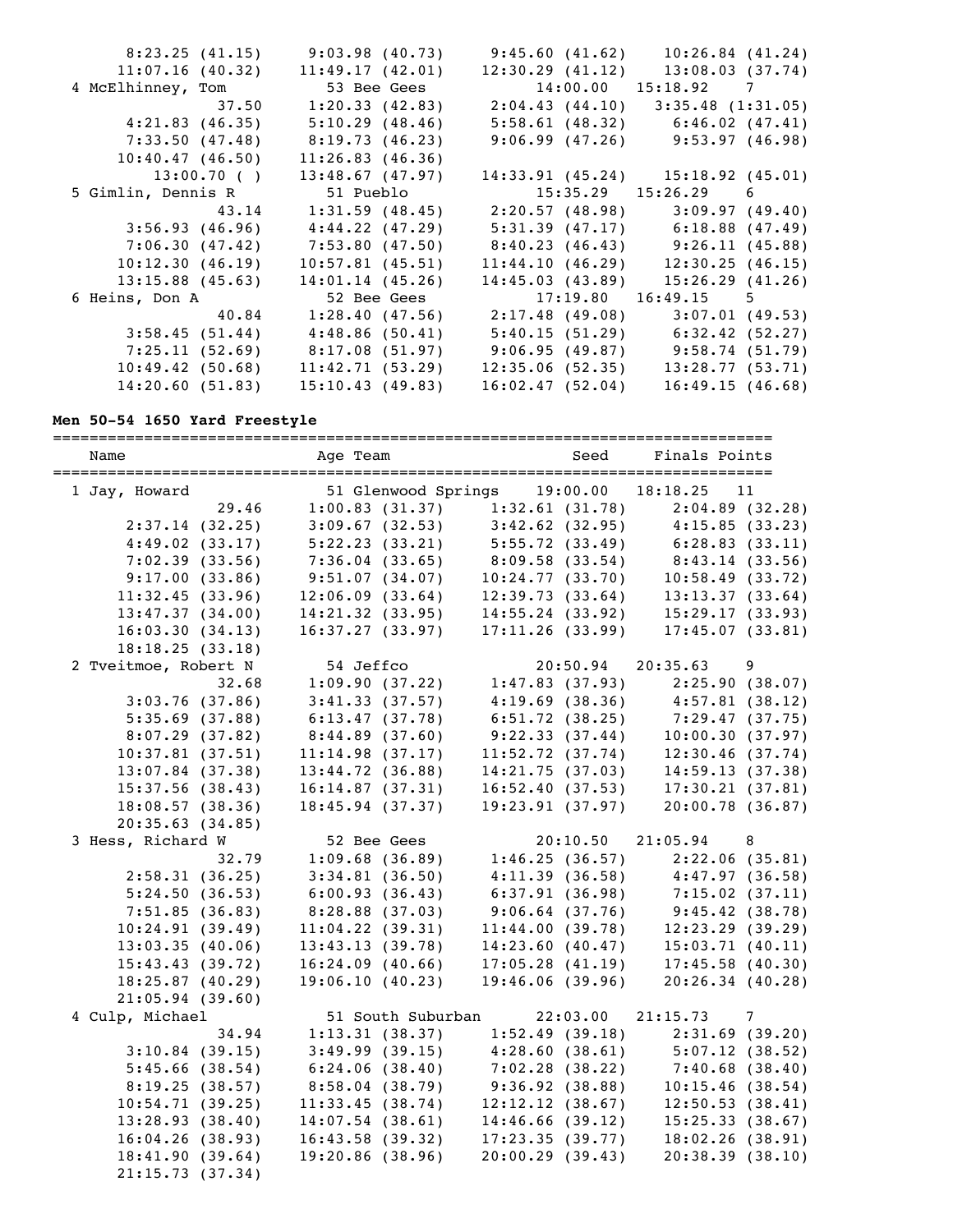```
       8:23.25 (41.15)     9:03.98 (40.73)     9:45.60 (41.62)    10:26.84 (41.24)
      11:07.16 (40.32)    11:49.17 (42.01)    12:30.29 (41.12)    13:08.03 (37.74)
  4 McElhinney, Tom           53 Bee Gees              14:00.00   15:18.92    7
               37.50       1:20.33 (42.83)     2:04.43 (44.10)    3:35.48 (1:31.05)
       4:21.83 (46.35)     5:10.29 (48.46)     5:58.61 (48.32)     6:46.02 (47.41)
       7:33.50 (47.48)     8:19.73 (46.23)     9:06.99 (47.26)     9:53.97 (46.98)
      10:40.47 (46.50)    11:26.83 (46.36)
        13:00.70 ( )      13:48.67 (47.97)    14:33.91 (45.24)    15:18.92 (45.01)
  5 Gimlin, Dennis R          51 Pueblo                15:35.29   15:26.29    6
               43.14       1:31.59 (48.45)     2:20.57 (48.98)     3:09.97 (49.40)
       3:56.93 (46.96)     4:44.22 (47.29)     5:31.39 (47.17)     6:18.88 (47.49)
       7:06.30 (47.42)     7:53.80 (47.50)     8:40.23 (46.43)     9:26.11 (45.88)
      10:12.30 (46.19)    10:57.81 (45.51)    11:44.10 (46.29)    12:30.25 (46.15)
      13:15.88 (45.63)    14:01.14 (45.26)    14:45.03 (43.89)    15:26.29 (41.26)
  6 Heins, Don A              52 Bee Gees              17:19.80   16:49.15    5
               40.84       1:28.40 (47.56)     2:17.48 (49.08)     3:07.01 (49.53)
       3:58.45 (51.44)     4:48.86 (50.41)     5:40.15 (51.29)     6:32.42 (52.27)
       7:25.11 (52.69)     8:17.08 (51.97)     9:06.95 (49.87)     9:58.74 (51.79)
      10:49.42 (50.68)    11:42.71 (53.29)    12:35.06 (52.35)    13:28.77 (53.71)
      14:20.60 (51.83)    15:10.43 (49.83)    16:02.47 (52.04)    16:49.15 (46.68)
```

**Men 50-54 1650 Yard Freestyle**

```
===============================================================================
    Name                    Age Team                   Seed     Finals Points
===============================================================================
  1 Jay, Howard               51 Glenwood Springs    19:00.00   18:18.25   11
               29.46       1:00.83 (31.37)     1:32.61 (31.78)     2:04.89 (32.28)
       2:37.14 (32.25)     3:09.67 (32.53)     3:42.62 (32.95)     4:15.85 (33.23)
       4:49.02 (33.17)     5:22.23 (33.21)     5:55.72 (33.49)     6:28.83 (33.11)
       7:02.39 (33.56)     7:36.04 (33.65)     8:09.58 (33.54)     8:43.14 (33.56)
       9:17.00 (33.86)     9:51.07 (34.07)    10:24.77 (33.70)    10:58.49 (33.72)
      11:32.45 (33.96)    12:06.09 (33.64)    12:39.73 (33.64)    13:13.37 (33.64)
      13:47.37 (34.00)    14:21.32 (33.95)    14:55.24 (33.92)    15:29.17 (33.93)
      16:03.30 (34.13)    16:37.27 (33.97)    17:11.26 (33.99)    17:45.07 (33.81)
      18:18.25 (33.18)
  2 Tveitmoe, Robert N        54 Jeffco                20:50.94   20:35.63    9
               32.68       1:09.90 (37.22)     1:47.83 (37.93)     2:25.90 (38.07)
       3:03.76 (37.86)     3:41.33 (37.57)     4:19.69 (38.36)     4:57.81 (38.12)
       5:35.69 (37.88)     6:13.47 (37.78)     6:51.72 (38.25)     7:29.47 (37.75)
       8:07.29 (37.82)     8:44.89 (37.60)     9:22.33 (37.44)    10:00.30 (37.97)
      10:37.81 (37.51)    11:14.98 (37.17)    11:52.72 (37.74)    12:30.46 (37.74)
      13:07.84 (37.38)    13:44.72 (36.88)    14:21.75 (37.03)    14:59.13 (37.38)
      15:37.56 (38.43)    16:14.87 (37.31)    16:52.40 (37.53)    17:30.21 (37.81)
      18:08.57 (38.36)    18:45.94 (37.37)    19:23.91 (37.97)    20:00.78 (36.87)
      20:35.63 (34.85)
  3 Hess, Richard W           52 Bee Gees              20:10.50   21:05.94    8
               32.79       1:09.68 (36.89)     1:46.25 (36.57)     2:22.06 (35.81)
       2:58.31 (36.25)     3:34.81 (36.50)     4:11.39 (36.58)     4:47.97 (36.58)
       5:24.50 (36.53)     6:00.93 (36.43)     6:37.91 (36.98)     7:15.02 (37.11)
       7:51.85 (36.83)     8:28.88 (37.03)     9:06.64 (37.76)     9:45.42 (38.78)
      10:24.91 (39.49)    11:04.22 (39.31)    11:44.00 (39.78)    12:23.29 (39.29)
      13:03.35 (40.06)    13:43.13 (39.78)    14:23.60 (40.47)    15:03.71 (40.11)
      15:43.43 (39.72)    16:24.09 (40.66)    17:05.28 (41.19)    17:45.58 (40.30)
      18:25.87 (40.29)    19:06.10 (40.23)    19:46.06 (39.96)    20:26.34 (40.28)
      21:05.94 (39.60)
  4 Culp, Michael             51 South Suburban      22:03.00   21:15.73    7
               34.94       1:13.31 (38.37)     1:52.49 (39.18)     2:31.69 (39.20)
       3:10.84 (39.15)     3:49.99 (39.15)     4:28.60 (38.61)     5:07.12 (38.52)
       5:45.66 (38.54)     6:24.06 (38.40)     7:02.28 (38.22)     7:40.68 (38.40)
       8:19.25 (38.57)     8:58.04 (38.79)     9:36.92 (38.88)    10:15.46 (38.54)
      10:54.71 (39.25)    11:33.45 (38.74)    12:12.12 (38.67)    12:50.53 (38.41)
      13:28.93 (38.40)    14:07.54 (38.61)    14:46.66 (39.12)    15:25.33 (38.67)
      16:04.26 (38.93)    16:43.58 (39.32)    17:23.35 (39.77)    18:02.26 (38.91)
      18:41.90 (39.64)    19:20.86 (38.96)    20:00.29 (39.43)    20:38.39 (38.10)
      21:15.73 (37.34)
```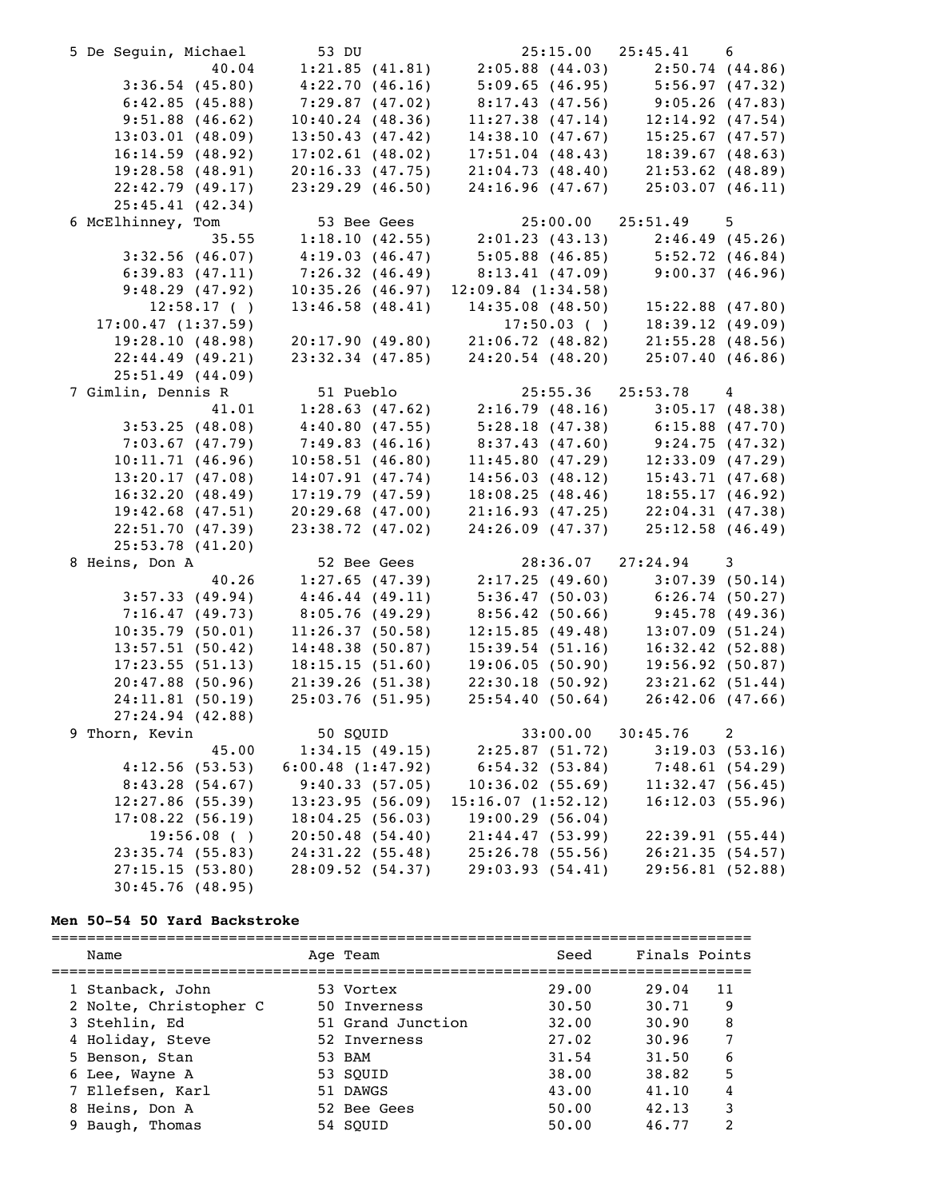```
  5 De Seguin, Michael       53 DU                  25:15.00   25:45.41    6
               40.04      1:21.85 (41.81)    2:05.88 (44.03)     2:50.74 (44.86)
       3:36.54 (45.80)    4:22.70 (46.16)    5:09.65 (46.95)     5:56.97 (47.32)
       6:42.85 (45.88)    7:29.87 (47.02)    8:17.43 (47.56)     9:05.26 (47.83)
       9:51.88 (46.62)   10:40.24 (48.36)   11:27.38 (47.14)    12:14.92 (47.54)
      13:03.01 (48.09)   13:50.43 (47.42)   14:38.10 (47.67)    15:25.67 (47.57)
      16:14.59 (48.92)   17:02.61 (48.02)   17:51.04 (48.43)    18:39.67 (48.63)
      19:28.58 (48.91)   20:16.33 (47.75)   21:04.73 (48.40)    21:53.62 (48.89)
      22:42.79 (49.17)   23:29.29 (46.50)   24:16.96 (47.67)    25:03.07 (46.11)
      25:45.41 (42.34)
  6 McElhinney, Tom          53 Bee Gees            25:00.00   25:51.49    5
               35.55      1:18.10 (42.55)    2:01.23 (43.13)     2:46.49 (45.26)
       3:32.56 (46.07)    4:19.03 (46.47)    5:05.88 (46.85)     5:52.72 (46.84)
       6:39.83 (47.11)    7:26.32 (46.49)    8:13.41 (47.09)     9:00.37 (46.96)
       9:48.29 (47.92)   10:35.26 (46.97)   12:09.84 (1:34.58)
          12:58.17 ( )   13:46.58 (48.41)   14:35.08 (48.50)    15:22.88 (47.80)
    17:00.47 (1:37.59)                         17:50.03 ( )     18:39.12 (49.09)
      19:28.10 (48.98)   20:17.90 (49.80)   21:06.72 (48.82)    21:55.28 (48.56)
      22:44.49 (49.21)   23:32.34 (47.85)   24:20.54 (48.20)    25:07.40 (46.86)
      25:51.49 (44.09)
  7 Gimlin, Dennis R         51 Pueblo              25:55.36   25:53.78    4
               41.01      1:28.63 (47.62)    2:16.79 (48.16)     3:05.17 (48.38)
       3:53.25 (48.08)    4:40.80 (47.55)    5:28.18 (47.38)     6:15.88 (47.70)
       7:03.67 (47.79)    7:49.83 (46.16)    8:37.43 (47.60)     9:24.75 (47.32)
      10:11.71 (46.96)   10:58.51 (46.80)   11:45.80 (47.29)    12:33.09 (47.29)
      13:20.17 (47.08)   14:07.91 (47.74)   14:56.03 (48.12)    15:43.71 (47.68)
      16:32.20 (48.49)   17:19.79 (47.59)   18:08.25 (48.46)    18:55.17 (46.92)
      19:42.68 (47.51)   20:29.68 (47.00)   21:16.93 (47.25)    22:04.31 (47.38)
      22:51.70 (47.39)   23:38.72 (47.02)   24:26.09 (47.37)    25:12.58 (46.49)
      25:53.78 (41.20)
  8 Heins, Don A             52 Bee Gees            28:36.07   27:24.94    3
               40.26      1:27.65 (47.39)    2:17.25 (49.60)     3:07.39 (50.14)
       3:57.33 (49.94)    4:46.44 (49.11)    5:36.47 (50.03)     6:26.74 (50.27)
       7:16.47 (49.73)    8:05.76 (49.29)    8:56.42 (50.66)     9:45.78 (49.36)
      10:35.79 (50.01)   11:26.37 (50.58)   12:15.85 (49.48)    13:07.09 (51.24)
      13:57.51 (50.42)   14:48.38 (50.87)   15:39.54 (51.16)    16:32.42 (52.88)
      17:23.55 (51.13)   18:15.15 (51.60)   19:06.05 (50.90)    19:56.92 (50.87)
      20:47.88 (50.96)   21:39.26 (51.38)   22:30.18 (50.92)    23:21.62 (51.44)
      24:11.81 (50.19)   25:03.76 (51.95)   25:54.40 (50.64)    26:42.06 (47.66)
      27:24.94 (42.88)
  9 Thorn, Kevin             50 SQUID               33:00.00   30:45.76    2
               45.00      1:34.15 (49.15)    2:25.87 (51.72)     3:19.03 (53.16)
       4:12.56 (53.53)  6:00.48 (1:47.92)    6:54.32 (53.84)     7:48.61 (54.29)
       8:43.28 (54.67)    9:40.33 (57.05)   10:36.02 (55.69)    11:32.47 (56.45)
      12:27.86 (55.39)   13:23.95 (56.09)  15:16.07 (1:52.12)   16:12.03 (55.96)
      17:08.22 (56.19)   18:04.25 (56.03)   19:00.29 (56.04)
          19:56.08 ( )   20:50.48 (54.40)   21:44.47 (53.99)    22:39.91 (55.44)
      23:35.74 (55.83)   24:31.22 (55.48)   25:26.78 (55.56)    26:21.35 (54.57)
      27:15.15 (53.80)   28:09.52 (54.37)   29:03.93 (54.41)    29:56.81 (52.88)
      30:45.76 (48.95)
```

**Men 50-54 50 Yard Backstroke**

| | Name | Age | Team | Seed | Finals | Points |
|---|---|---|---|---|---|---|
| 1 | Stanback, John | 53 | Vortex | 29.00 | 29.04 | 11 |
| 2 | Nolte, Christopher C | 50 | Inverness | 30.50 | 30.71 | 9 |
| 3 | Stehlin, Ed | 51 | Grand Junction | 32.00 | 30.90 | 8 |
| 4 | Holiday, Steve | 52 | Inverness | 27.02 | 30.96 | 7 |
| 5 | Benson, Stan | 53 | BAM | 31.54 | 31.50 | 6 |
| 6 | Lee, Wayne A | 53 | SQUID | 38.00 | 38.82 | 5 |
| 7 | Ellefsen, Karl | 51 | DAWGS | 43.00 | 41.10 | 4 |
| 8 | Heins, Don A | 52 | Bee Gees | 50.00 | 42.13 | 3 |
| 9 | Baugh, Thomas | 54 | SQUID | 50.00 | 46.77 | 2 |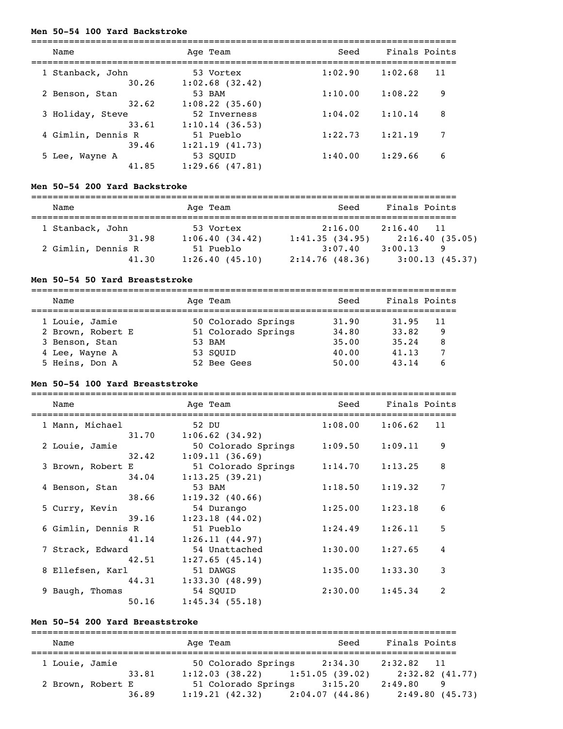**Men 50-54 100 Yard Backstroke**

| Name | Age | Team | Seed | Finals | Points |
|---|---|---|---|---|---|
| 1 Stanback, John | 53 | Vortex | 1:02.90 | 1:02.68 | 11 |
| 30.26 | | 1:02.68 (32.42) | | | |
| 2 Benson, Stan | 53 | BAM | 1:10.00 | 1:08.22 | 9 |
| 32.62 | | 1:08.22 (35.60) | | | |
| 3 Holiday, Steve | 52 | Inverness | 1:04.02 | 1:10.14 | 8 |
| 33.61 | | 1:10.14 (36.53) | | | |
| 4 Gimlin, Dennis R | 51 | Pueblo | 1:22.73 | 1:21.19 | 7 |
| 39.46 | | 1:21.19 (41.73) | | | |
| 5 Lee, Wayne A | 53 | SQUID | 1:40.00 | 1:29.66 | 6 |
| 41.85 | | 1:29.66 (47.81) | | | |

**Men 50-54 200 Yard Backstroke**

| Name | Age | Team | Seed | Finals | Points |
|---|---|---|---|---|---|
| 1 Stanback, John | 53 | Vortex | 2:16.00 | 2:16.40 | 11 |
| 31.98 | | 1:06.40 (34.42) | 1:41.35 (34.95) | 2:16.40 (35.05) | |
| 2 Gimlin, Dennis R | 51 | Pueblo | 3:07.40 | 3:00.13 | 9 |
| 41.30 | | 1:26.40 (45.10) | 2:14.76 (48.36) | 3:00.13 (45.37) | |

**Men 50-54 50 Yard Breaststroke**

| Name | Age | Team | Seed | Finals | Points |
|---|---|---|---|---|---|
| 1 Louie, Jamie | 50 | Colorado Springs | 31.90 | 31.95 | 11 |
| 2 Brown, Robert E | 51 | Colorado Springs | 34.80 | 33.82 | 9 |
| 3 Benson, Stan | 53 | BAM | 35.00 | 35.24 | 8 |
| 4 Lee, Wayne A | 53 | SQUID | 40.00 | 41.13 | 7 |
| 5 Heins, Don A | 52 | Bee Gees | 50.00 | 43.14 | 6 |

**Men 50-54 100 Yard Breaststroke**

| Name | Age | Team | Seed | Finals | Points |
|---|---|---|---|---|---|
| 1 Mann, Michael | 52 | DU | 1:08.00 | 1:06.62 | 11 |
| 31.70 | | 1:06.62 (34.92) | | | |
| 2 Louie, Jamie | 50 | Colorado Springs | 1:09.50 | 1:09.11 | 9 |
| 32.42 | | 1:09.11 (36.69) | | | |
| 3 Brown, Robert E | 51 | Colorado Springs | 1:14.70 | 1:13.25 | 8 |
| 34.04 | | 1:13.25 (39.21) | | | |
| 4 Benson, Stan | 53 | BAM | 1:18.50 | 1:19.32 | 7 |
| 38.66 | | 1:19.32 (40.66) | | | |
| 5 Curry, Kevin | 54 | Durango | 1:25.00 | 1:23.18 | 6 |
| 39.16 | | 1:23.18 (44.02) | | | |
| 6 Gimlin, Dennis R | 51 | Pueblo | 1:24.49 | 1:26.11 | 5 |
| 41.14 | | 1:26.11 (44.97) | | | |
| 7 Strack, Edward | 54 | Unattached | 1:30.00 | 1:27.65 | 4 |
| 42.51 | | 1:27.65 (45.14) | | | |
| 8 Ellefsen, Karl | 51 | DAWGS | 1:35.00 | 1:33.30 | 3 |
| 44.31 | | 1:33.30 (48.99) | | | |
| 9 Baugh, Thomas | 54 | SQUID | 2:30.00 | 1:45.34 | 2 |
| 50.16 | | 1:45.34 (55.18) | | | |

**Men 50-54 200 Yard Breaststroke**

| Name | Age | Team | Seed | Finals | Points |
|---|---|---|---|---|---|
| 1 Louie, Jamie | 50 | Colorado Springs | 2:34.30 | 2:32.82 | 11 |
| 33.81 | | 1:12.03 (38.22) | 1:51.05 (39.02) | 2:32.82 (41.77) | |
| 2 Brown, Robert E | 51 | Colorado Springs | 3:15.20 | 2:49.80 | 9 |
| 36.89 | | 1:19.21 (42.32) | 2:04.07 (44.86) | 2:49.80 (45.73) | |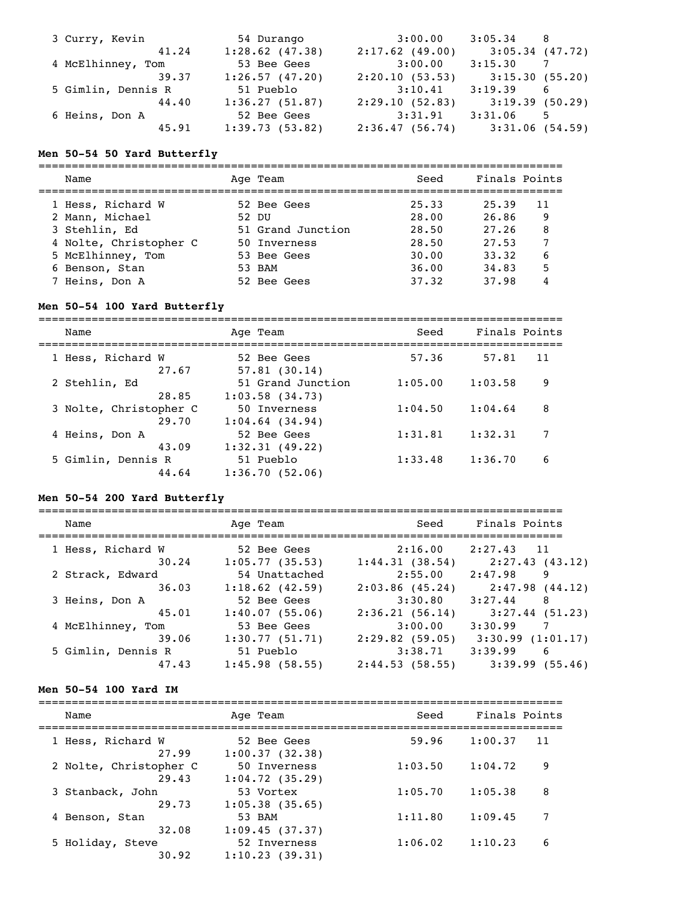| | Name | Age | Team | Seed | Finals | Points |
|---|---|---|---|---|---|---|
| 3 | Curry, Kevin | 54 | Durango | 3:00.00 | 3:05.34 | 8 |
| | 41.24 | 1:28.62 (47.38) | 2:17.62 (49.00) | 3:05.34 (47.72) | | |
| 4 | McElhinney, Tom | 53 | Bee Gees | 3:00.00 | 3:15.30 | 7 |
| | 39.37 | 1:26.57 (47.20) | 2:20.10 (53.53) | 3:15.30 (55.20) | | |
| 5 | Gimlin, Dennis R | 51 | Pueblo | 3:10.41 | 3:19.39 | 6 |
| | 44.40 | 1:36.27 (51.87) | 2:29.10 (52.83) | 3:19.39 (50.29) | | |
| 6 | Heins, Don A | 52 | Bee Gees | 3:31.91 | 3:31.06 | 5 |
| | 45.91 | 1:39.73 (53.82) | 2:36.47 (56.74) | 3:31.06 (54.59) | | |

**Men 50-54 50 Yard Butterfly**

| | Name | Age | Team | Seed | Finals | Points |
|---|---|---|---|---|---|---|
| 1 | Hess, Richard W | 52 | Bee Gees | 25.33 | 25.39 | 11 |
| 2 | Mann, Michael | 52 | DU | 28.00 | 26.86 | 9 |
| 3 | Stehlin, Ed | 51 | Grand Junction | 28.50 | 27.26 | 8 |
| 4 | Nolte, Christopher C | 50 | Inverness | 28.50 | 27.53 | 7 |
| 5 | McElhinney, Tom | 53 | Bee Gees | 30.00 | 33.32 | 6 |
| 6 | Benson, Stan | 53 | BAM | 36.00 | 34.83 | 5 |
| 7 | Heins, Don A | 52 | Bee Gees | 37.32 | 37.98 | 4 |

**Men 50-54 100 Yard Butterfly**

| | Name | Age | Team | Seed | Finals | Points |
|---|---|---|---|---|---|---|
| 1 | Hess, Richard W | 52 | Bee Gees | 57.36 | 57.81 | 11 |
| | 27.67 | 57.81 (30.14) | | | | |
| 2 | Stehlin, Ed | 51 | Grand Junction | 1:05.00 | 1:03.58 | 9 |
| | 28.85 | 1:03.58 (34.73) | | | | |
| 3 | Nolte, Christopher C | 50 | Inverness | 1:04.50 | 1:04.64 | 8 |
| | 29.70 | 1:04.64 (34.94) | | | | |
| 4 | Heins, Don A | 52 | Bee Gees | 1:31.81 | 1:32.31 | 7 |
| | 43.09 | 1:32.31 (49.22) | | | | |
| 5 | Gimlin, Dennis R | 51 | Pueblo | 1:33.48 | 1:36.70 | 6 |
| | 44.64 | 1:36.70 (52.06) | | | | |

**Men 50-54 200 Yard Butterfly**

| | Name | Age | Team | Seed | Finals | Points |
|---|---|---|---|---|---|---|
| 1 | Hess, Richard W | 52 | Bee Gees | 2:16.00 | 2:27.43 | 11 |
| | 30.24 | 1:05.77 (35.53) | 1:44.31 (38.54) | 2:27.43 (43.12) | | |
| 2 | Strack, Edward | 54 | Unattached | 2:55.00 | 2:47.98 | 9 |
| | 36.03 | 1:18.62 (42.59) | 2:03.86 (45.24) | 2:47.98 (44.12) | | |
| 3 | Heins, Don A | 52 | Bee Gees | 3:30.80 | 3:27.44 | 8 |
| | 45.01 | 1:40.07 (55.06) | 2:36.21 (56.14) | 3:27.44 (51.23) | | |
| 4 | McElhinney, Tom | 53 | Bee Gees | 3:00.00 | 3:30.99 | 7 |
| | 39.06 | 1:30.77 (51.71) | 2:29.82 (59.05) | 3:30.99 (1:01.17) | | |
| 5 | Gimlin, Dennis R | 51 | Pueblo | 3:38.71 | 3:39.99 | 6 |
| | 47.43 | 1:45.98 (58.55) | 2:44.53 (58.55) | 3:39.99 (55.46) | | |

**Men 50-54 100 Yard IM**

| | Name | Age | Team | Seed | Finals | Points |
|---|---|---|---|---|---|---|
| 1 | Hess, Richard W | 52 | Bee Gees | 59.96 | 1:00.37 | 11 |
| | 27.99 | 1:00.37 (32.38) | | | | |
| 2 | Nolte, Christopher C | 50 | Inverness | 1:03.50 | 1:04.72 | 9 |
| | 29.43 | 1:04.72 (35.29) | | | | |
| 3 | Stanback, John | 53 | Vortex | 1:05.70 | 1:05.38 | 8 |
| | 29.73 | 1:05.38 (35.65) | | | | |
| 4 | Benson, Stan | 53 | BAM | 1:11.80 | 1:09.45 | 7 |
| | 32.08 | 1:09.45 (37.37) | | | | |
| 5 | Holiday, Steve | 52 | Inverness | 1:06.02 | 1:10.23 | 6 |
| | 30.92 | 1:10.23 (39.31) | | | | |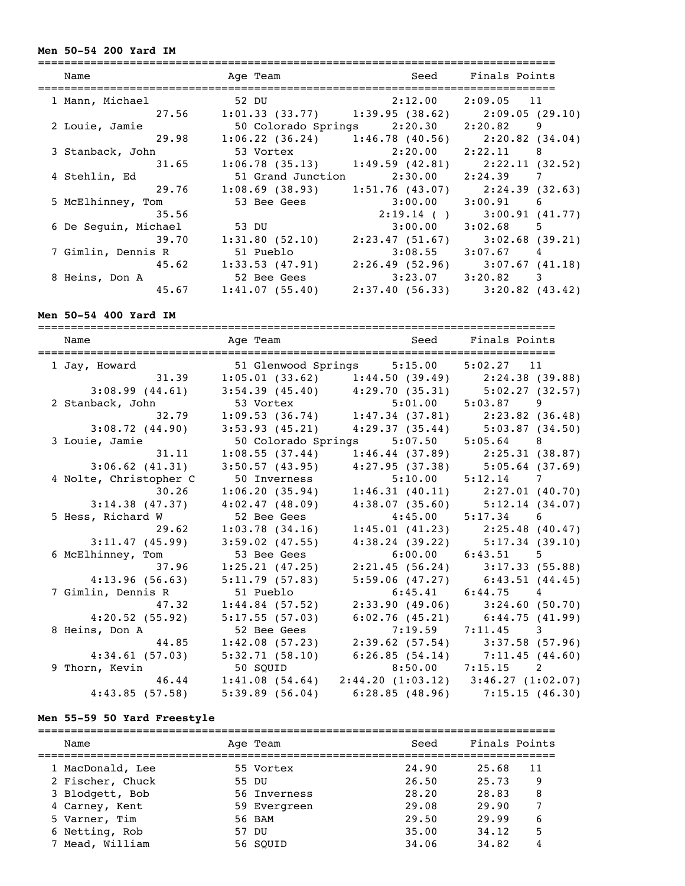### Men 50-54 200 Yard IM

| | Name | Age | Team | Seed | Finals | Points |
|---|---|---|---|---|---|---|
| 1 | Mann, Michael | 52 | DU | 2:12.00 | 2:09.05 | 11 |
| | 27.56 | 1:01.33 (33.77) | 1:39.95 (38.62) | 2:09.05 (29.10) | | |
| 2 | Louie, Jamie | 50 | Colorado Springs | 2:20.30 | 2:20.82 | 9 |
| | 29.98 | 1:06.22 (36.24) | 1:46.78 (40.56) | 2:20.82 (34.04) | | |
| 3 | Stanback, John | 53 | Vortex | 2:20.00 | 2:22.11 | 8 |
| | 31.65 | 1:06.78 (35.13) | 1:49.59 (42.81) | 2:22.11 (32.52) | | |
| 4 | Stehlin, Ed | 51 | Grand Junction | 2:30.00 | 2:24.39 | 7 |
| | 29.76 | 1:08.69 (38.93) | 1:51.76 (43.07) | 2:24.39 (32.63) | | |
| 5 | McElhinney, Tom | 53 | Bee Gees | 3:00.00 | 3:00.91 | 6 |
| | 35.56 | | 2:19.14 ( ) | 3:00.91 (41.77) | | |
| 6 | De Seguin, Michael | 53 | DU | 3:00.00 | 3:02.68 | 5 |
| | 39.70 | 1:31.80 (52.10) | 2:23.47 (51.67) | 3:02.68 (39.21) | | |
| 7 | Gimlin, Dennis R | 51 | Pueblo | 3:08.55 | 3:07.67 | 4 |
| | 45.62 | 1:33.53 (47.91) | 2:26.49 (52.96) | 3:07.67 (41.18) | | |
| 8 | Heins, Don A | 52 | Bee Gees | 3:23.07 | 3:20.82 | 3 |
| | 45.67 | 1:41.07 (55.40) | 2:37.40 (56.33) | 3:20.82 (43.42) | | |

### Men 50-54 400 Yard IM

| | Name | Age | Team | Seed | Finals | Points |
|---|---|---|---|---|---|---|
| 1 | Jay, Howard | 51 | Glenwood Springs | 5:15.00 | 5:02.27 | 11 |
| | 31.39 | 1:05.01 (33.62) | 1:44.50 (39.49) | 2:24.38 (39.88) | | |
| | 3:08.99 (44.61) | 3:54.39 (45.40) | 4:29.70 (35.31) | 5:02.27 (32.57) | | |
| 2 | Stanback, John | 53 | Vortex | 5:01.00 | 5:03.87 | 9 |
| | 32.79 | 1:09.53 (36.74) | 1:47.34 (37.81) | 2:23.82 (36.48) | | |
| | 3:08.72 (44.90) | 3:53.93 (45.21) | 4:29.37 (35.44) | 5:03.87 (34.50) | | |
| 3 | Louie, Jamie | 50 | Colorado Springs | 5:07.50 | 5:05.64 | 8 |
| | 31.11 | 1:08.55 (37.44) | 1:46.44 (37.89) | 2:25.31 (38.87) | | |
| | 3:06.62 (41.31) | 3:50.57 (43.95) | 4:27.95 (37.38) | 5:05.64 (37.69) | | |
| 4 | Nolte, Christopher C | 50 | Inverness | 5:10.00 | 5:12.14 | 7 |
| | 30.26 | 1:06.20 (35.94) | 1:46.31 (40.11) | 2:27.01 (40.70) | | |
| | 3:14.38 (47.37) | 4:02.47 (48.09) | 4:38.07 (35.60) | 5:12.14 (34.07) | | |
| 5 | Hess, Richard W | 52 | Bee Gees | 4:45.00 | 5:17.34 | 6 |
| | 29.62 | 1:03.78 (34.16) | 1:45.01 (41.23) | 2:25.48 (40.47) | | |
| | 3:11.47 (45.99) | 3:59.02 (47.55) | 4:38.24 (39.22) | 5:17.34 (39.10) | | |
| 6 | McElhinney, Tom | 53 | Bee Gees | 6:00.00 | 6:43.51 | 5 |
| | 37.96 | 1:25.21 (47.25) | 2:21.45 (56.24) | 3:17.33 (55.88) | | |
| | 4:13.96 (56.63) | 5:11.79 (57.83) | 5:59.06 (47.27) | 6:43.51 (44.45) | | |
| 7 | Gimlin, Dennis R | 51 | Pueblo | 6:45.41 | 6:44.75 | 4 |
| | 47.32 | 1:44.84 (57.52) | 2:33.90 (49.06) | 3:24.60 (50.70) | | |
| | 4:20.52 (55.92) | 5:17.55 (57.03) | 6:02.76 (45.21) | 6:44.75 (41.99) | | |
| 8 | Heins, Don A | 52 | Bee Gees | 7:19.59 | 7:11.45 | 3 |
| | 44.85 | 1:42.08 (57.23) | 2:39.62 (57.54) | 3:37.58 (57.96) | | |
| | 4:34.61 (57.03) | 5:32.71 (58.10) | 6:26.85 (54.14) | 7:11.45 (44.60) | | |
| 9 | Thorn, Kevin | 50 | SQUID | 8:50.00 | 7:15.15 | 2 |
| | 46.44 | 1:41.08 (54.64) | 2:44.20 (1:03.12) | 3:46.27 (1:02.07) | | |
| | 4:43.85 (57.58) | 5:39.89 (56.04) | 6:28.85 (48.96) | 7:15.15 (46.30) | | |

### Men 55-59 50 Yard Freestyle

| | Name | Age | Team | Seed | Finals | Points |
|---|---|---|---|---|---|---|
| 1 | MacDonald, Lee | 55 | Vortex | 24.90 | 25.68 | 11 |
| 2 | Fischer, Chuck | 55 | DU | 26.50 | 25.73 | 9 |
| 3 | Blodgett, Bob | 56 | Inverness | 28.20 | 28.83 | 8 |
| 4 | Carney, Kent | 59 | Evergreen | 29.08 | 29.90 | 7 |
| 5 | Varner, Tim | 56 | BAM | 29.50 | 29.99 | 6 |
| 6 | Netting, Rob | 57 | DU | 35.00 | 34.12 | 5 |
| 7 | Mead, William | 56 | SQUID | 34.06 | 34.82 | 4 |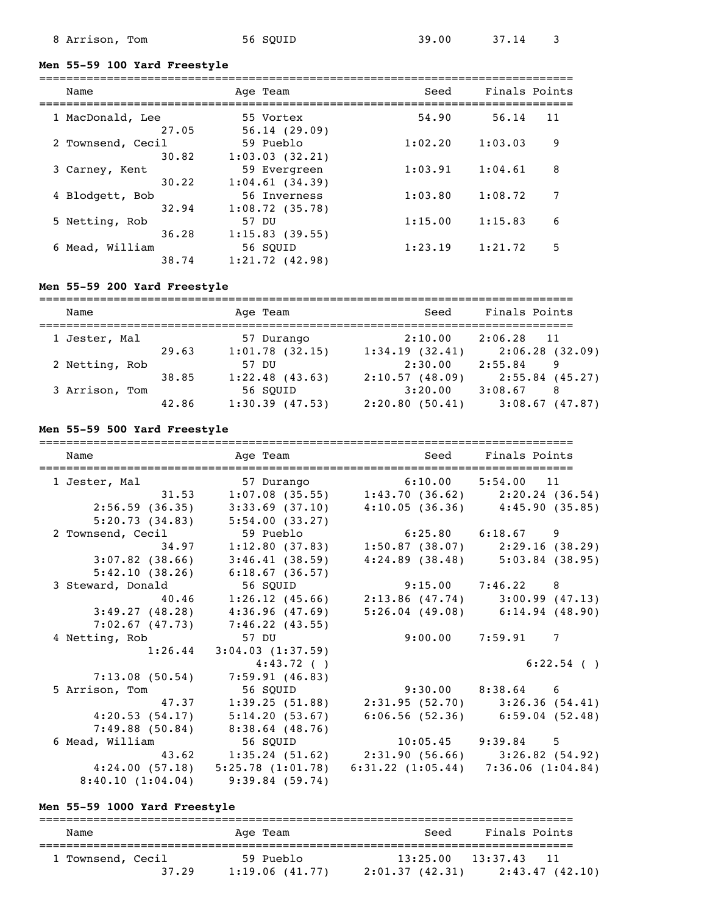8 Arrison, Tom 56 SQUID 39.00 37.14 3

**Men 55-59 100 Yard Freestyle**

| Name | Age Team | Seed | Finals | Points |
|---|---|---|---|---|
| 1 MacDonald, Lee | 55 Vortex | 54.90 | 56.14 | 11 |
| 27.05 | 56.14 (29.09) | | | |
| 2 Townsend, Cecil | 59 Pueblo | 1:02.20 | 1:03.03 | 9 |
| 30.82 | 1:03.03 (32.21) | | | |
| 3 Carney, Kent | 59 Evergreen | 1:03.91 | 1:04.61 | 8 |
| 30.22 | 1:04.61 (34.39) | | | |
| 4 Blodgett, Bob | 56 Inverness | 1:03.80 | 1:08.72 | 7 |
| 32.94 | 1:08.72 (35.78) | | | |
| 5 Netting, Rob | 57 DU | 1:15.00 | 1:15.83 | 6 |
| 36.28 | 1:15.83 (39.55) | | | |
| 6 Mead, William | 56 SQUID | 1:23.19 | 1:21.72 | 5 |
| 38.74 | 1:21.72 (42.98) | | | |

**Men 55-59 200 Yard Freestyle**

| Name | Age Team | Seed | Finals | Points |
|---|---|---|---|---|
| 1 Jester, Mal | 57 Durango | 2:10.00 | 2:06.28 | 11 |
| 29.63 | 1:01.78 (32.15) | 1:34.19 (32.41) | 2:06.28 (32.09) | |
| 2 Netting, Rob | 57 DU | 2:30.00 | 2:55.84 | 9 |
| 38.85 | 1:22.48 (43.63) | 2:10.57 (48.09) | 2:55.84 (45.27) | |
| 3 Arrison, Tom | 56 SQUID | 3:20.00 | 3:08.67 | 8 |
| 42.86 | 1:30.39 (47.53) | 2:20.80 (50.41) | 3:08.67 (47.87) | |

**Men 55-59 500 Yard Freestyle**

| Name | Age Team | Seed | Finals | Points |
|---|---|---|---|---|
| 1 Jester, Mal | 57 Durango | 6:10.00 | 5:54.00 | 11 |
| 31.53 | 1:07.08 (35.55) | 1:43.70 (36.62) | 2:20.24 (36.54) | |
| 2:56.59 (36.35) | 3:33.69 (37.10) | 4:10.05 (36.36) | 4:45.90 (35.85) | |
| 5:20.73 (34.83) | 5:54.00 (33.27) | | | |
| 2 Townsend, Cecil | 59 Pueblo | 6:25.80 | 6:18.67 | 9 |
| 34.97 | 1:12.80 (37.83) | 1:50.87 (38.07) | 2:29.16 (38.29) | |
| 3:07.82 (38.66) | 3:46.41 (38.59) | 4:24.89 (38.48) | 5:03.84 (38.95) | |
| 5:42.10 (38.26) | 6:18.67 (36.57) | | | |
| 3 Steward, Donald | 56 SQUID | 9:15.00 | 7:46.22 | 8 |
| 40.46 | 1:26.12 (45.66) | 2:13.86 (47.74) | 3:00.99 (47.13) | |
| 3:49.27 (48.28) | 4:36.96 (47.69) | 5:26.04 (49.08) | 6:14.94 (48.90) | |
| 7:02.67 (47.73) | 7:46.22 (43.55) | | | |
| 4 Netting, Rob | 57 DU | 9:00.00 | 7:59.91 | 7 |
| 1:26.44 | 3:04.03 (1:37.59) | | | |
| | 4:43.72 ( ) | | 6:22.54 ( ) | |
| 7:13.08 (50.54) | 7:59.91 (46.83) | | | |
| 5 Arrison, Tom | 56 SQUID | 9:30.00 | 8:38.64 | 6 |
| 47.37 | 1:39.25 (51.88) | 2:31.95 (52.70) | 3:26.36 (54.41) | |
| 4:20.53 (54.17) | 5:14.20 (53.67) | 6:06.56 (52.36) | 6:59.04 (52.48) | |
| 7:49.88 (50.84) | 8:38.64 (48.76) | | | |
| 6 Mead, William | 56 SQUID | 10:05.45 | 9:39.84 | 5 |
| 43.62 | 1:35.24 (51.62) | 2:31.90 (56.66) | 3:26.82 (54.92) | |
| 4:24.00 (57.18) | 5:25.78 (1:01.78) | 6:31.22 (1:05.44) | 7:36.06 (1:04.84) | |
| 8:40.10 (1:04.04) | 9:39.84 (59.74) | | | |

**Men 55-59 1000 Yard Freestyle**

| Name | Age Team | Seed | Finals | Points |
|---|---|---|---|---|
| 1 Townsend, Cecil | 59 Pueblo | 13:25.00 | 13:37.43 | 11 |
| 37.29 | 1:19.06 (41.77) | 2:01.37 (42.31) | 2:43.47 (42.10) | |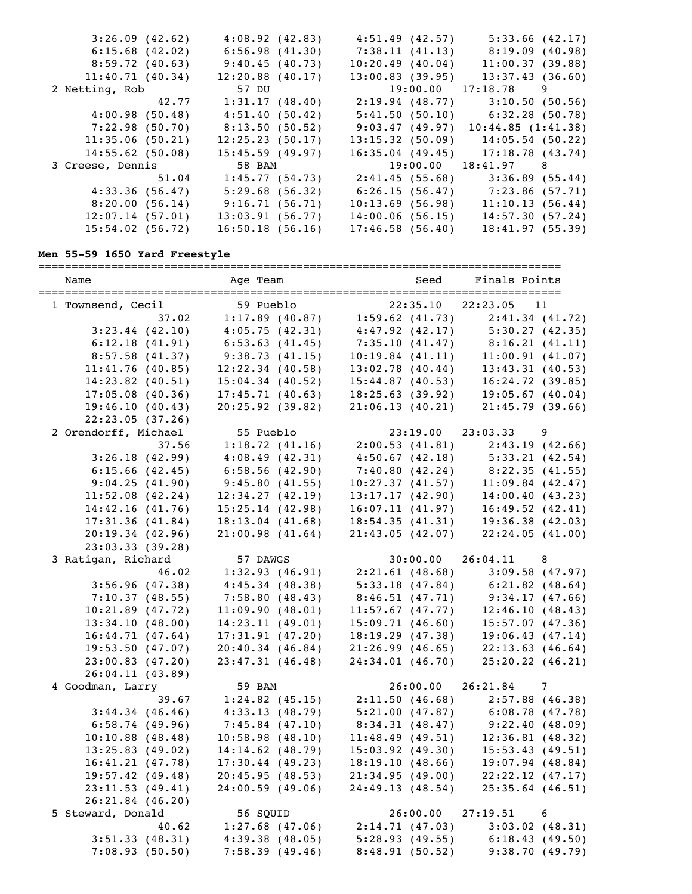```
         3:26.09 (42.62)     4:08.92 (42.83)     4:51.49 (42.57)     5:33.66 (42.17)
         6:15.68 (42.02)     6:56.98 (41.30)     7:38.11 (41.13)     8:19.09 (40.98)
         8:59.72 (40.63)     9:40.45 (40.73)    10:20.49 (40.04)    11:00.37 (39.88)
        11:40.71 (40.34)    12:20.88 (40.17)    13:00.83 (39.95)    13:37.43 (36.60)
  2 Netting, Rob             57 DU                   19:00.00   17:18.78    9
                   42.77     1:31.17 (48.40)     2:19.94 (48.77)     3:10.50 (50.56)
         4:00.98 (50.48)     4:51.40 (50.42)     5:41.50 (50.10)     6:32.28 (50.78)
         7:22.98 (50.70)     8:13.50 (50.52)     9:03.47 (49.97)   10:44.85 (1:41.38)
        11:35.06 (50.21)    12:25.23 (50.17)    13:15.32 (50.09)    14:05.54 (50.22)
        14:55.62 (50.08)    15:45.59 (49.97)    16:35.04 (49.45)    17:18.78 (43.74)
  3 Creese, Dennis           58 BAM                  19:00.00   18:41.97    8
                   51.04     1:45.77 (54.73)     2:41.45 (55.68)     3:36.89 (55.44)
         4:33.36 (56.47)     5:29.68 (56.32)     6:26.15 (56.47)     7:23.86 (57.71)
         8:20.00 (56.14)     9:16.71 (56.71)    10:13.69 (56.98)    11:10.13 (56.44)
        12:07.14 (57.01)    13:03.91 (56.77)    14:00.06 (56.15)    14:57.30 (57.24)
        15:54.02 (56.72)    16:50.18 (56.16)    17:46.58 (56.40)    18:41.97 (55.39)
```

**Men 55-59 1650 Yard Freestyle**

```
===============================================================================
    Name                    Age Team                    Seed    Finals Points
===============================================================================
  1 Townsend, Cecil          59 Pueblo               22:35.10   22:23.05   11
                   37.02     1:17.89 (40.87)     1:59.62 (41.73)     2:41.34 (41.72)
         3:23.44 (42.10)     4:05.75 (42.31)     4:47.92 (42.17)     5:30.27 (42.35)
         6:12.18 (41.91)     6:53.63 (41.45)     7:35.10 (41.47)     8:16.21 (41.11)
         8:57.58 (41.37)     9:38.73 (41.15)    10:19.84 (41.11)    11:00.91 (41.07)
        11:41.76 (40.85)    12:22.34 (40.58)    13:02.78 (40.44)    13:43.31 (40.53)
        14:23.82 (40.51)    15:04.34 (40.52)    15:44.87 (40.53)    16:24.72 (39.85)
        17:05.08 (40.36)    17:45.71 (40.63)    18:25.63 (39.92)    19:05.67 (40.04)
        19:46.10 (40.43)    20:25.92 (39.82)    21:06.13 (40.21)    21:45.79 (39.66)
        22:23.05 (37.26)
  2 Orendorff, Michael       55 Pueblo               23:19.00   23:03.33    9
                   37.56     1:18.72 (41.16)     2:00.53 (41.81)     2:43.19 (42.66)
         3:26.18 (42.99)     4:08.49 (42.31)     4:50.67 (42.18)     5:33.21 (42.54)
         6:15.66 (42.45)     6:58.56 (42.90)     7:40.80 (42.24)     8:22.35 (41.55)
         9:04.25 (41.90)     9:45.80 (41.55)    10:27.37 (41.57)    11:09.84 (42.47)
        11:52.08 (42.24)    12:34.27 (42.19)    13:17.17 (42.90)    14:00.40 (43.23)
        14:42.16 (41.76)    15:25.14 (42.98)    16:07.11 (41.97)    16:49.52 (42.41)
        17:31.36 (41.84)    18:13.04 (41.68)    18:54.35 (41.31)    19:36.38 (42.03)
        20:19.34 (42.96)    21:00.98 (41.64)    21:43.05 (42.07)    22:24.05 (41.00)
        23:03.33 (39.28)
  3 Ratigan, Richard         57 DAWGS                30:00.00   26:04.11    8
                   46.02     1:32.93 (46.91)     2:21.61 (48.68)     3:09.58 (47.97)
         3:56.96 (47.38)     4:45.34 (48.38)     5:33.18 (47.84)     6:21.82 (48.64)
         7:10.37 (48.55)     7:58.80 (48.43)     8:46.51 (47.71)     9:34.17 (47.66)
        10:21.89 (47.72)    11:09.90 (48.01)    11:57.67 (47.77)    12:46.10 (48.43)
        13:34.10 (48.00)    14:23.11 (49.01)    15:09.71 (46.60)    15:57.07 (47.36)
        16:44.71 (47.64)    17:31.91 (47.20)    18:19.29 (47.38)    19:06.43 (47.14)
        19:53.50 (47.07)    20:40.34 (46.84)    21:26.99 (46.65)    22:13.63 (46.64)
        23:00.83 (47.20)    23:47.31 (46.48)    24:34.01 (46.70)    25:20.22 (46.21)
        26:04.11 (43.89)
  4 Goodman, Larry           59 BAM                  26:00.00   26:21.84    7
                   39.67     1:24.82 (45.15)     2:11.50 (46.68)     2:57.88 (46.38)
         3:44.34 (46.46)     4:33.13 (48.79)     5:21.00 (47.87)     6:08.78 (47.78)
         6:58.74 (49.96)     7:45.84 (47.10)     8:34.31 (48.47)     9:22.40 (48.09)
        10:10.88 (48.48)    10:58.98 (48.10)    11:48.49 (49.51)    12:36.81 (48.32)
        13:25.83 (49.02)    14:14.62 (48.79)    15:03.92 (49.30)    15:53.43 (49.51)
        16:41.21 (47.78)    17:30.44 (49.23)    18:19.10 (48.66)    19:07.94 (48.84)
        19:57.42 (49.48)    20:45.95 (48.53)    21:34.95 (49.00)    22:22.12 (47.17)
        23:11.53 (49.41)    24:00.59 (49.06)    24:49.13 (48.54)    25:35.64 (46.51)
        26:21.84 (46.20)
  5 Steward, Donald          56 SQUID                26:00.00   27:19.51    6
                   40.62     1:27.68 (47.06)     2:14.71 (47.03)     3:03.02 (48.31)
         3:51.33 (48.31)     4:39.38 (48.05)     5:28.93 (49.55)     6:18.43 (49.50)
         7:08.93 (50.50)     7:58.39 (49.46)     8:48.91 (50.52)     9:38.70 (49.79)
```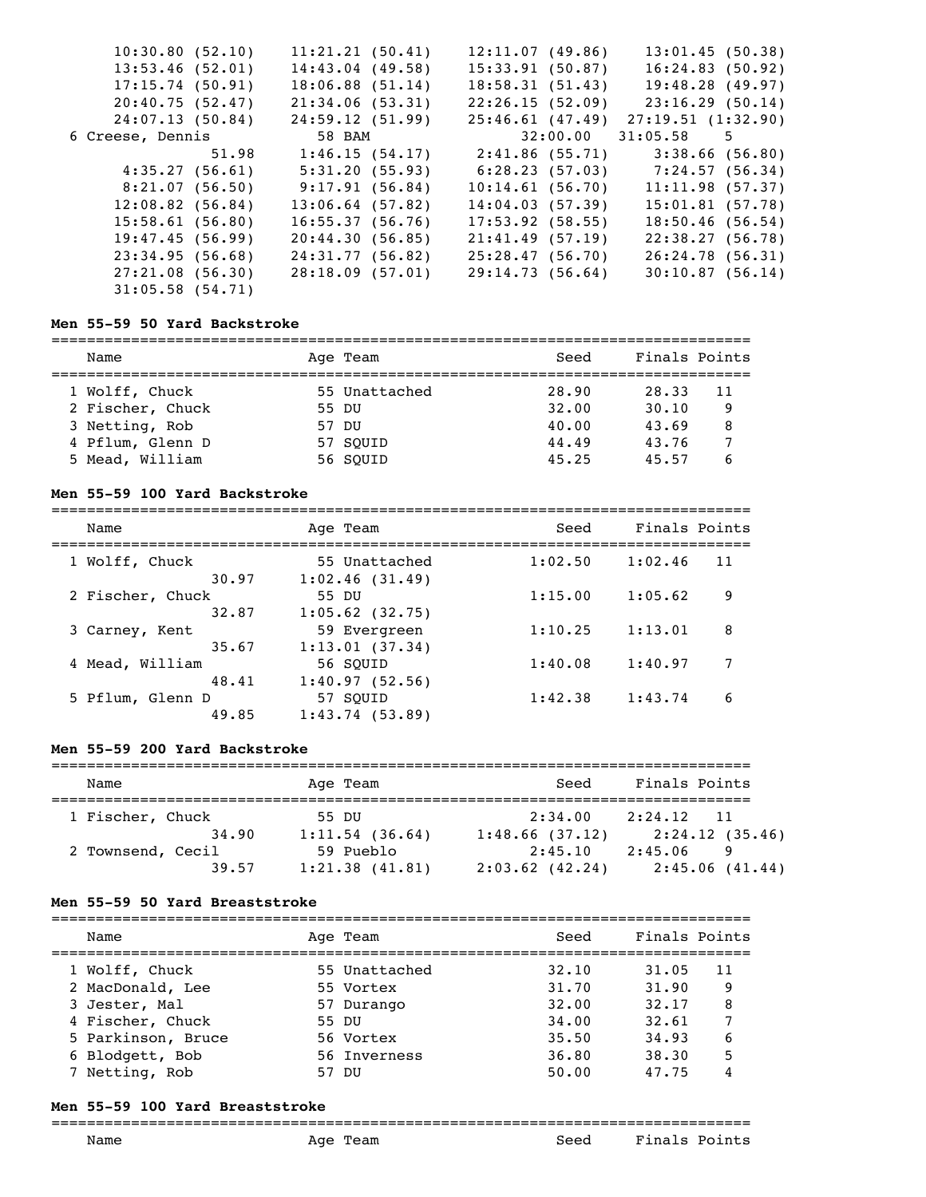```
     10:30.80 (52.10)    11:21.21 (50.41)    12:11.07 (49.86)    13:01.45 (50.38)
     13:53.46 (52.01)    14:43.04 (49.58)    15:33.91 (50.87)    16:24.83 (50.92)
     17:15.74 (50.91)    18:06.88 (51.14)    18:58.31 (51.43)    19:48.28 (49.97)
     20:40.75 (52.47)    21:34.06 (53.31)    22:26.15 (52.09)    23:16.29 (50.14)
     24:07.13 (50.84)    24:59.12 (51.99)    25:46.61 (47.49)  27:19.51 (1:32.90)
  6 Creese, Dennis          58 BAM                     32:00.00   31:05.58    5
                51.98     1:46.15 (54.17)     2:41.86 (55.71)     3:38.66 (56.80)
      4:35.27 (56.61)     5:31.20 (55.93)     6:28.23 (57.03)     7:24.57 (56.34)
      8:21.07 (56.50)     9:17.91 (56.84)    10:14.61 (56.70)    11:11.98 (57.37)
     12:08.82 (56.84)    13:06.64 (57.82)    14:04.03 (57.39)    15:01.81 (57.78)
     15:58.61 (56.80)    16:55.37 (56.76)    17:53.92 (58.55)    18:50.46 (56.54)
     19:47.45 (56.99)    20:44.30 (56.85)    21:41.49 (57.19)    22:38.27 (56.78)
     23:34.95 (56.68)    24:31.77 (56.82)    25:28.47 (56.70)    26:24.78 (56.31)
     27:21.08 (56.30)    28:18.09 (57.01)    29:14.73 (56.64)    30:10.87 (56.14)
     31:05.58 (54.71)
```

**Men 55-59 50 Yard Backstroke**

| Name | Age | Team | Seed | Finals | Points |
|---|---|---|---|---|---|
| 1 Wolff, Chuck | 55 | Unattached | 28.90 | 28.33 | 11 |
| 2 Fischer, Chuck | 55 | DU | 32.00 | 30.10 | 9 |
| 3 Netting, Rob | 57 | DU | 40.00 | 43.69 | 8 |
| 4 Pflum, Glenn D | 57 | SQUID | 44.49 | 43.76 | 7 |
| 5 Mead, William | 56 | SQUID | 45.25 | 45.57 | 6 |

**Men 55-59 100 Yard Backstroke**

```
===============================================================================
    Name                    Age Team                    Seed     Finals Points
===============================================================================
  1 Wolff, Chuck             55 Unattached             1:02.50    1:02.46   11
                30.97     1:02.46 (31.49)
  2 Fischer, Chuck           55 DU                     1:15.00    1:05.62    9
                32.87     1:05.62 (32.75)
  3 Carney, Kent             59 Evergreen              1:10.25    1:13.01    8
                35.67     1:13.01 (37.34)
  4 Mead, William            56 SQUID                  1:40.08    1:40.97    7
                48.41     1:40.97 (52.56)
  5 Pflum, Glenn D           57 SQUID                  1:42.38    1:43.74    6
                49.85     1:43.74 (53.89)
```

**Men 55-59 200 Yard Backstroke**

```
===============================================================================
    Name                    Age Team                    Seed     Finals Points
===============================================================================
  1 Fischer, Chuck           55 DU                     2:34.00    2:24.12   11
                34.90     1:11.54 (36.64)   1:48.66 (37.12)     2:24.12 (35.46)
  2 Townsend, Cecil          59 Pueblo                 2:45.10    2:45.06    9
                39.57     1:21.38 (41.81)   2:03.62 (42.24)     2:45.06 (41.44)
```

**Men 55-59 50 Yard Breaststroke**

| Name | Age | Team | Seed | Finals | Points |
|---|---|---|---|---|---|
| 1 Wolff, Chuck | 55 | Unattached | 32.10 | 31.05 | 11 |
| 2 MacDonald, Lee | 55 | Vortex | 31.70 | 31.90 | 9 |
| 3 Jester, Mal | 57 | Durango | 32.00 | 32.17 | 8 |
| 4 Fischer, Chuck | 55 | DU | 34.00 | 32.61 | 7 |
| 5 Parkinson, Bruce | 56 | Vortex | 35.50 | 34.93 | 6 |
| 6 Blodgett, Bob | 56 | Inverness | 36.80 | 38.30 | 5 |
| 7 Netting, Rob | 57 | DU | 50.00 | 47.75 | 4 |

**Men 55-59 100 Yard Breaststroke**

| Name | Age | Team | Seed | Finals | Points |
|---|---|---|---|---|---|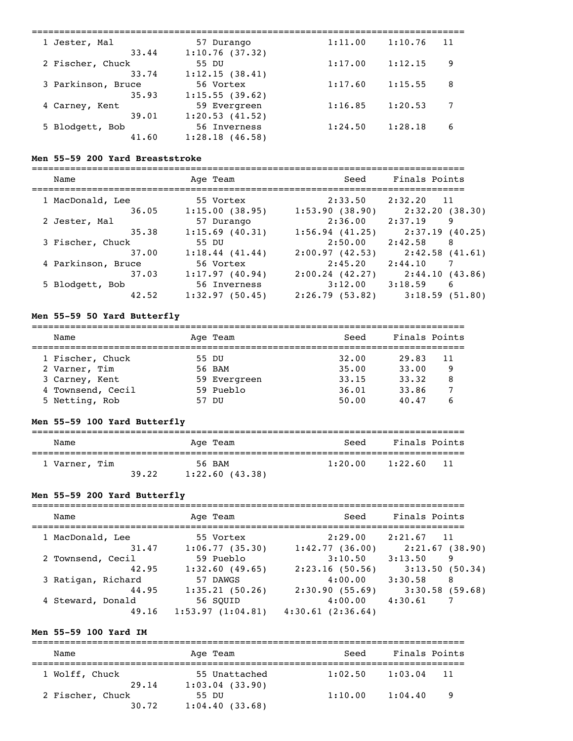| Name | Age | Team | Seed | Finals | Points |
|---|---|---|---|---|---|
| 1 Jester, Mal | 57 | Durango | 1:11.00 | 1:10.76 | 11 |
| 33.44 | 1:10.76 (37.32) | | | | |
| 2 Fischer, Chuck | 55 | DU | 1:17.00 | 1:12.15 | 9 |
| 33.74 | 1:12.15 (38.41) | | | | |
| 3 Parkinson, Bruce | 56 | Vortex | 1:17.60 | 1:15.55 | 8 |
| 35.93 | 1:15.55 (39.62) | | | | |
| 4 Carney, Kent | 59 | Evergreen | 1:16.85 | 1:20.53 | 7 |
| 39.01 | 1:20.53 (41.52) | | | | |
| 5 Blodgett, Bob | 56 | Inverness | 1:24.50 | 1:28.18 | 6 |
| 41.60 | 1:28.18 (46.58) | | | | |

**Men 55-59 200 Yard Breaststroke**

| Name | Age | Team | Seed | Finals | Points |
|---|---|---|---|---|---|
| 1 MacDonald, Lee | 55 | Vortex | 2:33.50 | 2:32.20 | 11 |
| 36.05 | 1:15.00 (38.95) | 1:53.90 (38.90) | 2:32.20 (38.30) | | |
| 2 Jester, Mal | 57 | Durango | 2:36.00 | 2:37.19 | 9 |
| 35.38 | 1:15.69 (40.31) | 1:56.94 (41.25) | 2:37.19 (40.25) | | |
| 3 Fischer, Chuck | 55 | DU | 2:50.00 | 2:42.58 | 8 |
| 37.00 | 1:18.44 (41.44) | 2:00.97 (42.53) | 2:42.58 (41.61) | | |
| 4 Parkinson, Bruce | 56 | Vortex | 2:45.20 | 2:44.10 | 7 |
| 37.03 | 1:17.97 (40.94) | 2:00.24 (42.27) | 2:44.10 (43.86) | | |
| 5 Blodgett, Bob | 56 | Inverness | 3:12.00 | 3:18.59 | 6 |
| 42.52 | 1:32.97 (50.45) | 2:26.79 (53.82) | 3:18.59 (51.80) | | |

**Men 55-59 50 Yard Butterfly**

| Name | Age | Team | Seed | Finals | Points |
|---|---|---|---|---|---|
| 1 Fischer, Chuck | 55 | DU | 32.00 | 29.83 | 11 |
| 2 Varner, Tim | 56 | BAM | 35.00 | 33.00 | 9 |
| 3 Carney, Kent | 59 | Evergreen | 33.15 | 33.32 | 8 |
| 4 Townsend, Cecil | 59 | Pueblo | 36.01 | 33.86 | 7 |
| 5 Netting, Rob | 57 | DU | 50.00 | 40.47 | 6 |

**Men 55-59 100 Yard Butterfly**

| Name | Age | Team | Seed | Finals | Points |
|---|---|---|---|---|---|
| 1 Varner, Tim | 56 | BAM | 1:20.00 | 1:22.60 | 11 |
| 39.22 | 1:22.60 (43.38) | | | | |

**Men 55-59 200 Yard Butterfly**

| Name | Age | Team | Seed | Finals | Points |
|---|---|---|---|---|---|
| 1 MacDonald, Lee | 55 | Vortex | 2:29.00 | 2:21.67 | 11 |
| 31.47 | 1:06.77 (35.30) | 1:42.77 (36.00) | 2:21.67 (38.90) | | |
| 2 Townsend, Cecil | 59 | Pueblo | 3:10.50 | 3:13.50 | 9 |
| 42.95 | 1:32.60 (49.65) | 2:23.16 (50.56) | 3:13.50 (50.34) | | |
| 3 Ratigan, Richard | 57 | DAWGS | 4:00.00 | 3:30.58 | 8 |
| 44.95 | 1:35.21 (50.26) | 2:30.90 (55.69) | 3:30.58 (59.68) | | |
| 4 Steward, Donald | 56 | SQUID | 4:00.00 | 4:30.61 | 7 |
| 49.16 | 1:53.97 (1:04.81) | 4:30.61 (2:36.64) | | | |

**Men 55-59 100 Yard IM**

| Name | Age | Team | Seed | Finals | Points |
|---|---|---|---|---|---|
| 1 Wolff, Chuck | 55 | Unattached | 1:02.50 | 1:03.04 | 11 |
| 29.14 | 1:03.04 (33.90) | | | | |
| 2 Fischer, Chuck | 55 | DU | 1:10.00 | 1:04.40 | 9 |
| 30.72 | 1:04.40 (33.68) | | | | |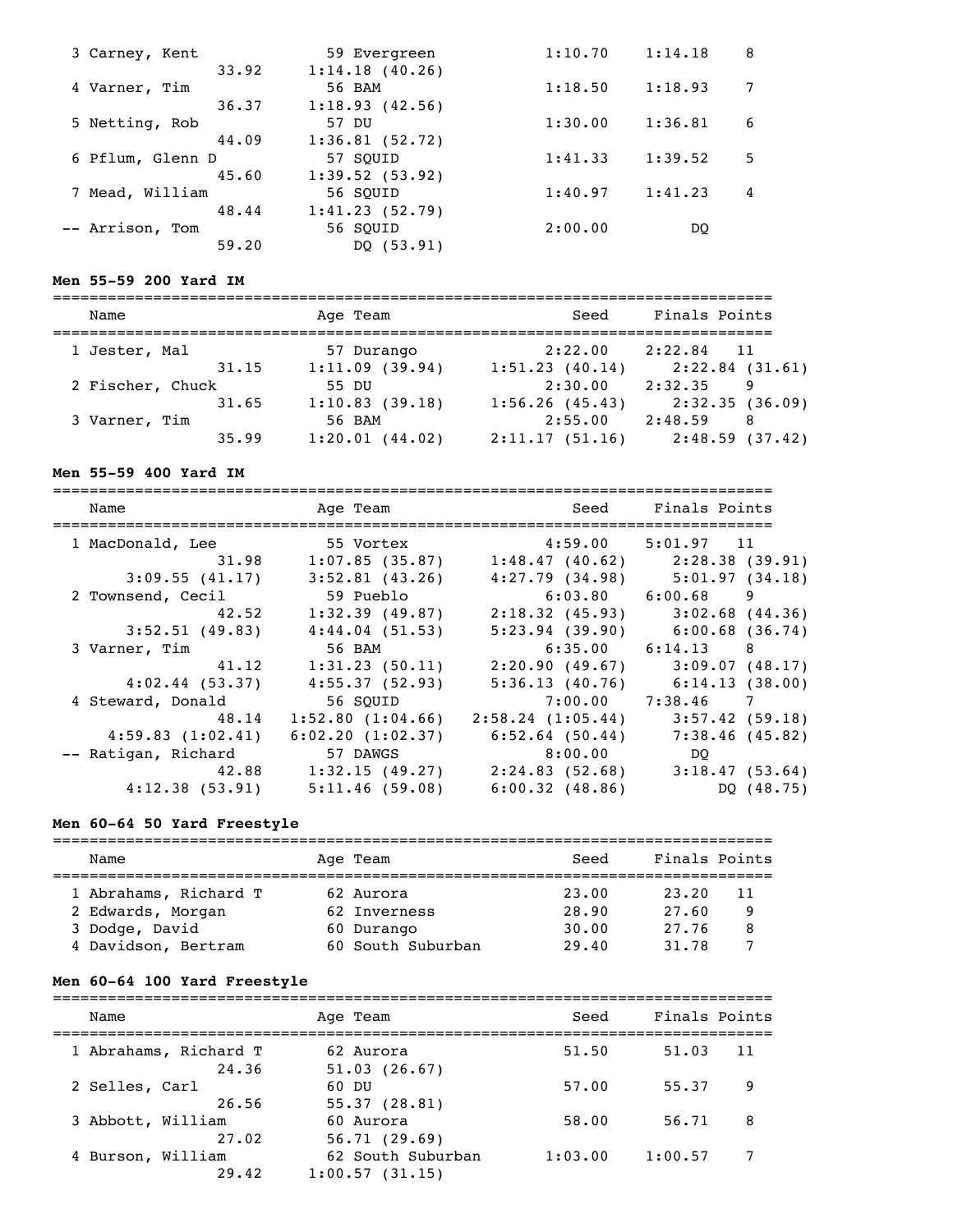| Name | Age | Team | Seed | Finals | Points |
|---|---|---|---|---|---|
| 3 Carney, Kent | 59 | Evergreen | 1:10.70 | 1:14.18 | 8 |
| 33.92 | 1:14.18 (40.26) | | | | |
| 4 Varner, Tim | 56 | BAM | 1:18.50 | 1:18.93 | 7 |
| 36.37 | 1:18.93 (42.56) | | | | |
| 5 Netting, Rob | 57 | DU | 1:30.00 | 1:36.81 | 6 |
| 44.09 | 1:36.81 (52.72) | | | | |
| 6 Pflum, Glenn D | 57 | SQUID | 1:41.33 | 1:39.52 | 5 |
| 45.60 | 1:39.52 (53.92) | | | | |
| 7 Mead, William | 56 | SQUID | 1:40.97 | 1:41.23 | 4 |
| 48.44 | 1:41.23 (52.79) | | | | |
| -- Arrison, Tom | 56 | SQUID | 2:00.00 | DQ | |
| 59.20 | DQ (53.91) | | | | |

**Men 55-59 200 Yard IM**

| Name | Age | Team | Seed | Finals | Points |
|---|---|---|---|---|---|
| 1 Jester, Mal | 57 | Durango | 2:22.00 | 2:22.84 | 11 |
| 31.15 | 1:11.09 (39.94) | 1:51.23 (40.14) | 2:22.84 (31.61) | | |
| 2 Fischer, Chuck | 55 | DU | 2:30.00 | 2:32.35 | 9 |
| 31.65 | 1:10.83 (39.18) | 1:56.26 (45.43) | 2:32.35 (36.09) | | |
| 3 Varner, Tim | 56 | BAM | 2:55.00 | 2:48.59 | 8 |
| 35.99 | 1:20.01 (44.02) | 2:11.17 (51.16) | 2:48.59 (37.42) | | |

**Men 55-59 400 Yard IM**

| Name | Age | Team | Seed | Finals | Points |
|---|---|---|---|---|---|
| 1 MacDonald, Lee | 55 | Vortex | 4:59.00 | 5:01.97 | 11 |
| 31.98 | 1:07.85 (35.87) | 1:48.47 (40.62) | 2:28.38 (39.91) | | |
| 3:09.55 (41.17) | 3:52.81 (43.26) | 4:27.79 (34.98) | 5:01.97 (34.18) | | |
| 2 Townsend, Cecil | 59 | Pueblo | 6:03.80 | 6:00.68 | 9 |
| 42.52 | 1:32.39 (49.87) | 2:18.32 (45.93) | 3:02.68 (44.36) | | |
| 3:52.51 (49.83) | 4:44.04 (51.53) | 5:23.94 (39.90) | 6:00.68 (36.74) | | |
| 3 Varner, Tim | 56 | BAM | 6:35.00 | 6:14.13 | 8 |
| 41.12 | 1:31.23 (50.11) | 2:20.90 (49.67) | 3:09.07 (48.17) | | |
| 4:02.44 (53.37) | 4:55.37 (52.93) | 5:36.13 (40.76) | 6:14.13 (38.00) | | |
| 4 Steward, Donald | 56 | SQUID | 7:00.00 | 7:38.46 | 7 |
| 48.14 | 1:52.80 (1:04.66) | 2:58.24 (1:05.44) | 3:57.42 (59.18) | | |
| 4:59.83 (1:02.41) | 6:02.20 (1:02.37) | 6:52.64 (50.44) | 7:38.46 (45.82) | | |
| -- Ratigan, Richard | 57 | DAWGS | 8:00.00 | DQ | |
| 42.88 | 1:32.15 (49.27) | 2:24.83 (52.68) | 3:18.47 (53.64) | | |
| 4:12.38 (53.91) | 5:11.46 (59.08) | 6:00.32 (48.86) | DQ (48.75) | | |

**Men 60-64 50 Yard Freestyle**

| Name | Age | Team | Seed | Finals | Points |
|---|---|---|---|---|---|
| 1 Abrahams, Richard T | 62 | Aurora | 23.00 | 23.20 | 11 |
| 2 Edwards, Morgan | 62 | Inverness | 28.90 | 27.60 | 9 |
| 3 Dodge, David | 60 | Durango | 30.00 | 27.76 | 8 |
| 4 Davidson, Bertram | 60 | South Suburban | 29.40 | 31.78 | 7 |

**Men 60-64 100 Yard Freestyle**

| Name | Age | Team | Seed | Finals | Points |
|---|---|---|---|---|---|
| 1 Abrahams, Richard T | 62 | Aurora | 51.50 | 51.03 | 11 |
| 24.36 | 51.03 (26.67) | | | | |
| 2 Selles, Carl | 60 | DU | 57.00 | 55.37 | 9 |
| 26.56 | 55.37 (28.81) | | | | |
| 3 Abbott, William | 60 | Aurora | 58.00 | 56.71 | 8 |
| 27.02 | 56.71 (29.69) | | | | |
| 4 Burson, William | 62 | South Suburban | 1:03.00 | 1:00.57 | 7 |
| 29.42 | 1:00.57 (31.15) | | | | |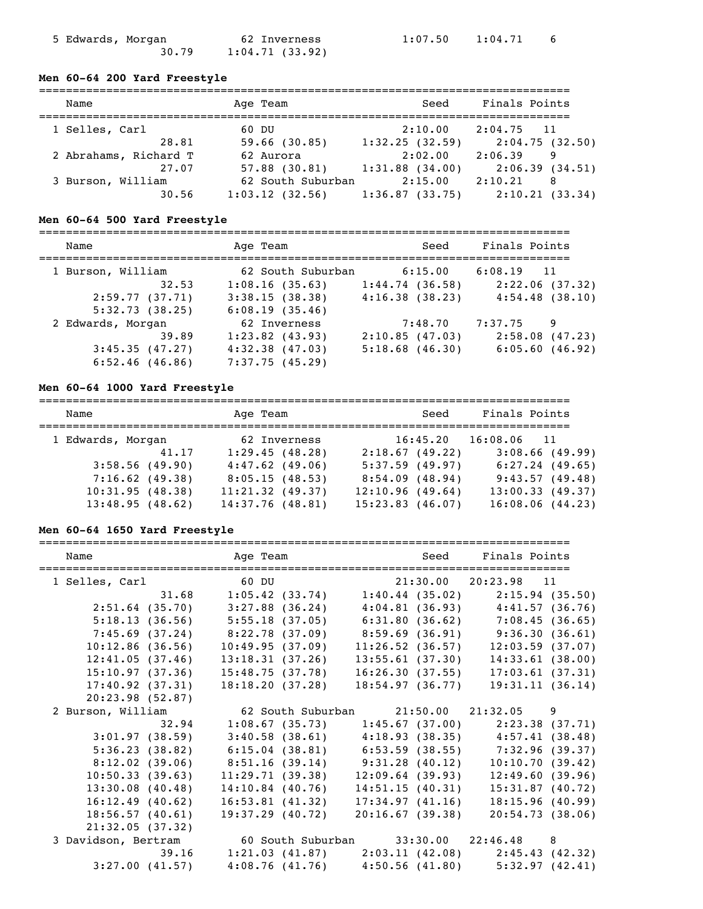```
  5 Edwards, Morgan          62 Inverness            1:07.50    1:04.71    6
                 30.79     1:04.71 (33.92)
```

**Men 60-64 200 Yard Freestyle**

```
===============================================================================
    Name                    Age Team                    Seed    Finals Points
===============================================================================
  1 Selles, Carl             60 DU                    2:10.00    2:04.75   11
                 28.81       59.66 (30.85)      1:32.25 (32.59)      2:04.75 (32.50)
  2 Abrahams, Richard T      62 Aurora                2:02.00    2:06.39    9
                 27.07       57.88 (30.81)      1:31.88 (34.00)      2:06.39 (34.51)
  3 Burson, William          62 South Suburban        2:15.00    2:10.21    8
                 30.56     1:03.12 (32.56)      1:36.87 (33.75)      2:10.21 (33.34)
```

**Men 60-64 500 Yard Freestyle**

```
===============================================================================
    Name                    Age Team                    Seed    Finals Points
===============================================================================
  1 Burson, William          62 South Suburban        6:15.00    6:08.19   11
                 32.53     1:08.16 (35.63)      1:44.74 (36.58)      2:22.06 (37.32)
       2:59.77 (37.71)     3:38.15 (38.38)      4:16.38 (38.23)      4:54.48 (38.10)
       5:32.73 (38.25)     6:08.19 (35.46)
  2 Edwards, Morgan          62 Inverness             7:48.70    7:37.75    9
                 39.89     1:23.82 (43.93)      2:10.85 (47.03)      2:58.08 (47.23)
       3:45.35 (47.27)     4:32.38 (47.03)      5:18.68 (46.30)      6:05.60 (46.92)
       6:52.46 (46.86)     7:37.75 (45.29)
```

**Men 60-64 1000 Yard Freestyle**

```
===============================================================================
    Name                    Age Team                    Seed    Finals Points
===============================================================================
  1 Edwards, Morgan          62 Inverness            16:45.20   16:08.06   11
                 41.17     1:29.45 (48.28)      2:18.67 (49.22)      3:08.66 (49.99)
       3:58.56 (49.90)     4:47.62 (49.06)      5:37.59 (49.97)      6:27.24 (49.65)
       7:16.62 (49.38)     8:05.15 (48.53)      8:54.09 (48.94)      9:43.57 (49.48)
      10:31.95 (48.38)    11:21.32 (49.37)     12:10.96 (49.64)     13:00.33 (49.37)
      13:48.95 (48.62)    14:37.76 (48.81)     15:23.83 (46.07)     16:08.06 (44.23)
```

**Men 60-64 1650 Yard Freestyle**

```
===============================================================================
    Name                    Age Team                    Seed    Finals Points
===============================================================================
  1 Selles, Carl             60 DU                   21:30.00   20:23.98   11
                 31.68     1:05.42 (33.74)      1:40.44 (35.02)      2:15.94 (35.50)
       2:51.64 (35.70)     3:27.88 (36.24)      4:04.81 (36.93)      4:41.57 (36.76)
       5:18.13 (36.56)     5:55.18 (37.05)      6:31.80 (36.62)      7:08.45 (36.65)
       7:45.69 (37.24)     8:22.78 (37.09)      8:59.69 (36.91)      9:36.30 (36.61)
      10:12.86 (36.56)    10:49.95 (37.09)     11:26.52 (36.57)     12:03.59 (37.07)
      12:41.05 (37.46)    13:18.31 (37.26)     13:55.61 (37.30)     14:33.61 (38.00)
      15:10.97 (37.36)    15:48.75 (37.78)     16:26.30 (37.55)     17:03.61 (37.31)
      17:40.92 (37.31)    18:18.20 (37.28)     18:54.97 (36.77)     19:31.11 (36.14)
      20:23.98 (52.87)
  2 Burson, William          62 South Suburban       21:50.00   21:32.05    9
                 32.94     1:08.67 (35.73)      1:45.67 (37.00)      2:23.38 (37.71)
       3:01.97 (38.59)     3:40.58 (38.61)      4:18.93 (38.35)      4:57.41 (38.48)
       5:36.23 (38.82)     6:15.04 (38.81)      6:53.59 (38.55)      7:32.96 (39.37)
       8:12.02 (39.06)     8:51.16 (39.14)      9:31.28 (40.12)     10:10.70 (39.42)
      10:50.33 (39.63)    11:29.71 (39.38)     12:09.64 (39.93)     12:49.60 (39.96)
      13:30.08 (40.48)    14:10.84 (40.76)     14:51.15 (40.31)     15:31.87 (40.72)
      16:12.49 (40.62)    16:53.81 (41.32)     17:34.97 (41.16)     18:15.96 (40.99)
      18:56.57 (40.61)    19:37.29 (40.72)     20:16.67 (39.38)     20:54.73 (38.06)
      21:32.05 (37.32)
  3 Davidson, Bertram        60 South Suburban       33:30.00   22:46.48    8
                 39.16     1:21.03 (41.87)      2:03.11 (42.08)      2:45.43 (42.32)
       3:27.00 (41.57)     4:08.76 (41.76)      4:50.56 (41.80)      5:32.97 (42.41)
```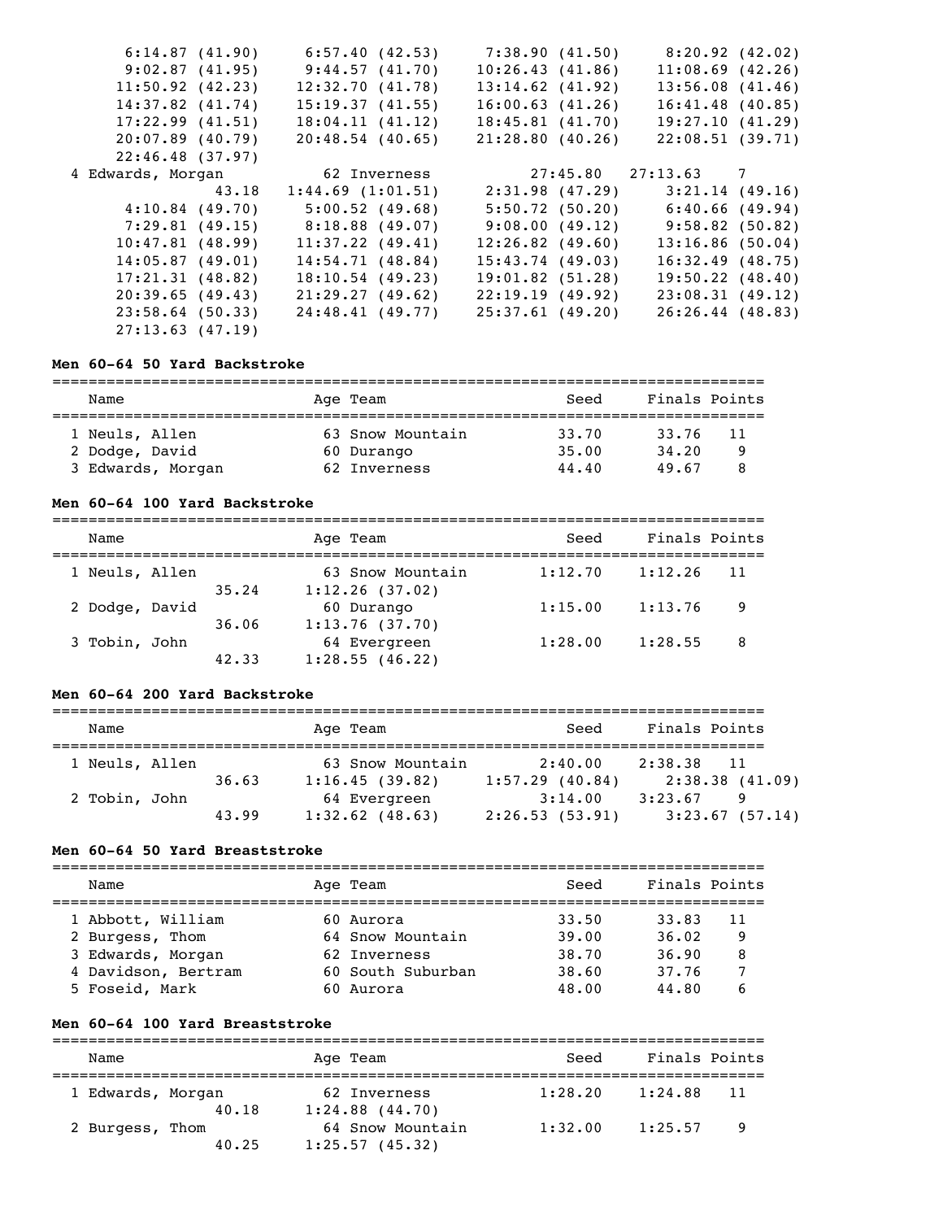```
     6:14.87 (41.90)    6:57.40 (42.53)    7:38.90 (41.50)    8:20.92 (42.02)
     9:02.87 (41.95)    9:44.57 (41.70)   10:26.43 (41.86)   11:08.69 (42.26)
    11:50.92 (42.23)   12:32.70 (41.78)   13:14.62 (41.92)   13:56.08 (41.46)
    14:37.82 (41.74)   15:19.37 (41.55)   16:00.63 (41.26)   16:41.48 (40.85)
    17:22.99 (41.51)   18:04.11 (41.12)   18:45.81 (41.70)   19:27.10 (41.29)
    20:07.89 (40.79)   20:48.54 (40.65)   21:28.80 (40.26)   22:08.51 (39.71)
    22:46.48 (37.97)
  4 Edwards, Morgan         62 Inverness            27:45.80   27:13.63    7
               43.18    1:44.69 (1:01.51)   2:31.98 (47.29)    3:21.14 (49.16)
     4:10.84 (49.70)    5:00.52 (49.68)    5:50.72 (50.20)    6:40.66 (49.94)
     7:29.81 (49.15)    8:18.88 (49.07)    9:08.00 (49.12)    9:58.82 (50.82)
    10:47.81 (48.99)   11:37.22 (49.41)   12:26.82 (49.60)   13:16.86 (50.04)
    14:05.87 (49.01)   14:54.71 (48.84)   15:43.74 (49.03)   16:32.49 (48.75)
    17:21.31 (48.82)   18:10.54 (49.23)   19:01.82 (51.28)   19:50.22 (48.40)
    20:39.65 (49.43)   21:29.27 (49.62)   22:19.19 (49.92)   23:08.31 (49.12)
    23:58.64 (50.33)   24:48.41 (49.77)   25:37.61 (49.20)   26:26.44 (48.83)
    27:13.63 (47.19)
```

**Men 60-64 50 Yard Backstroke**

| Place | Name | Age | Team | Seed | Finals | Points |
|---|---|---|---|---|---|---|
| 1 | Neuls, Allen | 63 | Snow Mountain | 33.70 | 33.76 | 11 |
| 2 | Dodge, David | 60 | Durango | 35.00 | 34.20 | 9 |
| 3 | Edwards, Morgan | 62 | Inverness | 44.40 | 49.67 | 8 |

**Men 60-64 100 Yard Backstroke**

| Place | Name | Age | Team | Seed | Finals | Points |
|---|---|---|---|---|---|---|
| 1 | Neuls, Allen | 63 | Snow Mountain | 1:12.70 | 1:12.26 | 11 |
| | 35.24 | | 1:12.26 (37.02) | | | |
| 2 | Dodge, David | 60 | Durango | 1:15.00 | 1:13.76 | 9 |
| | 36.06 | | 1:13.76 (37.70) | | | |
| 3 | Tobin, John | 64 | Evergreen | 1:28.00 | 1:28.55 | 8 |
| | 42.33 | | 1:28.55 (46.22) | | | |

**Men 60-64 200 Yard Backstroke**

| Place | Name | Age | Team | Seed | Finals | Points |
|---|---|---|---|---|---|---|
| 1 | Neuls, Allen | 63 | Snow Mountain | 2:40.00 | 2:38.38 | 11 |
| | 36.63 | | 1:16.45 (39.82) | 1:57.29 (40.84) | 2:38.38 (41.09) | |
| 2 | Tobin, John | 64 | Evergreen | 3:14.00 | 3:23.67 | 9 |
| | 43.99 | | 1:32.62 (48.63) | 2:26.53 (53.91) | 3:23.67 (57.14) | |

**Men 60-64 50 Yard Breaststroke**

| Place | Name | Age | Team | Seed | Finals | Points |
|---|---|---|---|---|---|---|
| 1 | Abbott, William | 60 | Aurora | 33.50 | 33.83 | 11 |
| 2 | Burgess, Thom | 64 | Snow Mountain | 39.00 | 36.02 | 9 |
| 3 | Edwards, Morgan | 62 | Inverness | 38.70 | 36.90 | 8 |
| 4 | Davidson, Bertram | 60 | South Suburban | 38.60 | 37.76 | 7 |
| 5 | Foseid, Mark | 60 | Aurora | 48.00 | 44.80 | 6 |

**Men 60-64 100 Yard Breaststroke**

| Place | Name | Age | Team | Seed | Finals | Points |
|---|---|---|---|---|---|---|
| 1 | Edwards, Morgan | 62 | Inverness | 1:28.20 | 1:24.88 | 11 |
| | 40.18 | | 1:24.88 (44.70) | | | |
| 2 | Burgess, Thom | 64 | Snow Mountain | 1:32.00 | 1:25.57 | 9 |
| | 40.25 | | 1:25.57 (45.32) | | | |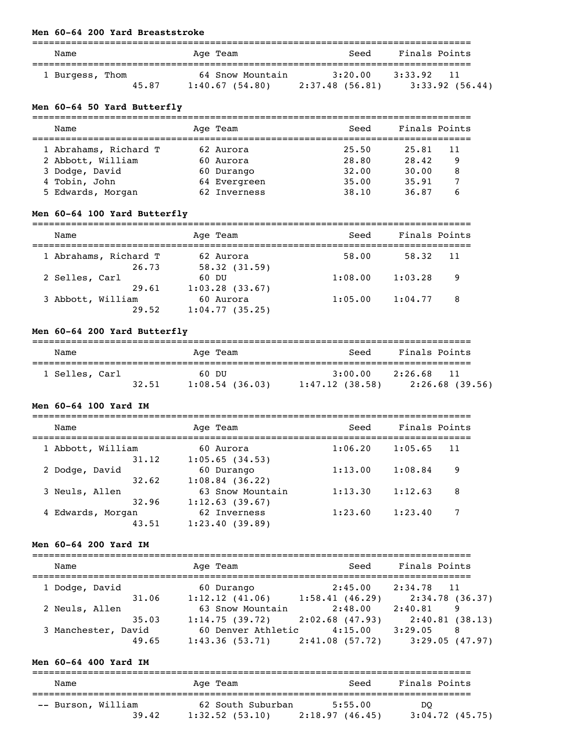### Men 60-64 200 Yard Breaststroke

| Name | Age | Team | Seed | Finals | Points |
|---|---|---|---|---|---|
| 1 Burgess, Thom | 64 | Snow Mountain | 3:20.00 | 3:33.92 | 11 |
| 45.87 | | 1:40.67 (54.80) | 2:37.48 (56.81) | 3:33.92 (56.44) | |

### Men 60-64 50 Yard Butterfly

| Name | Age | Team | Seed | Finals | Points |
|---|---|---|---|---|---|
| 1 Abrahams, Richard T | 62 | Aurora | 25.50 | 25.81 | 11 |
| 2 Abbott, William | 60 | Aurora | 28.80 | 28.42 | 9 |
| 3 Dodge, David | 60 | Durango | 32.00 | 30.00 | 8 |
| 4 Tobin, John | 64 | Evergreen | 35.00 | 35.91 | 7 |
| 5 Edwards, Morgan | 62 | Inverness | 38.10 | 36.87 | 6 |

### Men 60-64 100 Yard Butterfly

| Name | Age | Team | Seed | Finals | Points |
|---|---|---|---|---|---|
| 1 Abrahams, Richard T | 62 | Aurora | 58.00 | 58.32 | 11 |
| 26.73 | | 58.32 (31.59) | | | |
| 2 Selles, Carl | 60 | DU | 1:08.00 | 1:03.28 | 9 |
| 29.61 | | 1:03.28 (33.67) | | | |
| 3 Abbott, William | 60 | Aurora | 1:05.00 | 1:04.77 | 8 |
| 29.52 | | 1:04.77 (35.25) | | | |

### Men 60-64 200 Yard Butterfly

| Name | Age | Team | Seed | Finals | Points |
|---|---|---|---|---|---|
| 1 Selles, Carl | 60 | DU | 3:00.00 | 2:26.68 | 11 |
| 32.51 | | 1:08.54 (36.03) | 1:47.12 (38.58) | 2:26.68 (39.56) | |

### Men 60-64 100 Yard IM

| Name | Age | Team | Seed | Finals | Points |
|---|---|---|---|---|---|
| 1 Abbott, William | 60 | Aurora | 1:06.20 | 1:05.65 | 11 |
| 31.12 | | 1:05.65 (34.53) | | | |
| 2 Dodge, David | 60 | Durango | 1:13.00 | 1:08.84 | 9 |
| 32.62 | | 1:08.84 (36.22) | | | |
| 3 Neuls, Allen | 63 | Snow Mountain | 1:13.30 | 1:12.63 | 8 |
| 32.96 | | 1:12.63 (39.67) | | | |
| 4 Edwards, Morgan | 62 | Inverness | 1:23.60 | 1:23.40 | 7 |
| 43.51 | | 1:23.40 (39.89) | | | |

### Men 60-64 200 Yard IM

| Name | Age | Team | Seed | Finals | Points |
|---|---|---|---|---|---|
| 1 Dodge, David | 60 | Durango | 2:45.00 | 2:34.78 | 11 |
| 31.06 | | 1:12.12 (41.06) | 1:58.41 (46.29) | 2:34.78 (36.37) | |
| 2 Neuls, Allen | 63 | Snow Mountain | 2:48.00 | 2:40.81 | 9 |
| 35.03 | | 1:14.75 (39.72) | 2:02.68 (47.93) | 2:40.81 (38.13) | |
| 3 Manchester, David | 60 | Denver Athletic | 4:15.00 | 3:29.05 | 8 |
| 49.65 | | 1:43.36 (53.71) | 2:41.08 (57.72) | 3:29.05 (47.97) | |

### Men 60-64 400 Yard IM

| Name | Age | Team | Seed | Finals | Points |
|---|---|---|---|---|---|
| -- Burson, William | 62 | South Suburban | 5:55.00 | DQ | |
| 39.42 | | 1:32.52 (53.10) | 2:18.97 (46.45) | 3:04.72 (45.75) | |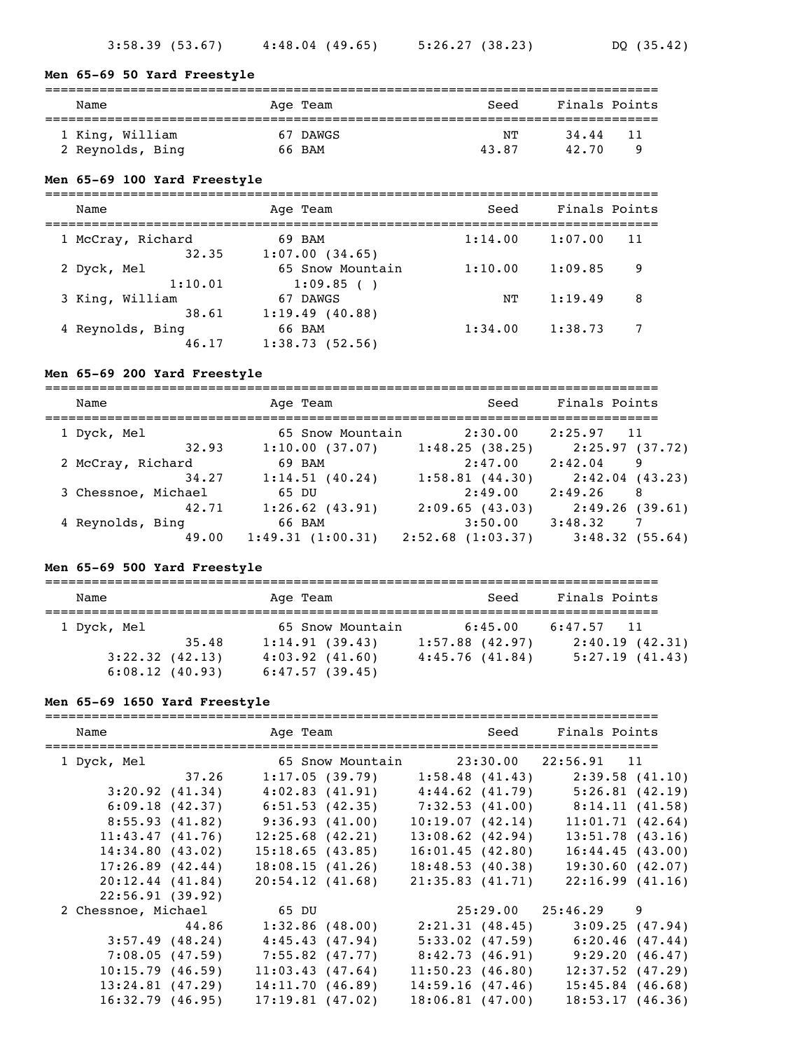3:58.39 (53.67)     4:48.04 (49.65)     5:26.27 (38.23)     DQ (35.42)

### Men 65-69 50 Yard Freestyle

| Name | Age | Team | Seed | Finals | Points |
|---|---|---|---|---|---|
| 1 King, William | 67 | DAWGS | NT | 34.44 | 11 |
| 2 Reynolds, Bing | 66 | BAM | 43.87 | 42.70 | 9 |

### Men 65-69 100 Yard Freestyle

| Name | Age | Team | Seed | Finals | Points |
|---|---|---|---|---|---|
| 1 McCray, Richard | 69 | BAM | 1:14.00 | 1:07.00 | 11 |
| 32.35 | 1:07.00 (34.65) | | | | |
| 2 Dyck, Mel | 65 | Snow Mountain | 1:10.00 | 1:09.85 | 9 |
| 1:10.01 | 1:09.85 ( ) | | | | |
| 3 King, William | 67 | DAWGS | NT | 1:19.49 | 8 |
| 38.61 | 1:19.49 (40.88) | | | | |
| 4 Reynolds, Bing | 66 | BAM | 1:34.00 | 1:38.73 | 7 |
| 46.17 | 1:38.73 (52.56) | | | | |

### Men 65-69 200 Yard Freestyle

| Name | Age | Team | Seed | Finals | Points |
|---|---|---|---|---|---|
| 1 Dyck, Mel | 65 | Snow Mountain | 2:30.00 | 2:25.97 | 11 |
| 32.93 | 1:10.00 (37.07) | 1:48.25 (38.25) | 2:25.97 (37.72) | | |
| 2 McCray, Richard | 69 | BAM | 2:47.00 | 2:42.04 | 9 |
| 34.27 | 1:14.51 (40.24) | 1:58.81 (44.30) | 2:42.04 (43.23) | | |
| 3 Chessnoe, Michael | 65 | DU | 2:49.00 | 2:49.26 | 8 |
| 42.71 | 1:26.62 (43.91) | 2:09.65 (43.03) | 2:49.26 (39.61) | | |
| 4 Reynolds, Bing | 66 | BAM | 3:50.00 | 3:48.32 | 7 |
| 49.00 | 1:49.31 (1:00.31) | 2:52.68 (1:03.37) | 3:48.32 (55.64) | | |

### Men 65-69 500 Yard Freestyle

| Name | Age | Team | Seed | Finals | Points |
|---|---|---|---|---|---|
| 1 Dyck, Mel | 65 | Snow Mountain | 6:45.00 | 6:47.57 | 11 |
| 35.48 | 1:14.91 (39.43) | 1:57.88 (42.97) | 2:40.19 (42.31) | | |
| 3:22.32 (42.13) | 4:03.92 (41.60) | 4:45.76 (41.84) | 5:27.19 (41.43) | | |
| 6:08.12 (40.93) | 6:47.57 (39.45) | | | | |

### Men 65-69 1650 Yard Freestyle

| Name | Age | Team | Seed | Finals | Points |
|---|---|---|---|---|---|
| 1 Dyck, Mel | 65 | Snow Mountain | 23:30.00 | 22:56.91 | 11 |
| 37.26 | 1:17.05 (39.79) | 1:58.48 (41.43) | 2:39.58 (41.10) | | |
| 3:20.92 (41.34) | 4:02.83 (41.91) | 4:44.62 (41.79) | 5:26.81 (42.19) | | |
| 6:09.18 (42.37) | 6:51.53 (42.35) | 7:32.53 (41.00) | 8:14.11 (41.58) | | |
| 8:55.93 (41.82) | 9:36.93 (41.00) | 10:19.07 (42.14) | 11:01.71 (42.64) | | |
| 11:43.47 (41.76) | 12:25.68 (42.21) | 13:08.62 (42.94) | 13:51.78 (43.16) | | |
| 14:34.80 (43.02) | 15:18.65 (43.85) | 16:01.45 (42.80) | 16:44.45 (43.00) | | |
| 17:26.89 (42.44) | 18:08.15 (41.26) | 18:48.53 (40.38) | 19:30.60 (42.07) | | |
| 20:12.44 (41.84) | 20:54.12 (41.68) | 21:35.83 (41.71) | 22:16.99 (41.16) | | |
| 22:56.91 (39.92) | | | | | |
| 2 Chessnoe, Michael | 65 | DU | 25:29.00 | 25:46.29 | 9 |
| 44.86 | 1:32.86 (48.00) | 2:21.31 (48.45) | 3:09.25 (47.94) | | |
| 3:57.49 (48.24) | 4:45.43 (47.94) | 5:33.02 (47.59) | 6:20.46 (47.44) | | |
| 7:08.05 (47.59) | 7:55.82 (47.77) | 8:42.73 (46.91) | 9:29.20 (46.47) | | |
| 10:15.79 (46.59) | 11:03.43 (47.64) | 11:50.23 (46.80) | 12:37.52 (47.29) | | |
| 13:24.81 (47.29) | 14:11.70 (46.89) | 14:59.16 (47.46) | 15:45.84 (46.68) | | |
| 16:32.79 (46.95) | 17:19.81 (47.02) | 18:06.81 (47.00) | 18:53.17 (46.36) | | |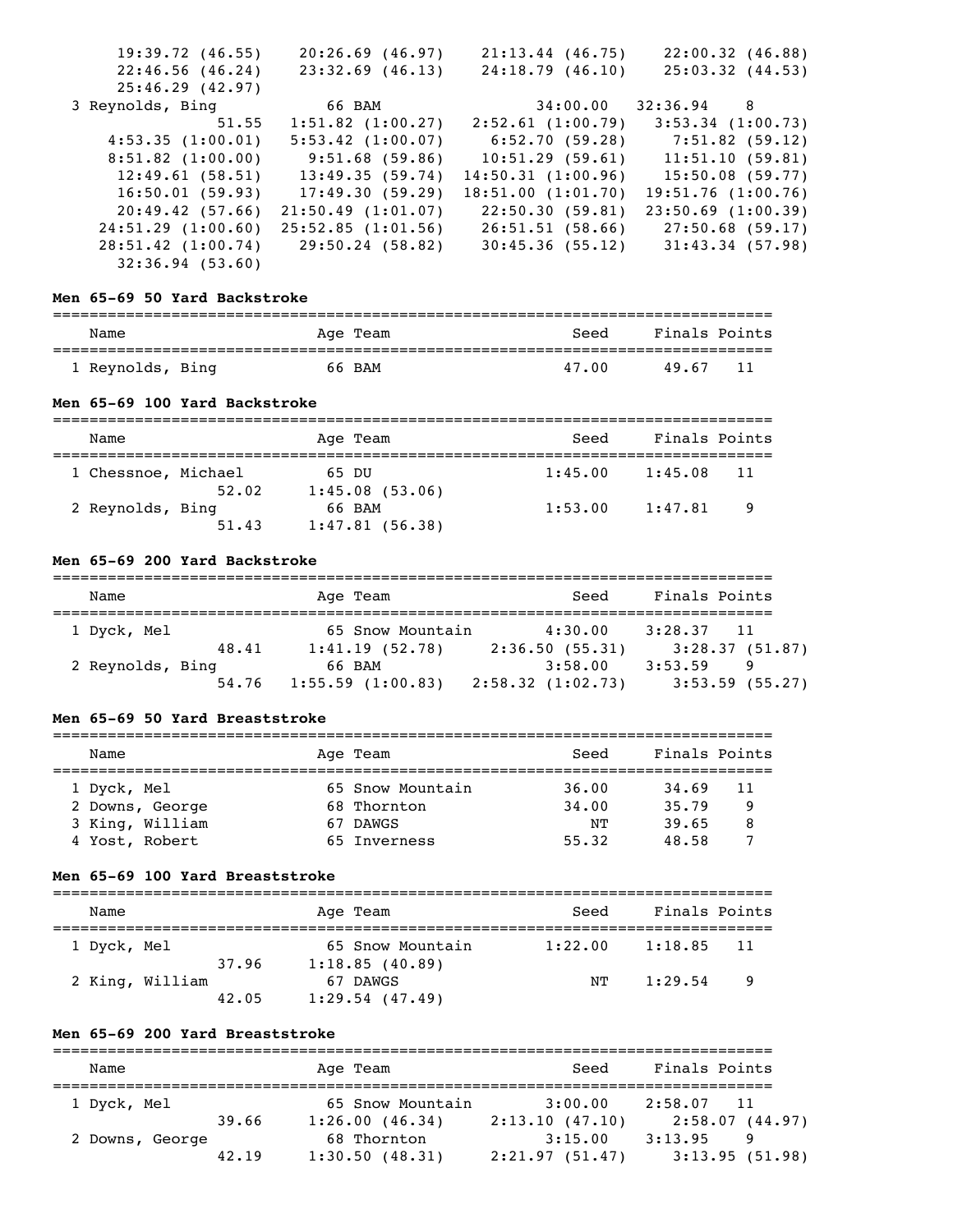```
      19:39.72 (46.55)    20:26.69 (46.97)    21:13.44 (46.75)    22:00.32 (46.88)
      22:46.56 (46.24)    23:32.69 (46.13)    24:18.79 (46.10)    25:03.32 (44.53)
      25:46.29 (42.97)
  3 Reynolds, Bing            66 BAM                     34:00.00   32:36.94    8
                 51.55    1:51.82 (1:00.27)   2:52.61 (1:00.79)   3:53.34 (1:00.73)
     4:53.35 (1:00.01)    5:53.42 (1:00.07)     6:52.70 (59.28)     7:51.82 (59.12)
     8:51.82 (1:00.00)      9:51.68 (59.86)    10:51.29 (59.61)    11:51.10 (59.81)
      12:49.61 (58.51)     13:49.35 (59.74)  14:50.31 (1:00.96)    15:50.08 (59.77)
      16:50.01 (59.93)     17:49.30 (59.29)  18:51.00 (1:01.70)  19:51.76 (1:00.76)
      20:49.42 (57.66)   21:50.49 (1:01.07)    22:50.30 (59.81)  23:50.69 (1:00.39)
    24:51.29 (1:00.60)   25:52.85 (1:01.56)    26:51.51 (58.66)    27:50.68 (59.17)
    28:51.42 (1:00.74)     29:50.24 (58.82)    30:45.36 (55.12)    31:43.34 (57.98)
      32:36.94 (53.60)
```

**Men 65-69 50 Yard Backstroke**

| Name | Age | Team | Seed | Finals | Points |
|---|---|---|---|---|---|
| 1 Reynolds, Bing | 66 | BAM | 47.00 | 49.67 | 11 |

**Men 65-69 100 Yard Backstroke**

| Name | Age | Team | Seed | Finals | Points |
|---|---|---|---|---|---|
| 1 Chessnoe, Michael | 65 | DU | 1:45.00 | 1:45.08 | 11 |
| 52.02 | 1:45.08 (53.06) | | | | |
| 2 Reynolds, Bing | 66 | BAM | 1:53.00 | 1:47.81 | 9 |
| 51.43 | 1:47.81 (56.38) | | | | |

**Men 65-69 200 Yard Backstroke**

| Name | Age | Team | Seed | Finals | Points |
|---|---|---|---|---|---|
| 1 Dyck, Mel | 65 | Snow Mountain | 4:30.00 | 3:28.37 | 11 |
| 48.41 | 1:41.19 (52.78) | 2:36.50 (55.31) | 3:28.37 (51.87) | | |
| 2 Reynolds, Bing | 66 | BAM | 3:58.00 | 3:53.59 | 9 |
| 54.76 | 1:55.59 (1:00.83) | 2:58.32 (1:02.73) | 3:53.59 (55.27) | | |

**Men 65-69 50 Yard Breaststroke**

| Name | Age | Team | Seed | Finals | Points |
|---|---|---|---|---|---|
| 1 Dyck, Mel | 65 | Snow Mountain | 36.00 | 34.69 | 11 |
| 2 Downs, George | 68 | Thornton | 34.00 | 35.79 | 9 |
| 3 King, William | 67 | DAWGS | NT | 39.65 | 8 |
| 4 Yost, Robert | 65 | Inverness | 55.32 | 48.58 | 7 |

**Men 65-69 100 Yard Breaststroke**

| Name | Age | Team | Seed | Finals | Points |
|---|---|---|---|---|---|
| 1 Dyck, Mel | 65 | Snow Mountain | 1:22.00 | 1:18.85 | 11 |
| 37.96 | 1:18.85 (40.89) | | | | |
| 2 King, William | 67 | DAWGS | NT | 1:29.54 | 9 |
| 42.05 | 1:29.54 (47.49) | | | | |

**Men 65-69 200 Yard Breaststroke**

| Name | Age | Team | Seed | Finals | Points |
|---|---|---|---|---|---|
| 1 Dyck, Mel | 65 | Snow Mountain | 3:00.00 | 2:58.07 | 11 |
| 39.66 | 1:26.00 (46.34) | 2:13.10 (47.10) | 2:58.07 (44.97) | | |
| 2 Downs, George | 68 | Thornton | 3:15.00 | 3:13.95 | 9 |
| 42.19 | 1:30.50 (48.31) | 2:21.97 (51.47) | 3:13.95 (51.98) | | |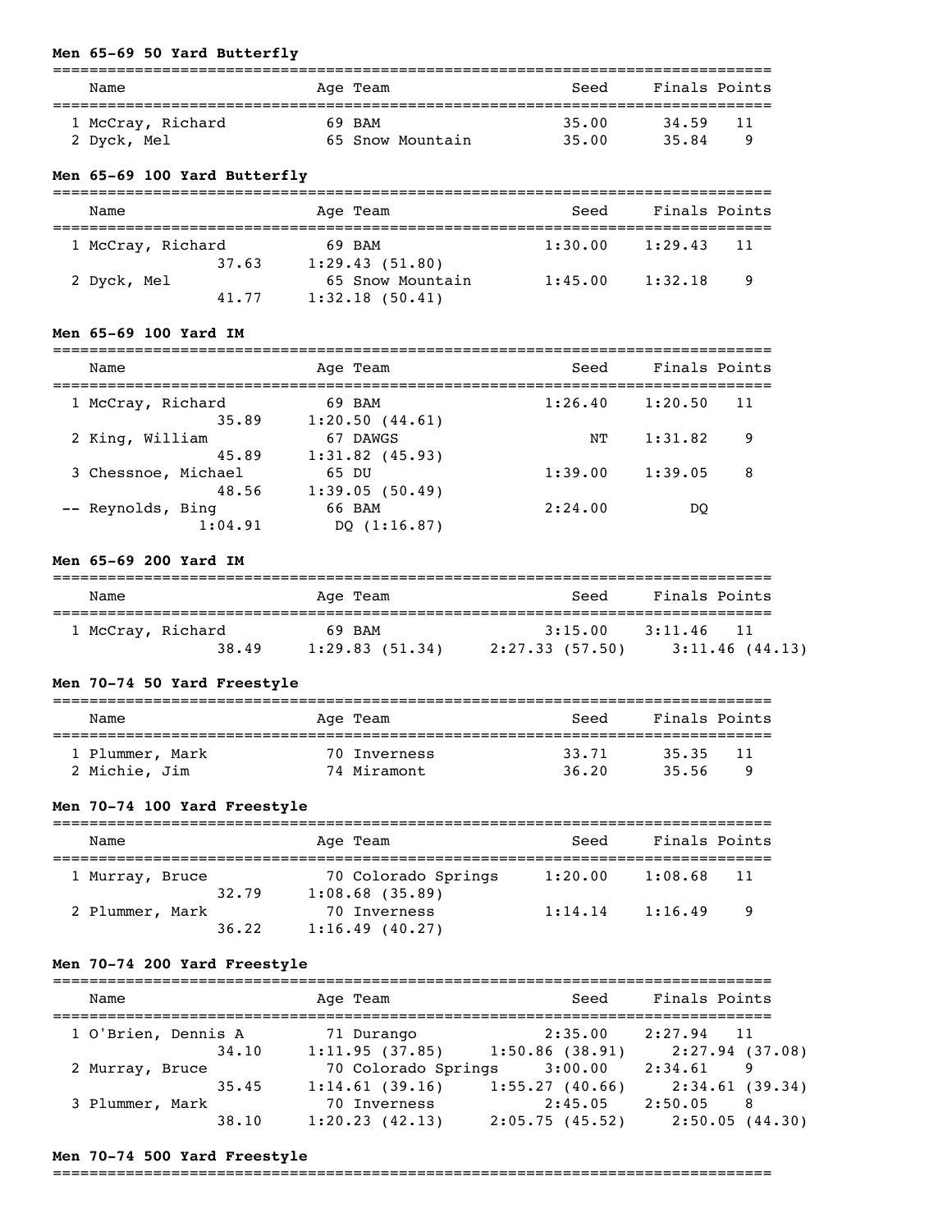**Men 65-69 50 Yard Butterfly**

| | Name | Age | Team | Seed | Finals | Points |
|---|---|---|---|---|---|---|
| 1 | McCray, Richard | 69 | BAM | 35.00 | 34.59 | 11 |
| 2 | Dyck, Mel | 65 | Snow Mountain | 35.00 | 35.84 | 9 |

**Men 65-69 100 Yard Butterfly**

| | Name | Age | Team | Seed | Finals | Points |
|---|---|---|---|---|---|---|
| 1 | McCray, Richard | 69 | BAM | 1:30.00 | 1:29.43 | 11 |
| | 37.63 | 1:29.43 (51.80) | | | | |
| 2 | Dyck, Mel | 65 | Snow Mountain | 1:45.00 | 1:32.18 | 9 |
| | 41.77 | 1:32.18 (50.41) | | | | |

**Men 65-69 100 Yard IM**

| | Name | Age | Team | Seed | Finals | Points |
|---|---|---|---|---|---|---|
| 1 | McCray, Richard | 69 | BAM | 1:26.40 | 1:20.50 | 11 |
| | 35.89 | 1:20.50 (44.61) | | | | |
| 2 | King, William | 67 | DAWGS | NT | 1:31.82 | 9 |
| | 45.89 | 1:31.82 (45.93) | | | | |
| 3 | Chessnoe, Michael | 65 | DU | 1:39.00 | 1:39.05 | 8 |
| | 48.56 | 1:39.05 (50.49) | | | | |
| -- | Reynolds, Bing | 66 | BAM | 2:24.00 | DQ | |
| | 1:04.91 | DQ (1:16.87) | | | | |

**Men 65-69 200 Yard IM**

| | Name | Age | Team | Seed | Finals | Points |
|---|---|---|---|---|---|---|
| 1 | McCray, Richard | 69 | BAM | 3:15.00 | 3:11.46 | 11 |
| | 38.49 | 1:29.83 (51.34) | 2:27.33 (57.50) | 3:11.46 (44.13) | | |

**Men 70-74 50 Yard Freestyle**

| | Name | Age | Team | Seed | Finals | Points |
|---|---|---|---|---|---|---|
| 1 | Plummer, Mark | 70 | Inverness | 33.71 | 35.35 | 11 |
| 2 | Michie, Jim | 74 | Miramont | 36.20 | 35.56 | 9 |

**Men 70-74 100 Yard Freestyle**

| | Name | Age | Team | Seed | Finals | Points |
|---|---|---|---|---|---|---|
| 1 | Murray, Bruce | 70 | Colorado Springs | 1:20.00 | 1:08.68 | 11 |
| | 32.79 | 1:08.68 (35.89) | | | | |
| 2 | Plummer, Mark | 70 | Inverness | 1:14.14 | 1:16.49 | 9 |
| | 36.22 | 1:16.49 (40.27) | | | | |

**Men 70-74 200 Yard Freestyle**

| | Name | Age | Team | Seed | Finals | Points |
|---|---|---|---|---|---|---|
| 1 | O'Brien, Dennis A | 71 | Durango | 2:35.00 | 2:27.94 | 11 |
| | 34.10 | 1:11.95 (37.85) | 1:50.86 (38.91) | 2:27.94 (37.08) | | |
| 2 | Murray, Bruce | 70 | Colorado Springs | 3:00.00 | 2:34.61 | 9 |
| | 35.45 | 1:14.61 (39.16) | 1:55.27 (40.66) | 2:34.61 (39.34) | | |
| 3 | Plummer, Mark | 70 | Inverness | 2:45.05 | 2:50.05 | 8 |
| | 38.10 | 1:20.23 (42.13) | 2:05.75 (45.52) | 2:50.05 (44.30) | | |

**Men 70-74 500 Yard Freestyle**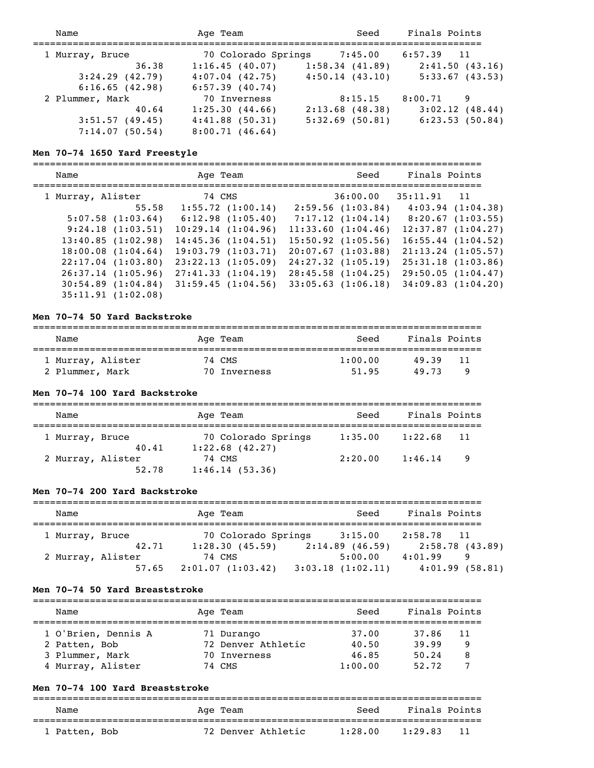| Name | Age | Team | Seed | Finals | Points |
|---|---|---|---|---|---|
| 1 Murray, Bruce | 70 | Colorado Springs | 7:45.00 | 6:57.39 | 11 |
| 36.38 | 1:16.45 (40.07) | 1:58.34 (41.89) | 2:41.50 (43.16) | | |
| 3:24.29 (42.79) | 4:07.04 (42.75) | 4:50.14 (43.10) | 5:33.67 (43.53) | | |
| 6:16.65 (42.98) | 6:57.39 (40.74) | | | | |
| 2 Plummer, Mark | 70 | Inverness | 8:15.15 | 8:00.71 | 9 |
| 40.64 | 1:25.30 (44.66) | 2:13.68 (48.38) | 3:02.12 (48.44) | | |
| 3:51.57 (49.45) | 4:41.88 (50.31) | 5:32.69 (50.81) | 6:23.53 (50.84) | | |
| 7:14.07 (50.54) | 8:00.71 (46.64) | | | | |

**Men 70-74 1650 Yard Freestyle**

| Name | Age | Team | Seed | Finals | Points |
|---|---|---|---|---|---|
| 1 Murray, Alister | 74 | CMS | 36:00.00 | 35:11.91 | 11 |
| 55.58 | 1:55.72 (1:00.14) | 2:59.56 (1:03.84) | 4:03.94 (1:04.38) | | |
| 5:07.58 (1:03.64) | 6:12.98 (1:05.40) | 7:17.12 (1:04.14) | 8:20.67 (1:03.55) | | |
| 9:24.18 (1:03.51) | 10:29.14 (1:04.96) | 11:33.60 (1:04.46) | 12:37.87 (1:04.27) | | |
| 13:40.85 (1:02.98) | 14:45.36 (1:04.51) | 15:50.92 (1:05.56) | 16:55.44 (1:04.52) | | |
| 18:00.08 (1:04.64) | 19:03.79 (1:03.71) | 20:07.67 (1:03.88) | 21:13.24 (1:05.57) | | |
| 22:17.04 (1:03.80) | 23:22.13 (1:05.09) | 24:27.32 (1:05.19) | 25:31.18 (1:03.86) | | |
| 26:37.14 (1:05.96) | 27:41.33 (1:04.19) | 28:45.58 (1:04.25) | 29:50.05 (1:04.47) | | |
| 30:54.89 (1:04.84) | 31:59.45 (1:04.56) | 33:05.63 (1:06.18) | 34:09.83 (1:04.20) | | |
| 35:11.91 (1:02.08) | | | | | |

**Men 70-74 50 Yard Backstroke**

| Name | Age | Team | Seed | Finals | Points |
|---|---|---|---|---|---|
| 1 Murray, Alister | 74 | CMS | 1:00.00 | 49.39 | 11 |
| 2 Plummer, Mark | 70 | Inverness | 51.95 | 49.73 | 9 |

**Men 70-74 100 Yard Backstroke**

| Name | Age | Team | Seed | Finals | Points |
|---|---|---|---|---|---|
| 1 Murray, Bruce | 70 | Colorado Springs | 1:35.00 | 1:22.68 | 11 |
| 40.41 | 1:22.68 (42.27) | | | | |
| 2 Murray, Alister | 74 | CMS | 2:20.00 | 1:46.14 | 9 |
| 52.78 | 1:46.14 (53.36) | | | | |

**Men 70-74 200 Yard Backstroke**

| Name | Age | Team | Seed | Finals | Points |
|---|---|---|---|---|---|
| 1 Murray, Bruce | 70 | Colorado Springs | 3:15.00 | 2:58.78 | 11 |
| 42.71 | 1:28.30 (45.59) | 2:14.89 (46.59) | 2:58.78 (43.89) | | |
| 2 Murray, Alister | 74 | CMS | 5:00.00 | 4:01.99 | 9 |
| 57.65 | 2:01.07 (1:03.42) | 3:03.18 (1:02.11) | 4:01.99 (58.81) | | |

**Men 70-74 50 Yard Breaststroke**

| Name | Age | Team | Seed | Finals | Points |
|---|---|---|---|---|---|
| 1 O'Brien, Dennis A | 71 | Durango | 37.00 | 37.86 | 11 |
| 2 Patten, Bob | 72 | Denver Athletic | 40.50 | 39.99 | 9 |
| 3 Plummer, Mark | 70 | Inverness | 46.85 | 50.24 | 8 |
| 4 Murray, Alister | 74 | CMS | 1:00.00 | 52.72 | 7 |

**Men 70-74 100 Yard Breaststroke**

| Name | Age | Team | Seed | Finals | Points |
|---|---|---|---|---|---|
| 1 Patten, Bob | 72 | Denver Athletic | 1:28.00 | 1:29.83 | 11 |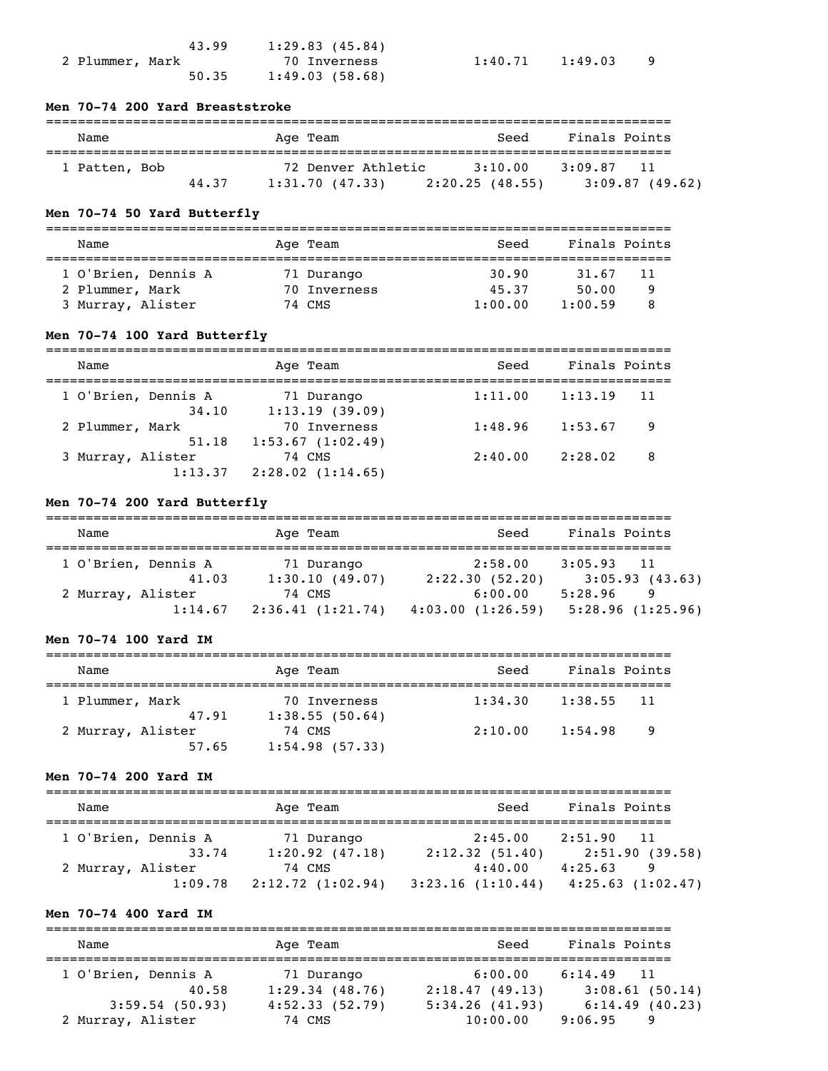| | | | | | |
|---|---|---|---|---|---|
| 43.99 | 1:29.83 (45.84) | | | | |
| 2 Plummer, Mark | 70 | Inverness | 1:40.71 | 1:49.03 | 9 |
| 50.35 | 1:49.03 (58.68) | | | | |

### Men 70-74 200 Yard Breaststroke

| Name | Age | Team | Seed | Finals | Points |
|---|---|---|---|---|---|
| 1 Patten, Bob | 72 | Denver Athletic | 3:10.00 | 3:09.87 | 11 |
| 44.37 | 1:31.70 (47.33) | 2:20.25 (48.55) | 3:09.87 (49.62) | | |

### Men 70-74 50 Yard Butterfly

| Name | Age | Team | Seed | Finals | Points |
|---|---|---|---|---|---|
| 1 O'Brien, Dennis A | 71 | Durango | 30.90 | 31.67 | 11 |
| 2 Plummer, Mark | 70 | Inverness | 45.37 | 50.00 | 9 |
| 3 Murray, Alister | 74 | CMS | 1:00.00 | 1:00.59 | 8 |

### Men 70-74 100 Yard Butterfly

| Name | Age | Team | Seed | Finals | Points |
|---|---|---|---|---|---|
| 1 O'Brien, Dennis A | 71 | Durango | 1:11.00 | 1:13.19 | 11 |
| 34.10 | 1:13.19 (39.09) | | | | |
| 2 Plummer, Mark | 70 | Inverness | 1:48.96 | 1:53.67 | 9 |
| 51.18 | 1:53.67 (1:02.49) | | | | |
| 3 Murray, Alister | 74 | CMS | 2:40.00 | 2:28.02 | 8 |
| 1:13.37 | 2:28.02 (1:14.65) | | | | |

### Men 70-74 200 Yard Butterfly

| Name | Age | Team | Seed | Finals | Points |
|---|---|---|---|---|---|
| 1 O'Brien, Dennis A | 71 | Durango | 2:58.00 | 3:05.93 | 11 |
| 41.03 | 1:30.10 (49.07) | 2:22.30 (52.20) | 3:05.93 (43.63) | | |
| 2 Murray, Alister | 74 | CMS | 6:00.00 | 5:28.96 | 9 |
| 1:14.67 | 2:36.41 (1:21.74) | 4:03.00 (1:26.59) | 5:28.96 (1:25.96) | | |

### Men 70-74 100 Yard IM

| Name | Age | Team | Seed | Finals | Points |
|---|---|---|---|---|---|
| 1 Plummer, Mark | 70 | Inverness | 1:34.30 | 1:38.55 | 11 |
| 47.91 | 1:38.55 (50.64) | | | | |
| 2 Murray, Alister | 74 | CMS | 2:10.00 | 1:54.98 | 9 |
| 57.65 | 1:54.98 (57.33) | | | | |

### Men 70-74 200 Yard IM

| Name | Age | Team | Seed | Finals | Points |
|---|---|---|---|---|---|
| 1 O'Brien, Dennis A | 71 | Durango | 2:45.00 | 2:51.90 | 11 |
| 33.74 | 1:20.92 (47.18) | 2:12.32 (51.40) | 2:51.90 (39.58) | | |
| 2 Murray, Alister | 74 | CMS | 4:40.00 | 4:25.63 | 9 |
| 1:09.78 | 2:12.72 (1:02.94) | 3:23.16 (1:10.44) | 4:25.63 (1:02.47) | | |

### Men 70-74 400 Yard IM

| Name | Age | Team | Seed | Finals | Points |
|---|---|---|---|---|---|
| 1 O'Brien, Dennis A | 71 | Durango | 6:00.00 | 6:14.49 | 11 |
| 40.58 | 1:29.34 (48.76) | 2:18.47 (49.13) | 3:08.61 (50.14) | | |
| 3:59.54 (50.93) | 4:52.33 (52.79) | 5:34.26 (41.93) | 6:14.49 (40.23) | | |
| 2 Murray, Alister | 74 | CMS | 10:00.00 | 9:06.95 | 9 |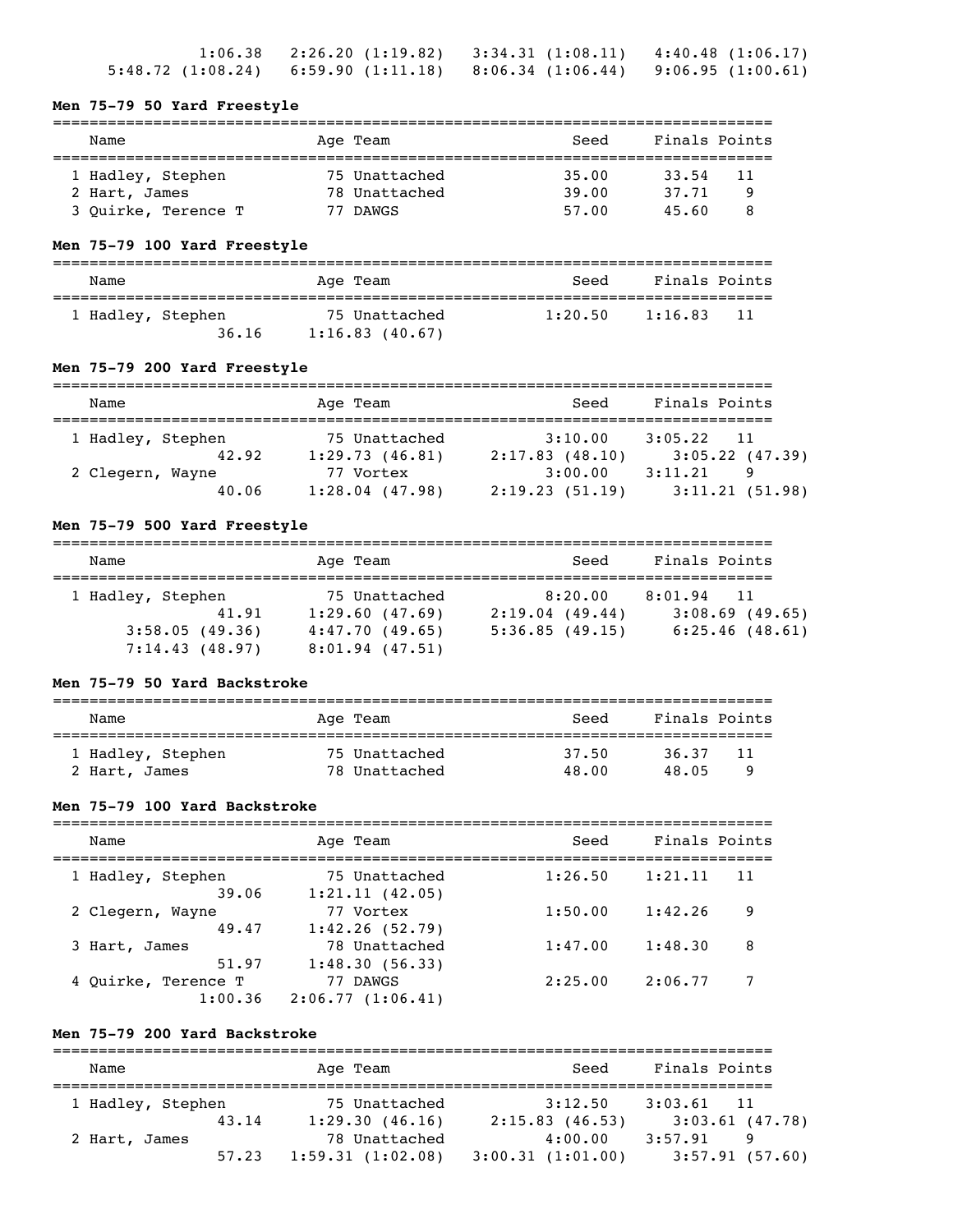1:06.38 2:26.20 (1:19.82) 3:34.31 (1:08.11) 4:40.48 (1:06.17)
5:48.72 (1:08.24) 6:59.90 (1:11.18) 8:06.34 (1:06.44) 9:06.95 (1:00.61)

### Men 75-79 50 Yard Freestyle

| | Name | Age | Team | Seed | Finals | Points |
|---|---|---|---|---|---|---|
| 1 | Hadley, Stephen | 75 | Unattached | 35.00 | 33.54 | 11 |
| 2 | Hart, James | 78 | Unattached | 39.00 | 37.71 | 9 |
| 3 | Quirke, Terence T | 77 | DAWGS | 57.00 | 45.60 | 8 |

### Men 75-79 100 Yard Freestyle

| | Name | Age | Team | Seed | Finals | Points |
|---|---|---|---|---|---|---|
| 1 | Hadley, Stephen | 75 | Unattached | 1:20.50 | 1:16.83 | 11 |

36.16 1:16.83 (40.67)

### Men 75-79 200 Yard Freestyle

| | Name | Age | Team | Seed | Finals | Points |
|---|---|---|---|---|---|---|
| 1 | Hadley, Stephen | 75 | Unattached | 3:10.00 | 3:05.22 | 11 |
| | 42.92 1:29.73 (46.81) 2:17.83 (48.10) 3:05.22 (47.39) | | | | | |
| 2 | Clegern, Wayne | 77 | Vortex | 3:00.00 | 3:11.21 | 9 |
| | 40.06 1:28.04 (47.98) 2:19.23 (51.19) 3:11.21 (51.98) | | | | | |

### Men 75-79 500 Yard Freestyle

| | Name | Age | Team | Seed | Finals | Points |
|---|---|---|---|---|---|---|
| 1 | Hadley, Stephen | 75 | Unattached | 8:20.00 | 8:01.94 | 11 |

41.91 1:29.60 (47.69) 2:19.04 (49.44) 3:08.69 (49.65)
3:58.05 (49.36) 4:47.70 (49.65) 5:36.85 (49.15) 6:25.46 (48.61)
7:14.43 (48.97) 8:01.94 (47.51)

### Men 75-79 50 Yard Backstroke

| | Name | Age | Team | Seed | Finals | Points |
|---|---|---|---|---|---|---|
| 1 | Hadley, Stephen | 75 | Unattached | 37.50 | 36.37 | 11 |
| 2 | Hart, James | 78 | Unattached | 48.00 | 48.05 | 9 |

### Men 75-79 100 Yard Backstroke

| | Name | Age | Team | Seed | Finals | Points |
|---|---|---|---|---|---|---|
| 1 | Hadley, Stephen | 75 | Unattached | 1:26.50 | 1:21.11 | 11 |
| | 39.06 1:21.11 (42.05) | | | | | |
| 2 | Clegern, Wayne | 77 | Vortex | 1:50.00 | 1:42.26 | 9 |
| | 49.47 1:42.26 (52.79) | | | | | |
| 3 | Hart, James | 78 | Unattached | 1:47.00 | 1:48.30 | 8 |
| | 51.97 1:48.30 (56.33) | | | | | |
| 4 | Quirke, Terence T | 77 | DAWGS | 2:25.00 | 2:06.77 | 7 |
| | 1:00.36 2:06.77 (1:06.41) | | | | | |

### Men 75-79 200 Yard Backstroke

| | Name | Age | Team | Seed | Finals | Points |
|---|---|---|---|---|---|---|
| 1 | Hadley, Stephen | 75 | Unattached | 3:12.50 | 3:03.61 | 11 |
| | 43.14 1:29.30 (46.16) 2:15.83 (46.53) 3:03.61 (47.78) | | | | | |
| 2 | Hart, James | 78 | Unattached | 4:00.00 | 3:57.91 | 9 |
| | 57.23 1:59.31 (1:02.08) 3:00.31 (1:01.00) 3:57.91 (57.60) | | | | | |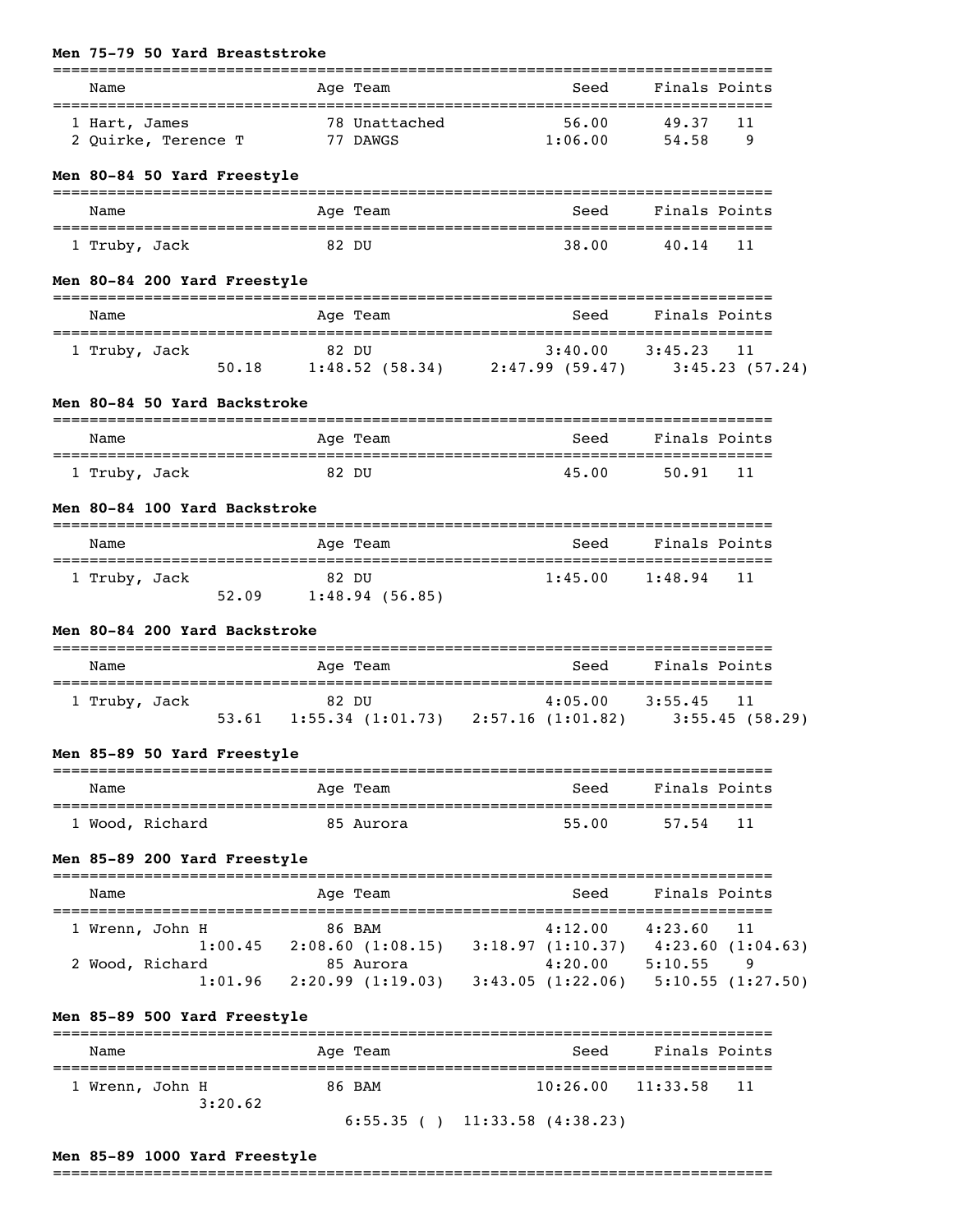**Men 75-79 50 Yard Breaststroke**

| | Name | Age | Team | Seed | Finals | Points |
|---|---|---|---|---|---|---|
| 1 | Hart, James | 78 | Unattached | 56.00 | 49.37 | 11 |
| 2 | Quirke, Terence T | 77 | DAWGS | 1:06.00 | 54.58 | 9 |

**Men 80-84 50 Yard Freestyle**

| | Name | Age | Team | Seed | Finals | Points |
|---|---|---|---|---|---|---|
| 1 | Truby, Jack | 82 | DU | 38.00 | 40.14 | 11 |

**Men 80-84 200 Yard Freestyle**

| | Name | Age | Team | Seed | Finals | Points |
|---|---|---|---|---|---|---|
| 1 | Truby, Jack | 82 | DU | 3:40.00 | 3:45.23 | 11 |
| | 50.18 | 1:48.52 (58.34) | 2:47.99 (59.47) | 3:45.23 (57.24) | | |

**Men 80-84 50 Yard Backstroke**

| | Name | Age | Team | Seed | Finals | Points |
|---|---|---|---|---|---|---|
| 1 | Truby, Jack | 82 | DU | 45.00 | 50.91 | 11 |

**Men 80-84 100 Yard Backstroke**

| | Name | Age | Team | Seed | Finals | Points |
|---|---|---|---|---|---|---|
| 1 | Truby, Jack | 82 | DU | 1:45.00 | 1:48.94 | 11 |
| | 52.09 | 1:48.94 (56.85) | | | | |

**Men 80-84 200 Yard Backstroke**

| | Name | Age | Team | Seed | Finals | Points |
|---|---|---|---|---|---|---|
| 1 | Truby, Jack | 82 | DU | 4:05.00 | 3:55.45 | 11 |
| | 53.61 | 1:55.34 (1:01.73) | 2:57.16 (1:01.82) | 3:55.45 (58.29) | | |

**Men 85-89 50 Yard Freestyle**

| | Name | Age | Team | Seed | Finals | Points |
|---|---|---|---|---|---|---|
| 1 | Wood, Richard | 85 | Aurora | 55.00 | 57.54 | 11 |

**Men 85-89 200 Yard Freestyle**

| | Name | Age | Team | Seed | Finals | Points |
|---|---|---|---|---|---|---|
| 1 | Wrenn, John H | 86 | BAM | 4:12.00 | 4:23.60 | 11 |
| | 1:00.45 | 2:08.60 (1:08.15) | 3:18.97 (1:10.37) | 4:23.60 (1:04.63) | | |
| 2 | Wood, Richard | 85 | Aurora | 4:20.00 | 5:10.55 | 9 |
| | 1:01.96 | 2:20.99 (1:19.03) | 3:43.05 (1:22.06) | 5:10.55 (1:27.50) | | |

**Men 85-89 500 Yard Freestyle**

| | Name | Age | Team | Seed | Finals | Points |
|---|---|---|---|---|---|---|
| 1 | Wrenn, John H | 86 | BAM | 10:26.00 | 11:33.58 | 11 |
| | 3:20.62 | | | | | |
| | | 6:55.35 ( ) | 11:33.58 (4:38.23) | | | |

**Men 85-89 1000 Yard Freestyle**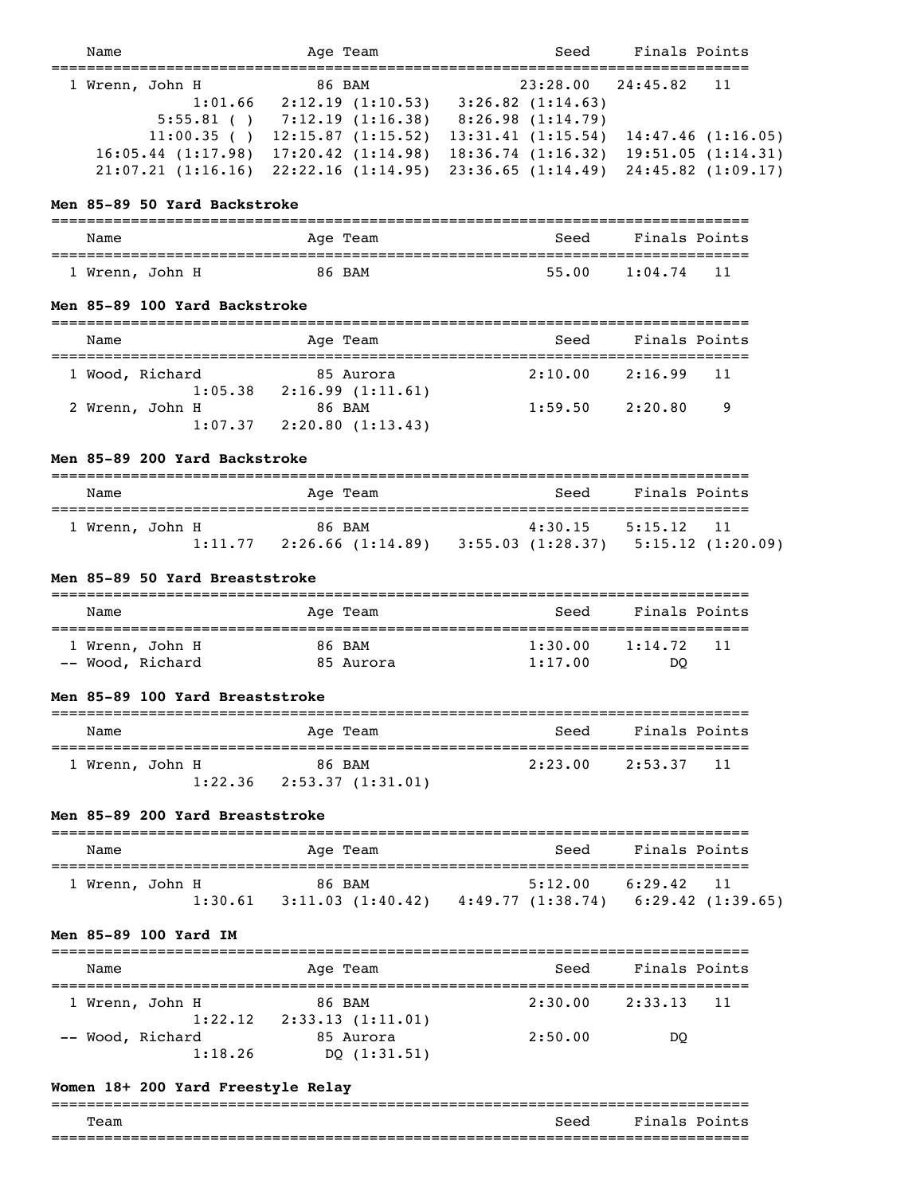| Name | Age | Team | Seed | Finals | Points |
|---|---|---|---|---|---|
| 1 Wrenn, John H | 86 | BAM | 23:28.00 | 24:45.82 | 11 |

1:01.66  2:12.19 (1:10.53)  3:26.82 (1:14.63)
5:55.81 ( )  7:12.19 (1:16.38)  8:26.98 (1:14.79)
11:00.35 ( )  12:15.87 (1:15.52)  13:31.41 (1:15.54)  14:47.46 (1:16.05)
16:05.44 (1:17.98)  17:20.42 (1:14.98)  18:36.74 (1:16.32)  19:51.05 (1:14.31)
21:07.21 (1:16.16)  22:22.16 (1:14.95)  23:36.65 (1:14.49)  24:45.82 (1:09.17)

**Men 85-89 50 Yard Backstroke**

| Name | Age | Team | Seed | Finals | Points |
|---|---|---|---|---|---|
| 1 Wrenn, John H | 86 | BAM | 55.00 | 1:04.74 | 11 |

**Men 85-89 100 Yard Backstroke**

| Name | Age | Team | Seed | Finals | Points |
|---|---|---|---|---|---|
| 1 Wood, Richard | 85 | Aurora | 2:10.00 | 2:16.99 | 11 |
| 1:05.38  2:16.99 (1:11.61) | | | | | |
| 2 Wrenn, John H | 86 | BAM | 1:59.50 | 2:20.80 | 9 |
| 1:07.37  2:20.80 (1:13.43) | | | | | |

**Men 85-89 200 Yard Backstroke**

| Name | Age | Team | Seed | Finals | Points |
|---|---|---|---|---|---|
| 1 Wrenn, John H | 86 | BAM | 4:30.15 | 5:15.12 | 11 |
| 1:11.77  2:26.66 (1:14.89)  3:55.03 (1:28.37)  5:15.12 (1:20.09) | | | | | |

**Men 85-89 50 Yard Breaststroke**

| Name | Age | Team | Seed | Finals | Points |
|---|---|---|---|---|---|
| 1 Wrenn, John H | 86 | BAM | 1:30.00 | 1:14.72 | 11 |
| -- Wood, Richard | 85 | Aurora | 1:17.00 | DQ | |

**Men 85-89 100 Yard Breaststroke**

| Name | Age | Team | Seed | Finals | Points |
|---|---|---|---|---|---|
| 1 Wrenn, John H | 86 | BAM | 2:23.00 | 2:53.37 | 11 |
| 1:22.36  2:53.37 (1:31.01) | | | | | |

**Men 85-89 200 Yard Breaststroke**

| Name | Age | Team | Seed | Finals | Points |
|---|---|---|---|---|---|
| 1 Wrenn, John H | 86 | BAM | 5:12.00 | 6:29.42 | 11 |
| 1:30.61  3:11.03 (1:40.42)  4:49.77 (1:38.74)  6:29.42 (1:39.65) | | | | | |

**Men 85-89 100 Yard IM**

| Name | Age | Team | Seed | Finals | Points |
|---|---|---|---|---|---|
| 1 Wrenn, John H | 86 | BAM | 2:30.00 | 2:33.13 | 11 |
| 1:22.12  2:33.13 (1:11.01) | | | | | |
| -- Wood, Richard | 85 | Aurora | 2:50.00 | DQ | |
| 1:18.26  DQ (1:31.51) | | | | | |

**Women 18+ 200 Yard Freestyle Relay**

| Team | Seed | Finals | Points |
|---|---|---|---|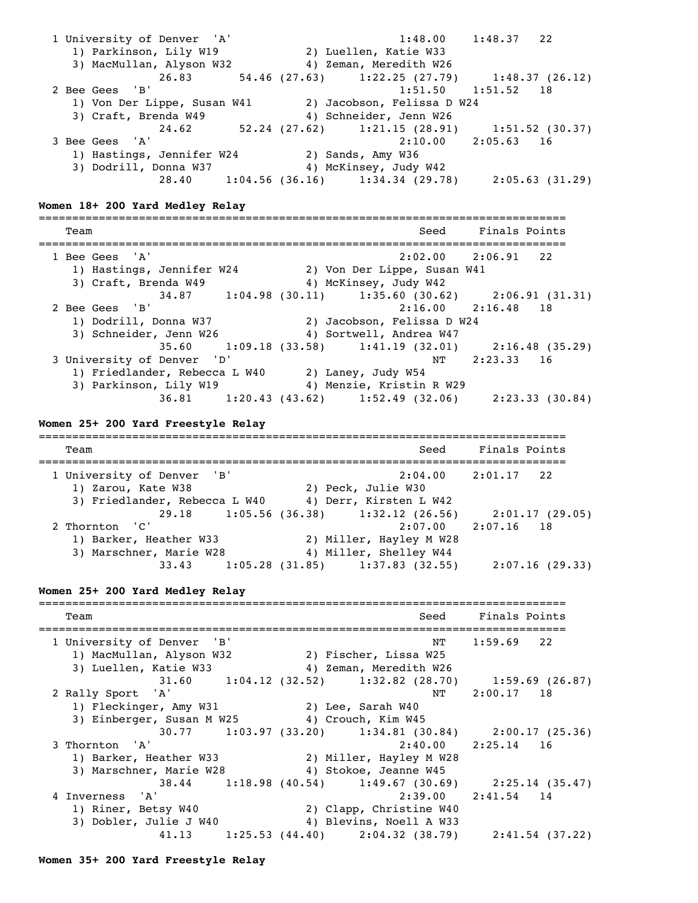```
  1 University of Denver  'A'                         1:48.00    1:48.37   22
     1) Parkinson, Lily W19            2) Luellen, Katie W33
     3) MacMullan, Alyson W32          4) Zeman, Meredith W26
               26.83        54.46 (27.63)      1:22.25 (27.79)      1:48.37 (26.12)
  2 Bee Gees  'B'                                     1:51.50    1:51.52   18
     1) Von Der Lippe, Susan W41       2) Jacobson, Felissa D W24
     3) Craft, Brenda W49              4) Schneider, Jenn W26
               24.62        52.24 (27.62)      1:21.15 (28.91)      1:51.52 (30.37)
  3 Bee Gees  'A'                                     2:10.00    2:05.63   16
     1) Hastings, Jennifer W24         2) Sands, Amy W36
     3) Dodrill, Donna W37             4) McKinsey, Judy W42
               28.40     1:04.56 (36.16)     1:34.34 (29.78)      2:05.63 (31.29)
```

**Women 18+ 200 Yard Medley Relay**

```
===============================================================================
    Team                                                 Seed     Finals Points
===============================================================================
  1 Bee Gees  'A'                                     2:02.00    2:06.91   22
     1) Hastings, Jennifer W24         2) Von Der Lippe, Susan W41
     3) Craft, Brenda W49              4) McKinsey, Judy W42
               34.87     1:04.98 (30.11)     1:35.60 (30.62)      2:06.91 (31.31)
  2 Bee Gees  'B'                                     2:16.00    2:16.48   18
     1) Dodrill, Donna W37             2) Jacobson, Felissa D W24
     3) Schneider, Jenn W26            4) Sortwell, Andrea W47
               35.60     1:09.18 (33.58)     1:41.19 (32.01)      2:16.48 (35.29)
  3 University of Denver  'D'                              NT    2:23.33   16
     1) Friedlander, Rebecca L W40     2) Laney, Judy W54
     3) Parkinson, Lily W19            4) Menzie, Kristin R W29
               36.81     1:20.43 (43.62)     1:52.49 (32.06)      2:23.33 (30.84)
```

**Women 25+ 200 Yard Freestyle Relay**

```
===============================================================================
    Team                                                 Seed     Finals Points
===============================================================================
  1 University of Denver  'B'                         2:04.00    2:01.17   22
     1) Zarou, Kate W38                2) Peck, Julie W30
     3) Friedlander, Rebecca L W40     4) Derr, Kirsten L W42
               29.18     1:05.56 (36.38)     1:32.12 (26.56)      2:01.17 (29.05)
  2 Thornton  'C'                                     2:07.00    2:07.16   18
     1) Barker, Heather W33            2) Miller, Hayley M W28
     3) Marschner, Marie W28           4) Miller, Shelley W44
               33.43     1:05.28 (31.85)     1:37.83 (32.55)      2:07.16 (29.33)
```

**Women 25+ 200 Yard Medley Relay**

```
===============================================================================
    Team                                                 Seed     Finals Points
===============================================================================
  1 University of Denver  'B'                              NT    1:59.69   22
     1) MacMullan, Alyson W32          2) Fischer, Lissa W25
     3) Luellen, Katie W33             4) Zeman, Meredith W26
               31.60     1:04.12 (32.52)     1:32.82 (28.70)      1:59.69 (26.87)
  2 Rally Sport  'A'                                       NT    2:00.17   18
     1) Fleckinger, Amy W31            2) Lee, Sarah W40
     3) Einberger, Susan M W25         4) Crouch, Kim W45
               30.77     1:03.97 (33.20)     1:34.81 (30.84)      2:00.17 (25.36)
  3 Thornton  'A'                                     2:40.00    2:25.14   16
     1) Barker, Heather W33            2) Miller, Hayley M W28
     3) Marschner, Marie W28           4) Stokoe, Jeanne W45
               38.44     1:18.98 (40.54)     1:49.67 (30.69)      2:25.14 (35.47)
  4 Inverness  'A'                                    2:39.00    2:41.54   14
     1) Riner, Betsy W40               2) Clapp, Christine W40
     3) Dobler, Julie J W40            4) Blevins, Noell A W33
               41.13     1:25.53 (44.40)     2:04.32 (38.79)      2:41.54 (37.22)
```

**Women 35+ 200 Yard Freestyle Relay**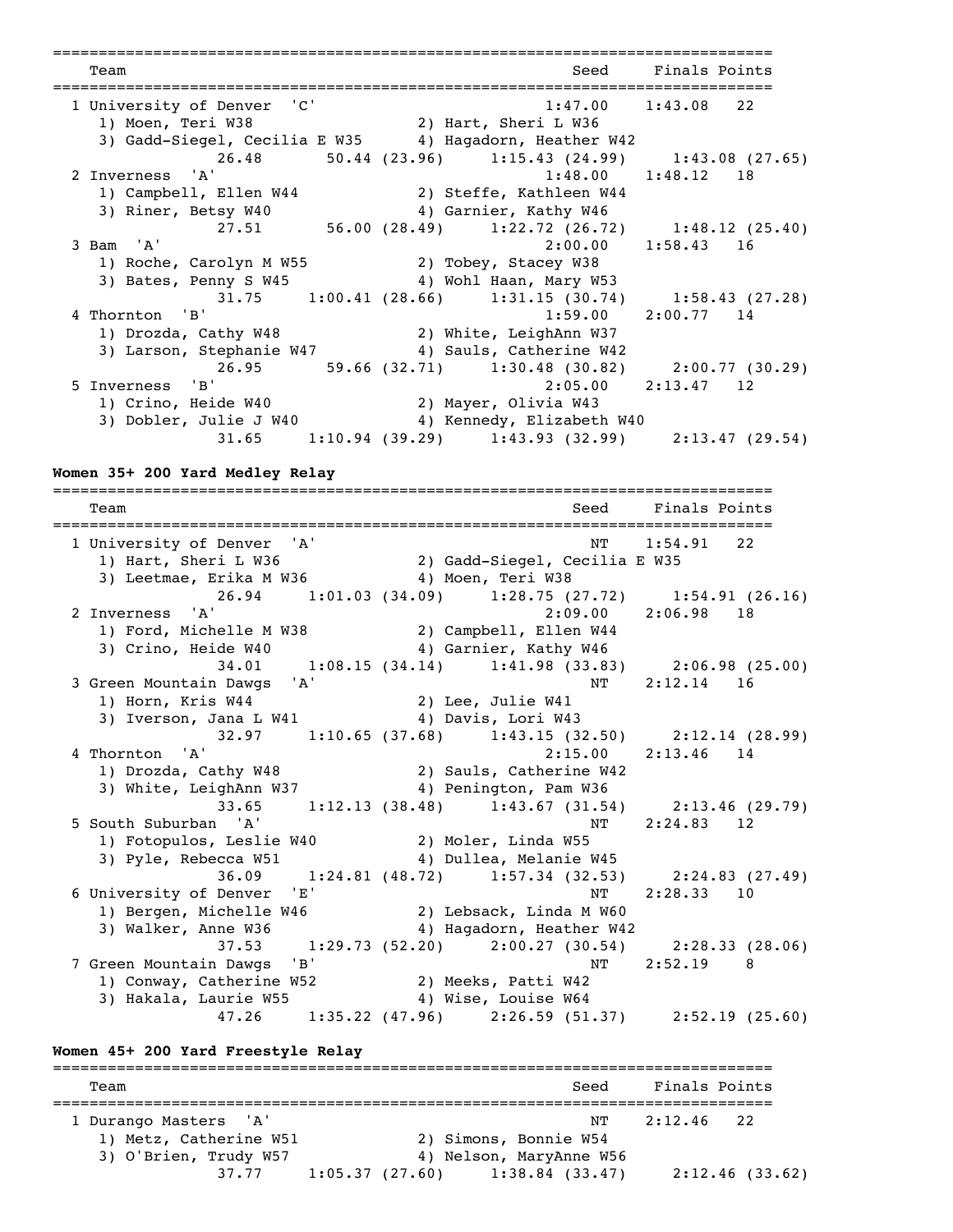| Team | | Seed | Finals | Points |
|---|---|---|---|---|
| 1 University of Denver 'C' | | 1:47.00 | 1:43.08 | 22 |
| 1) Moen, Teri W38 | 2) Hart, Sheri L W36 | | | |
| 3) Gadd-Siegel, Cecilia E W35 | 4) Hagadorn, Heather W42 | | | |
| 26.48 | 50.44 (23.96) | 1:15.43 (24.99) | 1:43.08 (27.65) | |
| 2 Inverness 'A' | | 1:48.00 | 1:48.12 | 18 |
| 1) Campbell, Ellen W44 | 2) Steffe, Kathleen W44 | | | |
| 3) Riner, Betsy W40 | 4) Garnier, Kathy W46 | | | |
| 27.51 | 56.00 (28.49) | 1:22.72 (26.72) | 1:48.12 (25.40) | |
| 3 Bam 'A' | | 2:00.00 | 1:58.43 | 16 |
| 1) Roche, Carolyn M W55 | 2) Tobey, Stacey W38 | | | |
| 3) Bates, Penny S W45 | 4) Wohl Haan, Mary W53 | | | |
| 31.75 | 1:00.41 (28.66) | 1:31.15 (30.74) | 1:58.43 (27.28) | |
| 4 Thornton 'B' | | 1:59.00 | 2:00.77 | 14 |
| 1) Drozda, Cathy W48 | 2) White, LeighAnn W37 | | | |
| 3) Larson, Stephanie W47 | 4) Sauls, Catherine W42 | | | |
| 26.95 | 59.66 (32.71) | 1:30.48 (30.82) | 2:00.77 (30.29) | |
| 5 Inverness 'B' | | 2:05.00 | 2:13.47 | 12 |
| 1) Crino, Heide W40 | 2) Mayer, Olivia W43 | | | |
| 3) Dobler, Julie J W40 | 4) Kennedy, Elizabeth W40 | | | |
| 31.65 | 1:10.94 (39.29) | 1:43.93 (32.99) | 2:13.47 (29.54) | |

**Women 35+ 200 Yard Medley Relay**

| Team | | Seed | Finals | Points |
|---|---|---|---|---|
| 1 University of Denver 'A' | | NT | 1:54.91 | 22 |
| 1) Hart, Sheri L W36 | 2) Gadd-Siegel, Cecilia E W35 | | | |
| 3) Leetmae, Erika M W36 | 4) Moen, Teri W38 | | | |
| 26.94 | 1:01.03 (34.09) | 1:28.75 (27.72) | 1:54.91 (26.16) | |
| 2 Inverness 'A' | | 2:09.00 | 2:06.98 | 18 |
| 1) Ford, Michelle M W38 | 2) Campbell, Ellen W44 | | | |
| 3) Crino, Heide W40 | 4) Garnier, Kathy W46 | | | |
| 34.01 | 1:08.15 (34.14) | 1:41.98 (33.83) | 2:06.98 (25.00) | |
| 3 Green Mountain Dawgs 'A' | | NT | 2:12.14 | 16 |
| 1) Horn, Kris W44 | 2) Lee, Julie W41 | | | |
| 3) Iverson, Jana L W41 | 4) Davis, Lori W43 | | | |
| 32.97 | 1:10.65 (37.68) | 1:43.15 (32.50) | 2:12.14 (28.99) | |
| 4 Thornton 'A' | | 2:15.00 | 2:13.46 | 14 |
| 1) Drozda, Cathy W48 | 2) Sauls, Catherine W42 | | | |
| 3) White, LeighAnn W37 | 4) Penington, Pam W36 | | | |
| 33.65 | 1:12.13 (38.48) | 1:43.67 (31.54) | 2:13.46 (29.79) | |
| 5 South Suburban 'A' | | NT | 2:24.83 | 12 |
| 1) Fotopulos, Leslie W40 | 2) Moler, Linda W55 | | | |
| 3) Pyle, Rebecca W51 | 4) Dullea, Melanie W45 | | | |
| 36.09 | 1:24.81 (48.72) | 1:57.34 (32.53) | 2:24.83 (27.49) | |
| 6 University of Denver 'E' | | NT | 2:28.33 | 10 |
| 1) Bergen, Michelle W46 | 2) Lebsack, Linda M W60 | | | |
| 3) Walker, Anne W36 | 4) Hagadorn, Heather W42 | | | |
| 37.53 | 1:29.73 (52.20) | 2:00.27 (30.54) | 2:28.33 (28.06) | |
| 7 Green Mountain Dawgs 'B' | | NT | 2:52.19 | 8 |
| 1) Conway, Catherine W52 | 2) Meeks, Patti W42 | | | |
| 3) Hakala, Laurie W55 | 4) Wise, Louise W64 | | | |
| 47.26 | 1:35.22 (47.96) | 2:26.59 (51.37) | 2:52.19 (25.60) | |

**Women 45+ 200 Yard Freestyle Relay**

| Team | | Seed | Finals | Points |
|---|---|---|---|---|
| 1 Durango Masters 'A' | | NT | 2:12.46 | 22 |
| 1) Metz, Catherine W51 | 2) Simons, Bonnie W54 | | | |
| 3) O'Brien, Trudy W57 | 4) Nelson, MaryAnne W56 | | | |
| 37.77 | 1:05.37 (27.60) | 1:38.84 (33.47) | 2:12.46 (33.62) | |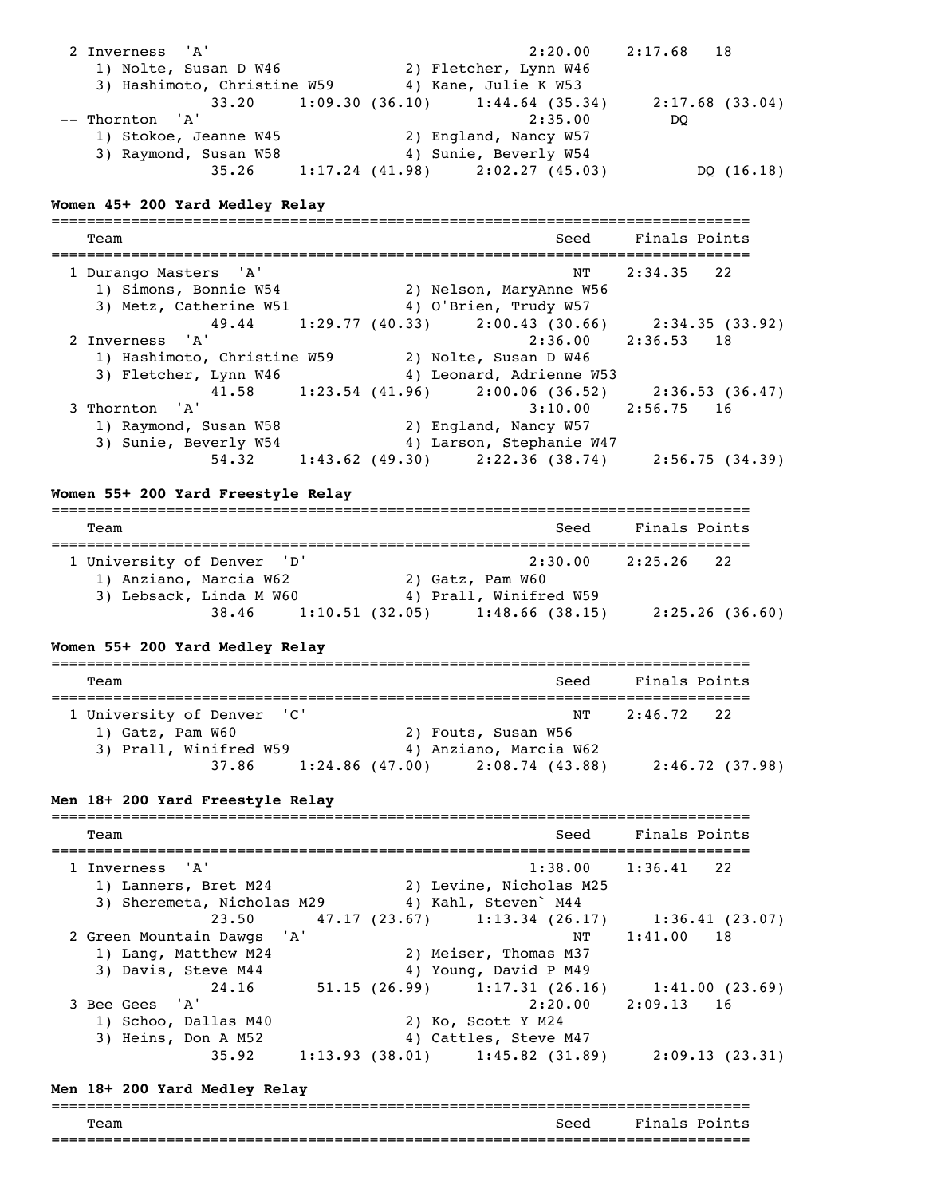```
  2 Inverness  'A'                                    2:20.00    2:17.68   18
     1) Nolte, Susan D W46              2) Fletcher, Lynn W46
     3) Hashimoto, Christine W59        4) Kane, Julie K W53
              33.20     1:09.30 (36.10)     1:44.64 (35.34)     2:17.68 (33.04)
 -- Thornton  'A'                                     2:35.00         DQ
     1) Stokoe, Jeanne W45              2) England, Nancy W57
     3) Raymond, Susan W58              4) Sunie, Beverly W54
              35.26     1:17.24 (41.98)     2:02.27 (45.03)          DQ (16.18)
```

**Women 45+ 200 Yard Medley Relay**

```
===============================================================================
    Team                                                Seed     Finals Points
===============================================================================
  1 Durango Masters  'A'                                     NT    2:34.35   22
     1) Simons, Bonnie W54              2) Nelson, MaryAnne W56
     3) Metz, Catherine W51             4) O'Brien, Trudy W57
              49.44     1:29.77 (40.33)     2:00.43 (30.66)     2:34.35 (33.92)
  2 Inverness  'A'                                    2:36.00    2:36.53   18
     1) Hashimoto, Christine W59        2) Nolte, Susan D W46
     3) Fletcher, Lynn W46              4) Leonard, Adrienne W53
              41.58     1:23.54 (41.96)     2:00.06 (36.52)     2:36.53 (36.47)
  3 Thornton  'A'                                     3:10.00    2:56.75   16
     1) Raymond, Susan W58              2) England, Nancy W57
     3) Sunie, Beverly W54              4) Larson, Stephanie W47
              54.32     1:43.62 (49.30)     2:22.36 (38.74)     2:56.75 (34.39)
```

**Women 55+ 200 Yard Freestyle Relay**

```
===============================================================================
    Team                                                Seed     Finals Points
===============================================================================
  1 University of Denver  'D'                         2:30.00    2:25.26   22
     1) Anziano, Marcia W62             2) Gatz, Pam W60
     3) Lebsack, Linda M W60            4) Prall, Winifred W59
              38.46     1:10.51 (32.05)     1:48.66 (38.15)     2:25.26 (36.60)
```

**Women 55+ 200 Yard Medley Relay**

```
===============================================================================
    Team                                                Seed     Finals Points
===============================================================================
  1 University of Denver  'C'                              NT    2:46.72   22
     1) Gatz, Pam W60                   2) Fouts, Susan W56
     3) Prall, Winifred W59             4) Anziano, Marcia W62
              37.86     1:24.86 (47.00)     2:08.74 (43.88)     2:46.72 (37.98)
```

**Men 18+ 200 Yard Freestyle Relay**

```
===============================================================================
    Team                                                Seed     Finals Points
===============================================================================
  1 Inverness  'A'                                    1:38.00    1:36.41   22
     1) Lanners, Bret M24               2) Levine, Nicholas M25
     3) Sheremeta, Nicholas M29         4) Kahl, Steven` M44
              23.50       47.17 (23.67)     1:13.34 (26.17)     1:36.41 (23.07)
  2 Green Mountain Dawgs  'A'                              NT    1:41.00   18
     1) Lang, Matthew M24               2) Meiser, Thomas M37
     3) Davis, Steve M44                4) Young, David P M49
              24.16       51.15 (26.99)     1:17.31 (26.16)     1:41.00 (23.69)
  3 Bee Gees  'A'                                     2:20.00    2:09.13   16
     1) Schoo, Dallas M40               2) Ko, Scott Y M24
     3) Heins, Don A M52                4) Cattles, Steve M47
              35.92     1:13.93 (38.01)     1:45.82 (31.89)     2:09.13 (23.31)
```

**Men 18+ 200 Yard Medley Relay**

```
===============================================================================
    Team                                                Seed     Finals Points
===============================================================================
```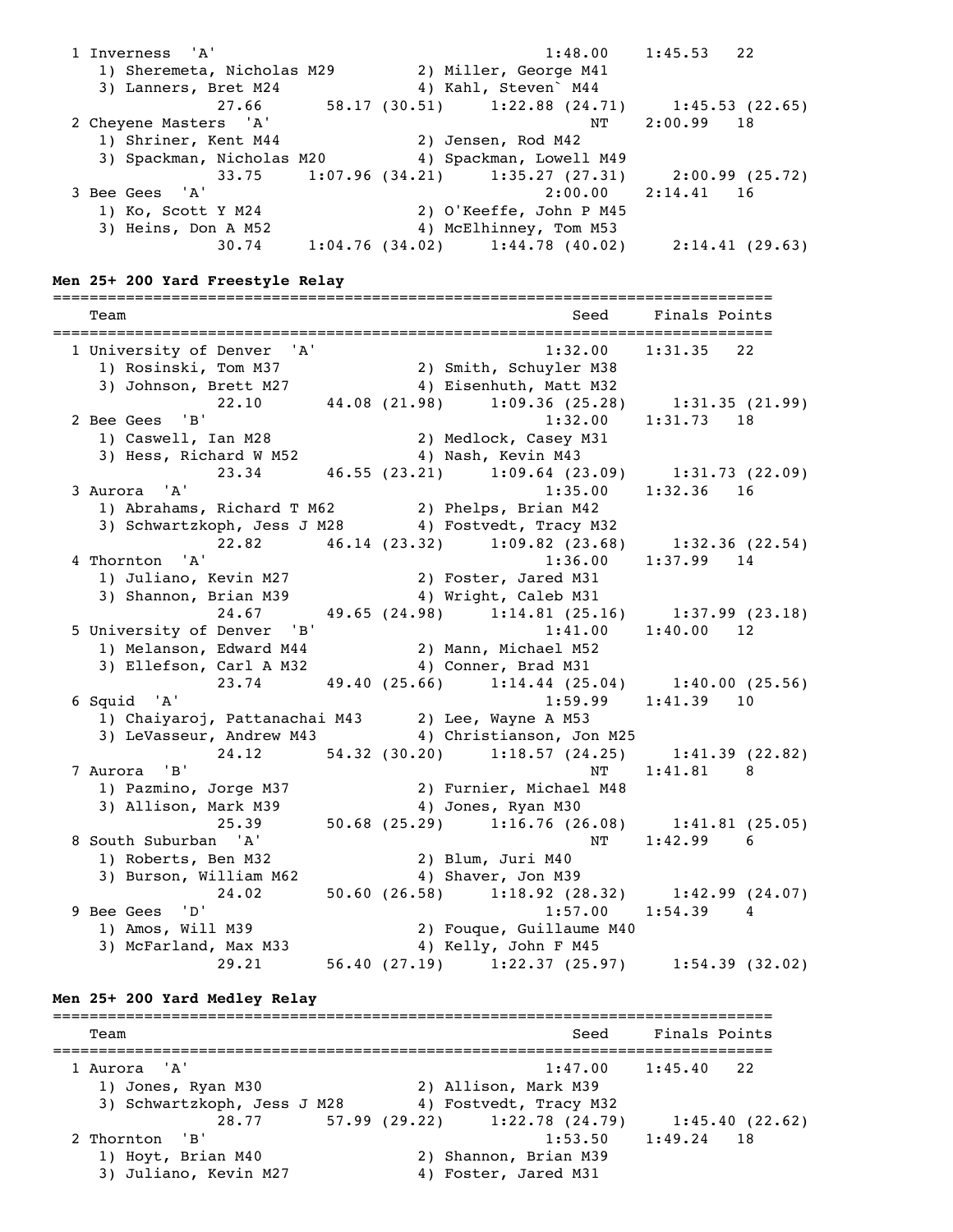```
  1 Inverness  'A'                                     1:48.00    1:45.53   22
     1) Sheremeta, Nicholas M29         2) Miller, George M41
     3) Lanners, Bret M24               4) Kahl, Steven` M44
               27.66       58.17 (30.51)     1:22.88 (24.71)     1:45.53 (22.65)
  2 Cheyene Masters  'A'                                    NT    2:00.99   18
     1) Shriner, Kent M44               2) Jensen, Rod M42
     3) Spackman, Nicholas M20          4) Spackman, Lowell M49
               33.75     1:07.96 (34.21)     1:35.27 (27.31)     2:00.99 (25.72)
  3 Bee Gees  'A'                                      2:00.00    2:14.41   16
     1) Ko, Scott Y M24                 2) O'Keeffe, John P M45
     3) Heins, Don A M52                4) McElhinney, Tom M53
               30.74     1:04.76 (34.02)     1:44.78 (40.02)     2:14.41 (29.63)
```

**Men 25+ 200 Yard Freestyle Relay**

```
===============================================================================
    Team                                                 Seed     Finals Points
===============================================================================
  1 University of Denver  'A'                          1:32.00    1:31.35   22
     1) Rosinski, Tom M37               2) Smith, Schuyler M38
     3) Johnson, Brett M27              4) Eisenhuth, Matt M32
               22.10       44.08 (21.98)     1:09.36 (25.28)     1:31.35 (21.99)
  2 Bee Gees  'B'                                      1:32.00    1:31.73   18
     1) Caswell, Ian M28                2) Medlock, Casey M31
     3) Hess, Richard W M52             4) Nash, Kevin M43
               23.34       46.55 (23.21)     1:09.64 (23.09)     1:31.73 (22.09)
  3 Aurora  'A'                                        1:35.00    1:32.36   16
     1) Abrahams, Richard T M62         2) Phelps, Brian M42
     3) Schwartzkoph, Jess J M28        4) Fostvedt, Tracy M32
               22.82       46.14 (23.32)     1:09.82 (23.68)     1:32.36 (22.54)
  4 Thornton  'A'                                      1:36.00    1:37.99   14
     1) Juliano, Kevin M27              2) Foster, Jared M31
     3) Shannon, Brian M39              4) Wright, Caleb M31
               24.67       49.65 (24.98)     1:14.81 (25.16)     1:37.99 (23.18)
  5 University of Denver  'B'                          1:41.00    1:40.00   12
     1) Melanson, Edward M44            2) Mann, Michael M52
     3) Ellefson, Carl A M32            4) Conner, Brad M31
               23.74       49.40 (25.66)     1:14.44 (25.04)     1:40.00 (25.56)
  6 Squid  'A'                                         1:59.99    1:41.39   10
     1) Chaiyaroj, Pattanachai M43      2) Lee, Wayne A M53
     3) LeVasseur, Andrew M43           4) Christianson, Jon M25
               24.12       54.32 (30.20)     1:18.57 (24.25)     1:41.39 (22.82)
  7 Aurora  'B'                                             NT    1:41.81    8
     1) Pazmino, Jorge M37              2) Furnier, Michael M48
     3) Allison, Mark M39               4) Jones, Ryan M30
               25.39       50.68 (25.29)     1:16.76 (26.08)     1:41.81 (25.05)
  8 South Suburban  'A'                                     NT    1:42.99    6
     1) Roberts, Ben M32                2) Blum, Juri M40
     3) Burson, William M62             4) Shaver, Jon M39
               24.02       50.60 (26.58)     1:18.92 (28.32)     1:42.99 (24.07)
  9 Bee Gees  'D'                                      1:57.00    1:54.39    4
     1) Amos, Will M39                  2) Fouque, Guillaume M40
     3) McFarland, Max M33              4) Kelly, John F M45
               29.21       56.40 (27.19)     1:22.37 (25.97)     1:54.39 (32.02)
```

**Men 25+ 200 Yard Medley Relay**

```
===============================================================================
    Team                                                 Seed     Finals Points
===============================================================================
  1 Aurora  'A'                                        1:47.00    1:45.40   22
     1) Jones, Ryan M30                 2) Allison, Mark M39
     3) Schwartzkoph, Jess J M28        4) Fostvedt, Tracy M32
               28.77       57.99 (29.22)     1:22.78 (24.79)     1:45.40 (22.62)
  2 Thornton  'B'                                      1:53.50    1:49.24   18
     1) Hoyt, Brian M40                 2) Shannon, Brian M39
     3) Juliano, Kevin M27              4) Foster, Jared M31
```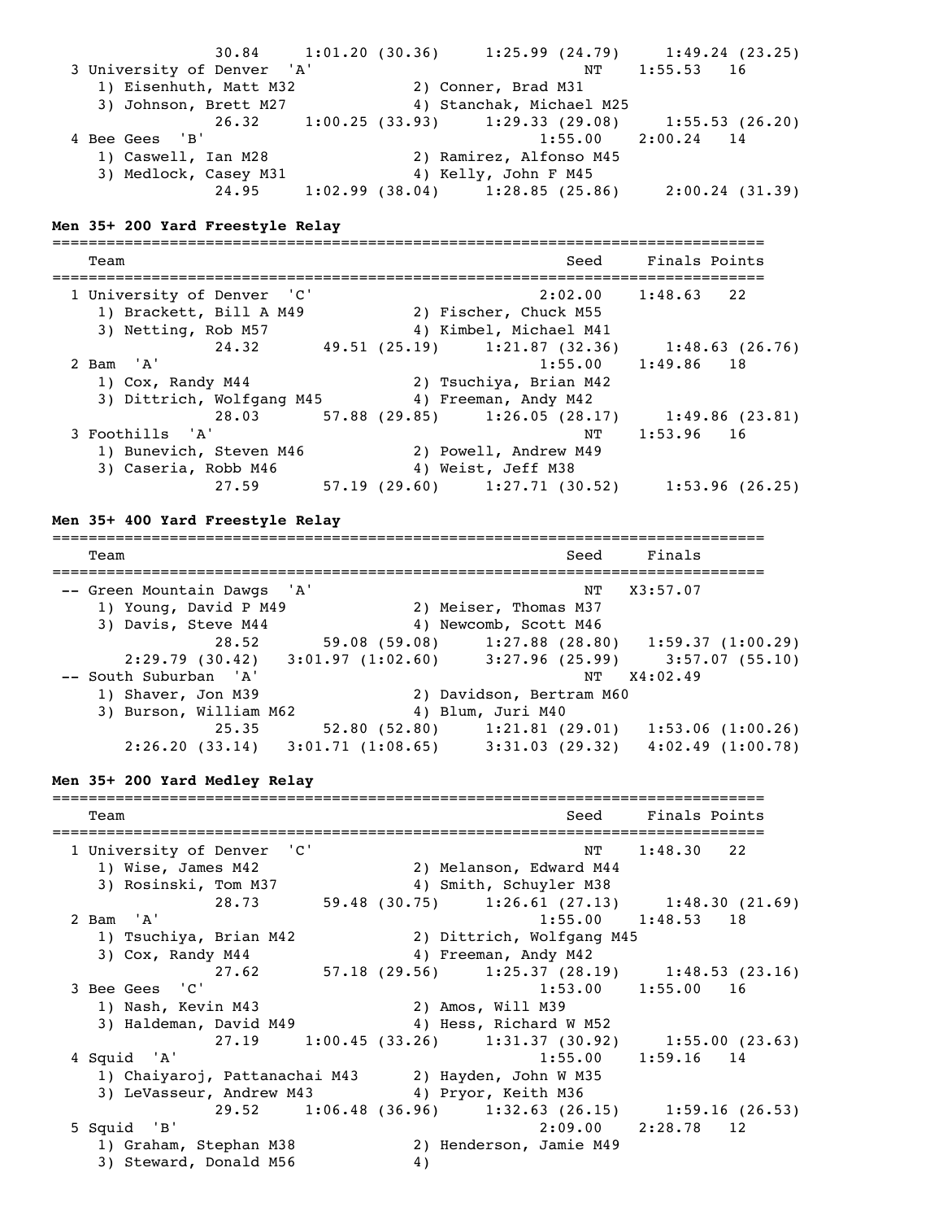```
             30.84     1:01.20 (30.36)     1:25.99 (24.79)     1:49.24 (23.25)
  3 University of Denver  'A'                             NT    1:55.53   16
     1) Eisenhuth, Matt M32             2) Conner, Brad M31
     3) Johnson, Brett M27              4) Stanchak, Michael M25
             26.32     1:00.25 (33.93)     1:29.33 (29.08)     1:55.53 (26.20)
  4 Bee Gees  'B'                                       1:55.00    2:00.24   14
     1) Caswell, Ian M28                2) Ramirez, Alfonso M45
     3) Medlock, Casey M31              4) Kelly, John F M45
             24.95     1:02.99 (38.04)     1:28.85 (25.86)     2:00.24 (31.39)
```

**Men 35+ 200 Yard Freestyle Relay**

```
===============================================================================
    Team                                                 Seed     Finals Points
===============================================================================
  1 University of Denver  'C'                           2:02.00    1:48.63   22
     1) Brackett, Bill A M49            2) Fischer, Chuck M55
     3) Netting, Rob M57                4) Kimbel, Michael M41
             24.32       49.51 (25.19)     1:21.87 (32.36)     1:48.63 (26.76)
  2 Bam  'A'                                            1:55.00    1:49.86   18
     1) Cox, Randy M44                  2) Tsuchiya, Brian M42
     3) Dittrich, Wolfgang M45          4) Freeman, Andy M42
             28.03       57.88 (29.85)     1:26.05 (28.17)     1:49.86 (23.81)
  3 Foothills  'A'                                          NT    1:53.96   16
     1) Bunevich, Steven M46            2) Powell, Andrew M49
     3) Caseria, Robb M46               4) Weist, Jeff M38
             27.59       57.19 (29.60)     1:27.71 (30.52)     1:53.96 (26.25)
```

**Men 35+ 400 Yard Freestyle Relay**

```
===============================================================================
    Team                                                 Seed     Finals
===============================================================================
 -- Green Mountain Dawgs  'A'                               NT   X3:57.07
     1) Young, David P M49              2) Meiser, Thomas M37
     3) Davis, Steve M44                4) Newcomb, Scott M46
             28.52       59.08 (59.08)     1:27.88 (28.80)   1:59.37 (1:00.29)
        2:29.79 (30.42)   3:01.97 (1:02.60)     3:27.96 (25.99)     3:57.07 (55.10)
 -- South Suburban  'A'                                     NT   X4:02.49
     1) Shaver, Jon M39                 2) Davidson, Bertram M60
     3) Burson, William M62             4) Blum, Juri M40
             25.35       52.80 (52.80)     1:21.81 (29.01)   1:53.06 (1:00.26)
        2:26.20 (33.14)   3:01.71 (1:08.65)     3:31.03 (29.32)   4:02.49 (1:00.78)
```

**Men 35+ 200 Yard Medley Relay**

```
===============================================================================
    Team                                                 Seed     Finals Points
===============================================================================
  1 University of Denver  'C'                               NT    1:48.30   22
     1) Wise, James M42                 2) Melanson, Edward M44
     3) Rosinski, Tom M37               4) Smith, Schuyler M38
             28.73       59.48 (30.75)     1:26.61 (27.13)     1:48.30 (21.69)
  2 Bam  'A'                                            1:55.00    1:48.53   18
     1) Tsuchiya, Brian M42             2) Dittrich, Wolfgang M45
     3) Cox, Randy M44                  4) Freeman, Andy M42
             27.62       57.18 (29.56)     1:25.37 (28.19)     1:48.53 (23.16)
  3 Bee Gees  'C'                                       1:53.00    1:55.00   16
     1) Nash, Kevin M43                 2) Amos, Will M39
     3) Haldeman, David M49             4) Hess, Richard W M52
             27.19     1:00.45 (33.26)     1:31.37 (30.92)     1:55.00 (23.63)
  4 Squid  'A'                                          1:55.00    1:59.16   14
     1) Chaiyaroj, Pattanachai M43      2) Hayden, John W M35
     3) LeVasseur, Andrew M43           4) Pryor, Keith M36
             29.52     1:06.48 (36.96)     1:32.63 (26.15)     1:59.16 (26.53)
  5 Squid  'B'                                          2:09.00    2:28.78   12
     1) Graham, Stephan M38             2) Henderson, Jamie M49
     3) Steward, Donald M56             4)
```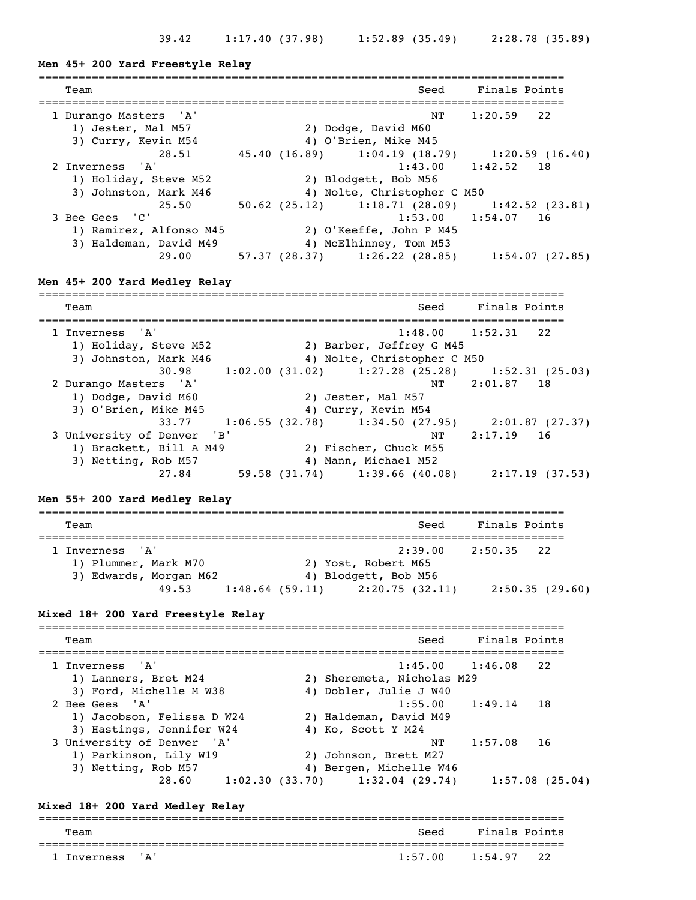39.42 1:17.40 (37.98) 1:52.89 (35.49) 2:28.78 (35.89)

### Men 45+ 200 Yard Freestyle Relay

```
===============================================================================
    Team                                                Seed     Finals Points
===============================================================================
  1 Durango Masters  'A'                                  NT    1:20.59   22
     1) Jester, Mal M57                2) Dodge, David M60
     3) Curry, Kevin M54               4) O'Brien, Mike M45
             28.51      45.40 (16.89)     1:04.19 (18.79)     1:20.59 (16.40)
  2 Inverness  'A'                                    1:43.00    1:42.52   18
     1) Holiday, Steve M52             2) Blodgett, Bob M56
     3) Johnston, Mark M46             4) Nolte, Christopher C M50
             25.50      50.62 (25.12)     1:18.71 (28.09)     1:42.52 (23.81)
  3 Bee Gees  'C'                                     1:53.00    1:54.07   16
     1) Ramirez, Alfonso M45           2) O'Keeffe, John P M45
     3) Haldeman, David M49            4) McElhinney, Tom M53
             29.00      57.37 (28.37)     1:26.22 (28.85)     1:54.07 (27.85)
```

### Men 45+ 200 Yard Medley Relay

```
===============================================================================
    Team                                                Seed     Finals Points
===============================================================================
  1 Inverness  'A'                                    1:48.00    1:52.31   22
     1) Holiday, Steve M52             2) Barber, Jeffrey G M45
     3) Johnston, Mark M46             4) Nolte, Christopher C M50
             30.98    1:02.00 (31.02)     1:27.28 (25.28)     1:52.31 (25.03)
  2 Durango Masters  'A'                                  NT    2:01.87   18
     1) Dodge, David M60               2) Jester, Mal M57
     3) O'Brien, Mike M45              4) Curry, Kevin M54
             33.77    1:06.55 (32.78)     1:34.50 (27.95)     2:01.87 (27.37)
  3 University of Denver  'B'                             NT    2:17.19   16
     1) Brackett, Bill A M49           2) Fischer, Chuck M55
     3) Netting, Rob M57               4) Mann, Michael M52
             27.84      59.58 (31.74)     1:39.66 (40.08)     2:17.19 (37.53)
```

### Men 55+ 200 Yard Medley Relay

```
===============================================================================
    Team                                                Seed     Finals Points
===============================================================================
  1 Inverness  'A'                                    2:39.00    2:50.35   22
     1) Plummer, Mark M70              2) Yost, Robert M65
     3) Edwards, Morgan M62            4) Blodgett, Bob M56
             49.53    1:48.64 (59.11)     2:20.75 (32.11)     2:50.35 (29.60)
```

### Mixed 18+ 200 Yard Freestyle Relay

```
===============================================================================
    Team                                                Seed     Finals Points
===============================================================================
  1 Inverness  'A'                                    1:45.00    1:46.08   22
     1) Lanners, Bret M24              2) Sheremeta, Nicholas M29
     3) Ford, Michelle M W38           4) Dobler, Julie J W40
  2 Bee Gees  'A'                                     1:55.00    1:49.14   18
     1) Jacobson, Felissa D W24        2) Haldeman, David M49
     3) Hastings, Jennifer W24         4) Ko, Scott Y M24
  3 University of Denver  'A'                             NT    1:57.08   16
     1) Parkinson, Lily W19            2) Johnson, Brett M27
     3) Netting, Rob M57               4) Bergen, Michelle W46
             28.60    1:02.30 (33.70)     1:32.04 (29.74)     1:57.08 (25.04)
```

### Mixed 18+ 200 Yard Medley Relay

```
===============================================================================
    Team                                                Seed     Finals Points
===============================================================================
  1 Inverness  'A'                                    1:57.00    1:54.97   22
```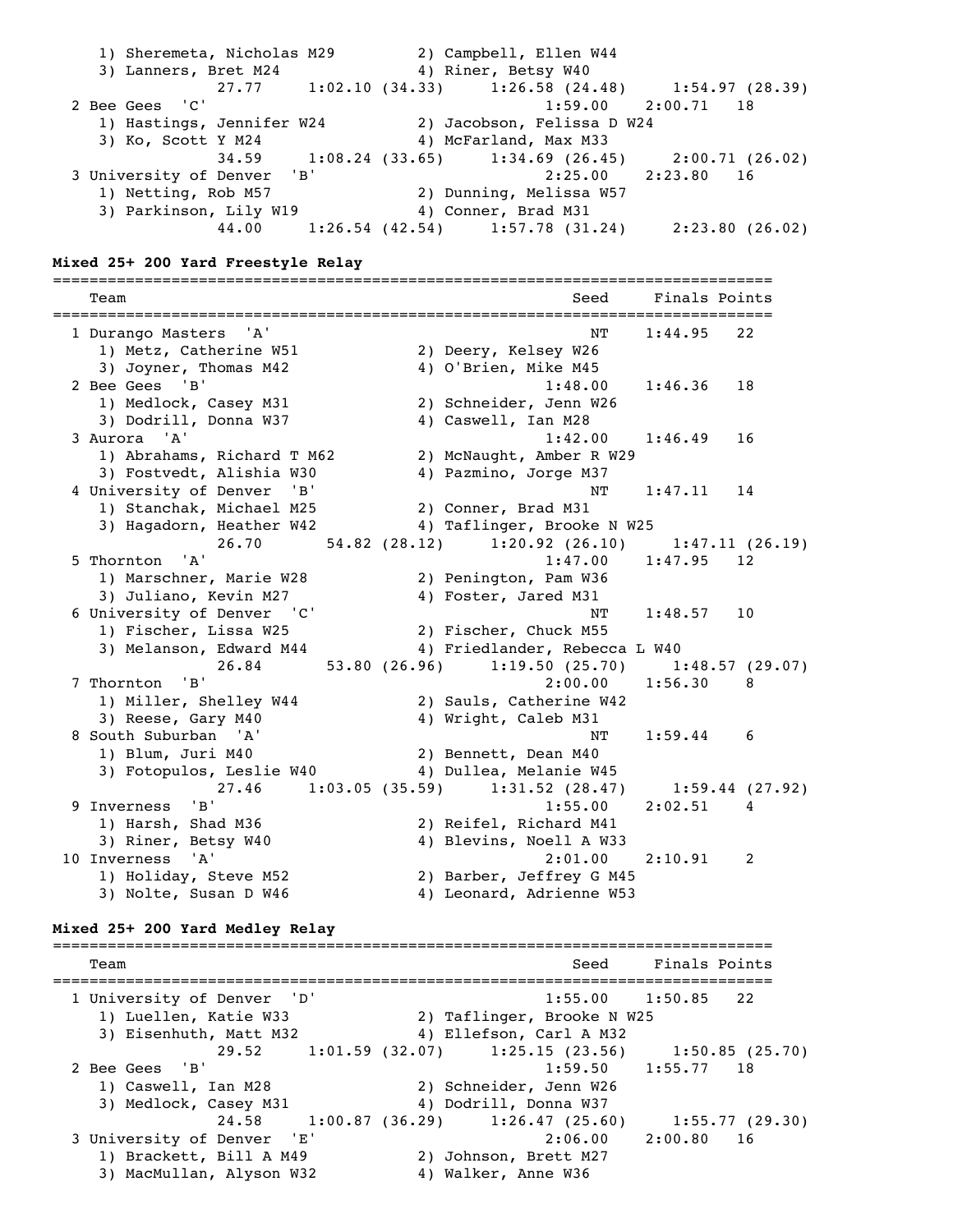```
    1) Sheremeta, Nicholas M29         2) Campbell, Ellen W44
    3) Lanners, Bret M24               4) Riner, Betsy W40
             27.77     1:02.10 (34.33)     1:26.58 (24.48)     1:54.97 (28.39)
  2 Bee Gees  'C'                                          1:59.00    2:00.71   18
    1) Hastings, Jennifer W24          2) Jacobson, Felissa D W24
    3) Ko, Scott Y M24                 4) McFarland, Max M33
             34.59     1:08.24 (33.65)     1:34.69 (26.45)     2:00.71 (26.02)
  3 University of Denver  'B'                              2:25.00    2:23.80   16
    1) Netting, Rob M57                2) Dunning, Melissa W57
    3) Parkinson, Lily W19             4) Conner, Brad M31
             44.00     1:26.54 (42.54)     1:57.78 (31.24)     2:23.80 (26.02)
```

**Mixed 25+ 200 Yard Freestyle Relay**

```
===============================================================================
    Team                                                  Seed     Finals Points
===============================================================================
  1 Durango Masters  'A'                                     NT    1:44.95   22
    1) Metz, Catherine W51             2) Deery, Kelsey W26
    3) Joyner, Thomas M42              4) O'Brien, Mike M45
  2 Bee Gees  'B'                                          1:48.00    1:46.36   18
    1) Medlock, Casey M31              2) Schneider, Jenn W26
    3) Dodrill, Donna W37              4) Caswell, Ian M28
  3 Aurora  'A'                                            1:42.00    1:46.49   16
    1) Abrahams, Richard T M62         2) McNaught, Amber R W29
    3) Fostvedt, Alishia W30           4) Pazmino, Jorge M37
  4 University of Denver  'B'                                NT    1:47.11   14
    1) Stanchak, Michael M25           2) Conner, Brad M31
    3) Hagadorn, Heather W42           4) Taflinger, Brooke N W25
             26.70       54.82 (28.12)     1:20.92 (26.10)     1:47.11 (26.19)
  5 Thornton  'A'                                          1:47.00    1:47.95   12
    1) Marschner, Marie W28            2) Penington, Pam W36
    3) Juliano, Kevin M27              4) Foster, Jared M31
  6 University of Denver  'C'                                NT    1:48.57   10
    1) Fischer, Lissa W25              2) Fischer, Chuck M55
    3) Melanson, Edward M44            4) Friedlander, Rebecca L W40
             26.84       53.80 (26.96)     1:19.50 (25.70)     1:48.57 (29.07)
  7 Thornton  'B'                                          2:00.00    1:56.30    8
    1) Miller, Shelley W44             2) Sauls, Catherine W42
    3) Reese, Gary M40                 4) Wright, Caleb M31
  8 South Suburban  'A'                                      NT    1:59.44    6
    1) Blum, Juri M40                  2) Bennett, Dean M40
    3) Fotopulos, Leslie W40           4) Dullea, Melanie W45
             27.46     1:03.05 (35.59)     1:31.52 (28.47)     1:59.44 (27.92)
  9 Inverness  'B'                                         1:55.00    2:02.51    4
    1) Harsh, Shad M36                 2) Reifel, Richard M41
    3) Riner, Betsy W40                4) Blevins, Noell A W33
 10 Inverness  'A'                                         2:01.00    2:10.91    2
    1) Holiday, Steve M52              2) Barber, Jeffrey G M45
    3) Nolte, Susan D W46              4) Leonard, Adrienne W53
```

**Mixed 25+ 200 Yard Medley Relay**

```
===============================================================================
    Team                                                  Seed     Finals Points
===============================================================================
  1 University of Denver  'D'                              1:55.00    1:50.85   22
    1) Luellen, Katie W33              2) Taflinger, Brooke N W25
    3) Eisenhuth, Matt M32             4) Ellefson, Carl A M32
             29.52     1:01.59 (32.07)     1:25.15 (23.56)     1:50.85 (25.70)
  2 Bee Gees  'B'                                          1:59.50    1:55.77   18
    1) Caswell, Ian M28                2) Schneider, Jenn W26
    3) Medlock, Casey M31              4) Dodrill, Donna W37
             24.58     1:00.87 (36.29)     1:26.47 (25.60)     1:55.77 (29.30)
  3 University of Denver  'E'                              2:06.00    2:00.80   16
    1) Brackett, Bill A M49            2) Johnson, Brett M27
    3) MacMullan, Alyson W32           4) Walker, Anne W36
```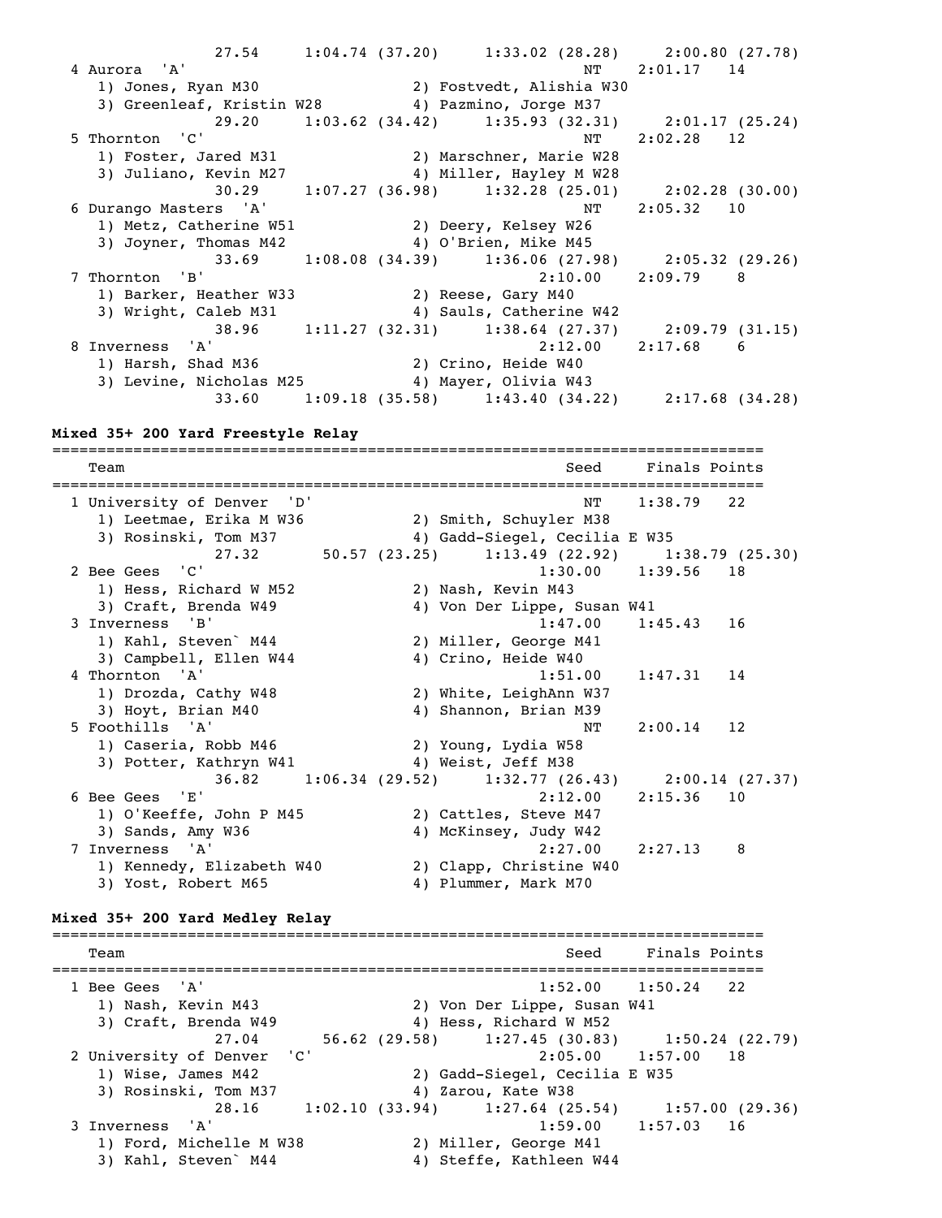```
                27.54     1:04.74 (37.20)     1:33.02 (28.28)     2:00.80 (27.78)
  4 Aurora  'A'                                          NT    2:01.17   14
     1) Jones, Ryan M30                   2) Fostvedt, Alishia W30
     3) Greenleaf, Kristin W28            4) Pazmino, Jorge M37
                29.20     1:03.62 (34.42)     1:35.93 (32.31)     2:01.17 (25.24)
  5 Thornton  'C'                                        NT    2:02.28   12
     1) Foster, Jared M31                 2) Marschner, Marie W28
     3) Juliano, Kevin M27                4) Miller, Hayley M W28
                30.29     1:07.27 (36.98)     1:32.28 (25.01)     2:02.28 (30.00)
  6 Durango Masters  'A'                                 NT    2:05.32   10
     1) Metz, Catherine W51               2) Deery, Kelsey W26
     3) Joyner, Thomas M42                4) O'Brien, Mike M45
                33.69     1:08.08 (34.39)     1:36.06 (27.98)     2:05.32 (29.26)
  7 Thornton  'B'                                      2:10.00    2:09.79    8
     1) Barker, Heather W33               2) Reese, Gary M40
     3) Wright, Caleb M31                 4) Sauls, Catherine W42
                38.96     1:11.27 (32.31)     1:38.64 (27.37)     2:09.79 (31.15)
  8 Inverness  'A'                                     2:12.00    2:17.68    6
     1) Harsh, Shad M36                   2) Crino, Heide W40
     3) Levine, Nicholas M25              4) Mayer, Olivia W43
                33.60     1:09.18 (35.58)     1:43.40 (34.22)     2:17.68 (34.28)
```

**Mixed 35+ 200 Yard Freestyle Relay**

```
===============================================================================
    Team                                                 Seed     Finals Points
===============================================================================
  1 University of Denver  'D'                            NT    1:38.79   22
     1) Leetmae, Erika M W36              2) Smith, Schuyler M38
     3) Rosinski, Tom M37                 4) Gadd-Siegel, Cecilia E W35
                27.32       50.57 (23.25)     1:13.49 (22.92)     1:38.79 (25.30)
  2 Bee Gees  'C'                                      1:30.00    1:39.56   18
     1) Hess, Richard W M52               2) Nash, Kevin M43
     3) Craft, Brenda W49                 4) Von Der Lippe, Susan W41
  3 Inverness  'B'                                     1:47.00    1:45.43   16
     1) Kahl, Steven` M44                 2) Miller, George M41
     3) Campbell, Ellen W44               4) Crino, Heide W40
  4 Thornton  'A'                                      1:51.00    1:47.31   14
     1) Drozda, Cathy W48                 2) White, LeighAnn W37
     3) Hoyt, Brian M40                   4) Shannon, Brian M39
  5 Foothills  'A'                                       NT    2:00.14   12
     1) Caseria, Robb M46                 2) Young, Lydia W58
     3) Potter, Kathryn W41               4) Weist, Jeff M38
                36.82     1:06.34 (29.52)     1:32.77 (26.43)     2:00.14 (27.37)
  6 Bee Gees  'E'                                      2:12.00    2:15.36   10
     1) O'Keeffe, John P M45              2) Cattles, Steve M47
     3) Sands, Amy W36                    4) McKinsey, Judy W42
  7 Inverness  'A'                                     2:27.00    2:27.13    8
     1) Kennedy, Elizabeth W40            2) Clapp, Christine W40
     3) Yost, Robert M65                  4) Plummer, Mark M70
```

**Mixed 35+ 200 Yard Medley Relay**

```
===============================================================================
    Team                                                 Seed     Finals Points
===============================================================================
  1 Bee Gees  'A'                                      1:52.00    1:50.24   22
     1) Nash, Kevin M43                   2) Von Der Lippe, Susan W41
     3) Craft, Brenda W49                 4) Hess, Richard W M52
                27.04       56.62 (29.58)     1:27.45 (30.83)     1:50.24 (22.79)
  2 University of Denver  'C'                          2:05.00    1:57.00   18
     1) Wise, James M42                   2) Gadd-Siegel, Cecilia E W35
     3) Rosinski, Tom M37                 4) Zarou, Kate W38
                28.16     1:02.10 (33.94)     1:27.64 (25.54)     1:57.00 (29.36)
  3 Inverness  'A'                                     1:59.00    1:57.03   16
     1) Ford, Michelle M W38              2) Miller, George M41
     3) Kahl, Steven` M44                 4) Steffe, Kathleen W44
```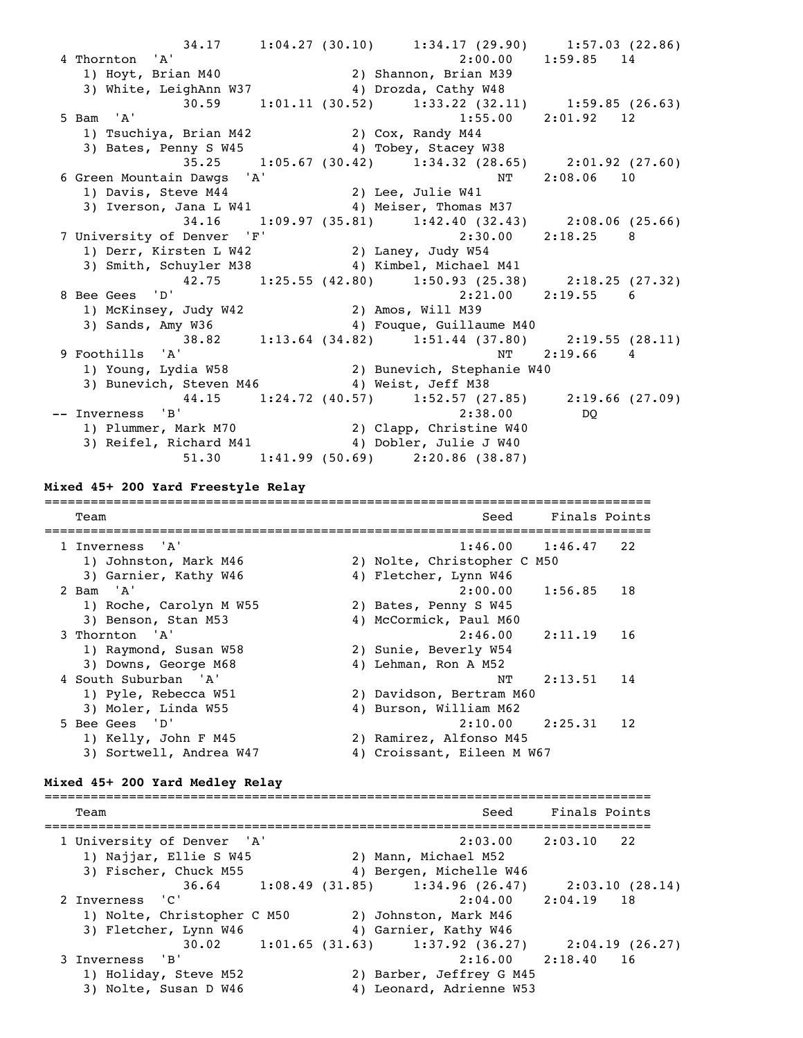```
               34.17     1:04.27 (30.10)     1:34.17 (29.90)     1:57.03 (22.86)
  4 Thornton  'A'                                      2:00.00    1:59.85   14
     1) Hoyt, Brian M40                  2) Shannon, Brian M39
     3) White, LeighAnn W37              4) Drozda, Cathy W48
               30.59     1:01.11 (30.52)     1:33.22 (32.11)     1:59.85 (26.63)
  5 Bam  'A'                                           1:55.00    2:01.92   12
     1) Tsuchiya, Brian M42              2) Cox, Randy M44
     3) Bates, Penny S W45               4) Tobey, Stacey W38
               35.25     1:05.67 (30.42)     1:34.32 (28.65)     2:01.92 (27.60)
  6 Green Mountain Dawgs  'A'                               NT    2:08.06   10
     1) Davis, Steve M44                 2) Lee, Julie W41
     3) Iverson, Jana L W41              4) Meiser, Thomas M37
               34.16     1:09.97 (35.81)     1:42.40 (32.43)     2:08.06 (25.66)
  7 University of Denver  'F'                          2:30.00    2:18.25    8
     1) Derr, Kirsten L W42              2) Laney, Judy W54
     3) Smith, Schuyler M38              4) Kimbel, Michael M41
               42.75     1:25.55 (42.80)     1:50.93 (25.38)     2:18.25 (27.32)
  8 Bee Gees  'D'                                      2:21.00    2:19.55    6
     1) McKinsey, Judy W42               2) Amos, Will M39
     3) Sands, Amy W36                   4) Fouque, Guillaume M40
               38.82     1:13.64 (34.82)     1:51.44 (37.80)     2:19.55 (28.11)
  9 Foothills  'A'                                          NT    2:19.66    4
     1) Young, Lydia W58                 2) Bunevich, Stephanie W40
     3) Bunevich, Steven M46             4) Weist, Jeff M38
               44.15     1:24.72 (40.57)     1:52.57 (27.85)     2:19.66 (27.09)
 -- Inverness  'B'                                     2:38.00         DQ
     1) Plummer, Mark M70                2) Clapp, Christine W40
     3) Reifel, Richard M41              4) Dobler, Julie J W40
               51.30     1:41.99 (50.69)     2:20.86 (38.87)
```

**Mixed 45+ 200 Yard Freestyle Relay**

```
===============================================================================
    Team                                               Seed     Finals Points
===============================================================================
  1 Inverness  'A'                                     1:46.00    1:46.47   22
     1) Johnston, Mark M46               2) Nolte, Christopher C M50
     3) Garnier, Kathy W46               4) Fletcher, Lynn W46
  2 Bam  'A'                                           2:00.00    1:56.85   18
     1) Roche, Carolyn M W55             2) Bates, Penny S W45
     3) Benson, Stan M53                 4) McCormick, Paul M60
  3 Thornton  'A'                                      2:46.00    2:11.19   16
     1) Raymond, Susan W58               2) Sunie, Beverly W54
     3) Downs, George M68                4) Lehman, Ron A M52
  4 South Suburban  'A'                                     NT    2:13.51   14
     1) Pyle, Rebecca W51                2) Davidson, Bertram M60
     3) Moler, Linda W55                 4) Burson, William M62
  5 Bee Gees  'D'                                      2:10.00    2:25.31   12
     1) Kelly, John F M45                2) Ramirez, Alfonso M45
     3) Sortwell, Andrea W47             4) Croissant, Eileen M W67
```

**Mixed 45+ 200 Yard Medley Relay**

```
===============================================================================
    Team                                               Seed     Finals Points
===============================================================================
  1 University of Denver  'A'                          2:03.00    2:03.10   22
     1) Najjar, Ellie S W45              2) Mann, Michael M52
     3) Fischer, Chuck M55               4) Bergen, Michelle W46
               36.64     1:08.49 (31.85)     1:34.96 (26.47)     2:03.10 (28.14)
  2 Inverness  'C'                                     2:04.00    2:04.19   18
     1) Nolte, Christopher C M50         2) Johnston, Mark M46
     3) Fletcher, Lynn W46               4) Garnier, Kathy W46
               30.02     1:01.65 (31.63)     1:37.92 (36.27)     2:04.19 (26.27)
  3 Inverness  'B'                                     2:16.00    2:18.40   16
     1) Holiday, Steve M52               2) Barber, Jeffrey G M45
     3) Nolte, Susan D W46               4) Leonard, Adrienne W53
```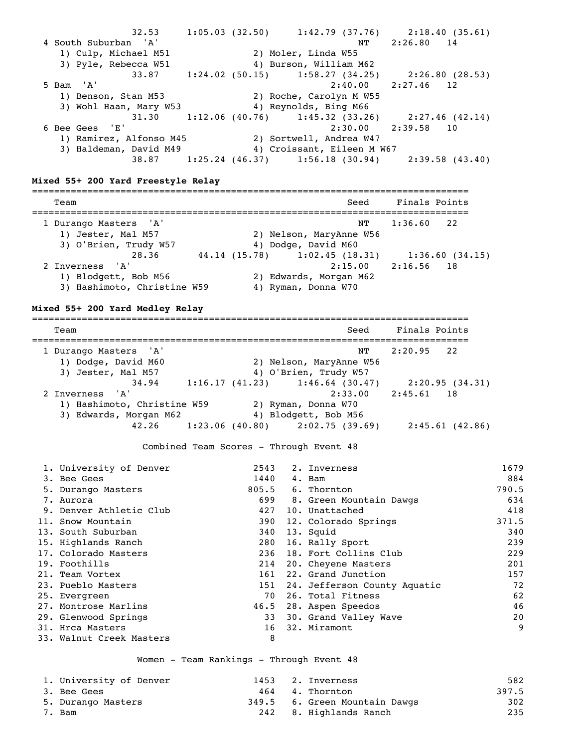```
              32.53     1:05.03 (32.50)     1:42.79 (37.76)     2:18.40 (35.61)
  4 South Suburban  'A'                                  NT    2:26.80   14
     1) Culp, Michael M51                2) Moler, Linda W55
     3) Pyle, Rebecca W51                4) Burson, William M62
              33.87     1:24.02 (50.15)     1:58.27 (34.25)     2:26.80 (28.53)
  5 Bam  'A'                                          2:40.00    2:27.46   12
     1) Benson, Stan M53                 2) Roche, Carolyn M W55
     3) Wohl Haan, Mary W53              4) Reynolds, Bing M66
              31.30     1:12.06 (40.76)     1:45.32 (33.26)     2:27.46 (42.14)
  6 Bee Gees  'E'                                     2:30.00    2:39.58   10
     1) Ramirez, Alfonso M45             2) Sortwell, Andrea W47
     3) Haldeman, David M49              4) Croissant, Eileen M W67
              38.87     1:25.24 (46.37)     1:56.18 (30.94)     2:39.58 (43.40)
```

**Mixed 55+ 200 Yard Freestyle Relay**

```
===============================================================================
    Team                                                Seed     Finals Points
===============================================================================
  1 Durango Masters  'A'                                 NT    1:36.60   22
     1) Jester, Mal M57                  2) Nelson, MaryAnne W56
     3) O'Brien, Trudy W57               4) Dodge, David M60
              28.36       44.14 (15.78)     1:02.45 (18.31)     1:36.60 (34.15)
  2 Inverness  'A'                                    2:15.00    2:16.56   18
     1) Blodgett, Bob M56                2) Edwards, Morgan M62
     3) Hashimoto, Christine W59         4) Ryman, Donna W70
```

**Mixed 55+ 200 Yard Medley Relay**

```
===============================================================================
    Team                                                Seed     Finals Points
===============================================================================
  1 Durango Masters  'A'                                 NT    2:20.95   22
     1) Dodge, David M60                 2) Nelson, MaryAnne W56
     3) Jester, Mal M57                  4) O'Brien, Trudy W57
              34.94     1:16.17 (41.23)     1:46.64 (30.47)     2:20.95 (34.31)
  2 Inverness  'A'                                    2:33.00    2:45.61   18
     1) Hashimoto, Christine W59         2) Ryman, Donna W70
     3) Edwards, Morgan M62              4) Blodgett, Bob M56
              42.26     1:23.06 (40.80)     2:02.75 (39.69)     2:45.61 (42.86)
```

Combined Team Scores - Through Event 48

```
  1. University of Denver          2543   2. Inverness                      1679
  3. Bee Gees                      1440   4. Bam                             884
  5. Durango Masters              805.5   6. Thornton                      790.5
  7. Aurora                         699   8. Green Mountain Dawgs            634
  9. Denver Athletic Club           427  10. Unattached                      418
 11. Snow Mountain                  390  12. Colorado Springs              371.5
 13. South Suburban                 340  13. Squid                           340
 15. Highlands Ranch                280  16. Rally Sport                     239
 17. Colorado Masters               236  18. Fort Collins Club               229
 19. Foothills                      214  20. Cheyene Masters                 201
 21. Team Vortex                    161  22. Grand Junction                  157
 23. Pueblo Masters                 151  24. Jefferson County Aquatic         72
 25. Evergreen                       70  26. Total Fitness                    62
 27. Montrose Marlins              46.5  28. Aspen Speedos                    46
 29. Glenwood Springs                33  30. Grand Valley Wave                20
 31. Hrca Masters                    16  32. Miramont                          9
 33. Walnut Creek Masters             8
```

Women - Team Rankings - Through Event 48

```
  1. University of Denver          1453   2. Inverness                       582
  3. Bee Gees                       464   4. Thornton                      397.5
  5. Durango Masters              349.5   6. Green Mountain Dawgs            302
  7. Bam                            242   8. Highlands Ranch                 235
```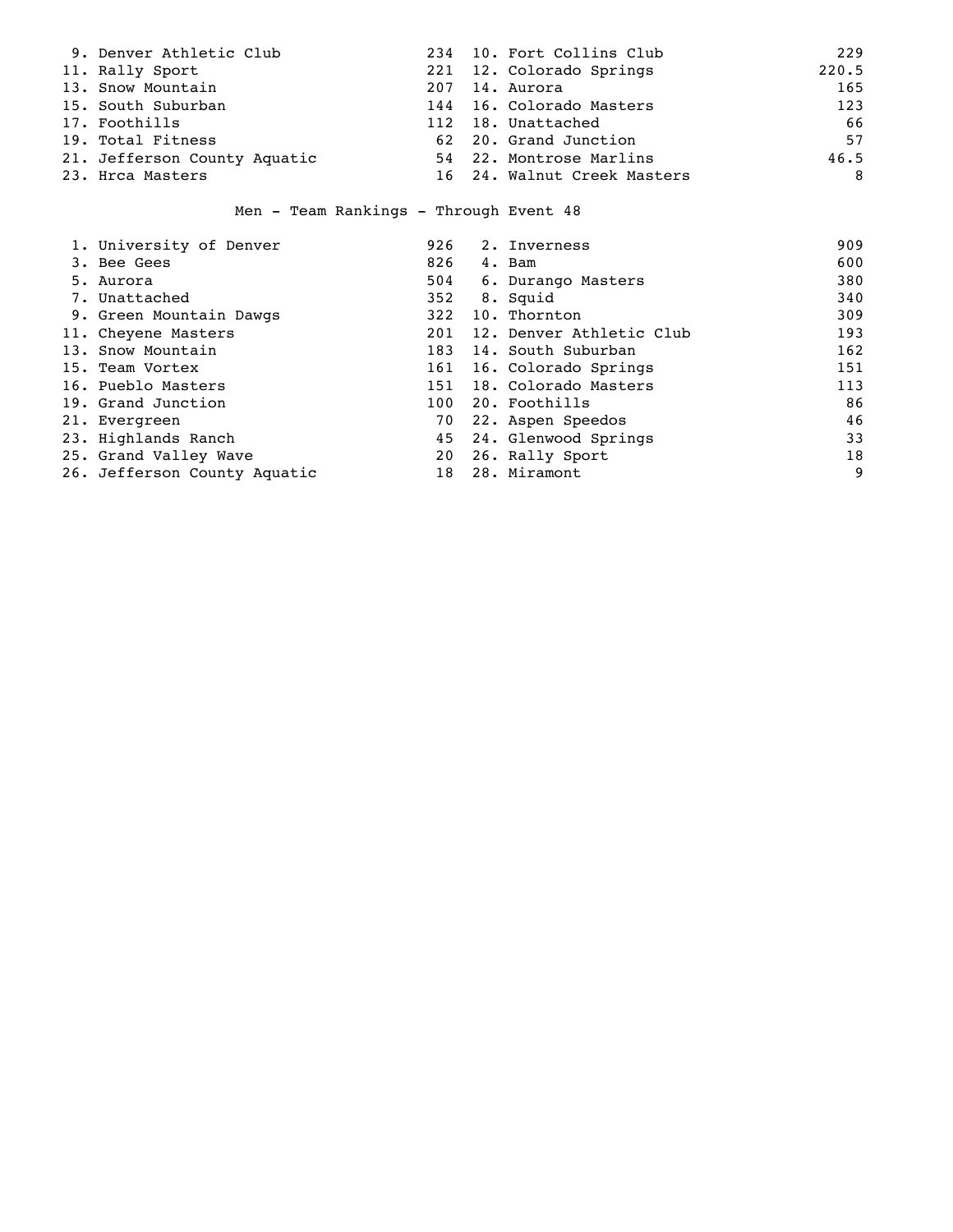| | | | |
|---|---|---|---|
| 9. Denver Athletic Club | 234 | 10. Fort Collins Club | 229 |
| 11. Rally Sport | 221 | 12. Colorado Springs | 220.5 |
| 13. Snow Mountain | 207 | 14. Aurora | 165 |
| 15. South Suburban | 144 | 16. Colorado Masters | 123 |
| 17. Foothills | 112 | 18. Unattached | 66 |
| 19. Total Fitness | 62 | 20. Grand Junction | 57 |
| 21. Jefferson County Aquatic | 54 | 22. Montrose Marlins | 46.5 |
| 23. Hrca Masters | 16 | 24. Walnut Creek Masters | 8 |

## Men - Team Rankings - Through Event 48

| | | | |
|---|---|---|---|
| 1. University of Denver | 926 | 2. Inverness | 909 |
| 3. Bee Gees | 826 | 4. Bam | 600 |
| 5. Aurora | 504 | 6. Durango Masters | 380 |
| 7. Unattached | 352 | 8. Squid | 340 |
| 9. Green Mountain Dawgs | 322 | 10. Thornton | 309 |
| 11. Cheyene Masters | 201 | 12. Denver Athletic Club | 193 |
| 13. Snow Mountain | 183 | 14. South Suburban | 162 |
| 15. Team Vortex | 161 | 16. Colorado Springs | 151 |
| 16. Pueblo Masters | 151 | 18. Colorado Masters | 113 |
| 19. Grand Junction | 100 | 20. Foothills | 86 |
| 21. Evergreen | 70 | 22. Aspen Speedos | 46 |
| 23. Highlands Ranch | 45 | 24. Glenwood Springs | 33 |
| 25. Grand Valley Wave | 20 | 26. Rally Sport | 18 |
| 26. Jefferson County Aquatic | 18 | 28. Miramont | 9 |